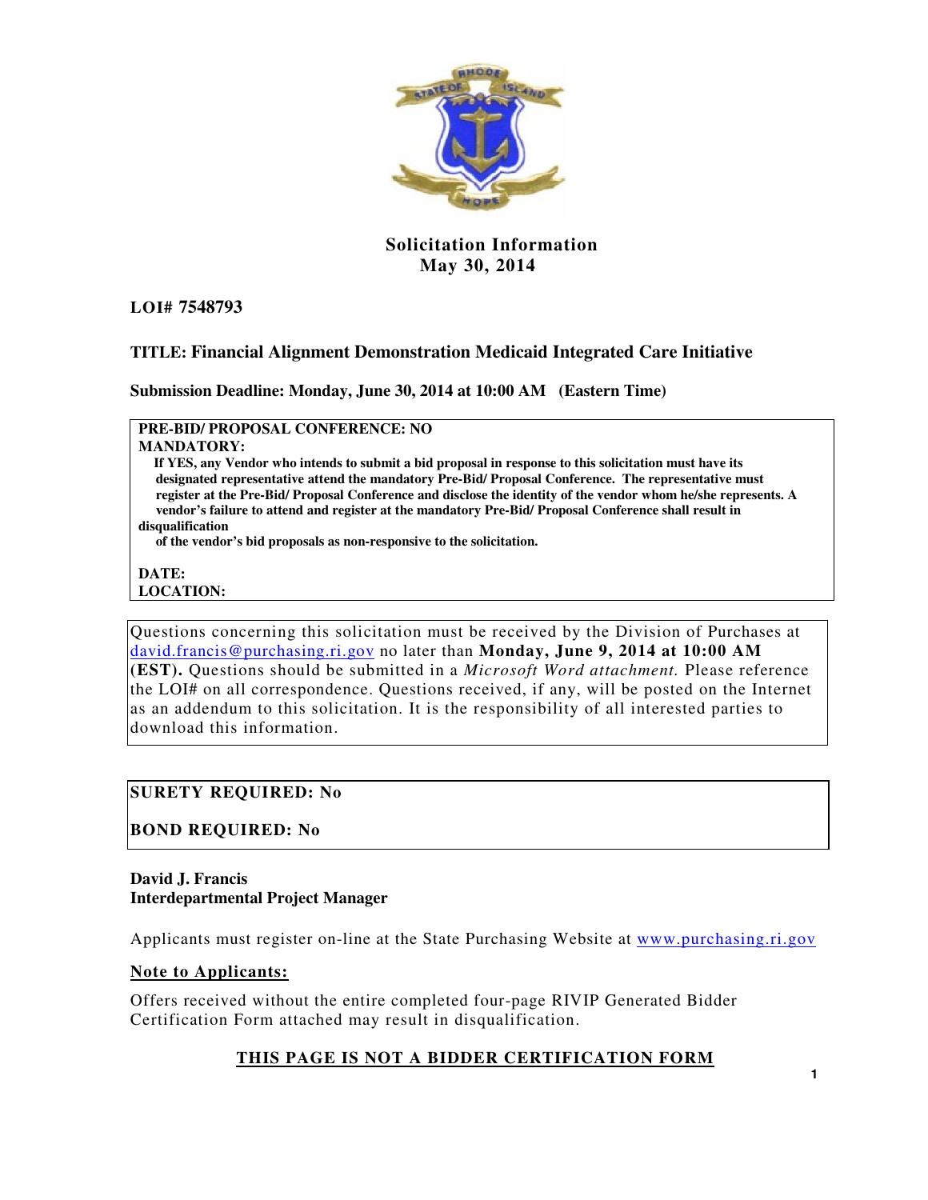**Solicitation Information**
**May 30, 2014**

**LOI# 7548793**

**TITLE: Financial Alignment Demonstration Medicaid Integrated Care Initiative**

**Submission Deadline: Monday, June 30, 2014 at 10:00 AM (Eastern Time)**

**PRE-BID/ PROPOSAL CONFERENCE: NO**
**MANDATORY:**
**If YES, any Vendor who intends to submit a bid proposal in response to this solicitation must have its designated representative attend the mandatory Pre-Bid/ Proposal Conference. The representative must register at the Pre-Bid/ Proposal Conference and disclose the identity of the vendor whom he/she represents. A vendor's failure to attend and register at the mandatory Pre-Bid/ Proposal Conference shall result in disqualification of the vendor's bid proposals as non-responsive to the solicitation.**

**DATE:**
**LOCATION:**

Questions concerning this solicitation must be received by the Division of Purchases at david.francis@purchasing.ri.gov no later than **Monday, June 9, 2014 at 10:00 AM (EST).** Questions should be submitted in a *Microsoft Word attachment.* Please reference the LOI# on all correspondence. Questions received, if any, will be posted on the Internet as an addendum to this solicitation. It is the responsibility of all interested parties to download this information.

**SURETY REQUIRED: No**

**BOND REQUIRED: No**

**David J. Francis**
**Interdepartmental Project Manager**

Applicants must register on-line at the State Purchasing Website at www.purchasing.ri.gov

**Note to Applicants:**

Offers received without the entire completed four-page RIVIP Generated Bidder Certification Form attached may result in disqualification.

**THIS PAGE IS NOT A BIDDER CERTIFICATION FORM**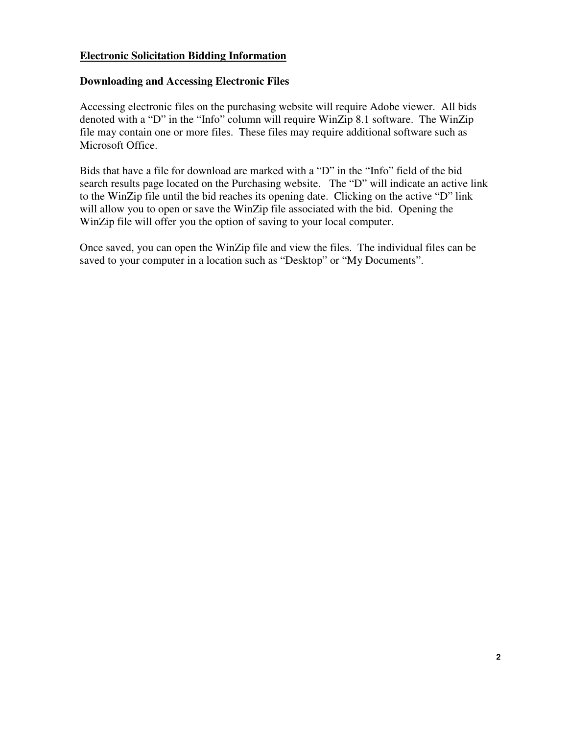**<u>Electronic Solicitation Bidding Information</u>**

**Downloading and Accessing Electronic Files**

Accessing electronic files on the purchasing website will require Adobe viewer. All bids denoted with a "D" in the "Info" column will require WinZip 8.1 software. The WinZip file may contain one or more files. These files may require additional software such as Microsoft Office.

Bids that have a file for download are marked with a "D" in the "Info" field of the bid search results page located on the Purchasing website. The "D" will indicate an active link to the WinZip file until the bid reaches its opening date. Clicking on the active "D" link will allow you to open or save the WinZip file associated with the bid. Opening the WinZip file will offer you the option of saving to your local computer.

Once saved, you can open the WinZip file and view the files. The individual files can be saved to your computer in a location such as "Desktop" or "My Documents".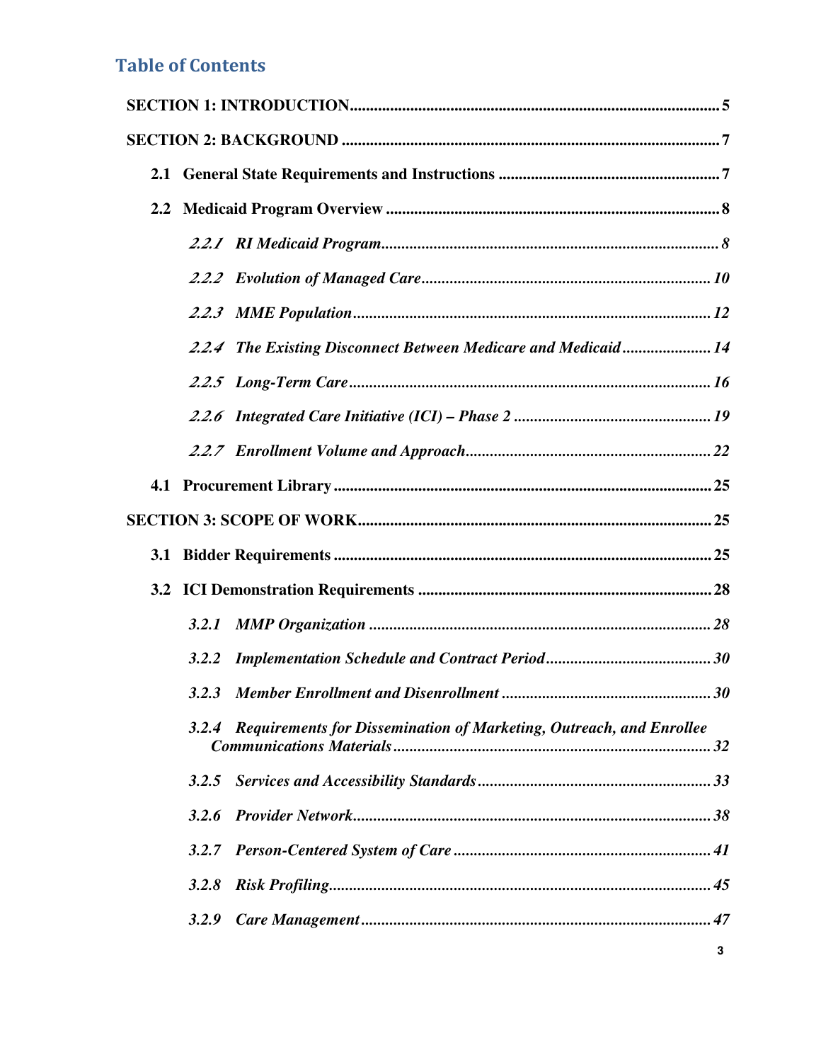## Table of Contents

**SECTION 1: INTRODUCTION** .......... 5

**SECTION 2: BACKGROUND** .......... 7

**2.1 General State Requirements and Instructions** .......... 7

**2.2 Medicaid Program Overview** .......... 8

*2.2.1 RI Medicaid Program* .......... 8

*2.2.2 Evolution of Managed Care* .......... 10

*2.2.3 MME Population* .......... 12

*2.2.4 The Existing Disconnect Between Medicare and Medicaid* .......... 14

*2.2.5 Long-Term Care* .......... 16

*2.2.6 Integrated Care Initiative (ICI) – Phase 2* .......... 19

*2.2.7 Enrollment Volume and Approach* .......... 22

**4.1 Procurement Library** .......... 25

**SECTION 3: SCOPE OF WORK** .......... 25

**3.1 Bidder Requirements** .......... 25

**3.2 ICI Demonstration Requirements** .......... 28

***3.2.1 MMP Organization*** .......... 28

***3.2.2 Implementation Schedule and Contract Period*** .......... 30

***3.2.3 Member Enrollment and Disenrollment*** .......... 30

***3.2.4 Requirements for Dissemination of Marketing, Outreach, and Enrollee Communications Materials*** .......... 32

***3.2.5 Services and Accessibility Standards*** .......... 33

***3.2.6 Provider Network*** .......... 38

***3.2.7 Person-Centered System of Care*** .......... 41

***3.2.8 Risk Profiling*** .......... 45

***3.2.9 Care Management*** .......... 47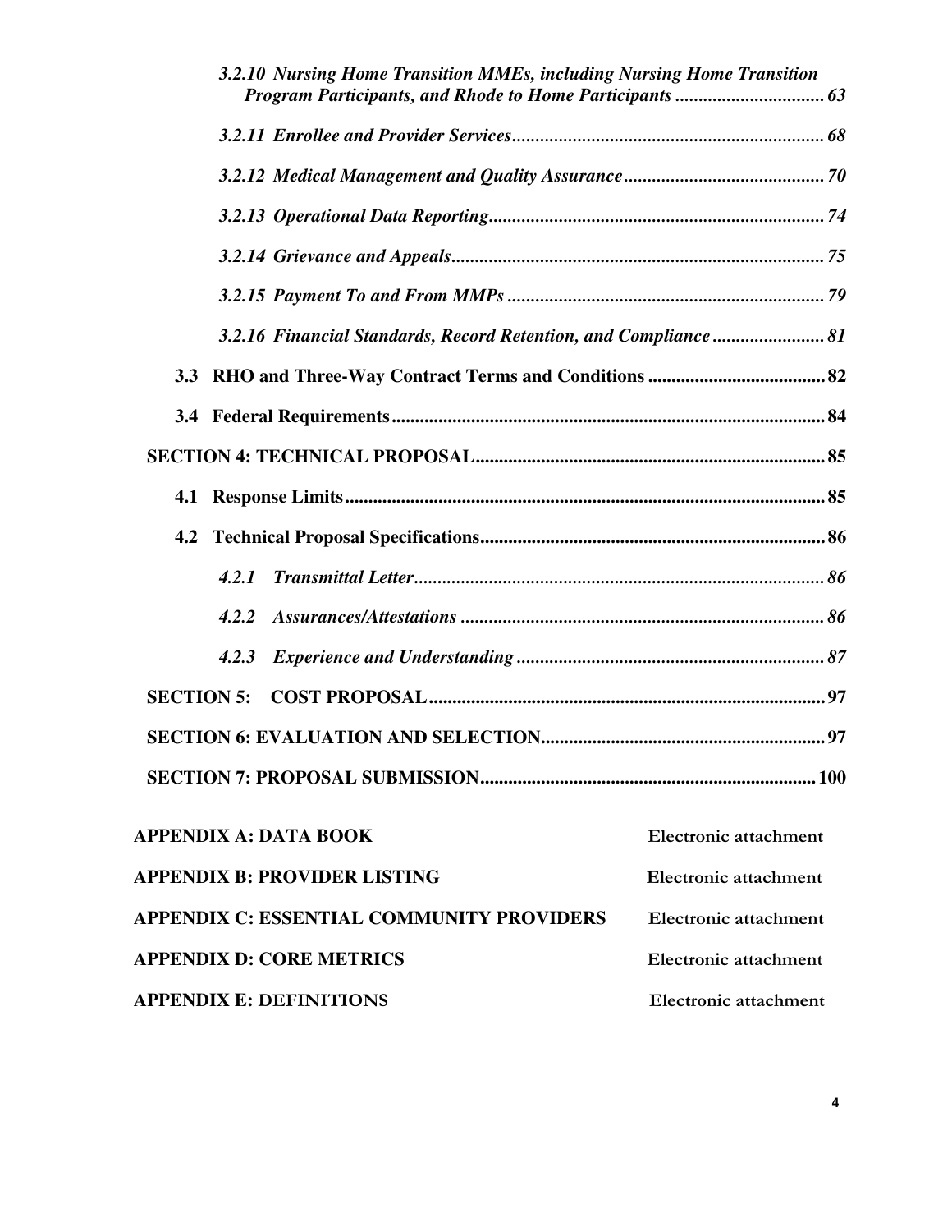*3.2.10 Nursing Home Transition MMEs, including Nursing Home Transition Program Participants, and Rhode to Home Participants ................................ 63*

*3.2.11 Enrollee and Provider Services................................................................... 68*

*3.2.12 Medical Management and Quality Assurance........................................... 70*

*3.2.13 Operational Data Reporting........................................................................ 74*

*3.2.14 Grievance and Appeals................................................................................ 75*

*3.2.15 Payment To and From MMPs .................................................................... 79*

*3.2.16 Financial Standards, Record Retention, and Compliance ........................ 81*

**3.3 RHO and Three-Way Contract Terms and Conditions ...................................... 82**

**3.4 Federal Requirements............................................................................................. 84**

**SECTION 4: TECHNICAL PROPOSAL........................................................................... 85**

**4.1 Response Limits....................................................................................................... 85**

**4.2 Technical Proposal Specifications.......................................................................... 86**

***4.2.1 Transmittal Letter........................................................................................ 86***

***4.2.2 Assurances/Attestations .............................................................................. 86***

***4.2.3 Experience and Understanding .................................................................. 87***

**SECTION 5: COST PROPOSAL..................................................................................... 97**

**SECTION 6: EVALUATION AND SELECTION............................................................. 97**

**SECTION 7: PROPOSAL SUBMISSION........................................................................ 100**

**APPENDIX A: DATA BOOK** Electronic attachment

**APPENDIX B: PROVIDER LISTING** Electronic attachment

**APPENDIX C: ESSENTIAL COMMUNITY PROVIDERS** Electronic attachment

**APPENDIX D: CORE METRICS** Electronic attachment

**APPENDIX E: DEFINITIONS** Electronic attachment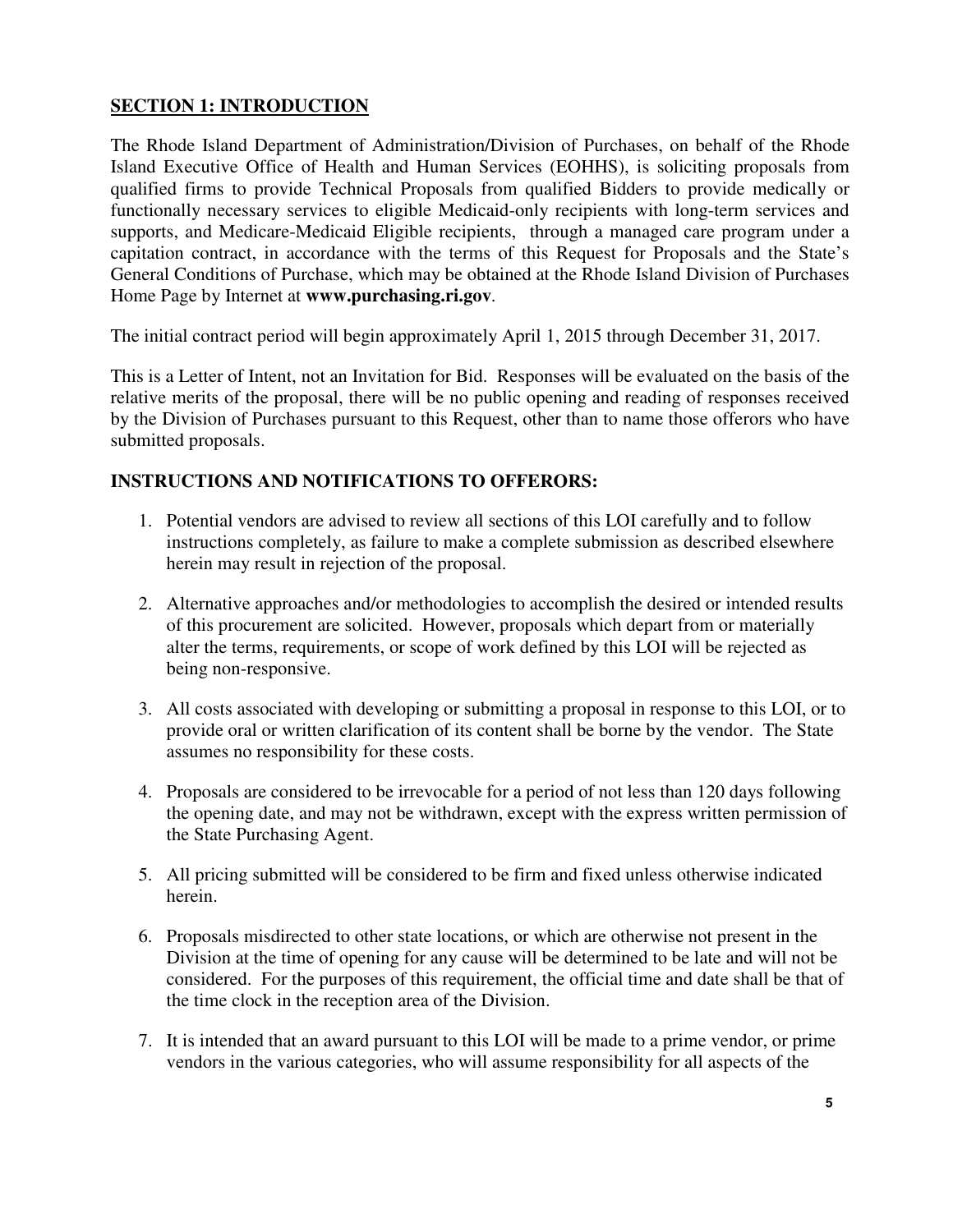## SECTION 1: INTRODUCTION

The Rhode Island Department of Administration/Division of Purchases, on behalf of the Rhode Island Executive Office of Health and Human Services (EOHHS), is soliciting proposals from qualified firms to provide Technical Proposals from qualified Bidders to provide medically or functionally necessary services to eligible Medicaid-only recipients with long-term services and supports, and Medicare-Medicaid Eligible recipients, through a managed care program under a capitation contract, in accordance with the terms of this Request for Proposals and the State's General Conditions of Purchase, which may be obtained at the Rhode Island Division of Purchases Home Page by Internet at **www.purchasing.ri.gov**.

The initial contract period will begin approximately April 1, 2015 through December 31, 2017.

This is a Letter of Intent, not an Invitation for Bid. Responses will be evaluated on the basis of the relative merits of the proposal, there will be no public opening and reading of responses received by the Division of Purchases pursuant to this Request, other than to name those offerors who have submitted proposals.

### INSTRUCTIONS AND NOTIFICATIONS TO OFFERORS:

1. Potential vendors are advised to review all sections of this LOI carefully and to follow instructions completely, as failure to make a complete submission as described elsewhere herein may result in rejection of the proposal.

2. Alternative approaches and/or methodologies to accomplish the desired or intended results of this procurement are solicited. However, proposals which depart from or materially alter the terms, requirements, or scope of work defined by this LOI will be rejected as being non-responsive.

3. All costs associated with developing or submitting a proposal in response to this LOI, or to provide oral or written clarification of its content shall be borne by the vendor. The State assumes no responsibility for these costs.

4. Proposals are considered to be irrevocable for a period of not less than 120 days following the opening date, and may not be withdrawn, except with the express written permission of the State Purchasing Agent.

5. All pricing submitted will be considered to be firm and fixed unless otherwise indicated herein.

6. Proposals misdirected to other state locations, or which are otherwise not present in the Division at the time of opening for any cause will be determined to be late and will not be considered. For the purposes of this requirement, the official time and date shall be that of the time clock in the reception area of the Division.

7. It is intended that an award pursuant to this LOI will be made to a prime vendor, or prime vendors in the various categories, who will assume responsibility for all aspects of the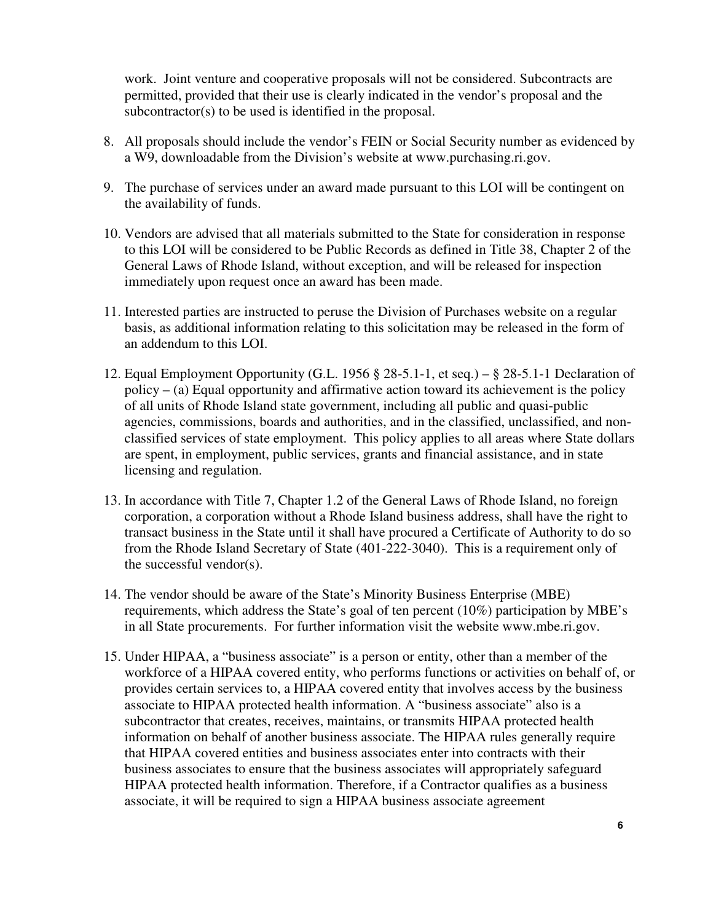work. Joint venture and cooperative proposals will not be considered. Subcontracts are permitted, provided that their use is clearly indicated in the vendor's proposal and the subcontractor(s) to be used is identified in the proposal.

8. All proposals should include the vendor's FEIN or Social Security number as evidenced by a W9, downloadable from the Division's website at www.purchasing.ri.gov.

9. The purchase of services under an award made pursuant to this LOI will be contingent on the availability of funds.

10. Vendors are advised that all materials submitted to the State for consideration in response to this LOI will be considered to be Public Records as defined in Title 38, Chapter 2 of the General Laws of Rhode Island, without exception, and will be released for inspection immediately upon request once an award has been made.

11. Interested parties are instructed to peruse the Division of Purchases website on a regular basis, as additional information relating to this solicitation may be released in the form of an addendum to this LOI.

12. Equal Employment Opportunity (G.L. 1956 § 28-5.1-1, et seq.) – § 28-5.1-1 Declaration of policy – (a) Equal opportunity and affirmative action toward its achievement is the policy of all units of Rhode Island state government, including all public and quasi-public agencies, commissions, boards and authorities, and in the classified, unclassified, and non-classified services of state employment. This policy applies to all areas where State dollars are spent, in employment, public services, grants and financial assistance, and in state licensing and regulation.

13. In accordance with Title 7, Chapter 1.2 of the General Laws of Rhode Island, no foreign corporation, a corporation without a Rhode Island business address, shall have the right to transact business in the State until it shall have procured a Certificate of Authority to do so from the Rhode Island Secretary of State (401-222-3040). This is a requirement only of the successful vendor(s).

14. The vendor should be aware of the State's Minority Business Enterprise (MBE) requirements, which address the State's goal of ten percent (10%) participation by MBE's in all State procurements. For further information visit the website www.mbe.ri.gov.

15. Under HIPAA, a "business associate" is a person or entity, other than a member of the workforce of a HIPAA covered entity, who performs functions or activities on behalf of, or provides certain services to, a HIPAA covered entity that involves access by the business associate to HIPAA protected health information. A "business associate" also is a subcontractor that creates, receives, maintains, or transmits HIPAA protected health information on behalf of another business associate. The HIPAA rules generally require that HIPAA covered entities and business associates enter into contracts with their business associates to ensure that the business associates will appropriately safeguard HIPAA protected health information. Therefore, if a Contractor qualifies as a business associate, it will be required to sign a HIPAA business associate agreement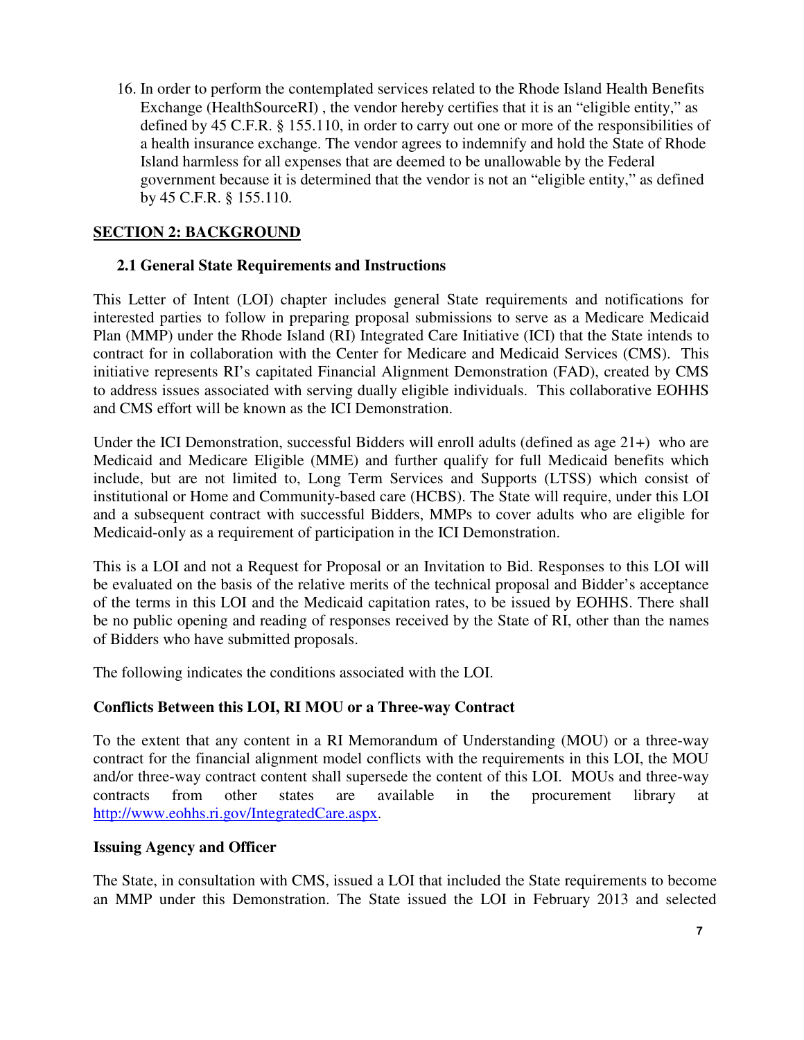16. In order to perform the contemplated services related to the Rhode Island Health Benefits Exchange (HealthSourceRI) , the vendor hereby certifies that it is an "eligible entity," as defined by 45 C.F.R. § 155.110, in order to carry out one or more of the responsibilities of a health insurance exchange. The vendor agrees to indemnify and hold the State of Rhode Island harmless for all expenses that are deemed to be unallowable by the Federal government because it is determined that the vendor is not an "eligible entity," as defined by 45 C.F.R. § 155.110.

## SECTION 2: BACKGROUND

### 2.1 General State Requirements and Instructions

This Letter of Intent (LOI) chapter includes general State requirements and notifications for interested parties to follow in preparing proposal submissions to serve as a Medicare Medicaid Plan (MMP) under the Rhode Island (RI) Integrated Care Initiative (ICI) that the State intends to contract for in collaboration with the Center for Medicare and Medicaid Services (CMS). This initiative represents RI's capitated Financial Alignment Demonstration (FAD), created by CMS to address issues associated with serving dually eligible individuals. This collaborative EOHHS and CMS effort will be known as the ICI Demonstration.

Under the ICI Demonstration, successful Bidders will enroll adults (defined as age 21+) who are Medicaid and Medicare Eligible (MME) and further qualify for full Medicaid benefits which include, but are not limited to, Long Term Services and Supports (LTSS) which consist of institutional or Home and Community-based care (HCBS). The State will require, under this LOI and a subsequent contract with successful Bidders, MMPs to cover adults who are eligible for Medicaid-only as a requirement of participation in the ICI Demonstration.

This is a LOI and not a Request for Proposal or an Invitation to Bid. Responses to this LOI will be evaluated on the basis of the relative merits of the technical proposal and Bidder's acceptance of the terms in this LOI and the Medicaid capitation rates, to be issued by EOHHS. There shall be no public opening and reading of responses received by the State of RI, other than the names of Bidders who have submitted proposals.

The following indicates the conditions associated with the LOI.

**Conflicts Between this LOI, RI MOU or a Three-way Contract**

To the extent that any content in a RI Memorandum of Understanding (MOU) or a three-way contract for the financial alignment model conflicts with the requirements in this LOI, the MOU and/or three-way contract content shall supersede the content of this LOI. MOUs and three-way contracts from other states are available in the procurement library at http://www.eohhs.ri.gov/IntegratedCare.aspx.

**Issuing Agency and Officer**

The State, in consultation with CMS, issued a LOI that included the State requirements to become an MMP under this Demonstration. The State issued the LOI in February 2013 and selected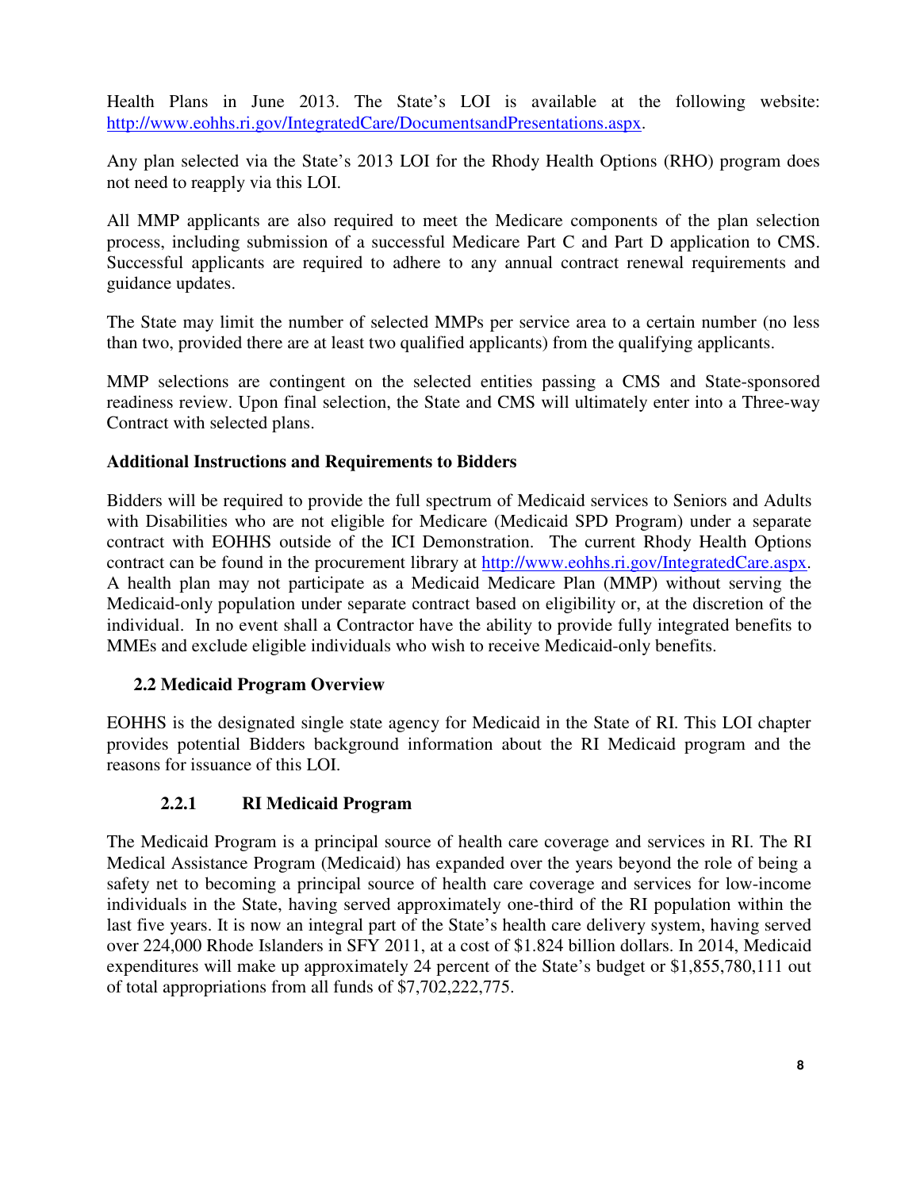Health Plans in June 2013. The State's LOI is available at the following website: http://www.eohhs.ri.gov/IntegratedCare/DocumentsandPresentations.aspx.

Any plan selected via the State's 2013 LOI for the Rhody Health Options (RHO) program does not need to reapply via this LOI.

All MMP applicants are also required to meet the Medicare components of the plan selection process, including submission of a successful Medicare Part C and Part D application to CMS. Successful applicants are required to adhere to any annual contract renewal requirements and guidance updates.

The State may limit the number of selected MMPs per service area to a certain number (no less than two, provided there are at least two qualified applicants) from the qualifying applicants.

MMP selections are contingent on the selected entities passing a CMS and State-sponsored readiness review. Upon final selection, the State and CMS will ultimately enter into a Three-way Contract with selected plans.

**Additional Instructions and Requirements to Bidders**

Bidders will be required to provide the full spectrum of Medicaid services to Seniors and Adults with Disabilities who are not eligible for Medicare (Medicaid SPD Program) under a separate contract with EOHHS outside of the ICI Demonstration. The current Rhody Health Options contract can be found in the procurement library at http://www.eohhs.ri.gov/IntegratedCare.aspx. A health plan may not participate as a Medicaid Medicare Plan (MMP) without serving the Medicaid-only population under separate contract based on eligibility or, at the discretion of the individual. In no event shall a Contractor have the ability to provide fully integrated benefits to MMEs and exclude eligible individuals who wish to receive Medicaid-only benefits.

## 2.2 Medicaid Program Overview

EOHHS is the designated single state agency for Medicaid in the State of RI. This LOI chapter provides potential Bidders background information about the RI Medicaid program and the reasons for issuance of this LOI.

### 2.2.1 RI Medicaid Program

The Medicaid Program is a principal source of health care coverage and services in RI. The RI Medical Assistance Program (Medicaid) has expanded over the years beyond the role of being a safety net to becoming a principal source of health care coverage and services for low-income individuals in the State, having served approximately one-third of the RI population within the last five years. It is now an integral part of the State's health care delivery system, having served over 224,000 Rhode Islanders in SFY 2011, at a cost of $1.824 billion dollars. In 2014, Medicaid expenditures will make up approximately 24 percent of the State's budget or $1,855,780,111 out of total appropriations from all funds of $7,702,222,775.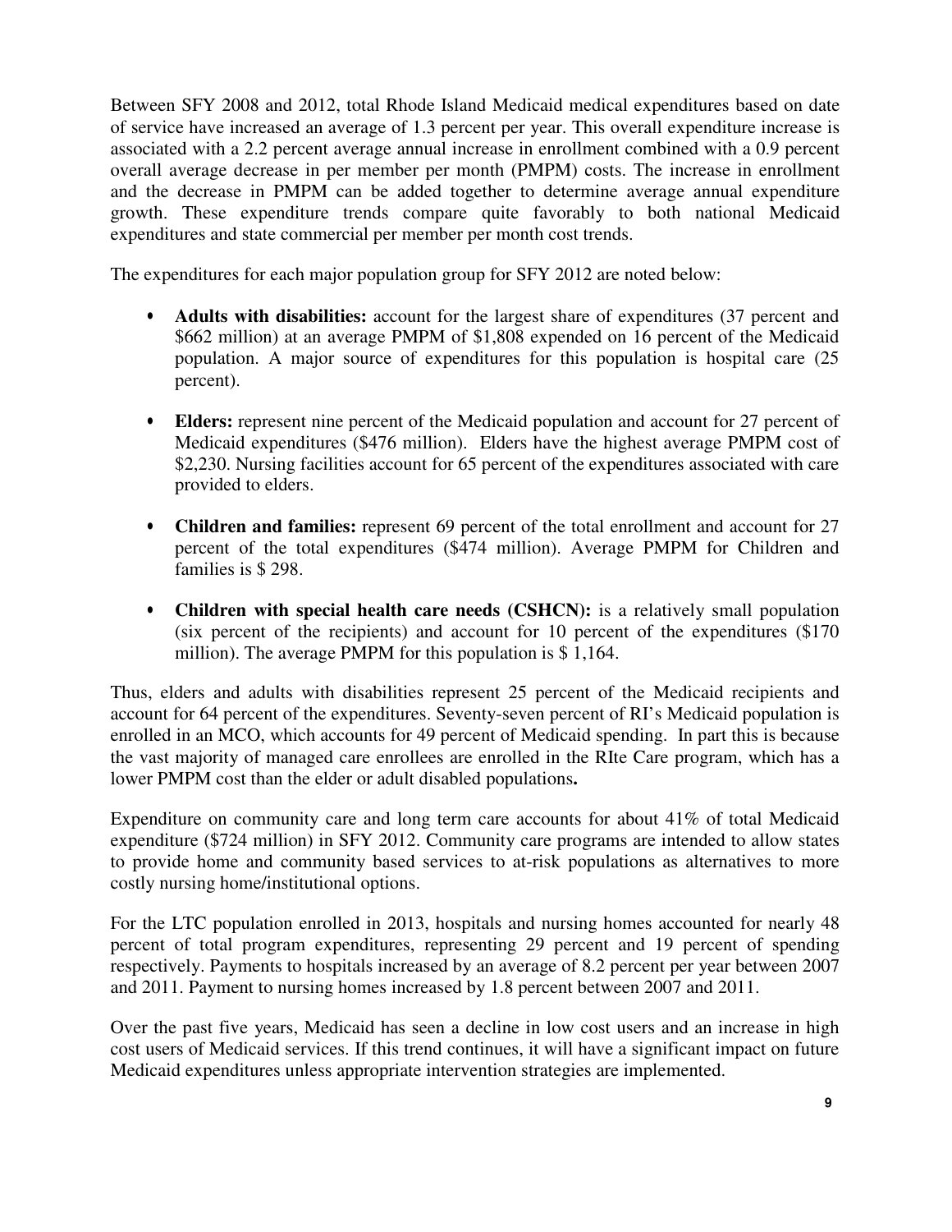Between SFY 2008 and 2012, total Rhode Island Medicaid medical expenditures based on date of service have increased an average of 1.3 percent per year. This overall expenditure increase is associated with a 2.2 percent average annual increase in enrollment combined with a 0.9 percent overall average decrease in per member per month (PMPM) costs. The increase in enrollment and the decrease in PMPM can be added together to determine average annual expenditure growth. These expenditure trends compare quite favorably to both national Medicaid expenditures and state commercial per member per month cost trends.

The expenditures for each major population group for SFY 2012 are noted below:

- **Adults with disabilities:** account for the largest share of expenditures (37 percent and $662 million) at an average PMPM of $1,808 expended on 16 percent of the Medicaid population. A major source of expenditures for this population is hospital care (25 percent).

- **Elders:** represent nine percent of the Medicaid population and account for 27 percent of Medicaid expenditures ($476 million). Elders have the highest average PMPM cost of $2,230. Nursing facilities account for 65 percent of the expenditures associated with care provided to elders.

- **Children and families:** represent 69 percent of the total enrollment and account for 27 percent of the total expenditures ($474 million). Average PMPM for Children and families is $ 298.

- **Children with special health care needs (CSHCN):** is a relatively small population (six percent of the recipients) and account for 10 percent of the expenditures ($170 million). The average PMPM for this population is $ 1,164.

Thus, elders and adults with disabilities represent 25 percent of the Medicaid recipients and account for 64 percent of the expenditures. Seventy-seven percent of RI's Medicaid population is enrolled in an MCO, which accounts for 49 percent of Medicaid spending. In part this is because the vast majority of managed care enrollees are enrolled in the RIte Care program, which has a lower PMPM cost than the elder or adult disabled populations**.**

Expenditure on community care and long term care accounts for about 41% of total Medicaid expenditure ($724 million) in SFY 2012. Community care programs are intended to allow states to provide home and community based services to at-risk populations as alternatives to more costly nursing home/institutional options.

For the LTC population enrolled in 2013, hospitals and nursing homes accounted for nearly 48 percent of total program expenditures, representing 29 percent and 19 percent of spending respectively. Payments to hospitals increased by an average of 8.2 percent per year between 2007 and 2011. Payment to nursing homes increased by 1.8 percent between 2007 and 2011.

Over the past five years, Medicaid has seen a decline in low cost users and an increase in high cost users of Medicaid services. If this trend continues, it will have a significant impact on future Medicaid expenditures unless appropriate intervention strategies are implemented.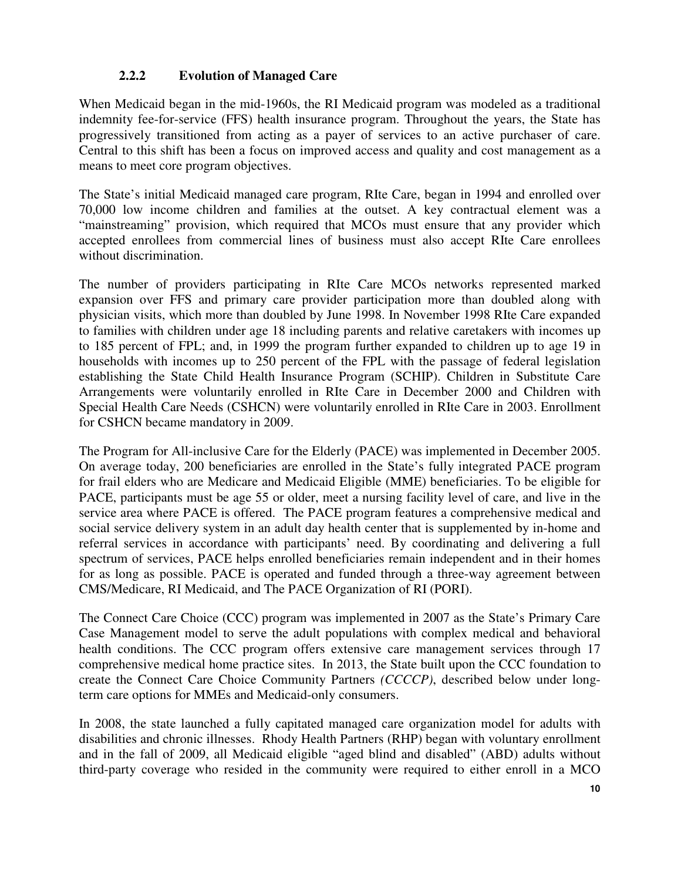### 2.2.2 Evolution of Managed Care

When Medicaid began in the mid-1960s, the RI Medicaid program was modeled as a traditional indemnity fee-for-service (FFS) health insurance program. Throughout the years, the State has progressively transitioned from acting as a payer of services to an active purchaser of care. Central to this shift has been a focus on improved access and quality and cost management as a means to meet core program objectives.

The State's initial Medicaid managed care program, RIte Care, began in 1994 and enrolled over 70,000 low income children and families at the outset. A key contractual element was a "mainstreaming" provision, which required that MCOs must ensure that any provider which accepted enrollees from commercial lines of business must also accept RIte Care enrollees without discrimination.

The number of providers participating in RIte Care MCOs networks represented marked expansion over FFS and primary care provider participation more than doubled along with physician visits, which more than doubled by June 1998. In November 1998 RIte Care expanded to families with children under age 18 including parents and relative caretakers with incomes up to 185 percent of FPL; and, in 1999 the program further expanded to children up to age 19 in households with incomes up to 250 percent of the FPL with the passage of federal legislation establishing the State Child Health Insurance Program (SCHIP). Children in Substitute Care Arrangements were voluntarily enrolled in RIte Care in December 2000 and Children with Special Health Care Needs (CSHCN) were voluntarily enrolled in RIte Care in 2003. Enrollment for CSHCN became mandatory in 2009.

The Program for All-inclusive Care for the Elderly (PACE) was implemented in December 2005. On average today, 200 beneficiaries are enrolled in the State's fully integrated PACE program for frail elders who are Medicare and Medicaid Eligible (MME) beneficiaries. To be eligible for PACE, participants must be age 55 or older, meet a nursing facility level of care, and live in the service area where PACE is offered. The PACE program features a comprehensive medical and social service delivery system in an adult day health center that is supplemented by in-home and referral services in accordance with participants' need. By coordinating and delivering a full spectrum of services, PACE helps enrolled beneficiaries remain independent and in their homes for as long as possible. PACE is operated and funded through a three-way agreement between CMS/Medicare, RI Medicaid, and The PACE Organization of RI (PORI).

The Connect Care Choice (CCC) program was implemented in 2007 as the State's Primary Care Case Management model to serve the adult populations with complex medical and behavioral health conditions. The CCC program offers extensive care management services through 17 comprehensive medical home practice sites. In 2013, the State built upon the CCC foundation to create the Connect Care Choice Community Partners *(CCCCP)*, described below under long-term care options for MMEs and Medicaid-only consumers.

In 2008, the state launched a fully capitated managed care organization model for adults with disabilities and chronic illnesses. Rhody Health Partners (RHP) began with voluntary enrollment and in the fall of 2009, all Medicaid eligible "aged blind and disabled" (ABD) adults without third-party coverage who resided in the community were required to either enroll in a MCO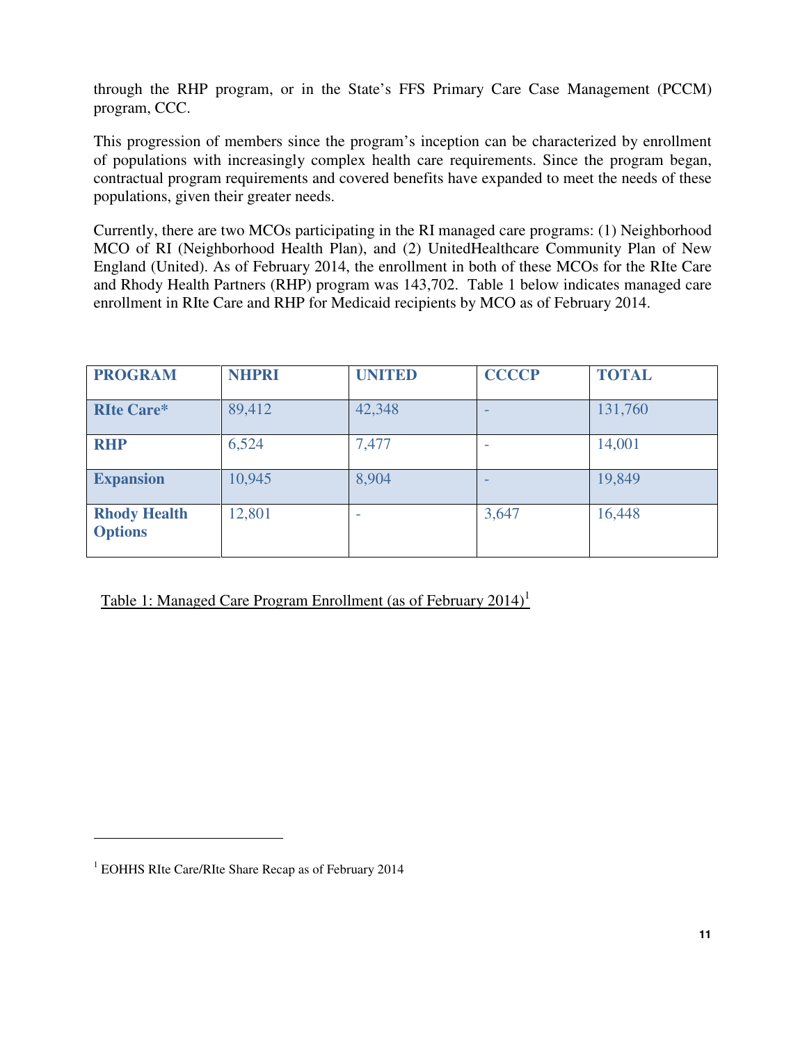through the RHP program, or in the State's FFS Primary Care Case Management (PCCM) program, CCC.

This progression of members since the program's inception can be characterized by enrollment of populations with increasingly complex health care requirements. Since the program began, contractual program requirements and covered benefits have expanded to meet the needs of these populations, given their greater needs.

Currently, there are two MCOs participating in the RI managed care programs: (1) Neighborhood MCO of RI (Neighborhood Health Plan), and (2) UnitedHealthcare Community Plan of New England (United). As of February 2014, the enrollment in both of these MCOs for the RIte Care and Rhody Health Partners (RHP) program was 143,702. Table 1 below indicates managed care enrollment in RIte Care and RHP for Medicaid recipients by MCO as of February 2014.

| PROGRAM | NHPRI | UNITED | CCCCP | TOTAL |
|---|---|---|---|---|
| RIte Care* | 89,412 | 42,348 | - | 131,760 |
| RHP | 6,524 | 7,477 | - | 14,001 |
| Expansion | 10,945 | 8,904 | - | 19,849 |
| Rhody Health Options | 12,801 | - | 3,647 | 16,448 |

Table 1: Managed Care Program Enrollment (as of February 2014)[1]

[1] EOHHS RIte Care/RIte Share Recap as of February 2014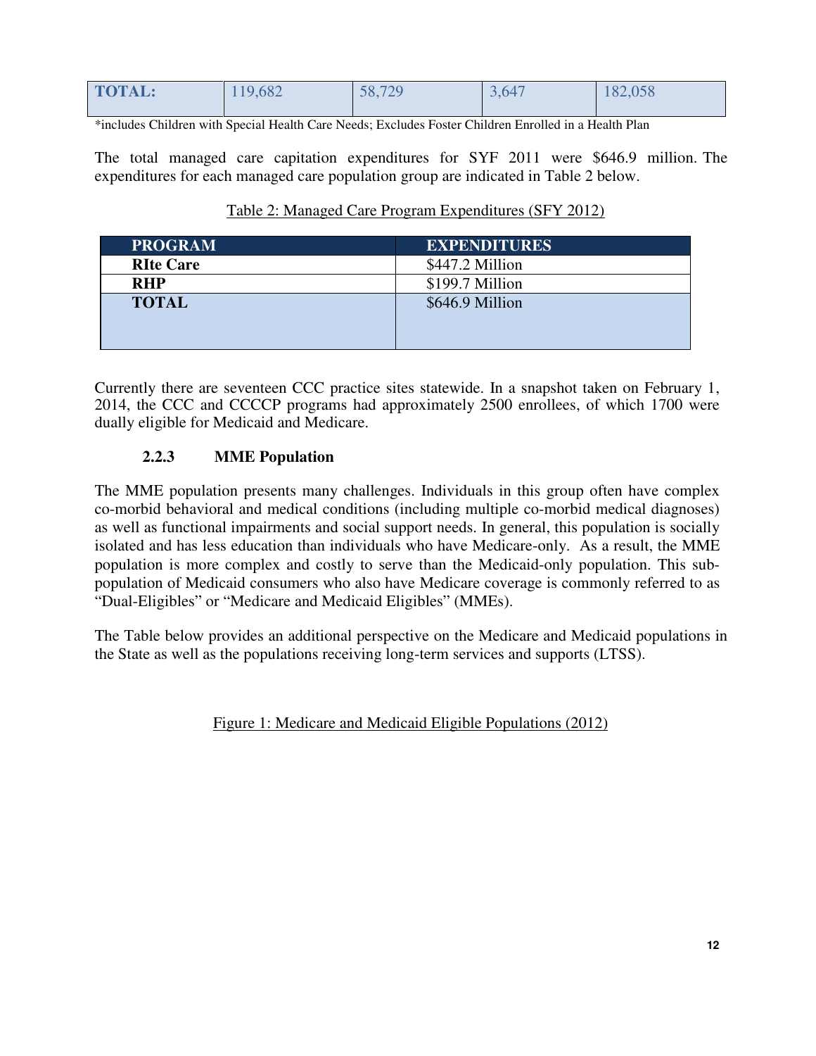| TOTAL: | 119,682 | 58,729 | 3,647 | 182,058 |
|---|---|---|---|---|

*includes Children with Special Health Care Needs; Excludes Foster Children Enrolled in a Health Plan

The total managed care capitation expenditures for SYF 2011 were $646.9 million. The expenditures for each managed care population group are indicated in Table 2 below.

Table 2: Managed Care Program Expenditures (SFY 2012)

| PROGRAM | EXPENDITURES |
|---|---|
| RIte Care | $447.2 Million |
| RHP | $199.7 Million |
| TOTAL | $646.9 Million |

Currently there are seventeen CCC practice sites statewide. In a snapshot taken on February 1, 2014, the CCC and CCCCP programs had approximately 2500 enrollees, of which 1700 were dually eligible for Medicaid and Medicare.

### 2.2.3 MME Population

The MME population presents many challenges. Individuals in this group often have complex co-morbid behavioral and medical conditions (including multiple co-morbid medical diagnoses) as well as functional impairments and social support needs. In general, this population is socially isolated and has less education than individuals who have Medicare-only. As a result, the MME population is more complex and costly to serve than the Medicaid-only population. This sub-population of Medicaid consumers who also have Medicare coverage is commonly referred to as "Dual-Eligibles" or "Medicare and Medicaid Eligibles" (MMEs).

The Table below provides an additional perspective on the Medicare and Medicaid populations in the State as well as the populations receiving long-term services and supports (LTSS).

Figure 1: Medicare and Medicaid Eligible Populations (2012)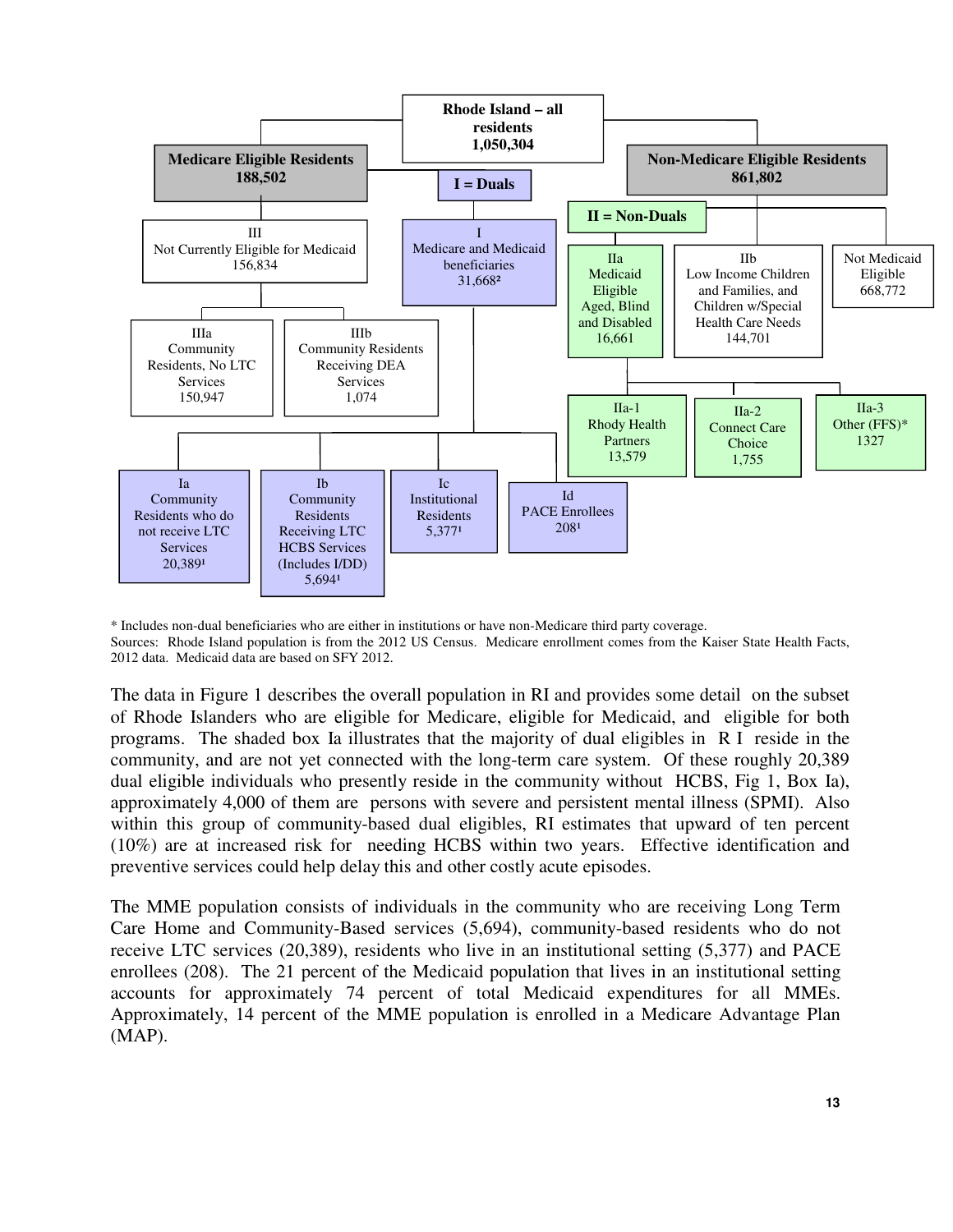Rhode Island – all residents
1,050,304

**Medicare Eligible Residents**
**188,502**

**Non-Medicare Eligible Residents**
**861,802**

**I = Duals**

**II = Non-Duals**

III
Not Currently Eligible for Medicaid
156,834

I
Medicare and Medicaid beneficiaries
31,668[2]

IIa
Medicaid Eligible Aged, Blind and Disabled
16,661

IIb
Low Income Children and Families, and Children w/Special Health Care Needs
144,701

Not Medicaid Eligible
668,772

IIIa
Community Residents, No LTC Services
150,947

IIIb
Community Residents Receiving DEA Services
1,074

IIa-1
Rhody Health Partners
13,579

IIa-2
Connect Care Choice
1,755

IIa-3
Other (FFS)*
1327

Ia
Community Residents who do not receive LTC Services
20,389[1]

Ib
Community Residents Receiving LTC HCBS Services (Includes I/DD)
5,694[1]

Ic
Institutional Residents
5,377[1]

Id
PACE Enrollees
208[1]

\* Includes non-dual beneficiaries who are either in institutions or have non-Medicare third party coverage.
Sources: Rhode Island population is from the 2012 US Census. Medicare enrollment comes from the Kaiser State Health Facts, 2012 data. Medicaid data are based on SFY 2012.

The data in Figure 1 describes the overall population in RI and provides some detail on the subset of Rhode Islanders who are eligible for Medicare, eligible for Medicaid, and eligible for both programs. The shaded box Ia illustrates that the majority of dual eligibles in R I reside in the community, and are not yet connected with the long-term care system. Of these roughly 20,389 dual eligible individuals who presently reside in the community without HCBS, Fig 1, Box Ia), approximately 4,000 of them are persons with severe and persistent mental illness (SPMI). Also within this group of community-based dual eligibles, RI estimates that upward of ten percent (10%) are at increased risk for needing HCBS within two years. Effective identification and preventive services could help delay this and other costly acute episodes.

The MME population consists of individuals in the community who are receiving Long Term Care Home and Community-Based services (5,694), community-based residents who do not receive LTC services (20,389), residents who live in an institutional setting (5,377) and PACE enrollees (208). The 21 percent of the Medicaid population that lives in an institutional setting accounts for approximately 74 percent of total Medicaid expenditures for all MMEs. Approximately, 14 percent of the MME population is enrolled in a Medicare Advantage Plan (MAP).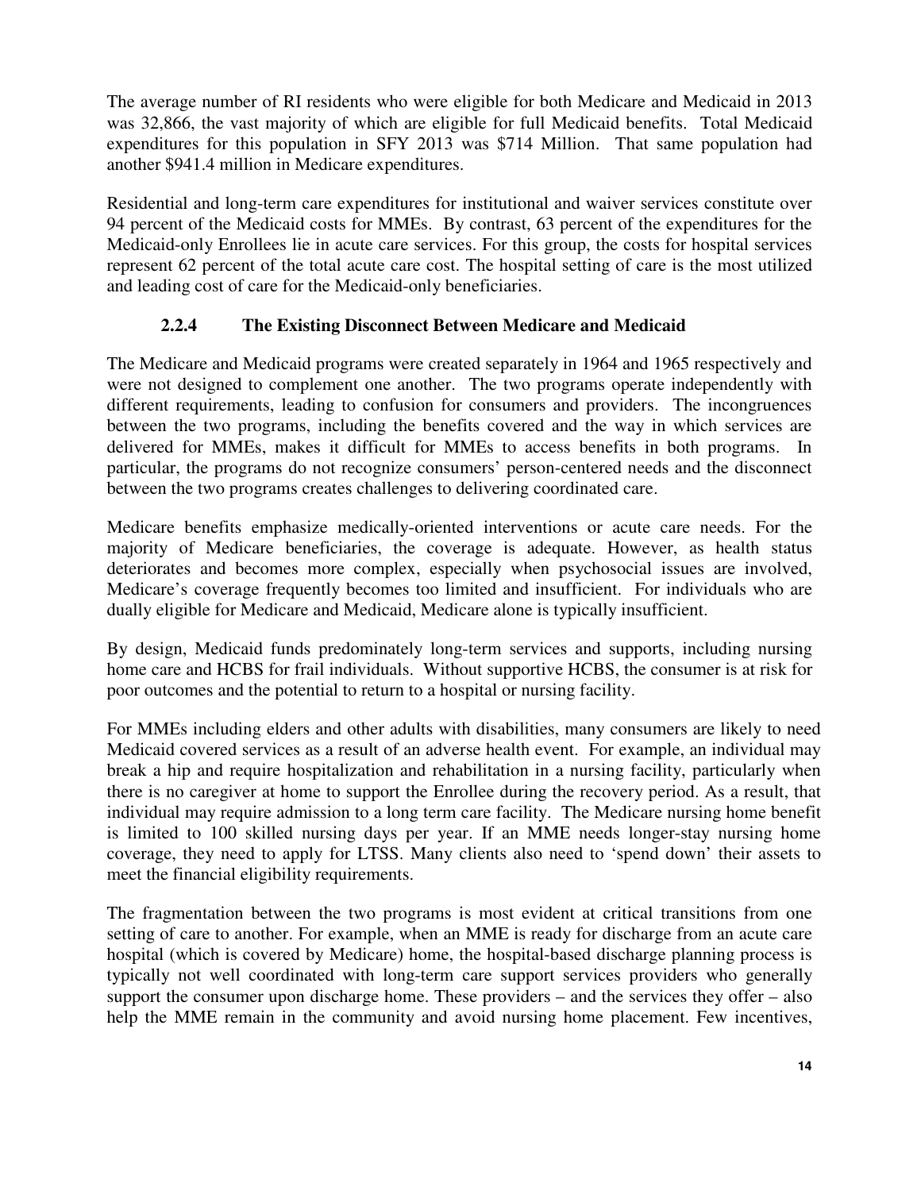The average number of RI residents who were eligible for both Medicare and Medicaid in 2013 was 32,866, the vast majority of which are eligible for full Medicaid benefits. Total Medicaid expenditures for this population in SFY 2013 was $714 Million. That same population had another $941.4 million in Medicare expenditures.

Residential and long-term care expenditures for institutional and waiver services constitute over 94 percent of the Medicaid costs for MMEs. By contrast, 63 percent of the expenditures for the Medicaid-only Enrollees lie in acute care services. For this group, the costs for hospital services represent 62 percent of the total acute care cost. The hospital setting of care is the most utilized and leading cost of care for the Medicaid-only beneficiaries.

### 2.2.4 The Existing Disconnect Between Medicare and Medicaid

The Medicare and Medicaid programs were created separately in 1964 and 1965 respectively and were not designed to complement one another. The two programs operate independently with different requirements, leading to confusion for consumers and providers. The incongruences between the two programs, including the benefits covered and the way in which services are delivered for MMEs, makes it difficult for MMEs to access benefits in both programs. In particular, the programs do not recognize consumers' person-centered needs and the disconnect between the two programs creates challenges to delivering coordinated care.

Medicare benefits emphasize medically-oriented interventions or acute care needs. For the majority of Medicare beneficiaries, the coverage is adequate. However, as health status deteriorates and becomes more complex, especially when psychosocial issues are involved, Medicare's coverage frequently becomes too limited and insufficient. For individuals who are dually eligible for Medicare and Medicaid, Medicare alone is typically insufficient.

By design, Medicaid funds predominately long-term services and supports, including nursing home care and HCBS for frail individuals. Without supportive HCBS, the consumer is at risk for poor outcomes and the potential to return to a hospital or nursing facility.

For MMEs including elders and other adults with disabilities, many consumers are likely to need Medicaid covered services as a result of an adverse health event. For example, an individual may break a hip and require hospitalization and rehabilitation in a nursing facility, particularly when there is no caregiver at home to support the Enrollee during the recovery period. As a result, that individual may require admission to a long term care facility. The Medicare nursing home benefit is limited to 100 skilled nursing days per year. If an MME needs longer-stay nursing home coverage, they need to apply for LTSS. Many clients also need to 'spend down' their assets to meet the financial eligibility requirements.

The fragmentation between the two programs is most evident at critical transitions from one setting of care to another. For example, when an MME is ready for discharge from an acute care hospital (which is covered by Medicare) home, the hospital-based discharge planning process is typically not well coordinated with long-term care support services providers who generally support the consumer upon discharge home. These providers – and the services they offer – also help the MME remain in the community and avoid nursing home placement. Few incentives,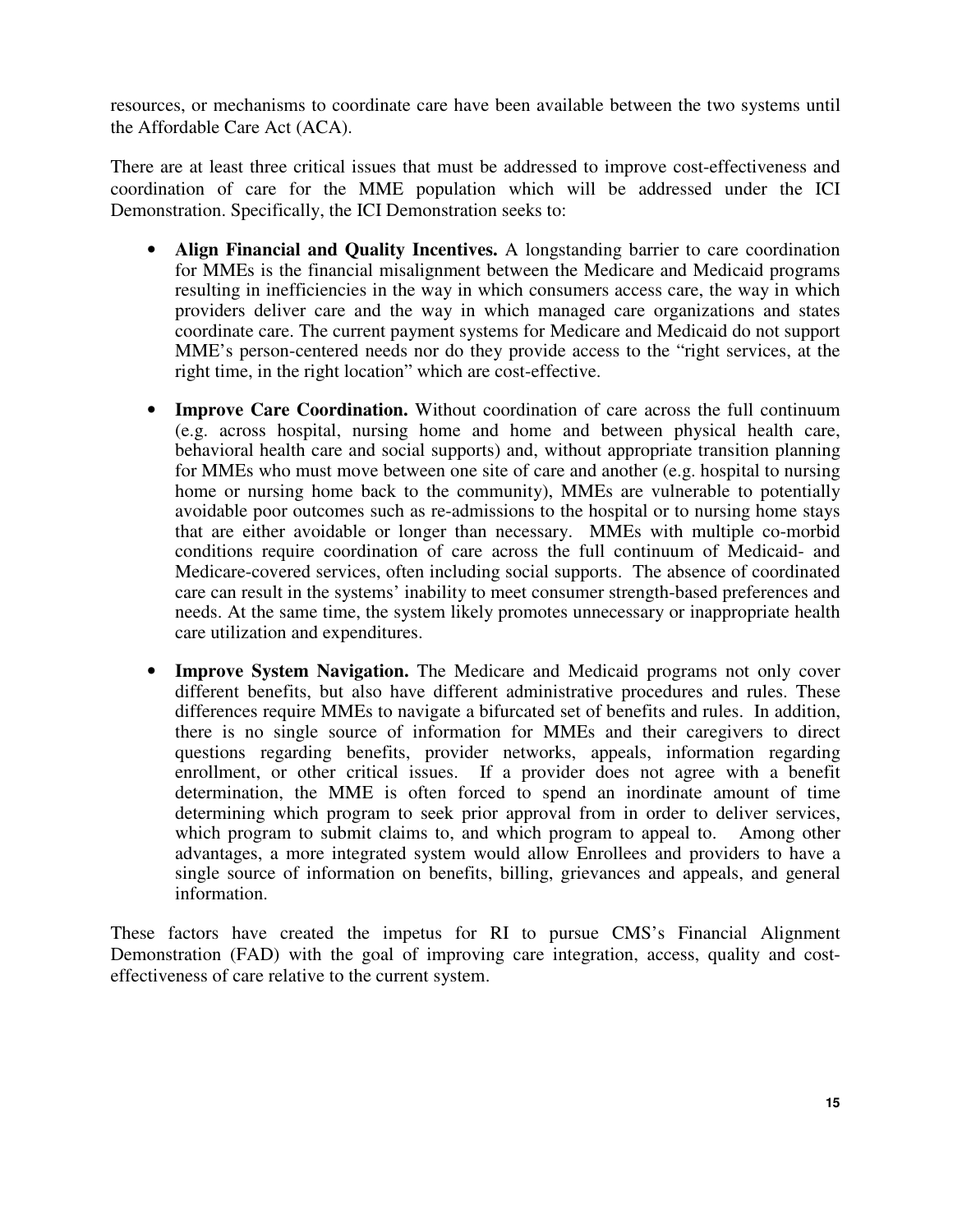resources, or mechanisms to coordinate care have been available between the two systems until the Affordable Care Act (ACA).

There are at least three critical issues that must be addressed to improve cost-effectiveness and coordination of care for the MME population which will be addressed under the ICI Demonstration. Specifically, the ICI Demonstration seeks to:

- **Align Financial and Quality Incentives.** A longstanding barrier to care coordination for MMEs is the financial misalignment between the Medicare and Medicaid programs resulting in inefficiencies in the way in which consumers access care, the way in which providers deliver care and the way in which managed care organizations and states coordinate care. The current payment systems for Medicare and Medicaid do not support MME's person-centered needs nor do they provide access to the "right services, at the right time, in the right location" which are cost-effective.

- **Improve Care Coordination.** Without coordination of care across the full continuum (e.g. across hospital, nursing home and home and between physical health care, behavioral health care and social supports) and, without appropriate transition planning for MMEs who must move between one site of care and another (e.g. hospital to nursing home or nursing home back to the community), MMEs are vulnerable to potentially avoidable poor outcomes such as re-admissions to the hospital or to nursing home stays that are either avoidable or longer than necessary. MMEs with multiple co-morbid conditions require coordination of care across the full continuum of Medicaid- and Medicare-covered services, often including social supports. The absence of coordinated care can result in the systems' inability to meet consumer strength-based preferences and needs. At the same time, the system likely promotes unnecessary or inappropriate health care utilization and expenditures.

- **Improve System Navigation.** The Medicare and Medicaid programs not only cover different benefits, but also have different administrative procedures and rules. These differences require MMEs to navigate a bifurcated set of benefits and rules. In addition, there is no single source of information for MMEs and their caregivers to direct questions regarding benefits, provider networks, appeals, information regarding enrollment, or other critical issues. If a provider does not agree with a benefit determination, the MME is often forced to spend an inordinate amount of time determining which program to seek prior approval from in order to deliver services, which program to submit claims to, and which program to appeal to. Among other advantages, a more integrated system would allow Enrollees and providers to have a single source of information on benefits, billing, grievances and appeals, and general information.

These factors have created the impetus for RI to pursue CMS's Financial Alignment Demonstration (FAD) with the goal of improving care integration, access, quality and cost-effectiveness of care relative to the current system.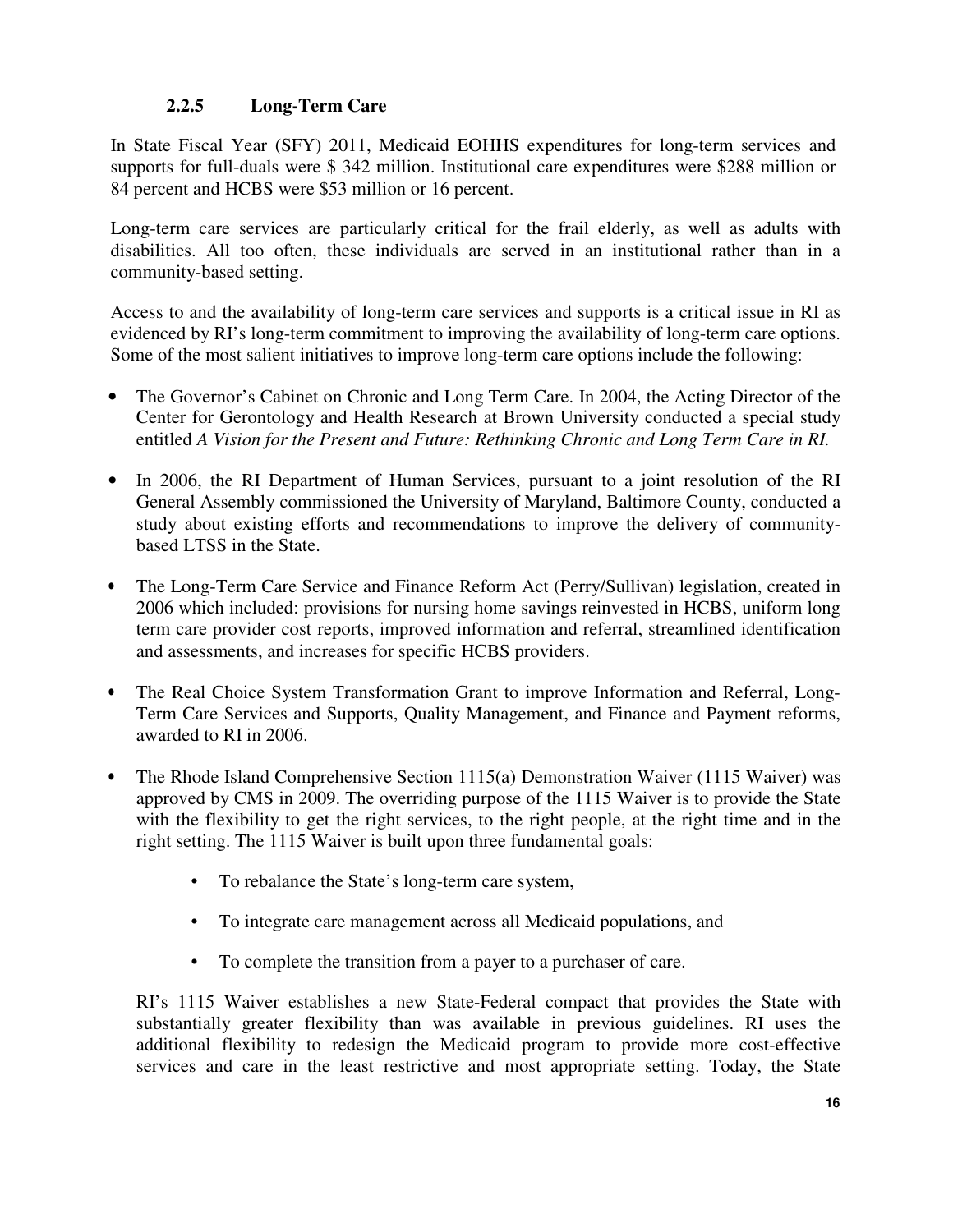### 2.2.5 Long-Term Care

In State Fiscal Year (SFY) 2011, Medicaid EOHHS expenditures for long-term services and supports for full-duals were $ 342 million. Institutional care expenditures were $288 million or 84 percent and HCBS were $53 million or 16 percent.

Long-term care services are particularly critical for the frail elderly, as well as adults with disabilities. All too often, these individuals are served in an institutional rather than in a community-based setting.

Access to and the availability of long-term care services and supports is a critical issue in RI as evidenced by RI's long-term commitment to improving the availability of long-term care options. Some of the most salient initiatives to improve long-term care options include the following:

- The Governor's Cabinet on Chronic and Long Term Care. In 2004, the Acting Director of the Center for Gerontology and Health Research at Brown University conducted a special study entitled *A Vision for the Present and Future: Rethinking Chronic and Long Term Care in RI.*

- In 2006, the RI Department of Human Services, pursuant to a joint resolution of the RI General Assembly commissioned the University of Maryland, Baltimore County, conducted a study about existing efforts and recommendations to improve the delivery of community-based LTSS in the State.

- The Long-Term Care Service and Finance Reform Act (Perry/Sullivan) legislation, created in 2006 which included: provisions for nursing home savings reinvested in HCBS, uniform long term care provider cost reports, improved information and referral, streamlined identification and assessments, and increases for specific HCBS providers.

- The Real Choice System Transformation Grant to improve Information and Referral, Long-Term Care Services and Supports, Quality Management, and Finance and Payment reforms, awarded to RI in 2006.

- The Rhode Island Comprehensive Section 1115(a) Demonstration Waiver (1115 Waiver) was approved by CMS in 2009. The overriding purpose of the 1115 Waiver is to provide the State with the flexibility to get the right services, to the right people, at the right time and in the right setting. The 1115 Waiver is built upon three fundamental goals:

  - To rebalance the State's long-term care system,
  - To integrate care management across all Medicaid populations, and
  - To complete the transition from a payer to a purchaser of care.

  RI's 1115 Waiver establishes a new State-Federal compact that provides the State with substantially greater flexibility than was available in previous guidelines. RI uses the additional flexibility to redesign the Medicaid program to provide more cost-effective services and care in the least restrictive and most appropriate setting. Today, the State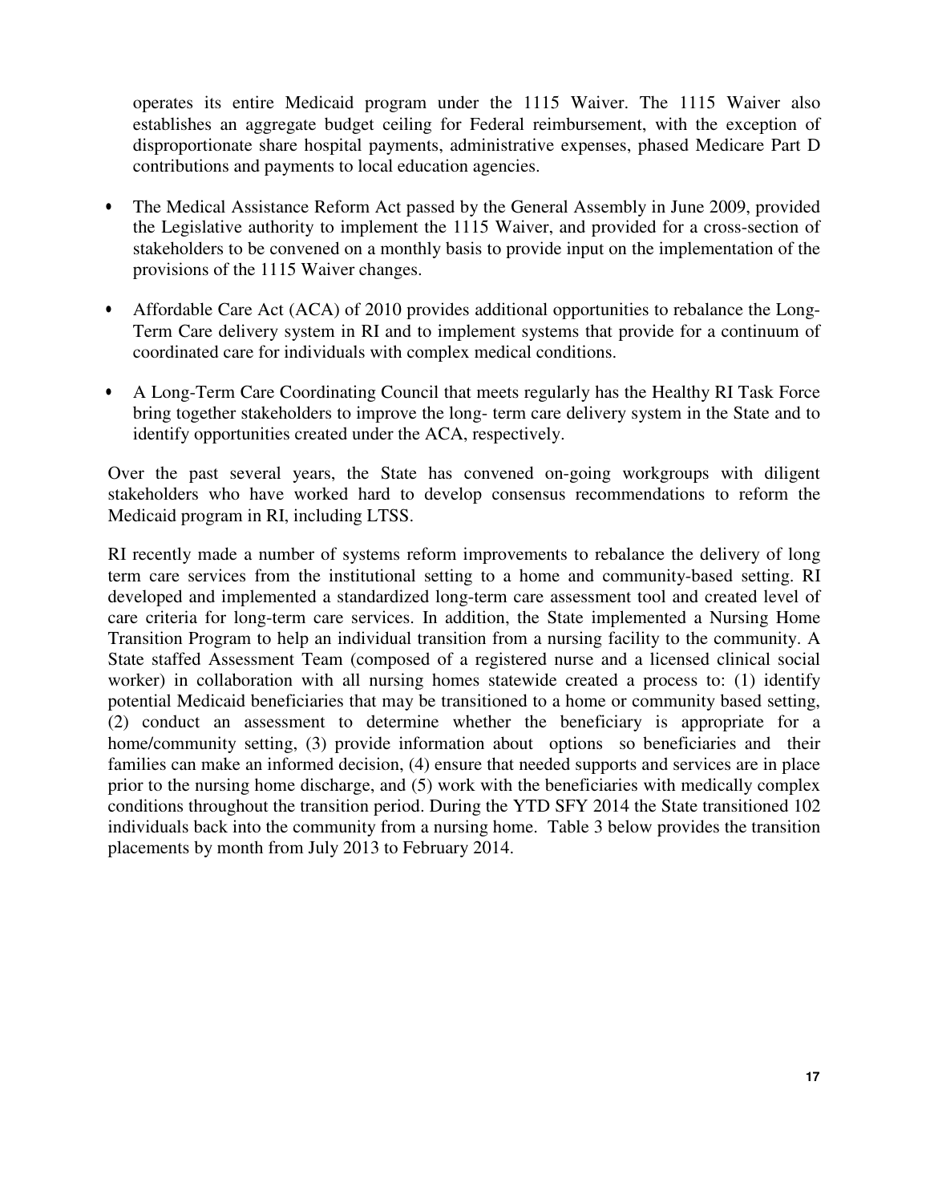operates its entire Medicaid program under the 1115 Waiver. The 1115 Waiver also establishes an aggregate budget ceiling for Federal reimbursement, with the exception of disproportionate share hospital payments, administrative expenses, phased Medicare Part D contributions and payments to local education agencies.

- The Medical Assistance Reform Act passed by the General Assembly in June 2009, provided the Legislative authority to implement the 1115 Waiver, and provided for a cross-section of stakeholders to be convened on a monthly basis to provide input on the implementation of the provisions of the 1115 Waiver changes.

- Affordable Care Act (ACA) of 2010 provides additional opportunities to rebalance the Long-Term Care delivery system in RI and to implement systems that provide for a continuum of coordinated care for individuals with complex medical conditions.

- A Long-Term Care Coordinating Council that meets regularly has the Healthy RI Task Force bring together stakeholders to improve the long- term care delivery system in the State and to identify opportunities created under the ACA, respectively.

Over the past several years, the State has convened on-going workgroups with diligent stakeholders who have worked hard to develop consensus recommendations to reform the Medicaid program in RI, including LTSS.

RI recently made a number of systems reform improvements to rebalance the delivery of long term care services from the institutional setting to a home and community-based setting. RI developed and implemented a standardized long-term care assessment tool and created level of care criteria for long-term care services. In addition, the State implemented a Nursing Home Transition Program to help an individual transition from a nursing facility to the community. A State staffed Assessment Team (composed of a registered nurse and a licensed clinical social worker) in collaboration with all nursing homes statewide created a process to: (1) identify potential Medicaid beneficiaries that may be transitioned to a home or community based setting, (2) conduct an assessment to determine whether the beneficiary is appropriate for a home/community setting, (3) provide information about options so beneficiaries and their families can make an informed decision, (4) ensure that needed supports and services are in place prior to the nursing home discharge, and (5) work with the beneficiaries with medically complex conditions throughout the transition period. During the YTD SFY 2014 the State transitioned 102 individuals back into the community from a nursing home. Table 3 below provides the transition placements by month from July 2013 to February 2014.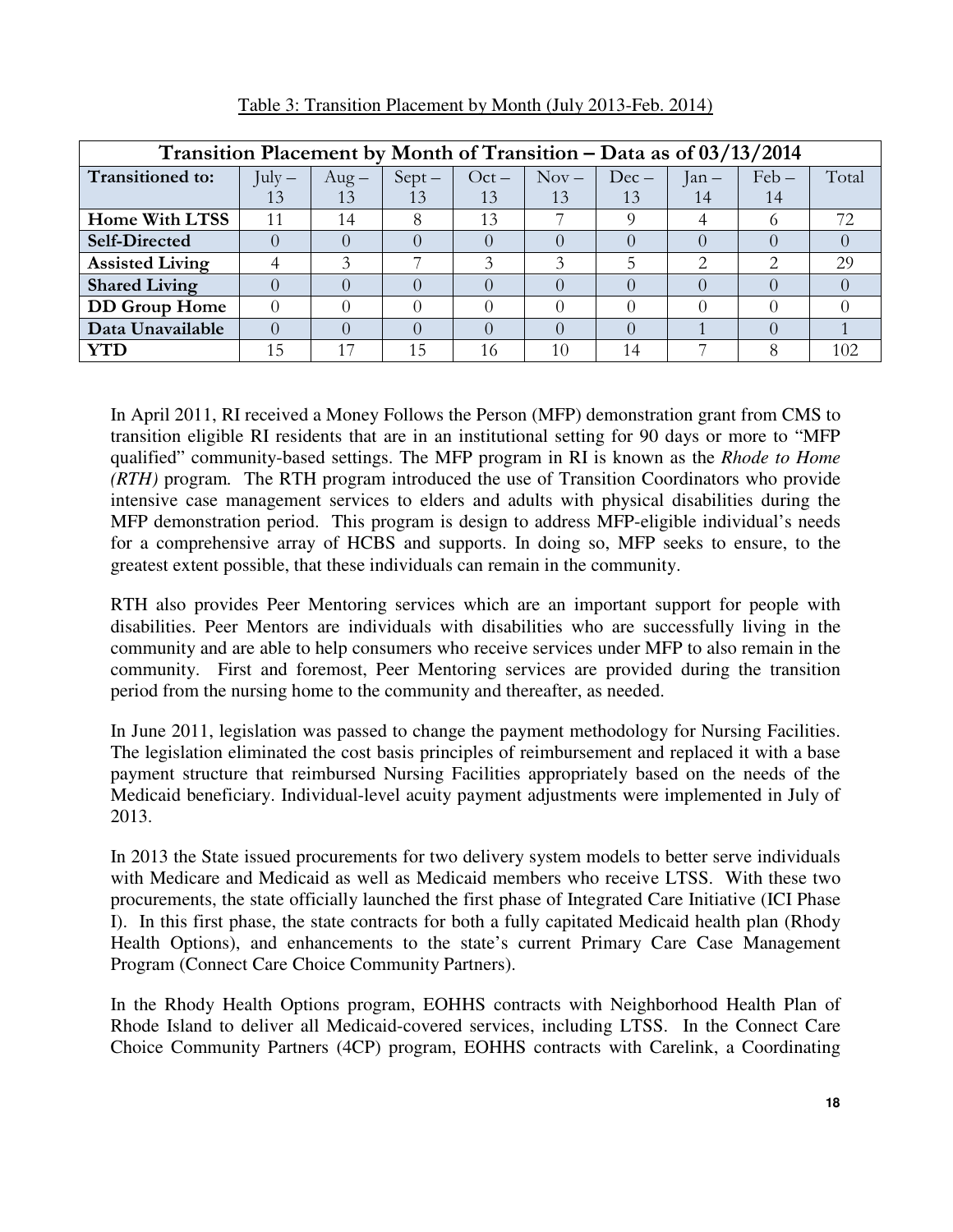Table 3: Transition Placement by Month (July 2013-Feb. 2014)

| Transition Placement by Month of Transition – Data as of 03/13/2014 | | | | | | | | | |
|---|---|---|---|---|---|---|---|---|---|
| **Transitioned to:** | July – 13 | Aug – 13 | Sept – 13 | Oct – 13 | Nov – 13 | Dec – 13 | Jan – 14 | Feb – 14 | Total |
| **Home With LTSS** | 11 | 14 | 8 | 13 | 7 | 9 | 4 | 6 | 72 |
| **Self-Directed** | 0 | 0 | 0 | 0 | 0 | 0 | 0 | 0 | 0 |
| **Assisted Living** | 4 | 3 | 7 | 3 | 3 | 5 | 2 | 2 | 29 |
| **Shared Living** | 0 | 0 | 0 | 0 | 0 | 0 | 0 | 0 | 0 |
| **DD Group Home** | 0 | 0 | 0 | 0 | 0 | 0 | 0 | 0 | 0 |
| **Data Unavailable** | 0 | 0 | 0 | 0 | 0 | 0 | 1 | 0 | 1 |
| **YTD** | 15 | 17 | 15 | 16 | 10 | 14 | 7 | 8 | 102 |

In April 2011, RI received a Money Follows the Person (MFP) demonstration grant from CMS to transition eligible RI residents that are in an institutional setting for 90 days or more to "MFP qualified" community-based settings. The MFP program in RI is known as the *Rhode to Home (RTH)* program. The RTH program introduced the use of Transition Coordinators who provide intensive case management services to elders and adults with physical disabilities during the MFP demonstration period. This program is design to address MFP-eligible individual's needs for a comprehensive array of HCBS and supports. In doing so, MFP seeks to ensure, to the greatest extent possible, that these individuals can remain in the community.

RTH also provides Peer Mentoring services which are an important support for people with disabilities. Peer Mentors are individuals with disabilities who are successfully living in the community and are able to help consumers who receive services under MFP to also remain in the community. First and foremost, Peer Mentoring services are provided during the transition period from the nursing home to the community and thereafter, as needed.

In June 2011, legislation was passed to change the payment methodology for Nursing Facilities. The legislation eliminated the cost basis principles of reimbursement and replaced it with a base payment structure that reimbursed Nursing Facilities appropriately based on the needs of the Medicaid beneficiary. Individual-level acuity payment adjustments were implemented in July of 2013.

In 2013 the State issued procurements for two delivery system models to better serve individuals with Medicare and Medicaid as well as Medicaid members who receive LTSS. With these two procurements, the state officially launched the first phase of Integrated Care Initiative (ICI Phase I). In this first phase, the state contracts for both a fully capitated Medicaid health plan (Rhody Health Options), and enhancements to the state's current Primary Care Case Management Program (Connect Care Choice Community Partners).

In the Rhody Health Options program, EOHHS contracts with Neighborhood Health Plan of Rhode Island to deliver all Medicaid-covered services, including LTSS. In the Connect Care Choice Community Partners (4CP) program, EOHHS contracts with Carelink, a Coordinating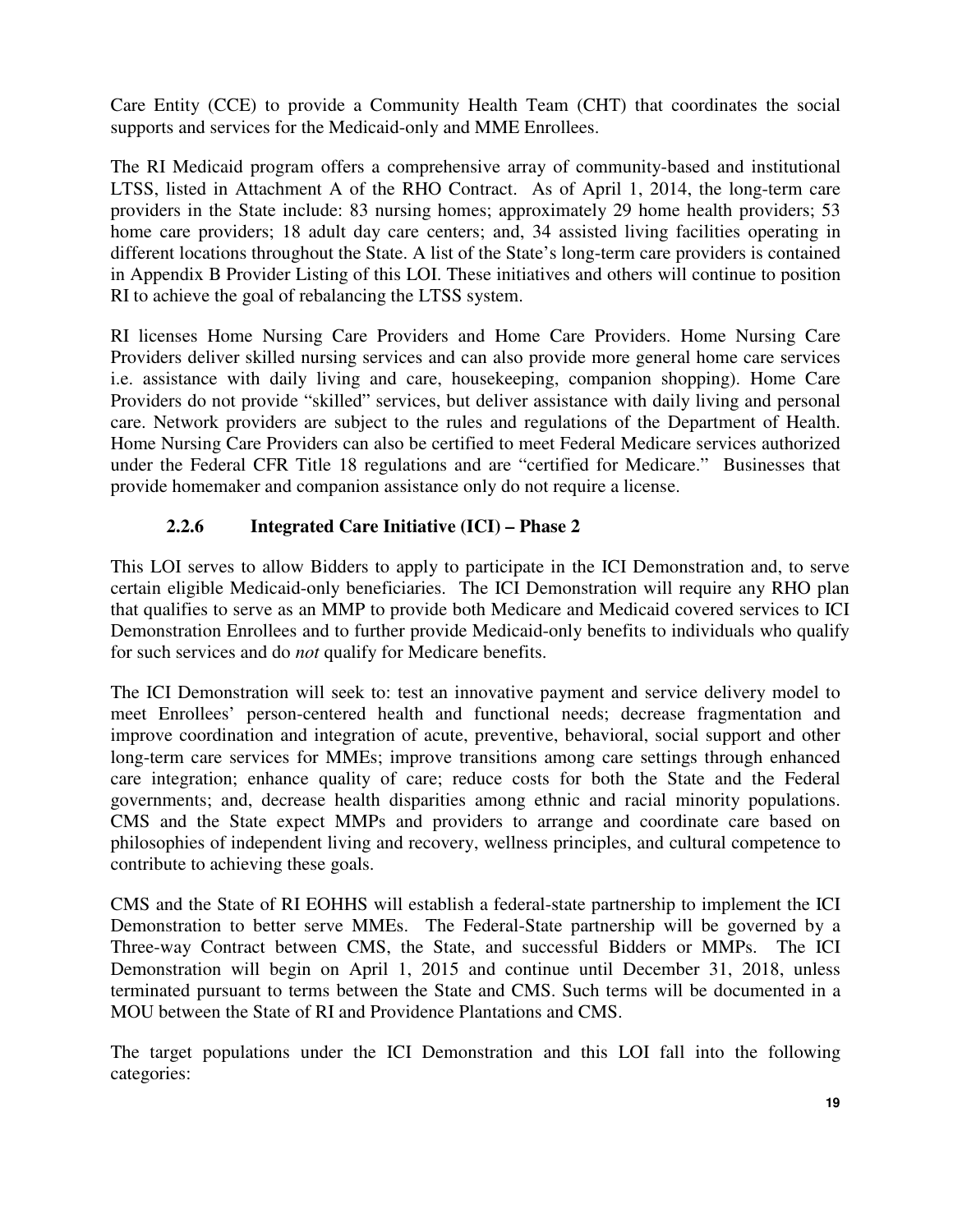Care Entity (CCE) to provide a Community Health Team (CHT) that coordinates the social supports and services for the Medicaid-only and MME Enrollees.

The RI Medicaid program offers a comprehensive array of community-based and institutional LTSS, listed in Attachment A of the RHO Contract. As of April 1, 2014, the long-term care providers in the State include: 83 nursing homes; approximately 29 home health providers; 53 home care providers; 18 adult day care centers; and, 34 assisted living facilities operating in different locations throughout the State. A list of the State's long-term care providers is contained in Appendix B Provider Listing of this LOI. These initiatives and others will continue to position RI to achieve the goal of rebalancing the LTSS system.

RI licenses Home Nursing Care Providers and Home Care Providers. Home Nursing Care Providers deliver skilled nursing services and can also provide more general home care services i.e. assistance with daily living and care, housekeeping, companion shopping). Home Care Providers do not provide "skilled" services, but deliver assistance with daily living and personal care. Network providers are subject to the rules and regulations of the Department of Health. Home Nursing Care Providers can also be certified to meet Federal Medicare services authorized under the Federal CFR Title 18 regulations and are "certified for Medicare." Businesses that provide homemaker and companion assistance only do not require a license.

### 2.2.6 Integrated Care Initiative (ICI) – Phase 2

This LOI serves to allow Bidders to apply to participate in the ICI Demonstration and, to serve certain eligible Medicaid-only beneficiaries. The ICI Demonstration will require any RHO plan that qualifies to serve as an MMP to provide both Medicare and Medicaid covered services to ICI Demonstration Enrollees and to further provide Medicaid-only benefits to individuals who qualify for such services and do *not* qualify for Medicare benefits.

The ICI Demonstration will seek to: test an innovative payment and service delivery model to meet Enrollees' person-centered health and functional needs; decrease fragmentation and improve coordination and integration of acute, preventive, behavioral, social support and other long-term care services for MMEs; improve transitions among care settings through enhanced care integration; enhance quality of care; reduce costs for both the State and the Federal governments; and, decrease health disparities among ethnic and racial minority populations. CMS and the State expect MMPs and providers to arrange and coordinate care based on philosophies of independent living and recovery, wellness principles, and cultural competence to contribute to achieving these goals.

CMS and the State of RI EOHHS will establish a federal-state partnership to implement the ICI Demonstration to better serve MMEs. The Federal-State partnership will be governed by a Three-way Contract between CMS, the State, and successful Bidders or MMPs. The ICI Demonstration will begin on April 1, 2015 and continue until December 31, 2018, unless terminated pursuant to terms between the State and CMS. Such terms will be documented in a MOU between the State of RI and Providence Plantations and CMS.

The target populations under the ICI Demonstration and this LOI fall into the following categories: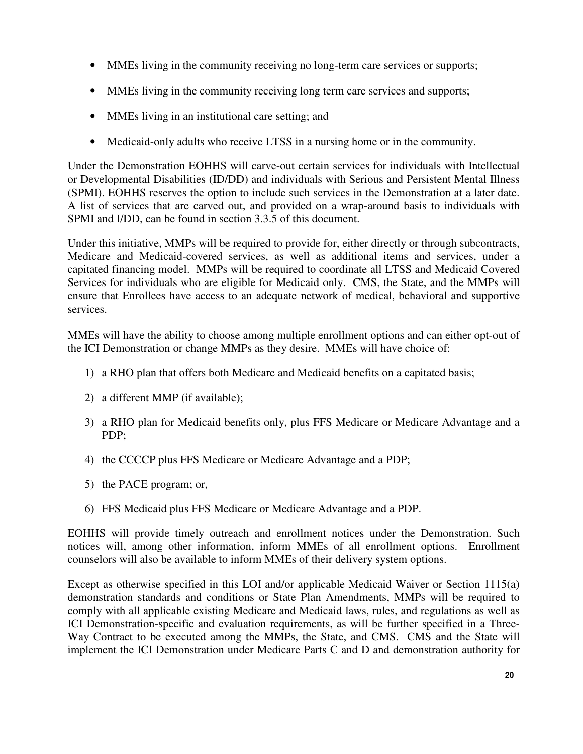- MMEs living in the community receiving no long-term care services or supports;
- MMEs living in the community receiving long term care services and supports;
- MMEs living in an institutional care setting; and
- Medicaid-only adults who receive LTSS in a nursing home or in the community.

Under the Demonstration EOHHS will carve-out certain services for individuals with Intellectual or Developmental Disabilities (ID/DD) and individuals with Serious and Persistent Mental Illness (SPMI). EOHHS reserves the option to include such services in the Demonstration at a later date. A list of services that are carved out, and provided on a wrap-around basis to individuals with SPMI and I/DD, can be found in section 3.3.5 of this document.

Under this initiative, MMPs will be required to provide for, either directly or through subcontracts, Medicare and Medicaid-covered services, as well as additional items and services, under a capitated financing model. MMPs will be required to coordinate all LTSS and Medicaid Covered Services for individuals who are eligible for Medicaid only. CMS, the State, and the MMPs will ensure that Enrollees have access to an adequate network of medical, behavioral and supportive services.

MMEs will have the ability to choose among multiple enrollment options and can either opt-out of the ICI Demonstration or change MMPs as they desire. MMEs will have choice of:

1) a RHO plan that offers both Medicare and Medicaid benefits on a capitated basis;
2) a different MMP (if available);
3) a RHO plan for Medicaid benefits only, plus FFS Medicare or Medicare Advantage and a PDP;
4) the CCCCP plus FFS Medicare or Medicare Advantage and a PDP;
5) the PACE program; or,
6) FFS Medicaid plus FFS Medicare or Medicare Advantage and a PDP.

EOHHS will provide timely outreach and enrollment notices under the Demonstration. Such notices will, among other information, inform MMEs of all enrollment options. Enrollment counselors will also be available to inform MMEs of their delivery system options.

Except as otherwise specified in this LOI and/or applicable Medicaid Waiver or Section 1115(a) demonstration standards and conditions or State Plan Amendments, MMPs will be required to comply with all applicable existing Medicare and Medicaid laws, rules, and regulations as well as ICI Demonstration-specific and evaluation requirements, as will be further specified in a Three-Way Contract to be executed among the MMPs, the State, and CMS. CMS and the State will implement the ICI Demonstration under Medicare Parts C and D and demonstration authority for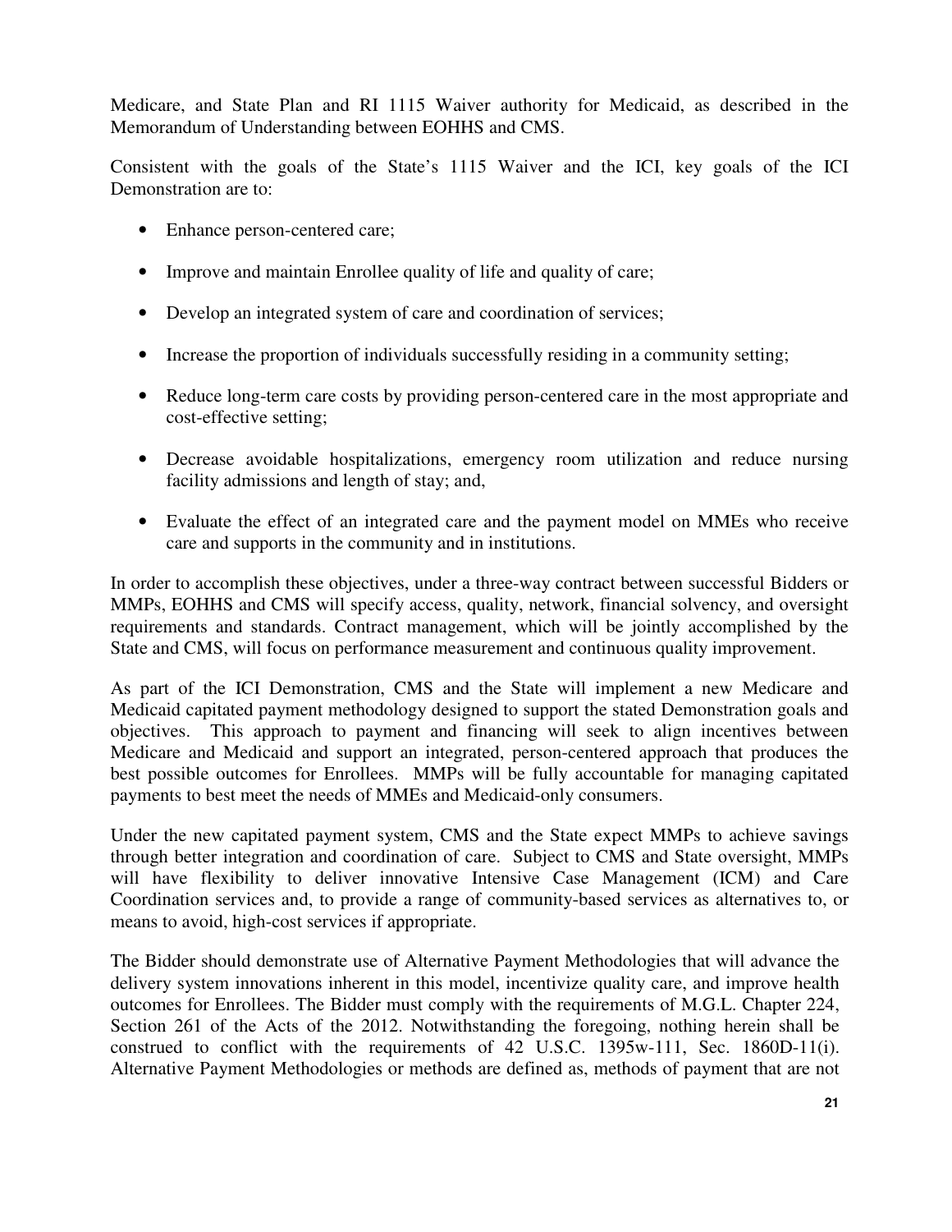Medicare, and State Plan and RI 1115 Waiver authority for Medicaid, as described in the Memorandum of Understanding between EOHHS and CMS.

Consistent with the goals of the State's 1115 Waiver and the ICI, key goals of the ICI Demonstration are to:

- Enhance person-centered care;
- Improve and maintain Enrollee quality of life and quality of care;
- Develop an integrated system of care and coordination of services;
- Increase the proportion of individuals successfully residing in a community setting;
- Reduce long-term care costs by providing person-centered care in the most appropriate and cost-effective setting;
- Decrease avoidable hospitalizations, emergency room utilization and reduce nursing facility admissions and length of stay; and,
- Evaluate the effect of an integrated care and the payment model on MMEs who receive care and supports in the community and in institutions.

In order to accomplish these objectives, under a three-way contract between successful Bidders or MMPs, EOHHS and CMS will specify access, quality, network, financial solvency, and oversight requirements and standards. Contract management, which will be jointly accomplished by the State and CMS, will focus on performance measurement and continuous quality improvement.

As part of the ICI Demonstration, CMS and the State will implement a new Medicare and Medicaid capitated payment methodology designed to support the stated Demonstration goals and objectives. This approach to payment and financing will seek to align incentives between Medicare and Medicaid and support an integrated, person-centered approach that produces the best possible outcomes for Enrollees. MMPs will be fully accountable for managing capitated payments to best meet the needs of MMEs and Medicaid-only consumers.

Under the new capitated payment system, CMS and the State expect MMPs to achieve savings through better integration and coordination of care. Subject to CMS and State oversight, MMPs will have flexibility to deliver innovative Intensive Case Management (ICM) and Care Coordination services and, to provide a range of community-based services as alternatives to, or means to avoid, high-cost services if appropriate.

The Bidder should demonstrate use of Alternative Payment Methodologies that will advance the delivery system innovations inherent in this model, incentivize quality care, and improve health outcomes for Enrollees. The Bidder must comply with the requirements of M.G.L. Chapter 224, Section 261 of the Acts of the 2012. Notwithstanding the foregoing, nothing herein shall be construed to conflict with the requirements of 42 U.S.C. 1395w-111, Sec. 1860D-11(i). Alternative Payment Methodologies or methods are defined as, methods of payment that are not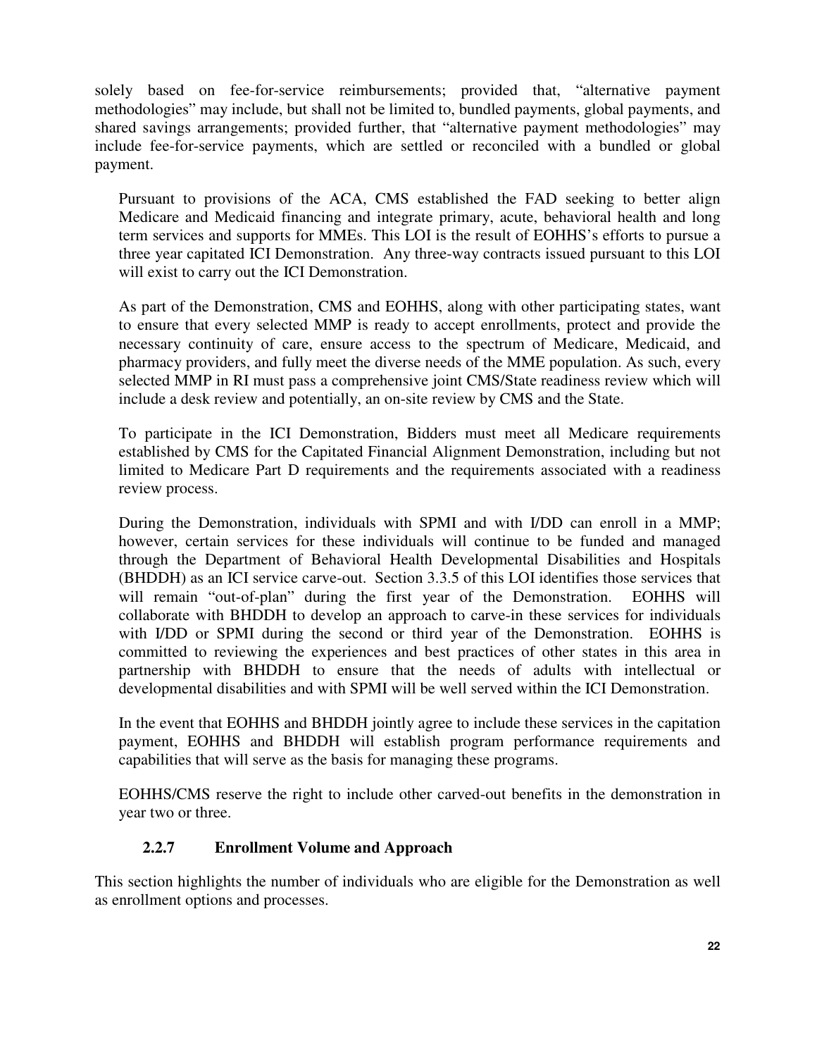solely based on fee-for-service reimbursements; provided that, "alternative payment methodologies" may include, but shall not be limited to, bundled payments, global payments, and shared savings arrangements; provided further, that "alternative payment methodologies" may include fee-for-service payments, which are settled or reconciled with a bundled or global payment.

Pursuant to provisions of the ACA, CMS established the FAD seeking to better align Medicare and Medicaid financing and integrate primary, acute, behavioral health and long term services and supports for MMEs. This LOI is the result of EOHHS's efforts to pursue a three year capitated ICI Demonstration. Any three-way contracts issued pursuant to this LOI will exist to carry out the ICI Demonstration.

As part of the Demonstration, CMS and EOHHS, along with other participating states, want to ensure that every selected MMP is ready to accept enrollments, protect and provide the necessary continuity of care, ensure access to the spectrum of Medicare, Medicaid, and pharmacy providers, and fully meet the diverse needs of the MME population. As such, every selected MMP in RI must pass a comprehensive joint CMS/State readiness review which will include a desk review and potentially, an on-site review by CMS and the State.

To participate in the ICI Demonstration, Bidders must meet all Medicare requirements established by CMS for the Capitated Financial Alignment Demonstration, including but not limited to Medicare Part D requirements and the requirements associated with a readiness review process.

During the Demonstration, individuals with SPMI and with I/DD can enroll in a MMP; however, certain services for these individuals will continue to be funded and managed through the Department of Behavioral Health Developmental Disabilities and Hospitals (BHDDH) as an ICI service carve-out. Section 3.3.5 of this LOI identifies those services that will remain "out-of-plan" during the first year of the Demonstration. EOHHS will collaborate with BHDDH to develop an approach to carve-in these services for individuals with I/DD or SPMI during the second or third year of the Demonstration. EOHHS is committed to reviewing the experiences and best practices of other states in this area in partnership with BHDDH to ensure that the needs of adults with intellectual or developmental disabilities and with SPMI will be well served within the ICI Demonstration.

In the event that EOHHS and BHDDH jointly agree to include these services in the capitation payment, EOHHS and BHDDH will establish program performance requirements and capabilities that will serve as the basis for managing these programs.

EOHHS/CMS reserve the right to include other carved-out benefits in the demonstration in year two or three.

### 2.2.7 Enrollment Volume and Approach

This section highlights the number of individuals who are eligible for the Demonstration as well as enrollment options and processes.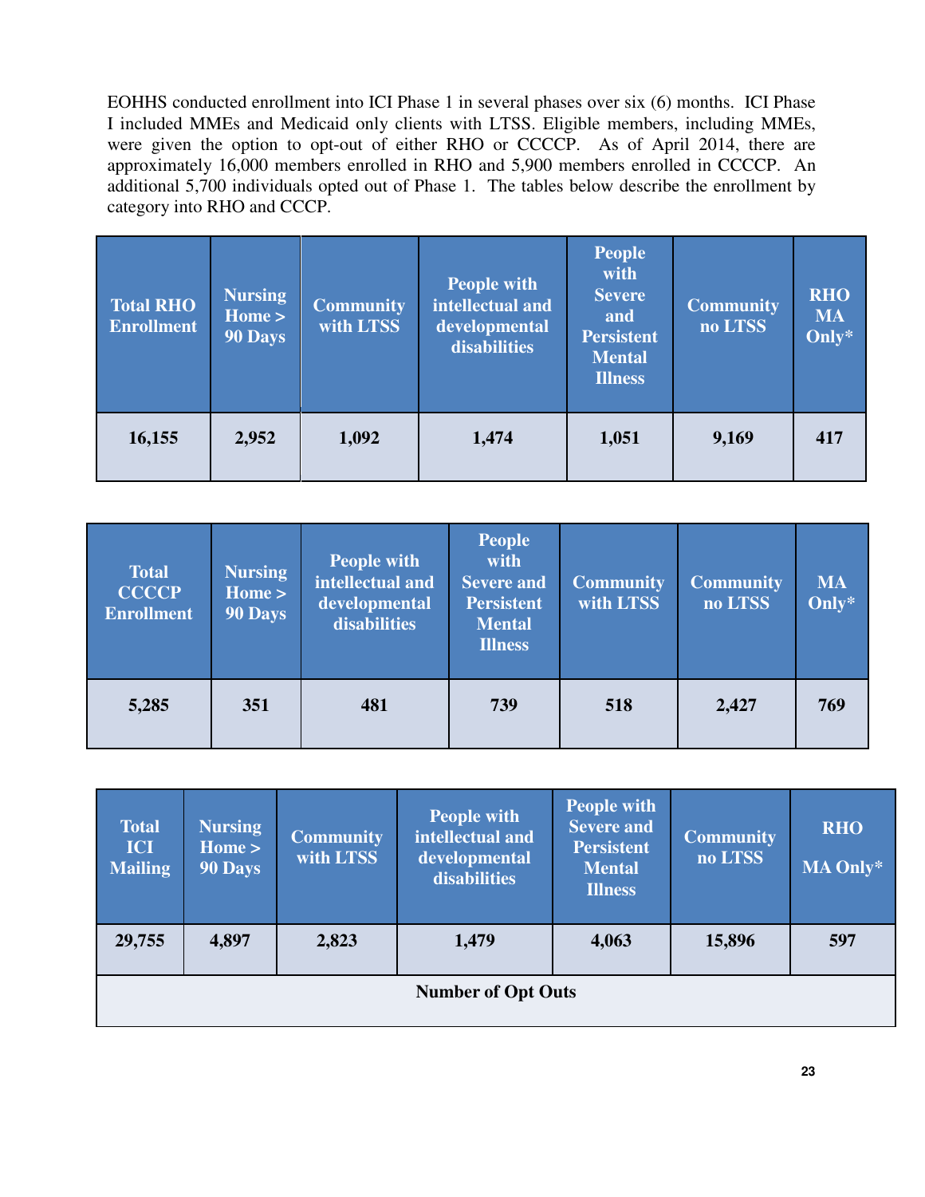EOHHS conducted enrollment into ICI Phase 1 in several phases over six (6) months. ICI Phase I included MMEs and Medicaid only clients with LTSS. Eligible members, including MMEs, were given the option to opt-out of either RHO or CCCCP. As of April 2014, there are approximately 16,000 members enrolled in RHO and 5,900 members enrolled in CCCCP. An additional 5,700 individuals opted out of Phase 1. The tables below describe the enrollment by category into RHO and CCCP.

| Total RHO Enrollment | Nursing Home > 90 Days | Community with LTSS | People with intellectual and developmental disabilities | People with Severe and Persistent Mental Illness | Community no LTSS | RHO MA Only* |
|---|---|---|---|---|---|---|
| 16,155 | 2,952 | 1,092 | 1,474 | 1,051 | 9,169 | 417 |

| Total CCCCP Enrollment | Nursing Home > 90 Days | People with intellectual and developmental disabilities | People with Severe and Persistent Mental Illness | Community with LTSS | Community no LTSS | MA Only* |
|---|---|---|---|---|---|---|
| 5,285 | 351 | 481 | 739 | 518 | 2,427 | 769 |

| Total ICI Mailing | Nursing Home > 90 Days | Community with LTSS | People with intellectual and developmental disabilities | People with Severe and Persistent Mental Illness | Community no LTSS | RHO MA Only* |
|---|---|---|---|---|---|---|
| 29,755 | 4,897 | 2,823 | 1,479 | 4,063 | 15,896 | 597 |
| **Number of Opt Outs** | | | | | | |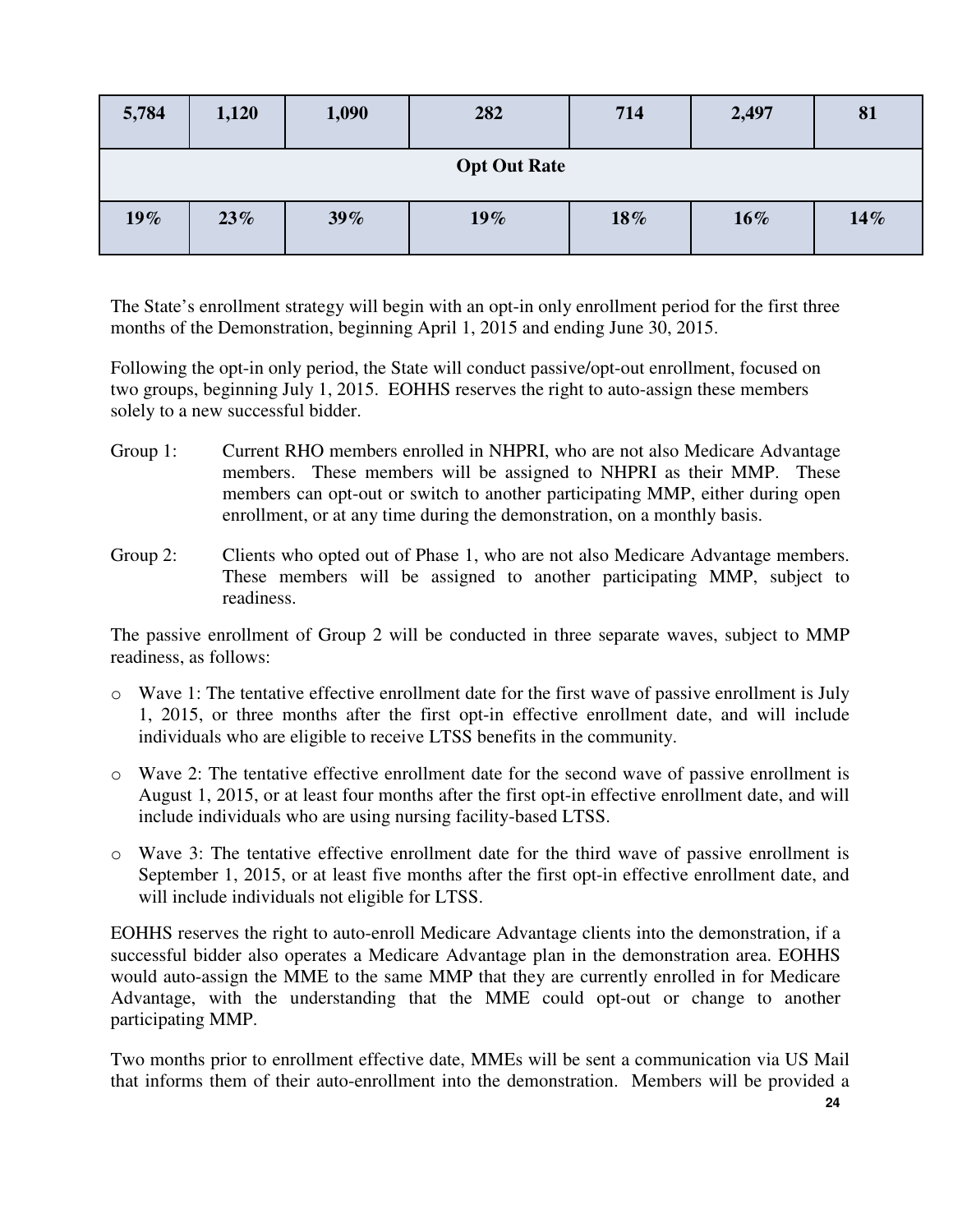| 5,784 | 1,120 | 1,090 | 282 | 714 | 2,497 | 81 |
|---|---|---|---|---|---|---|
| **Opt Out Rate** | | | | | | |
| **19%** | **23%** | **39%** | **19%** | **18%** | **16%** | **14%** |

The State's enrollment strategy will begin with an opt-in only enrollment period for the first three months of the Demonstration, beginning April 1, 2015 and ending June 30, 2015.

Following the opt-in only period, the State will conduct passive/opt-out enrollment, focused on two groups, beginning July 1, 2015. EOHHS reserves the right to auto-assign these members solely to a new successful bidder.

Group 1: Current RHO members enrolled in NHPRI, who are not also Medicare Advantage members. These members will be assigned to NHPRI as their MMP. These members can opt-out or switch to another participating MMP, either during open enrollment, or at any time during the demonstration, on a monthly basis.

Group 2: Clients who opted out of Phase 1, who are not also Medicare Advantage members. These members will be assigned to another participating MMP, subject to readiness.

The passive enrollment of Group 2 will be conducted in three separate waves, subject to MMP readiness, as follows:

- Wave 1: The tentative effective enrollment date for the first wave of passive enrollment is July 1, 2015, or three months after the first opt-in effective enrollment date, and will include individuals who are eligible to receive LTSS benefits in the community.
- Wave 2: The tentative effective enrollment date for the second wave of passive enrollment is August 1, 2015, or at least four months after the first opt-in effective enrollment date, and will include individuals who are using nursing facility-based LTSS.
- Wave 3: The tentative effective enrollment date for the third wave of passive enrollment is September 1, 2015, or at least five months after the first opt-in effective enrollment date, and will include individuals not eligible for LTSS.

EOHHS reserves the right to auto-enroll Medicare Advantage clients into the demonstration, if a successful bidder also operates a Medicare Advantage plan in the demonstration area. EOHHS would auto-assign the MME to the same MMP that they are currently enrolled in for Medicare Advantage, with the understanding that the MME could opt-out or change to another participating MMP.

Two months prior to enrollment effective date, MMEs will be sent a communication via US Mail that informs them of their auto-enrollment into the demonstration. Members will be provided a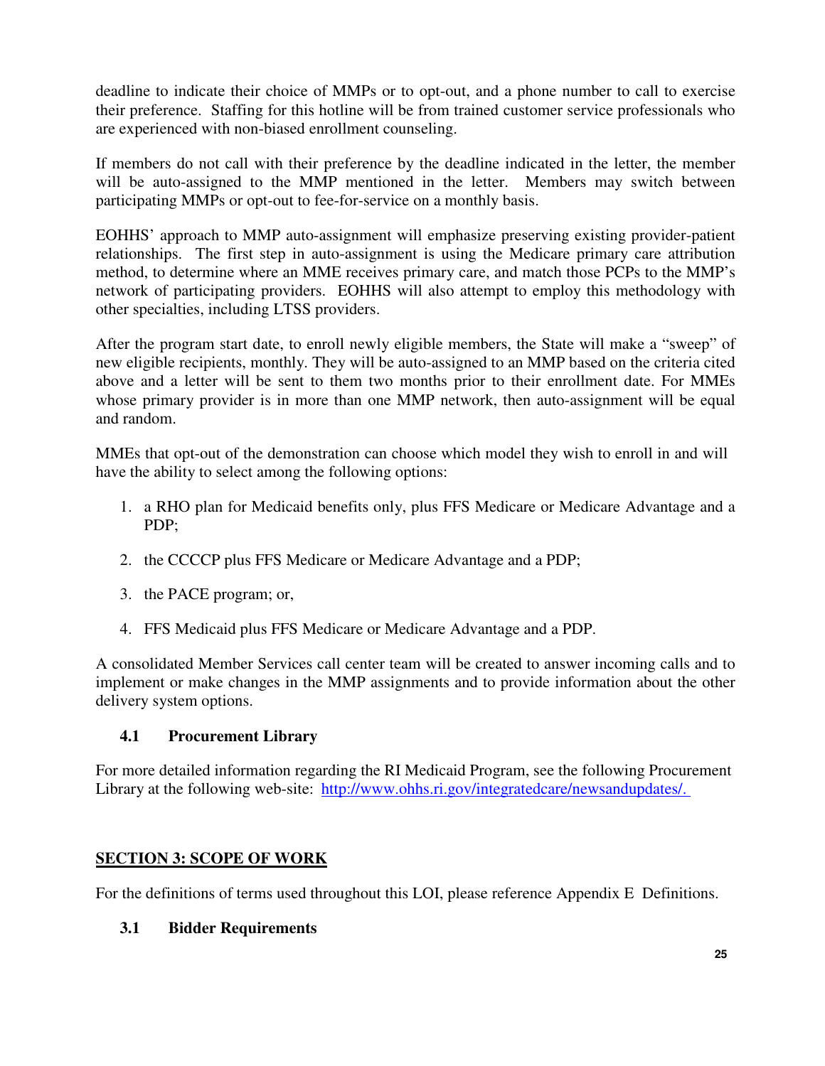deadline to indicate their choice of MMPs or to opt-out, and a phone number to call to exercise their preference. Staffing for this hotline will be from trained customer service professionals who are experienced with non-biased enrollment counseling.

If members do not call with their preference by the deadline indicated in the letter, the member will be auto-assigned to the MMP mentioned in the letter. Members may switch between participating MMPs or opt-out to fee-for-service on a monthly basis.

EOHHS' approach to MMP auto-assignment will emphasize preserving existing provider-patient relationships. The first step in auto-assignment is using the Medicare primary care attribution method, to determine where an MME receives primary care, and match those PCPs to the MMP's network of participating providers. EOHHS will also attempt to employ this methodology with other specialties, including LTSS providers.

After the program start date, to enroll newly eligible members, the State will make a "sweep" of new eligible recipients, monthly. They will be auto-assigned to an MMP based on the criteria cited above and a letter will be sent to them two months prior to their enrollment date. For MMEs whose primary provider is in more than one MMP network, then auto-assignment will be equal and random.

MMEs that opt-out of the demonstration can choose which model they wish to enroll in and will have the ability to select among the following options:

1. a RHO plan for Medicaid benefits only, plus FFS Medicare or Medicare Advantage and a PDP;
2. the CCCCP plus FFS Medicare or Medicare Advantage and a PDP;
3. the PACE program; or,
4. FFS Medicaid plus FFS Medicare or Medicare Advantage and a PDP.

A consolidated Member Services call center team will be created to answer incoming calls and to implement or make changes in the MMP assignments and to provide information about the other delivery system options.

### 4.1 Procurement Library

For more detailed information regarding the RI Medicaid Program, see the following Procurement Library at the following web-site: http://www.ohhs.ri.gov/integratedcare/newsandupdates/.

## SECTION 3: SCOPE OF WORK

For the definitions of terms used throughout this LOI, please reference Appendix E Definitions.

### 3.1 Bidder Requirements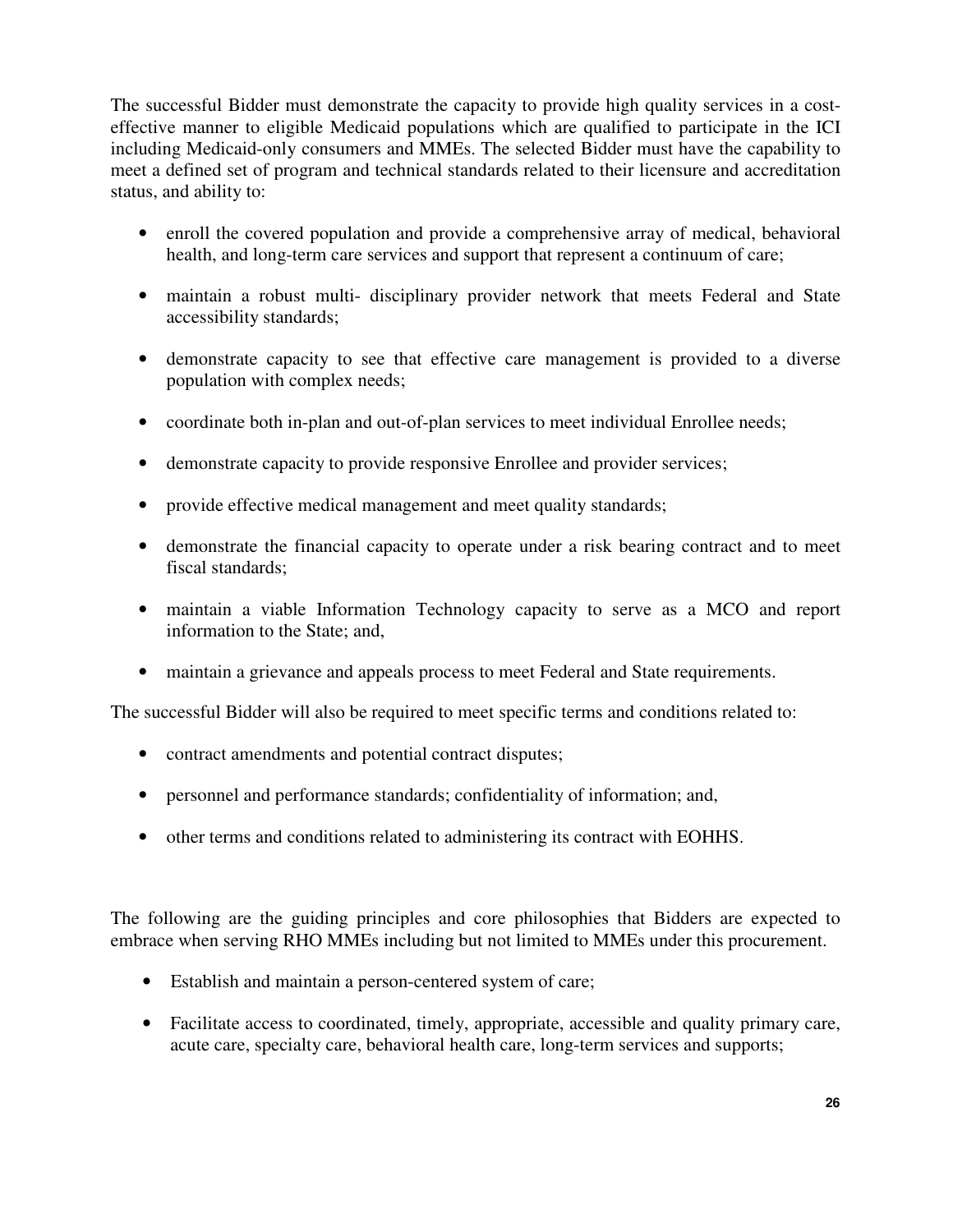The successful Bidder must demonstrate the capacity to provide high quality services in a cost-effective manner to eligible Medicaid populations which are qualified to participate in the ICI including Medicaid-only consumers and MMEs. The selected Bidder must have the capability to meet a defined set of program and technical standards related to their licensure and accreditation status, and ability to:

- enroll the covered population and provide a comprehensive array of medical, behavioral health, and long-term care services and support that represent a continuum of care;
- maintain a robust multi- disciplinary provider network that meets Federal and State accessibility standards;
- demonstrate capacity to see that effective care management is provided to a diverse population with complex needs;
- coordinate both in-plan and out-of-plan services to meet individual Enrollee needs;
- demonstrate capacity to provide responsive Enrollee and provider services;
- provide effective medical management and meet quality standards;
- demonstrate the financial capacity to operate under a risk bearing contract and to meet fiscal standards;
- maintain a viable Information Technology capacity to serve as a MCO and report information to the State; and,
- maintain a grievance and appeals process to meet Federal and State requirements.

The successful Bidder will also be required to meet specific terms and conditions related to:

- contract amendments and potential contract disputes;
- personnel and performance standards; confidentiality of information; and,
- other terms and conditions related to administering its contract with EOHHS.

The following are the guiding principles and core philosophies that Bidders are expected to embrace when serving RHO MMEs including but not limited to MMEs under this procurement.

- Establish and maintain a person-centered system of care;
- Facilitate access to coordinated, timely, appropriate, accessible and quality primary care, acute care, specialty care, behavioral health care, long-term services and supports;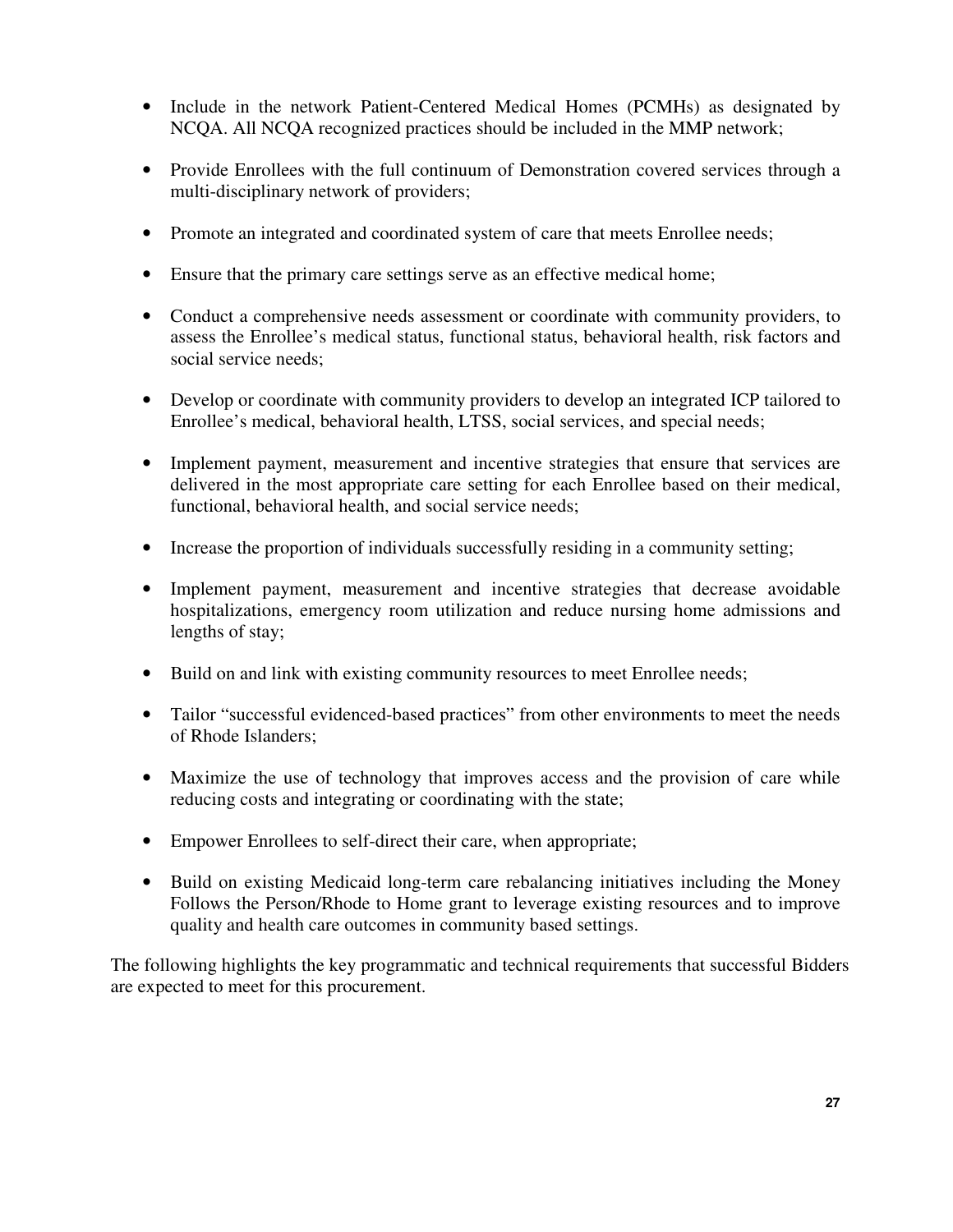- Include in the network Patient-Centered Medical Homes (PCMHs) as designated by NCQA. All NCQA recognized practices should be included in the MMP network;

- Provide Enrollees with the full continuum of Demonstration covered services through a multi-disciplinary network of providers;

- Promote an integrated and coordinated system of care that meets Enrollee needs;

- Ensure that the primary care settings serve as an effective medical home;

- Conduct a comprehensive needs assessment or coordinate with community providers, to assess the Enrollee's medical status, functional status, behavioral health, risk factors and social service needs;

- Develop or coordinate with community providers to develop an integrated ICP tailored to Enrollee's medical, behavioral health, LTSS, social services, and special needs;

- Implement payment, measurement and incentive strategies that ensure that services are delivered in the most appropriate care setting for each Enrollee based on their medical, functional, behavioral health, and social service needs;

- Increase the proportion of individuals successfully residing in a community setting;

- Implement payment, measurement and incentive strategies that decrease avoidable hospitalizations, emergency room utilization and reduce nursing home admissions and lengths of stay;

- Build on and link with existing community resources to meet Enrollee needs;

- Tailor "successful evidenced-based practices" from other environments to meet the needs of Rhode Islanders;

- Maximize the use of technology that improves access and the provision of care while reducing costs and integrating or coordinating with the state;

- Empower Enrollees to self-direct their care, when appropriate;

- Build on existing Medicaid long-term care rebalancing initiatives including the Money Follows the Person/Rhode to Home grant to leverage existing resources and to improve quality and health care outcomes in community based settings.

The following highlights the key programmatic and technical requirements that successful Bidders are expected to meet for this procurement.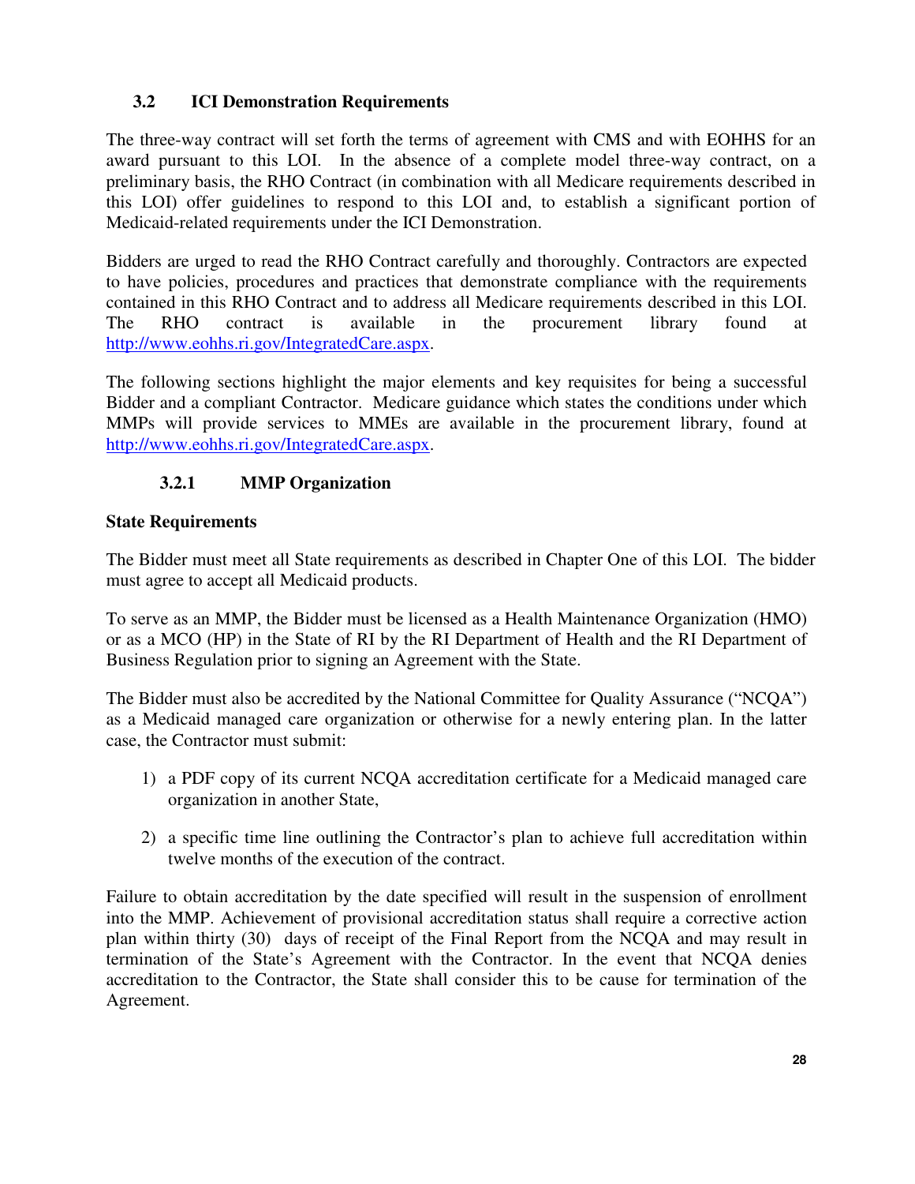### 3.2 ICI Demonstration Requirements

The three-way contract will set forth the terms of agreement with CMS and with EOHHS for an award pursuant to this LOI. In the absence of a complete model three-way contract, on a preliminary basis, the RHO Contract (in combination with all Medicare requirements described in this LOI) offer guidelines to respond to this LOI and, to establish a significant portion of Medicaid-related requirements under the ICI Demonstration.

Bidders are urged to read the RHO Contract carefully and thoroughly. Contractors are expected to have policies, procedures and practices that demonstrate compliance with the requirements contained in this RHO Contract and to address all Medicare requirements described in this LOI. The RHO contract is available in the procurement library found at http://www.eohhs.ri.gov/IntegratedCare.aspx.

The following sections highlight the major elements and key requisites for being a successful Bidder and a compliant Contractor. Medicare guidance which states the conditions under which MMPs will provide services to MMEs are available in the procurement library, found at http://www.eohhs.ri.gov/IntegratedCare.aspx.

#### 3.2.1 MMP Organization

**State Requirements**

The Bidder must meet all State requirements as described in Chapter One of this LOI. The bidder must agree to accept all Medicaid products.

To serve as an MMP, the Bidder must be licensed as a Health Maintenance Organization (HMO) or as a MCO (HP) in the State of RI by the RI Department of Health and the RI Department of Business Regulation prior to signing an Agreement with the State.

The Bidder must also be accredited by the National Committee for Quality Assurance ("NCQA") as a Medicaid managed care organization or otherwise for a newly entering plan. In the latter case, the Contractor must submit:

1) a PDF copy of its current NCQA accreditation certificate for a Medicaid managed care organization in another State,

2) a specific time line outlining the Contractor's plan to achieve full accreditation within twelve months of the execution of the contract.

Failure to obtain accreditation by the date specified will result in the suspension of enrollment into the MMP. Achievement of provisional accreditation status shall require a corrective action plan within thirty (30) days of receipt of the Final Report from the NCQA and may result in termination of the State's Agreement with the Contractor. In the event that NCQA denies accreditation to the Contractor, the State shall consider this to be cause for termination of the Agreement.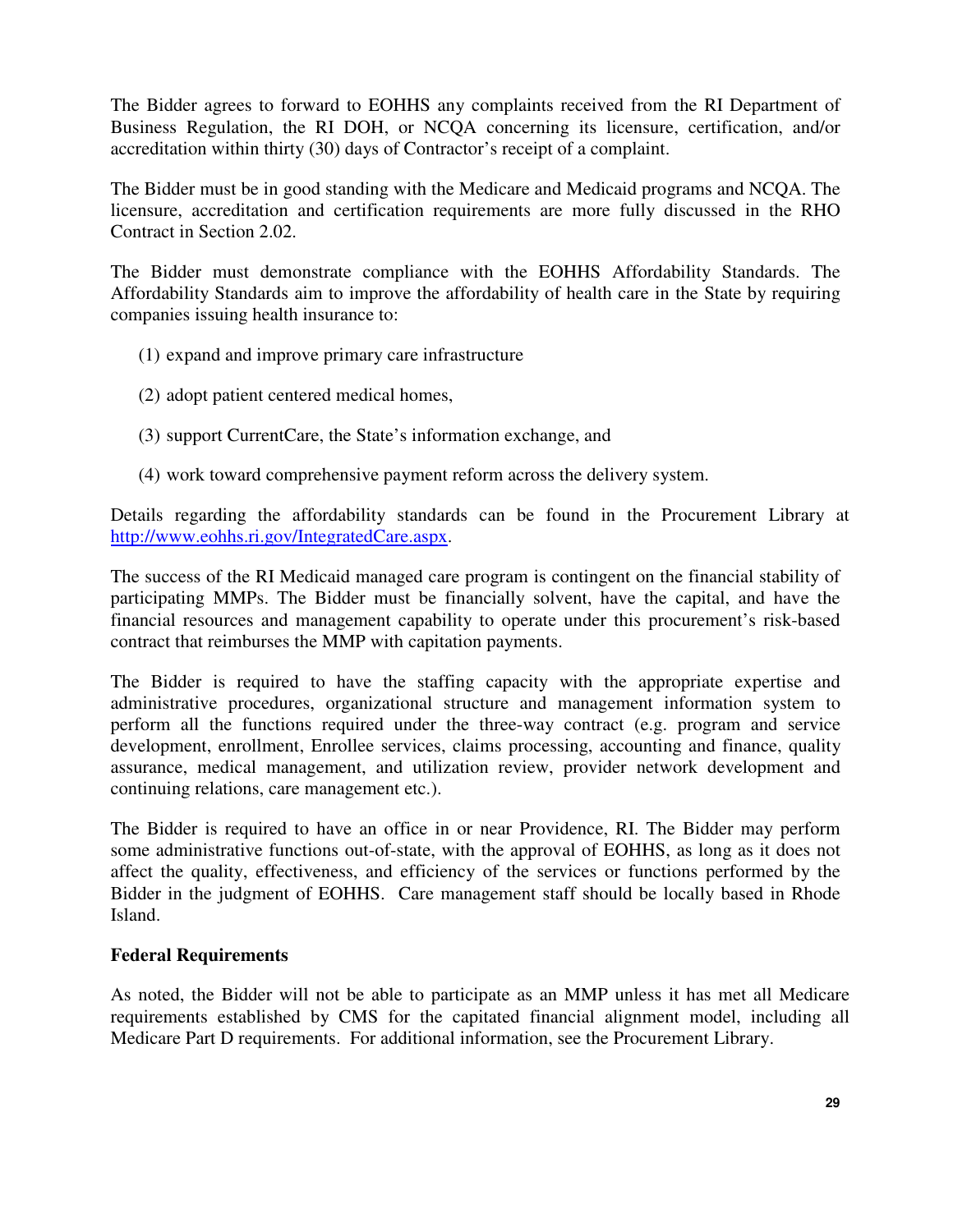The Bidder agrees to forward to EOHHS any complaints received from the RI Department of Business Regulation, the RI DOH, or NCQA concerning its licensure, certification, and/or accreditation within thirty (30) days of Contractor's receipt of a complaint.

The Bidder must be in good standing with the Medicare and Medicaid programs and NCQA. The licensure, accreditation and certification requirements are more fully discussed in the RHO Contract in Section 2.02.

The Bidder must demonstrate compliance with the EOHHS Affordability Standards. The Affordability Standards aim to improve the affordability of health care in the State by requiring companies issuing health insurance to:

(1) expand and improve primary care infrastructure

(2) adopt patient centered medical homes,

(3) support CurrentCare, the State's information exchange, and

(4) work toward comprehensive payment reform across the delivery system.

Details regarding the affordability standards can be found in the Procurement Library at [http://www.eohhs.ri.gov/IntegratedCare.aspx](http://www.eohhs.ri.gov/IntegratedCare.aspx).

The success of the RI Medicaid managed care program is contingent on the financial stability of participating MMPs. The Bidder must be financially solvent, have the capital, and have the financial resources and management capability to operate under this procurement's risk-based contract that reimburses the MMP with capitation payments.

The Bidder is required to have the staffing capacity with the appropriate expertise and administrative procedures, organizational structure and management information system to perform all the functions required under the three-way contract (e.g. program and service development, enrollment, Enrollee services, claims processing, accounting and finance, quality assurance, medical management, and utilization review, provider network development and continuing relations, care management etc.).

The Bidder is required to have an office in or near Providence, RI. The Bidder may perform some administrative functions out-of-state, with the approval of EOHHS, as long as it does not affect the quality, effectiveness, and efficiency of the services or functions performed by the Bidder in the judgment of EOHHS. Care management staff should be locally based in Rhode Island.

**Federal Requirements**

As noted, the Bidder will not be able to participate as an MMP unless it has met all Medicare requirements established by CMS for the capitated financial alignment model, including all Medicare Part D requirements. For additional information, see the Procurement Library.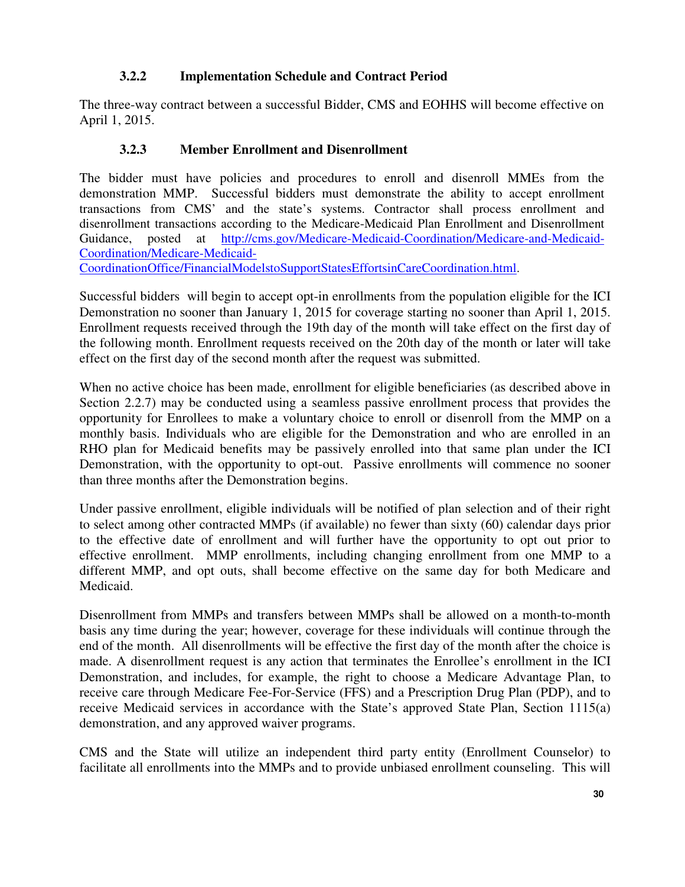### 3.2.2 Implementation Schedule and Contract Period

The three-way contract between a successful Bidder, CMS and EOHHS will become effective on April 1, 2015.

### 3.2.3 Member Enrollment and Disenrollment

The bidder must have policies and procedures to enroll and disenroll MMEs from the demonstration MMP. Successful bidders must demonstrate the ability to accept enrollment transactions from CMS' and the state's systems. Contractor shall process enrollment and disenrollment transactions according to the Medicare-Medicaid Plan Enrollment and Disenrollment Guidance, posted at [http://cms.gov/Medicare-Medicaid-Coordination/Medicare-and-Medicaid-Coordination/Medicare-Medicaid-CoordinationOffice/FinancialModelstoSupportStatesEffortsinCareCoordination.html](http://cms.gov/Medicare-Medicaid-Coordination/Medicare-and-Medicaid-Coordination/Medicare-Medicaid-CoordinationOffice/FinancialModelstoSupportStatesEffortsinCareCoordination.html).

Successful bidders will begin to accept opt-in enrollments from the population eligible for the ICI Demonstration no sooner than January 1, 2015 for coverage starting no sooner than April 1, 2015. Enrollment requests received through the 19th day of the month will take effect on the first day of the following month. Enrollment requests received on the 20th day of the month or later will take effect on the first day of the second month after the request was submitted.

When no active choice has been made, enrollment for eligible beneficiaries (as described above in Section 2.2.7) may be conducted using a seamless passive enrollment process that provides the opportunity for Enrollees to make a voluntary choice to enroll or disenroll from the MMP on a monthly basis. Individuals who are eligible for the Demonstration and who are enrolled in an RHO plan for Medicaid benefits may be passively enrolled into that same plan under the ICI Demonstration, with the opportunity to opt-out. Passive enrollments will commence no sooner than three months after the Demonstration begins.

Under passive enrollment, eligible individuals will be notified of plan selection and of their right to select among other contracted MMPs (if available) no fewer than sixty (60) calendar days prior to the effective date of enrollment and will further have the opportunity to opt out prior to effective enrollment. MMP enrollments, including changing enrollment from one MMP to a different MMP, and opt outs, shall become effective on the same day for both Medicare and Medicaid.

Disenrollment from MMPs and transfers between MMPs shall be allowed on a month-to-month basis any time during the year; however, coverage for these individuals will continue through the end of the month. All disenrollments will be effective the first day of the month after the choice is made. A disenrollment request is any action that terminates the Enrollee's enrollment in the ICI Demonstration, and includes, for example, the right to choose a Medicare Advantage Plan, to receive care through Medicare Fee-For-Service (FFS) and a Prescription Drug Plan (PDP), and to receive Medicaid services in accordance with the State's approved State Plan, Section 1115(a) demonstration, and any approved waiver programs.

CMS and the State will utilize an independent third party entity (Enrollment Counselor) to facilitate all enrollments into the MMPs and to provide unbiased enrollment counseling. This will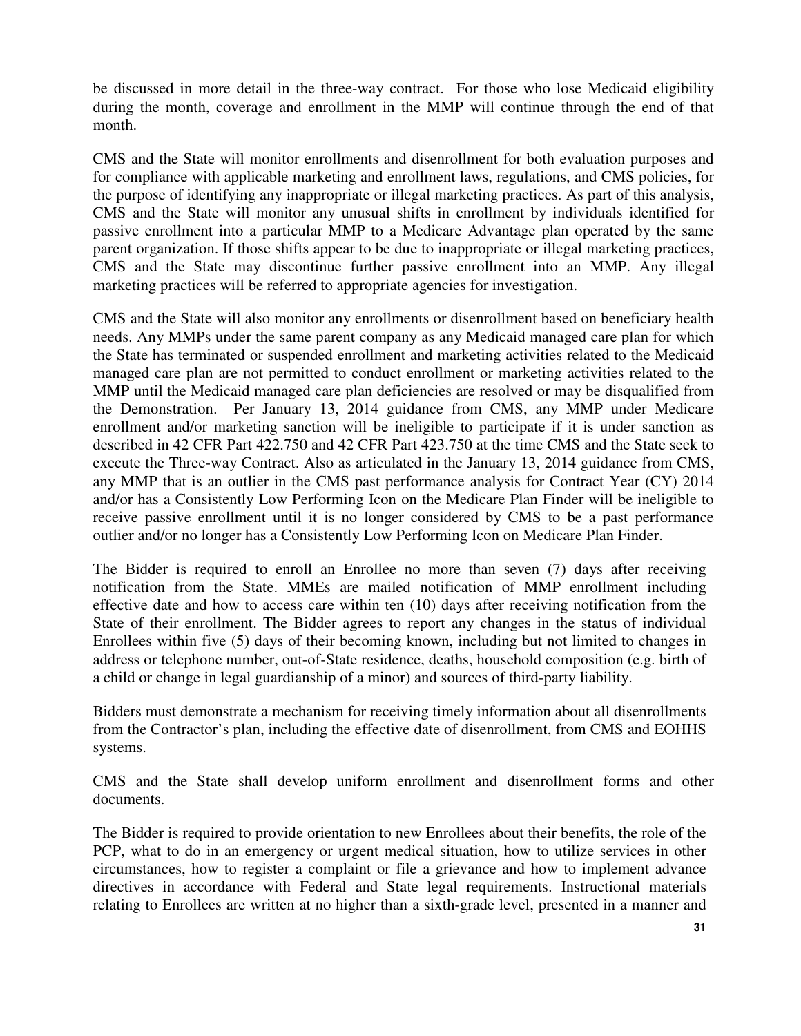be discussed in more detail in the three-way contract. For those who lose Medicaid eligibility during the month, coverage and enrollment in the MMP will continue through the end of that month.

CMS and the State will monitor enrollments and disenrollment for both evaluation purposes and for compliance with applicable marketing and enrollment laws, regulations, and CMS policies, for the purpose of identifying any inappropriate or illegal marketing practices. As part of this analysis, CMS and the State will monitor any unusual shifts in enrollment by individuals identified for passive enrollment into a particular MMP to a Medicare Advantage plan operated by the same parent organization. If those shifts appear to be due to inappropriate or illegal marketing practices, CMS and the State may discontinue further passive enrollment into an MMP. Any illegal marketing practices will be referred to appropriate agencies for investigation.

CMS and the State will also monitor any enrollments or disenrollment based on beneficiary health needs. Any MMPs under the same parent company as any Medicaid managed care plan for which the State has terminated or suspended enrollment and marketing activities related to the Medicaid managed care plan are not permitted to conduct enrollment or marketing activities related to the MMP until the Medicaid managed care plan deficiencies are resolved or may be disqualified from the Demonstration. Per January 13, 2014 guidance from CMS, any MMP under Medicare enrollment and/or marketing sanction will be ineligible to participate if it is under sanction as described in 42 CFR Part 422.750 and 42 CFR Part 423.750 at the time CMS and the State seek to execute the Three-way Contract. Also as articulated in the January 13, 2014 guidance from CMS, any MMP that is an outlier in the CMS past performance analysis for Contract Year (CY) 2014 and/or has a Consistently Low Performing Icon on the Medicare Plan Finder will be ineligible to receive passive enrollment until it is no longer considered by CMS to be a past performance outlier and/or no longer has a Consistently Low Performing Icon on Medicare Plan Finder.

The Bidder is required to enroll an Enrollee no more than seven (7) days after receiving notification from the State. MMEs are mailed notification of MMP enrollment including effective date and how to access care within ten (10) days after receiving notification from the State of their enrollment. The Bidder agrees to report any changes in the status of individual Enrollees within five (5) days of their becoming known, including but not limited to changes in address or telephone number, out-of-State residence, deaths, household composition (e.g. birth of a child or change in legal guardianship of a minor) and sources of third-party liability.

Bidders must demonstrate a mechanism for receiving timely information about all disenrollments from the Contractor's plan, including the effective date of disenrollment, from CMS and EOHHS systems.

CMS and the State shall develop uniform enrollment and disenrollment forms and other documents.

The Bidder is required to provide orientation to new Enrollees about their benefits, the role of the PCP, what to do in an emergency or urgent medical situation, how to utilize services in other circumstances, how to register a complaint or file a grievance and how to implement advance directives in accordance with Federal and State legal requirements. Instructional materials relating to Enrollees are written at no higher than a sixth-grade level, presented in a manner and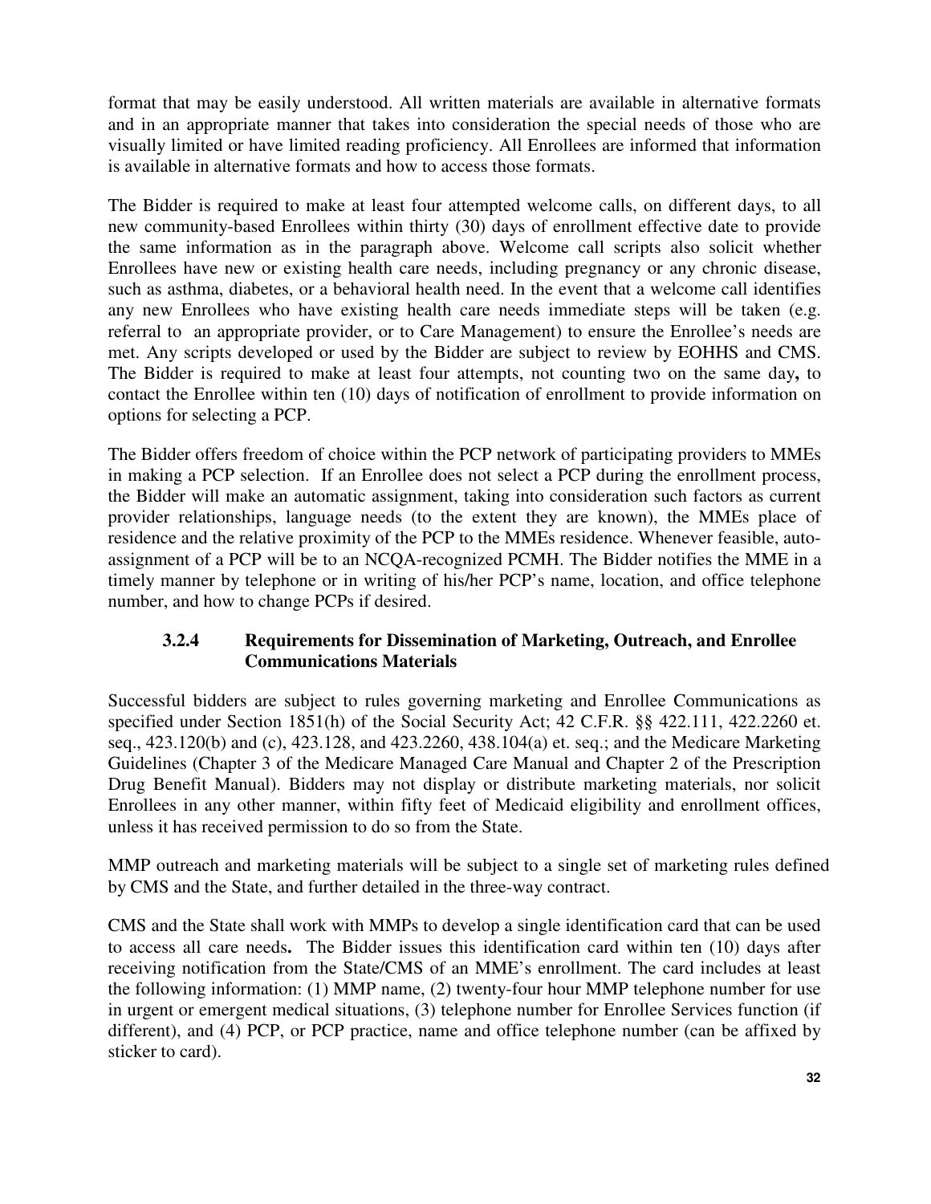format that may be easily understood. All written materials are available in alternative formats and in an appropriate manner that takes into consideration the special needs of those who are visually limited or have limited reading proficiency. All Enrollees are informed that information is available in alternative formats and how to access those formats.

The Bidder is required to make at least four attempted welcome calls, on different days, to all new community-based Enrollees within thirty (30) days of enrollment effective date to provide the same information as in the paragraph above. Welcome call scripts also solicit whether Enrollees have new or existing health care needs, including pregnancy or any chronic disease, such as asthma, diabetes, or a behavioral health need. In the event that a welcome call identifies any new Enrollees who have existing health care needs immediate steps will be taken (e.g. referral to an appropriate provider, or to Care Management) to ensure the Enrollee's needs are met. Any scripts developed or used by the Bidder are subject to review by EOHHS and CMS. The Bidder is required to make at least four attempts, not counting two on the same day**,** to contact the Enrollee within ten (10) days of notification of enrollment to provide information on options for selecting a PCP.

The Bidder offers freedom of choice within the PCP network of participating providers to MMEs in making a PCP selection. If an Enrollee does not select a PCP during the enrollment process, the Bidder will make an automatic assignment, taking into consideration such factors as current provider relationships, language needs (to the extent they are known), the MMEs place of residence and the relative proximity of the PCP to the MMEs residence. Whenever feasible, auto-assignment of a PCP will be to an NCQA-recognized PCMH. The Bidder notifies the MME in a timely manner by telephone or in writing of his/her PCP's name, location, and office telephone number, and how to change PCPs if desired.

### 3.2.4 Requirements for Dissemination of Marketing, Outreach, and Enrollee Communications Materials

Successful bidders are subject to rules governing marketing and Enrollee Communications as specified under Section 1851(h) of the Social Security Act; 42 C.F.R. §§ 422.111, 422.2260 et. seq., 423.120(b) and (c), 423.128, and 423.2260, 438.104(a) et. seq.; and the Medicare Marketing Guidelines (Chapter 3 of the Medicare Managed Care Manual and Chapter 2 of the Prescription Drug Benefit Manual). Bidders may not display or distribute marketing materials, nor solicit Enrollees in any other manner, within fifty feet of Medicaid eligibility and enrollment offices, unless it has received permission to do so from the State.

MMP outreach and marketing materials will be subject to a single set of marketing rules defined by CMS and the State, and further detailed in the three-way contract.

CMS and the State shall work with MMPs to develop a single identification card that can be used to access all care needs**.** The Bidder issues this identification card within ten (10) days after receiving notification from the State/CMS of an MME's enrollment. The card includes at least the following information: (1) MMP name, (2) twenty-four hour MMP telephone number for use in urgent or emergent medical situations, (3) telephone number for Enrollee Services function (if different), and (4) PCP, or PCP practice, name and office telephone number (can be affixed by sticker to card).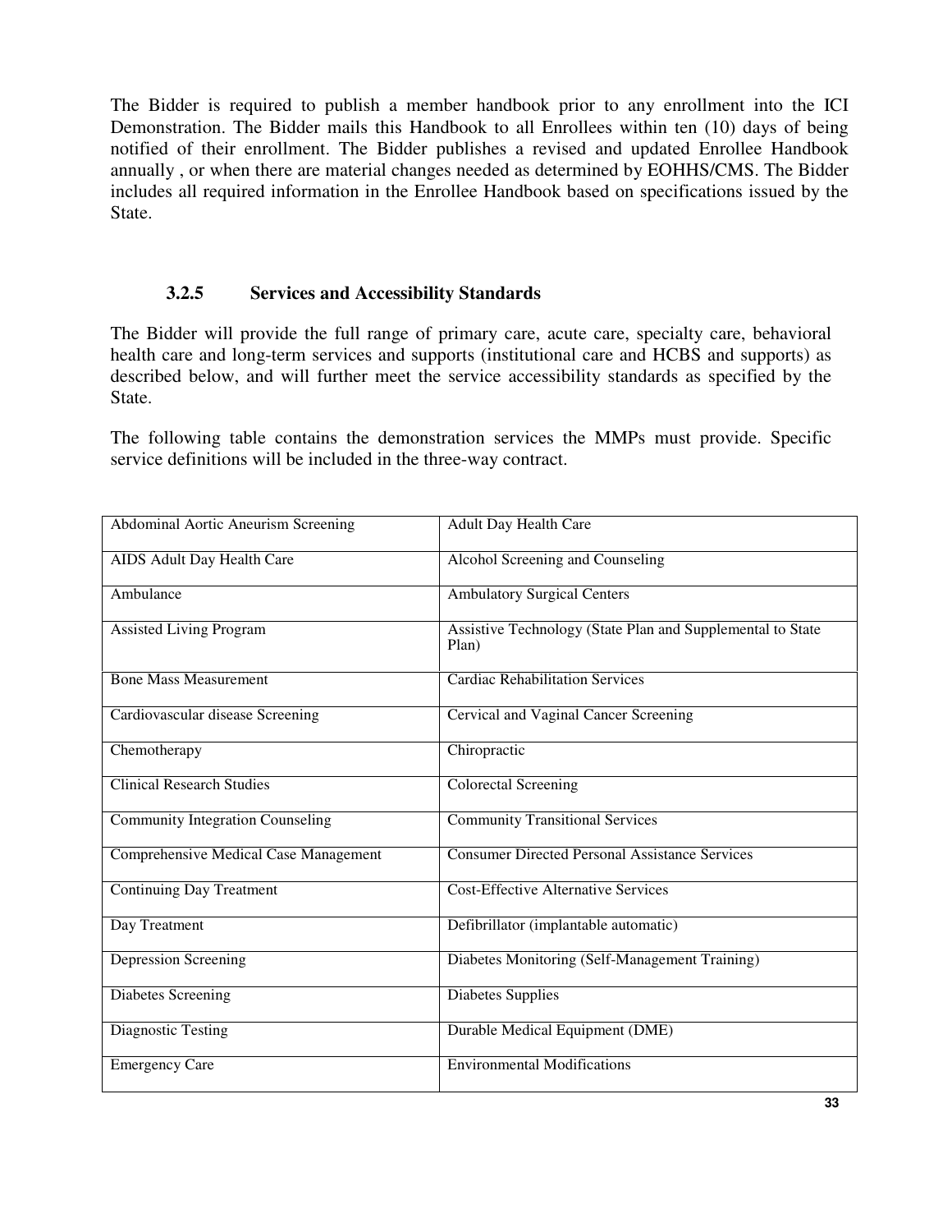The Bidder is required to publish a member handbook prior to any enrollment into the ICI Demonstration. The Bidder mails this Handbook to all Enrollees within ten (10) days of being notified of their enrollment. The Bidder publishes a revised and updated Enrollee Handbook annually , or when there are material changes needed as determined by EOHHS/CMS. The Bidder includes all required information in the Enrollee Handbook based on specifications issued by the State.

### 3.2.5 Services and Accessibility Standards

The Bidder will provide the full range of primary care, acute care, specialty care, behavioral health care and long-term services and supports (institutional care and HCBS and supports) as described below, and will further meet the service accessibility standards as specified by the State.

The following table contains the demonstration services the MMPs must provide. Specific service definitions will be included in the three-way contract.

| | |
|---|---|
| Abdominal Aortic Aneurism Screening | Adult Day Health Care |
| AIDS Adult Day Health Care | Alcohol Screening and Counseling |
| Ambulance | Ambulatory Surgical Centers |
| Assisted Living Program | Assistive Technology (State Plan and Supplemental to State Plan) |
| Bone Mass Measurement | Cardiac Rehabilitation Services |
| Cardiovascular disease Screening | Cervical and Vaginal Cancer Screening |
| Chemotherapy | Chiropractic |
| Clinical Research Studies | Colorectal Screening |
| Community Integration Counseling | Community Transitional Services |
| Comprehensive Medical Case Management | Consumer Directed Personal Assistance Services |
| Continuing Day Treatment | Cost-Effective Alternative Services |
| Day Treatment | Defibrillator (implantable automatic) |
| Depression Screening | Diabetes Monitoring (Self-Management Training) |
| Diabetes Screening | Diabetes Supplies |
| Diagnostic Testing | Durable Medical Equipment (DME) |
| Emergency Care | Environmental Modifications |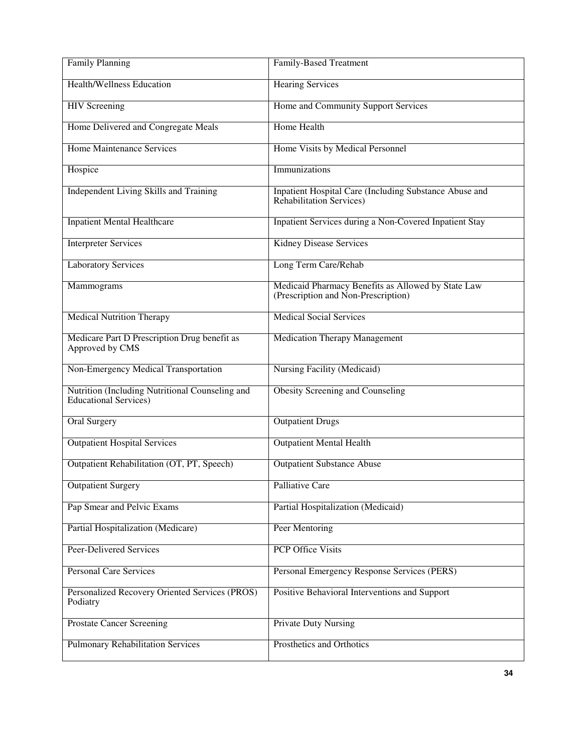| Family Planning | Family-Based Treatment |
|---|---|
| Health/Wellness Education | Hearing Services |
| HIV Screening | Home and Community Support Services |
| Home Delivered and Congregate Meals | Home Health |
| Home Maintenance Services | Home Visits by Medical Personnel |
| Hospice | Immunizations |
| Independent Living Skills and Training | Inpatient Hospital Care (Including Substance Abuse and Rehabilitation Services) |
| Inpatient Mental Healthcare | Inpatient Services during a Non-Covered Inpatient Stay |
| Interpreter Services | Kidney Disease Services |
| Laboratory Services | Long Term Care/Rehab |
| Mammograms | Medicaid Pharmacy Benefits as Allowed by State Law (Prescription and Non-Prescription) |
| Medical Nutrition Therapy | Medical Social Services |
| Medicare Part D Prescription Drug benefit as Approved by CMS | Medication Therapy Management |
| Non-Emergency Medical Transportation | Nursing Facility (Medicaid) |
| Nutrition (Including Nutritional Counseling and Educational Services) | Obesity Screening and Counseling |
| Oral Surgery | Outpatient Drugs |
| Outpatient Hospital Services | Outpatient Mental Health |
| Outpatient Rehabilitation (OT, PT, Speech) | Outpatient Substance Abuse |
| Outpatient Surgery | Palliative Care |
| Pap Smear and Pelvic Exams | Partial Hospitalization (Medicaid) |
| Partial Hospitalization (Medicare) | Peer Mentoring |
| Peer-Delivered Services | PCP Office Visits |
| Personal Care Services | Personal Emergency Response Services (PERS) |
| Personalized Recovery Oriented Services (PROS) Podiatry | Positive Behavioral Interventions and Support |
| Prostate Cancer Screening | Private Duty Nursing |
| Pulmonary Rehabilitation Services | Prosthetics and Orthotics |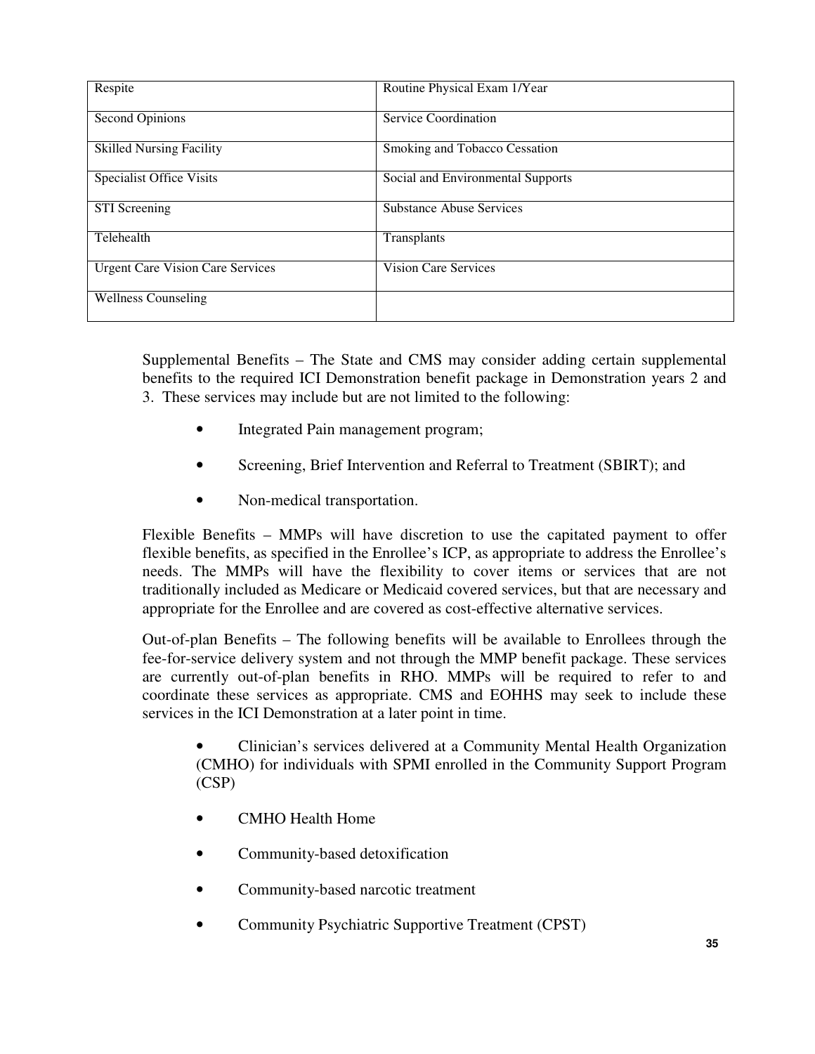| | |
|---|---|
| Respite | Routine Physical Exam 1/Year |
| Second Opinions | Service Coordination |
| Skilled Nursing Facility | Smoking and Tobacco Cessation |
| Specialist Office Visits | Social and Environmental Supports |
| STI Screening | Substance Abuse Services |
| Telehealth | Transplants |
| Urgent Care Vision Care Services | Vision Care Services |
| Wellness Counseling | |

Supplemental Benefits – The State and CMS may consider adding certain supplemental benefits to the required ICI Demonstration benefit package in Demonstration years 2 and 3. These services may include but are not limited to the following:

- Integrated Pain management program;
- Screening, Brief Intervention and Referral to Treatment (SBIRT); and
- Non-medical transportation.

Flexible Benefits – MMPs will have discretion to use the capitated payment to offer flexible benefits, as specified in the Enrollee's ICP, as appropriate to address the Enrollee's needs. The MMPs will have the flexibility to cover items or services that are not traditionally included as Medicare or Medicaid covered services, but that are necessary and appropriate for the Enrollee and are covered as cost-effective alternative services.

Out-of-plan Benefits – The following benefits will be available to Enrollees through the fee-for-service delivery system and not through the MMP benefit package. These services are currently out-of-plan benefits in RHO. MMPs will be required to refer to and coordinate these services as appropriate. CMS and EOHHS may seek to include these services in the ICI Demonstration at a later point in time.

- Clinician's services delivered at a Community Mental Health Organization (CMHO) for individuals with SPMI enrolled in the Community Support Program (CSP)
- CMHO Health Home
- Community-based detoxification
- Community-based narcotic treatment
- Community Psychiatric Supportive Treatment (CPST)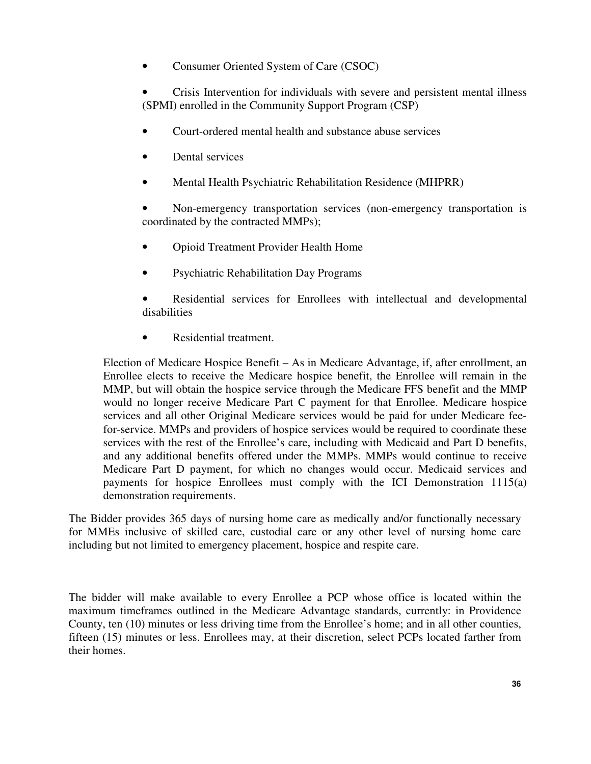- Consumer Oriented System of Care (CSOC)
- Crisis Intervention for individuals with severe and persistent mental illness (SPMI) enrolled in the Community Support Program (CSP)
- Court-ordered mental health and substance abuse services
- Dental services
- Mental Health Psychiatric Rehabilitation Residence (MHPRR)
- Non-emergency transportation services (non-emergency transportation is coordinated by the contracted MMPs);
- Opioid Treatment Provider Health Home
- Psychiatric Rehabilitation Day Programs
- Residential services for Enrollees with intellectual and developmental disabilities
- Residential treatment.

Election of Medicare Hospice Benefit – As in Medicare Advantage, if, after enrollment, an Enrollee elects to receive the Medicare hospice benefit, the Enrollee will remain in the MMP, but will obtain the hospice service through the Medicare FFS benefit and the MMP would no longer receive Medicare Part C payment for that Enrollee. Medicare hospice services and all other Original Medicare services would be paid for under Medicare fee-for-service. MMPs and providers of hospice services would be required to coordinate these services with the rest of the Enrollee's care, including with Medicaid and Part D benefits, and any additional benefits offered under the MMPs. MMPs would continue to receive Medicare Part D payment, for which no changes would occur. Medicaid services and payments for hospice Enrollees must comply with the ICI Demonstration 1115(a) demonstration requirements.

The Bidder provides 365 days of nursing home care as medically and/or functionally necessary for MMEs inclusive of skilled care, custodial care or any other level of nursing home care including but not limited to emergency placement, hospice and respite care.

The bidder will make available to every Enrollee a PCP whose office is located within the maximum timeframes outlined in the Medicare Advantage standards, currently: in Providence County, ten (10) minutes or less driving time from the Enrollee's home; and in all other counties, fifteen (15) minutes or less. Enrollees may, at their discretion, select PCPs located farther from their homes.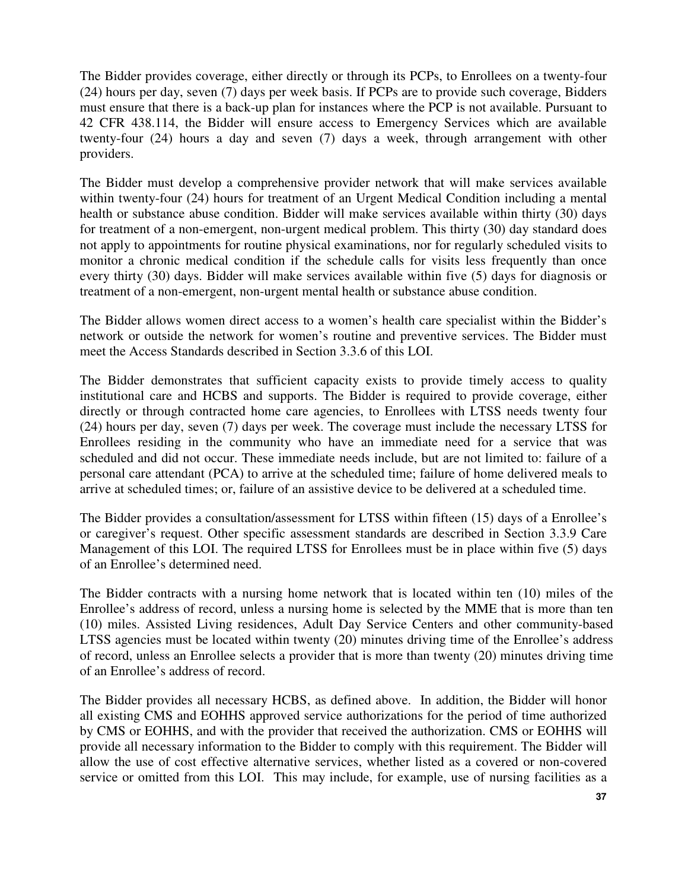The Bidder provides coverage, either directly or through its PCPs, to Enrollees on a twenty-four (24) hours per day, seven (7) days per week basis. If PCPs are to provide such coverage, Bidders must ensure that there is a back-up plan for instances where the PCP is not available. Pursuant to 42 CFR 438.114, the Bidder will ensure access to Emergency Services which are available twenty-four (24) hours a day and seven (7) days a week, through arrangement with other providers.

The Bidder must develop a comprehensive provider network that will make services available within twenty-four (24) hours for treatment of an Urgent Medical Condition including a mental health or substance abuse condition. Bidder will make services available within thirty (30) days for treatment of a non-emergent, non-urgent medical problem. This thirty (30) day standard does not apply to appointments for routine physical examinations, nor for regularly scheduled visits to monitor a chronic medical condition if the schedule calls for visits less frequently than once every thirty (30) days. Bidder will make services available within five (5) days for diagnosis or treatment of a non-emergent, non-urgent mental health or substance abuse condition.

The Bidder allows women direct access to a women's health care specialist within the Bidder's network or outside the network for women's routine and preventive services. The Bidder must meet the Access Standards described in Section 3.3.6 of this LOI.

The Bidder demonstrates that sufficient capacity exists to provide timely access to quality institutional care and HCBS and supports. The Bidder is required to provide coverage, either directly or through contracted home care agencies, to Enrollees with LTSS needs twenty four (24) hours per day, seven (7) days per week. The coverage must include the necessary LTSS for Enrollees residing in the community who have an immediate need for a service that was scheduled and did not occur. These immediate needs include, but are not limited to: failure of a personal care attendant (PCA) to arrive at the scheduled time; failure of home delivered meals to arrive at scheduled times; or, failure of an assistive device to be delivered at a scheduled time.

The Bidder provides a consultation/assessment for LTSS within fifteen (15) days of a Enrollee's or caregiver's request. Other specific assessment standards are described in Section 3.3.9 Care Management of this LOI. The required LTSS for Enrollees must be in place within five (5) days of an Enrollee's determined need.

The Bidder contracts with a nursing home network that is located within ten (10) miles of the Enrollee's address of record, unless a nursing home is selected by the MME that is more than ten (10) miles. Assisted Living residences, Adult Day Service Centers and other community-based LTSS agencies must be located within twenty (20) minutes driving time of the Enrollee's address of record, unless an Enrollee selects a provider that is more than twenty (20) minutes driving time of an Enrollee's address of record.

The Bidder provides all necessary HCBS, as defined above. In addition, the Bidder will honor all existing CMS and EOHHS approved service authorizations for the period of time authorized by CMS or EOHHS, and with the provider that received the authorization. CMS or EOHHS will provide all necessary information to the Bidder to comply with this requirement. The Bidder will allow the use of cost effective alternative services, whether listed as a covered or non-covered service or omitted from this LOI. This may include, for example, use of nursing facilities as a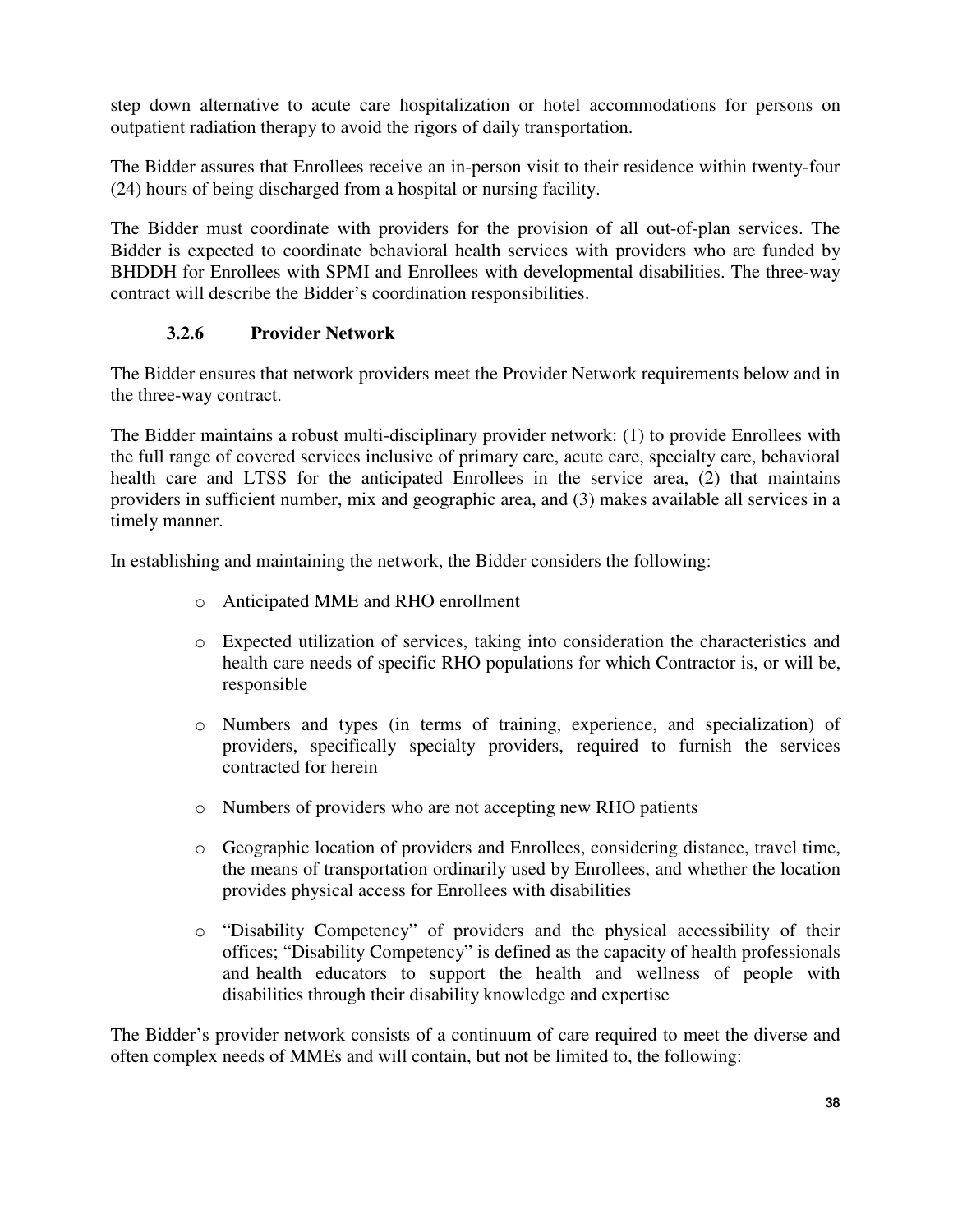step down alternative to acute care hospitalization or hotel accommodations for persons on outpatient radiation therapy to avoid the rigors of daily transportation.

The Bidder assures that Enrollees receive an in-person visit to their residence within twenty-four (24) hours of being discharged from a hospital or nursing facility.

The Bidder must coordinate with providers for the provision of all out-of-plan services. The Bidder is expected to coordinate behavioral health services with providers who are funded by BHDDH for Enrollees with SPMI and Enrollees with developmental disabilities. The three-way contract will describe the Bidder's coordination responsibilities.

### 3.2.6 Provider Network

The Bidder ensures that network providers meet the Provider Network requirements below and in the three-way contract.

The Bidder maintains a robust multi-disciplinary provider network: (1) to provide Enrollees with the full range of covered services inclusive of primary care, acute care, specialty care, behavioral health care and LTSS for the anticipated Enrollees in the service area, (2) that maintains providers in sufficient number, mix and geographic area, and (3) makes available all services in a timely manner.

In establishing and maintaining the network, the Bidder considers the following:

- Anticipated MME and RHO enrollment
- Expected utilization of services, taking into consideration the characteristics and health care needs of specific RHO populations for which Contractor is, or will be, responsible
- Numbers and types (in terms of training, experience, and specialization) of providers, specifically specialty providers, required to furnish the services contracted for herein
- Numbers of providers who are not accepting new RHO patients
- Geographic location of providers and Enrollees, considering distance, travel time, the means of transportation ordinarily used by Enrollees, and whether the location provides physical access for Enrollees with disabilities
- "Disability Competency" of providers and the physical accessibility of their offices; "Disability Competency" is defined as the capacity of health professionals and health educators to support the health and wellness of people with disabilities through their disability knowledge and expertise

The Bidder's provider network consists of a continuum of care required to meet the diverse and often complex needs of MMEs and will contain, but not be limited to, the following: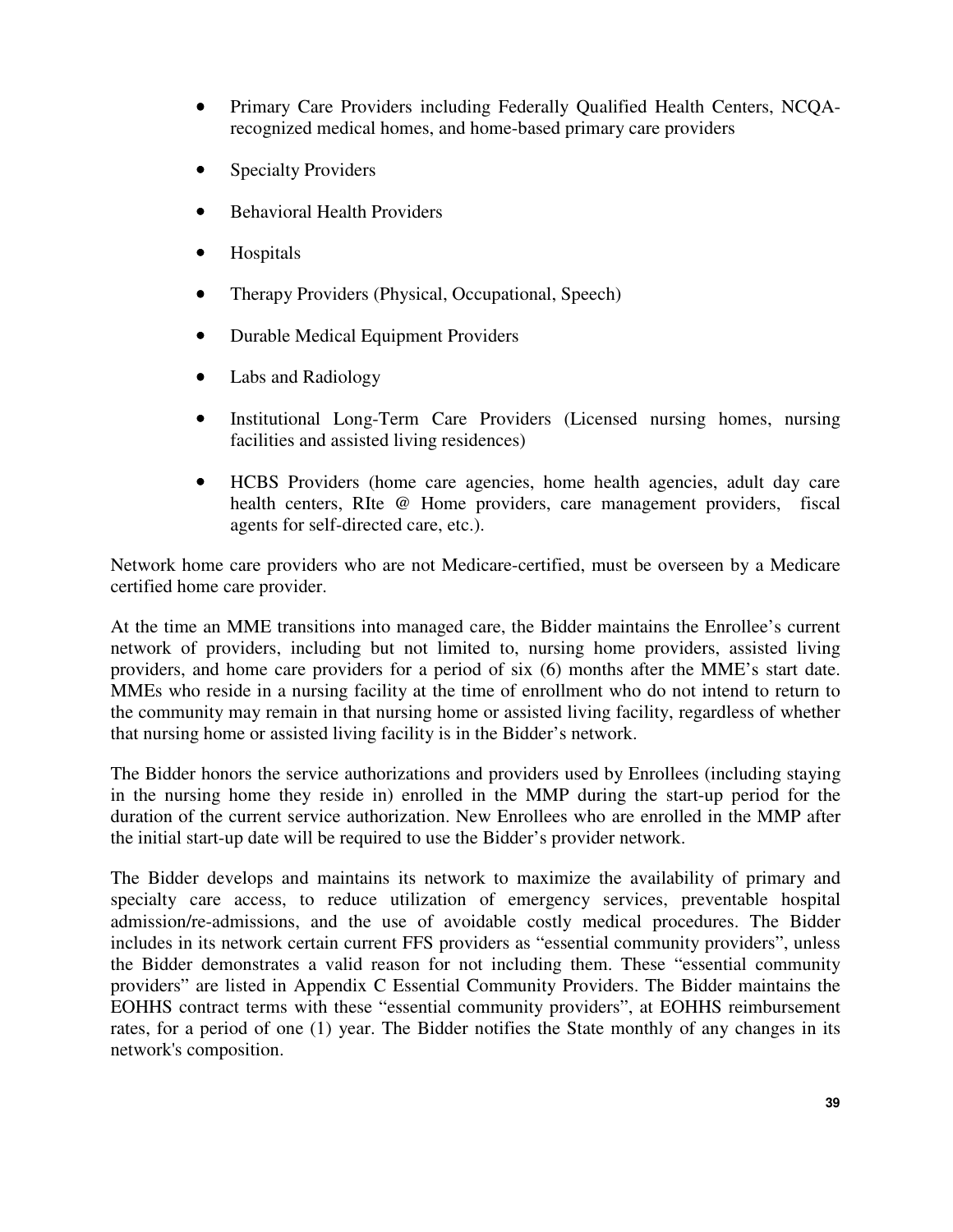- Primary Care Providers including Federally Qualified Health Centers, NCQA-recognized medical homes, and home-based primary care providers
- Specialty Providers
- Behavioral Health Providers
- Hospitals
- Therapy Providers (Physical, Occupational, Speech)
- Durable Medical Equipment Providers
- Labs and Radiology
- Institutional Long-Term Care Providers (Licensed nursing homes, nursing facilities and assisted living residences)
- HCBS Providers (home care agencies, home health agencies, adult day care health centers, RIte @ Home providers, care management providers, fiscal agents for self-directed care, etc.).

Network home care providers who are not Medicare-certified, must be overseen by a Medicare certified home care provider.

At the time an MME transitions into managed care, the Bidder maintains the Enrollee's current network of providers, including but not limited to, nursing home providers, assisted living providers, and home care providers for a period of six (6) months after the MME's start date. MMEs who reside in a nursing facility at the time of enrollment who do not intend to return to the community may remain in that nursing home or assisted living facility, regardless of whether that nursing home or assisted living facility is in the Bidder's network.

The Bidder honors the service authorizations and providers used by Enrollees (including staying in the nursing home they reside in) enrolled in the MMP during the start-up period for the duration of the current service authorization. New Enrollees who are enrolled in the MMP after the initial start-up date will be required to use the Bidder's provider network.

The Bidder develops and maintains its network to maximize the availability of primary and specialty care access, to reduce utilization of emergency services, preventable hospital admission/re-admissions, and the use of avoidable costly medical procedures. The Bidder includes in its network certain current FFS providers as "essential community providers", unless the Bidder demonstrates a valid reason for not including them. These "essential community providers" are listed in Appendix C Essential Community Providers. The Bidder maintains the EOHHS contract terms with these "essential community providers", at EOHHS reimbursement rates, for a period of one (1) year. The Bidder notifies the State monthly of any changes in its network's composition.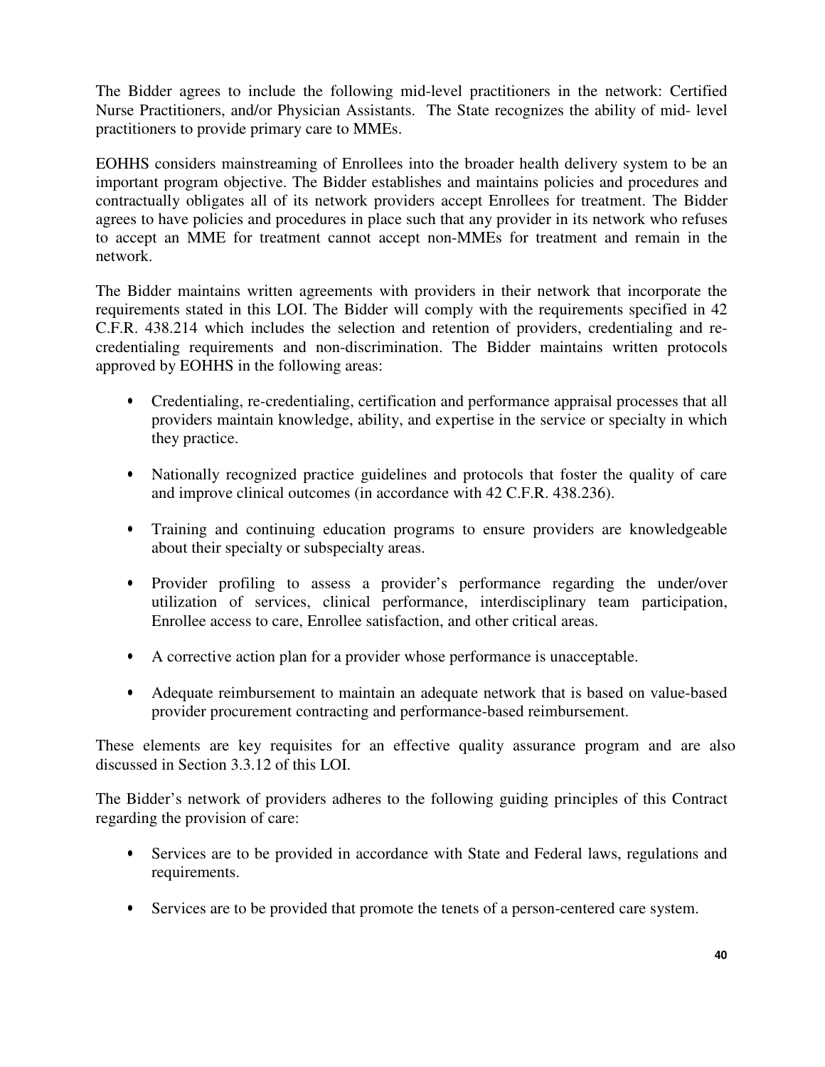The Bidder agrees to include the following mid-level practitioners in the network: Certified Nurse Practitioners, and/or Physician Assistants. The State recognizes the ability of mid- level practitioners to provide primary care to MMEs.

EOHHS considers mainstreaming of Enrollees into the broader health delivery system to be an important program objective. The Bidder establishes and maintains policies and procedures and contractually obligates all of its network providers accept Enrollees for treatment. The Bidder agrees to have policies and procedures in place such that any provider in its network who refuses to accept an MME for treatment cannot accept non-MMEs for treatment and remain in the network.

The Bidder maintains written agreements with providers in their network that incorporate the requirements stated in this LOI. The Bidder will comply with the requirements specified in 42 C.F.R. 438.214 which includes the selection and retention of providers, credentialing and re-credentialing requirements and non-discrimination. The Bidder maintains written protocols approved by EOHHS in the following areas:

- Credentialing, re-credentialing, certification and performance appraisal processes that all providers maintain knowledge, ability, and expertise in the service or specialty in which they practice.
- Nationally recognized practice guidelines and protocols that foster the quality of care and improve clinical outcomes (in accordance with 42 C.F.R. 438.236).
- Training and continuing education programs to ensure providers are knowledgeable about their specialty or subspecialty areas.
- Provider profiling to assess a provider's performance regarding the under/over utilization of services, clinical performance, interdisciplinary team participation, Enrollee access to care, Enrollee satisfaction, and other critical areas.
- A corrective action plan for a provider whose performance is unacceptable.
- Adequate reimbursement to maintain an adequate network that is based on value-based provider procurement contracting and performance-based reimbursement.

These elements are key requisites for an effective quality assurance program and are also discussed in Section 3.3.12 of this LOI.

The Bidder's network of providers adheres to the following guiding principles of this Contract regarding the provision of care:

- Services are to be provided in accordance with State and Federal laws, regulations and requirements.
- Services are to be provided that promote the tenets of a person-centered care system.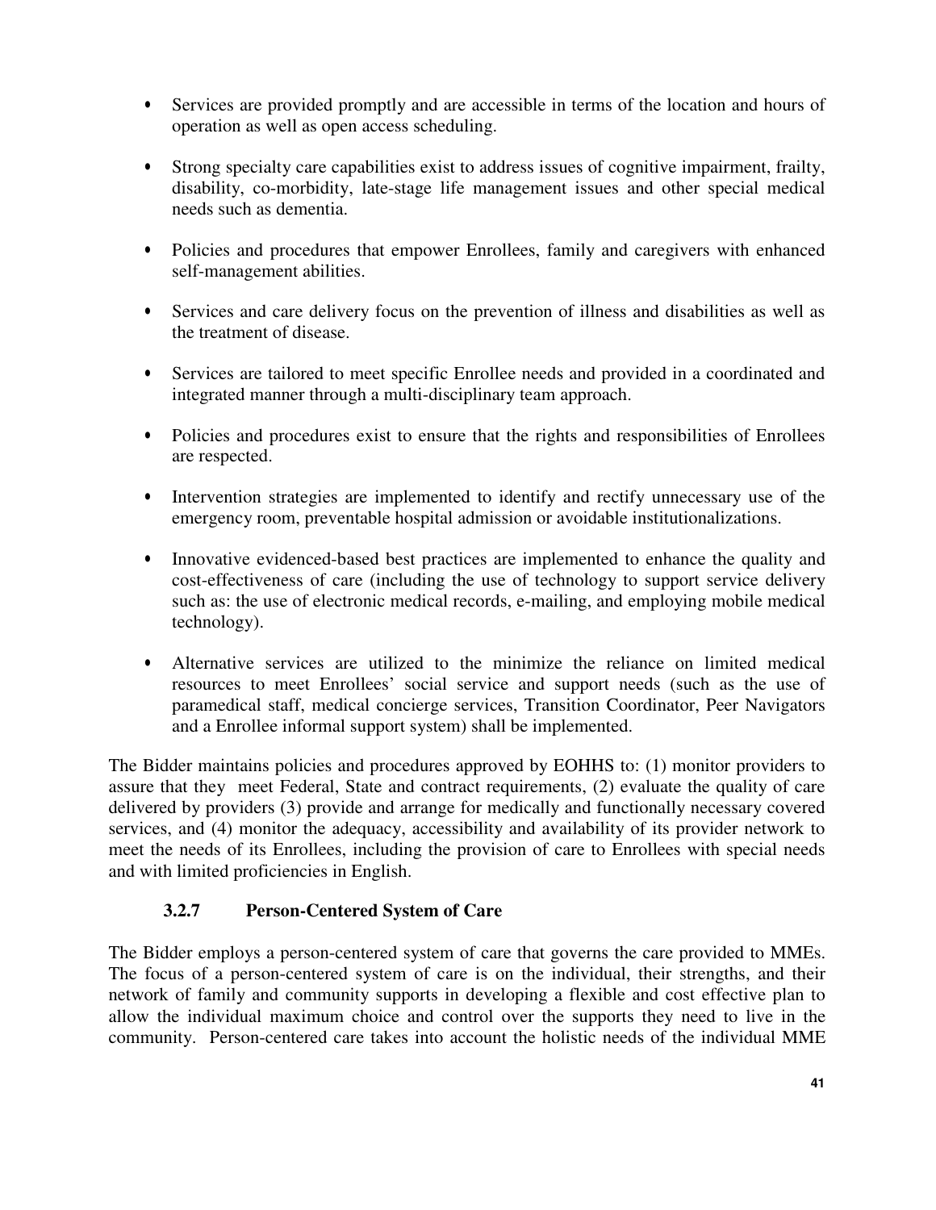- Services are provided promptly and are accessible in terms of the location and hours of operation as well as open access scheduling.

- Strong specialty care capabilities exist to address issues of cognitive impairment, frailty, disability, co-morbidity, late-stage life management issues and other special medical needs such as dementia.

- Policies and procedures that empower Enrollees, family and caregivers with enhanced self-management abilities.

- Services and care delivery focus on the prevention of illness and disabilities as well as the treatment of disease.

- Services are tailored to meet specific Enrollee needs and provided in a coordinated and integrated manner through a multi-disciplinary team approach.

- Policies and procedures exist to ensure that the rights and responsibilities of Enrollees are respected.

- Intervention strategies are implemented to identify and rectify unnecessary use of the emergency room, preventable hospital admission or avoidable institutionalizations.

- Innovative evidenced-based best practices are implemented to enhance the quality and cost-effectiveness of care (including the use of technology to support service delivery such as: the use of electronic medical records, e-mailing, and employing mobile medical technology).

- Alternative services are utilized to the minimize the reliance on limited medical resources to meet Enrollees' social service and support needs (such as the use of paramedical staff, medical concierge services, Transition Coordinator, Peer Navigators and a Enrollee informal support system) shall be implemented.

The Bidder maintains policies and procedures approved by EOHHS to: (1) monitor providers to assure that they meet Federal, State and contract requirements, (2) evaluate the quality of care delivered by providers (3) provide and arrange for medically and functionally necessary covered services, and (4) monitor the adequacy, accessibility and availability of its provider network to meet the needs of its Enrollees, including the provision of care to Enrollees with special needs and with limited proficiencies in English.

### 3.2.7 Person-Centered System of Care

The Bidder employs a person-centered system of care that governs the care provided to MMEs. The focus of a person-centered system of care is on the individual, their strengths, and their network of family and community supports in developing a flexible and cost effective plan to allow the individual maximum choice and control over the supports they need to live in the community. Person-centered care takes into account the holistic needs of the individual MME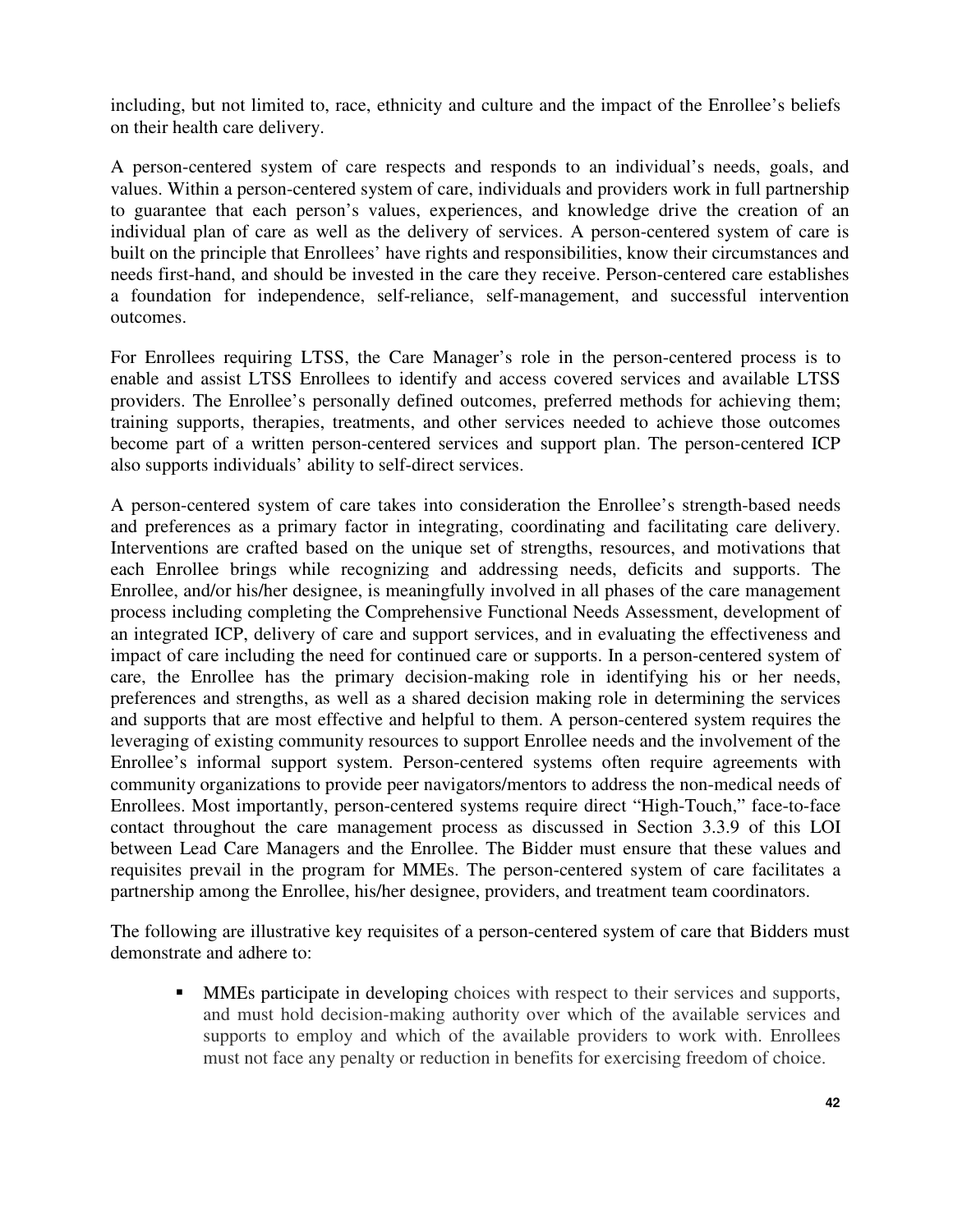including, but not limited to, race, ethnicity and culture and the impact of the Enrollee's beliefs on their health care delivery.

A person-centered system of care respects and responds to an individual's needs, goals, and values. Within a person-centered system of care, individuals and providers work in full partnership to guarantee that each person's values, experiences, and knowledge drive the creation of an individual plan of care as well as the delivery of services. A person-centered system of care is built on the principle that Enrollees' have rights and responsibilities, know their circumstances and needs first-hand, and should be invested in the care they receive. Person-centered care establishes a foundation for independence, self-reliance, self-management, and successful intervention outcomes.

For Enrollees requiring LTSS, the Care Manager's role in the person-centered process is to enable and assist LTSS Enrollees to identify and access covered services and available LTSS providers. The Enrollee's personally defined outcomes, preferred methods for achieving them; training supports, therapies, treatments, and other services needed to achieve those outcomes become part of a written person-centered services and support plan. The person-centered ICP also supports individuals' ability to self-direct services.

A person-centered system of care takes into consideration the Enrollee's strength-based needs and preferences as a primary factor in integrating, coordinating and facilitating care delivery. Interventions are crafted based on the unique set of strengths, resources, and motivations that each Enrollee brings while recognizing and addressing needs, deficits and supports. The Enrollee, and/or his/her designee, is meaningfully involved in all phases of the care management process including completing the Comprehensive Functional Needs Assessment, development of an integrated ICP, delivery of care and support services, and in evaluating the effectiveness and impact of care including the need for continued care or supports. In a person-centered system of care, the Enrollee has the primary decision-making role in identifying his or her needs, preferences and strengths, as well as a shared decision making role in determining the services and supports that are most effective and helpful to them. A person-centered system requires the leveraging of existing community resources to support Enrollee needs and the involvement of the Enrollee's informal support system. Person-centered systems often require agreements with community organizations to provide peer navigators/mentors to address the non-medical needs of Enrollees. Most importantly, person-centered systems require direct "High-Touch," face-to-face contact throughout the care management process as discussed in Section 3.3.9 of this LOI between Lead Care Managers and the Enrollee. The Bidder must ensure that these values and requisites prevail in the program for MMEs. The person-centered system of care facilitates a partnership among the Enrollee, his/her designee, providers, and treatment team coordinators.

The following are illustrative key requisites of a person-centered system of care that Bidders must demonstrate and adhere to:

- MMEs participate in developing choices with respect to their services and supports, and must hold decision-making authority over which of the available services and supports to employ and which of the available providers to work with. Enrollees must not face any penalty or reduction in benefits for exercising freedom of choice.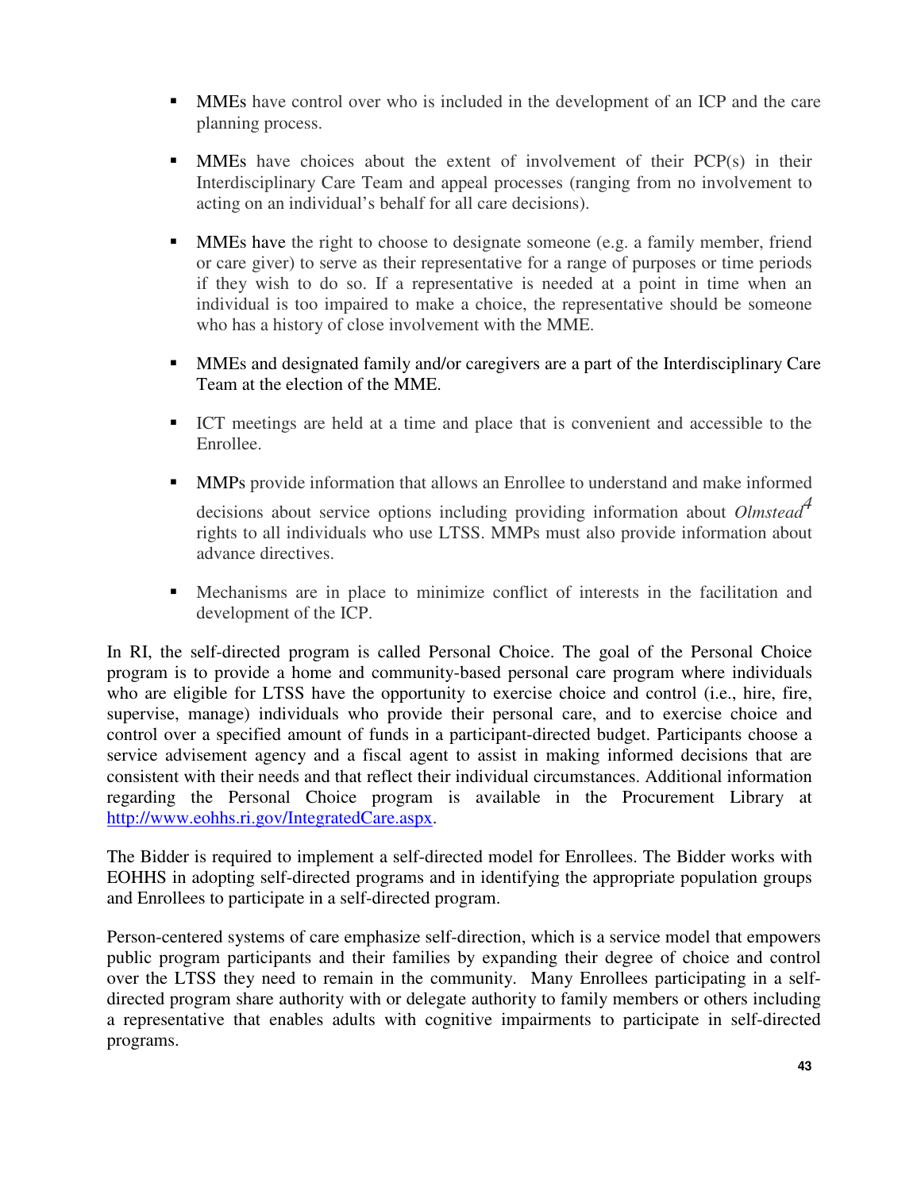- MMEs have control over who is included in the development of an ICP and the care planning process.

- MMEs have choices about the extent of involvement of their PCP(s) in their Interdisciplinary Care Team and appeal processes (ranging from no involvement to acting on an individual's behalf for all care decisions).

- MMEs have the right to choose to designate someone (e.g. a family member, friend or care giver) to serve as their representative for a range of purposes or time periods if they wish to do so. If a representative is needed at a point in time when an individual is too impaired to make a choice, the representative should be someone who has a history of close involvement with the MME.

- MMEs and designated family and/or caregivers are a part of the Interdisciplinary Care Team at the election of the MME.

- ICT meetings are held at a time and place that is convenient and accessible to the Enrollee.

- MMPs provide information that allows an Enrollee to understand and make informed decisions about service options including providing information about *Olmstead*[4] rights to all individuals who use LTSS. MMPs must also provide information about advance directives.

- Mechanisms are in place to minimize conflict of interests in the facilitation and development of the ICP.

In RI, the self-directed program is called Personal Choice. The goal of the Personal Choice program is to provide a home and community-based personal care program where individuals who are eligible for LTSS have the opportunity to exercise choice and control (i.e., hire, fire, supervise, manage) individuals who provide their personal care, and to exercise choice and control over a specified amount of funds in a participant-directed budget. Participants choose a service advisement agency and a fiscal agent to assist in making informed decisions that are consistent with their needs and that reflect their individual circumstances. Additional information regarding the Personal Choice program is available in the Procurement Library at http://www.eohhs.ri.gov/IntegratedCare.aspx.

The Bidder is required to implement a self-directed model for Enrollees. The Bidder works with EOHHS in adopting self-directed programs and in identifying the appropriate population groups and Enrollees to participate in a self-directed program.

Person-centered systems of care emphasize self-direction, which is a service model that empowers public program participants and their families by expanding their degree of choice and control over the LTSS they need to remain in the community. Many Enrollees participating in a self-directed program share authority with or delegate authority to family members or others including a representative that enables adults with cognitive impairments to participate in self-directed programs.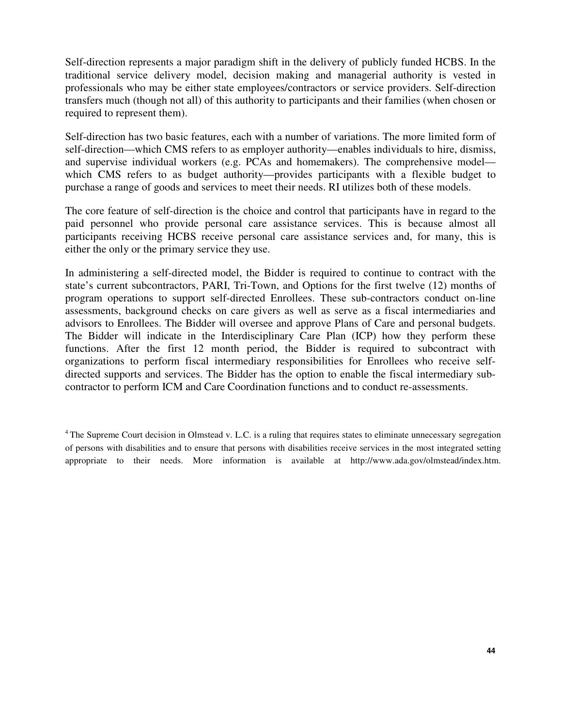Self-direction represents a major paradigm shift in the delivery of publicly funded HCBS. In the traditional service delivery model, decision making and managerial authority is vested in professionals who may be either state employees/contractors or service providers. Self-direction transfers much (though not all) of this authority to participants and their families (when chosen or required to represent them).

Self-direction has two basic features, each with a number of variations. The more limited form of self-direction—which CMS refers to as employer authority—enables individuals to hire, dismiss, and supervise individual workers (e.g. PCAs and homemakers). The comprehensive model—which CMS refers to as budget authority—provides participants with a flexible budget to purchase a range of goods and services to meet their needs. RI utilizes both of these models.

The core feature of self-direction is the choice and control that participants have in regard to the paid personnel who provide personal care assistance services. This is because almost all participants receiving HCBS receive personal care assistance services and, for many, this is either the only or the primary service they use.

In administering a self-directed model, the Bidder is required to continue to contract with the state's current subcontractors, PARI, Tri-Town, and Options for the first twelve (12) months of program operations to support self-directed Enrollees. These sub-contractors conduct on-line assessments, background checks on care givers as well as serve as a fiscal intermediaries and advisors to Enrollees. The Bidder will oversee and approve Plans of Care and personal budgets. The Bidder will indicate in the Interdisciplinary Care Plan (ICP) how they perform these functions. After the first 12 month period, the Bidder is required to subcontract with organizations to perform fiscal intermediary responsibilities for Enrollees who receive self-directed supports and services. The Bidder has the option to enable the fiscal intermediary sub-contractor to perform ICM and Care Coordination functions and to conduct re-assessments.

[4] The Supreme Court decision in Olmstead v. L.C. is a ruling that requires states to eliminate unnecessary segregation of persons with disabilities and to ensure that persons with disabilities receive services in the most integrated setting appropriate to their needs. More information is available at http://www.ada.gov/olmstead/index.htm.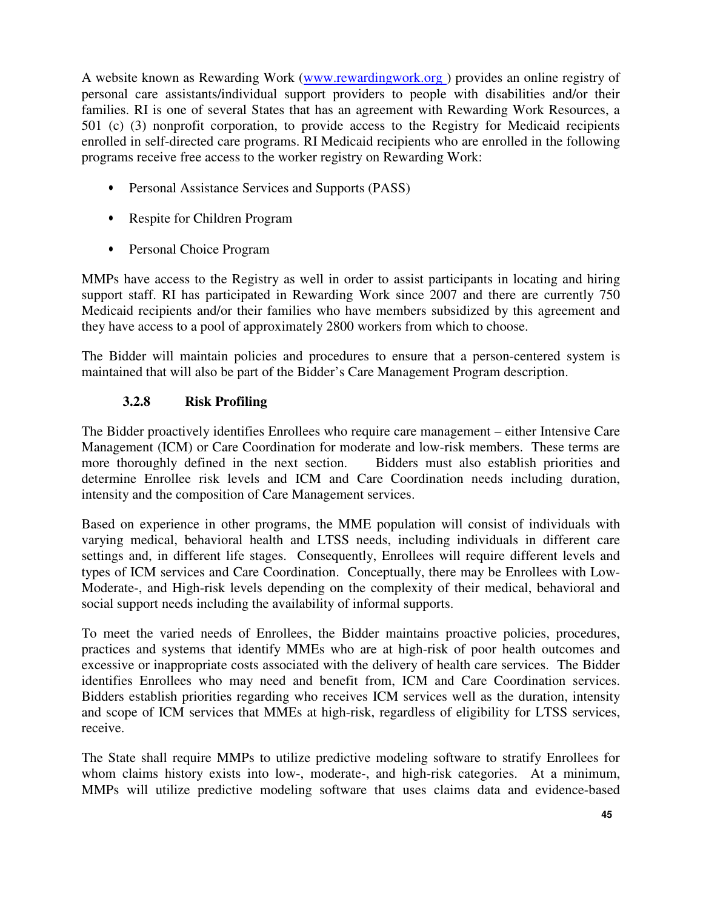A website known as Rewarding Work ([www.rewardingwork.org](http://www.rewardingwork.org) ) provides an online registry of personal care assistants/individual support providers to people with disabilities and/or their families. RI is one of several States that has an agreement with Rewarding Work Resources, a 501 (c) (3) nonprofit corporation, to provide access to the Registry for Medicaid recipients enrolled in self-directed care programs. RI Medicaid recipients who are enrolled in the following programs receive free access to the worker registry on Rewarding Work:

- Personal Assistance Services and Supports (PASS)
- Respite for Children Program
- Personal Choice Program

MMPs have access to the Registry as well in order to assist participants in locating and hiring support staff. RI has participated in Rewarding Work since 2007 and there are currently 750 Medicaid recipients and/or their families who have members subsidized by this agreement and they have access to a pool of approximately 2800 workers from which to choose.

The Bidder will maintain policies and procedures to ensure that a person-centered system is maintained that will also be part of the Bidder's Care Management Program description.

### 3.2.8 Risk Profiling

The Bidder proactively identifies Enrollees who require care management – either Intensive Care Management (ICM) or Care Coordination for moderate and low-risk members. These terms are more thoroughly defined in the next section. Bidders must also establish priorities and determine Enrollee risk levels and ICM and Care Coordination needs including duration, intensity and the composition of Care Management services.

Based on experience in other programs, the MME population will consist of individuals with varying medical, behavioral health and LTSS needs, including individuals in different care settings and, in different life stages. Consequently, Enrollees will require different levels and types of ICM services and Care Coordination. Conceptually, there may be Enrollees with Low-Moderate-, and High-risk levels depending on the complexity of their medical, behavioral and social support needs including the availability of informal supports.

To meet the varied needs of Enrollees, the Bidder maintains proactive policies, procedures, practices and systems that identify MMEs who are at high-risk of poor health outcomes and excessive or inappropriate costs associated with the delivery of health care services. The Bidder identifies Enrollees who may need and benefit from, ICM and Care Coordination services. Bidders establish priorities regarding who receives ICM services well as the duration, intensity and scope of ICM services that MMEs at high-risk, regardless of eligibility for LTSS services, receive.

The State shall require MMPs to utilize predictive modeling software to stratify Enrollees for whom claims history exists into low-, moderate-, and high-risk categories. At a minimum, MMPs will utilize predictive modeling software that uses claims data and evidence-based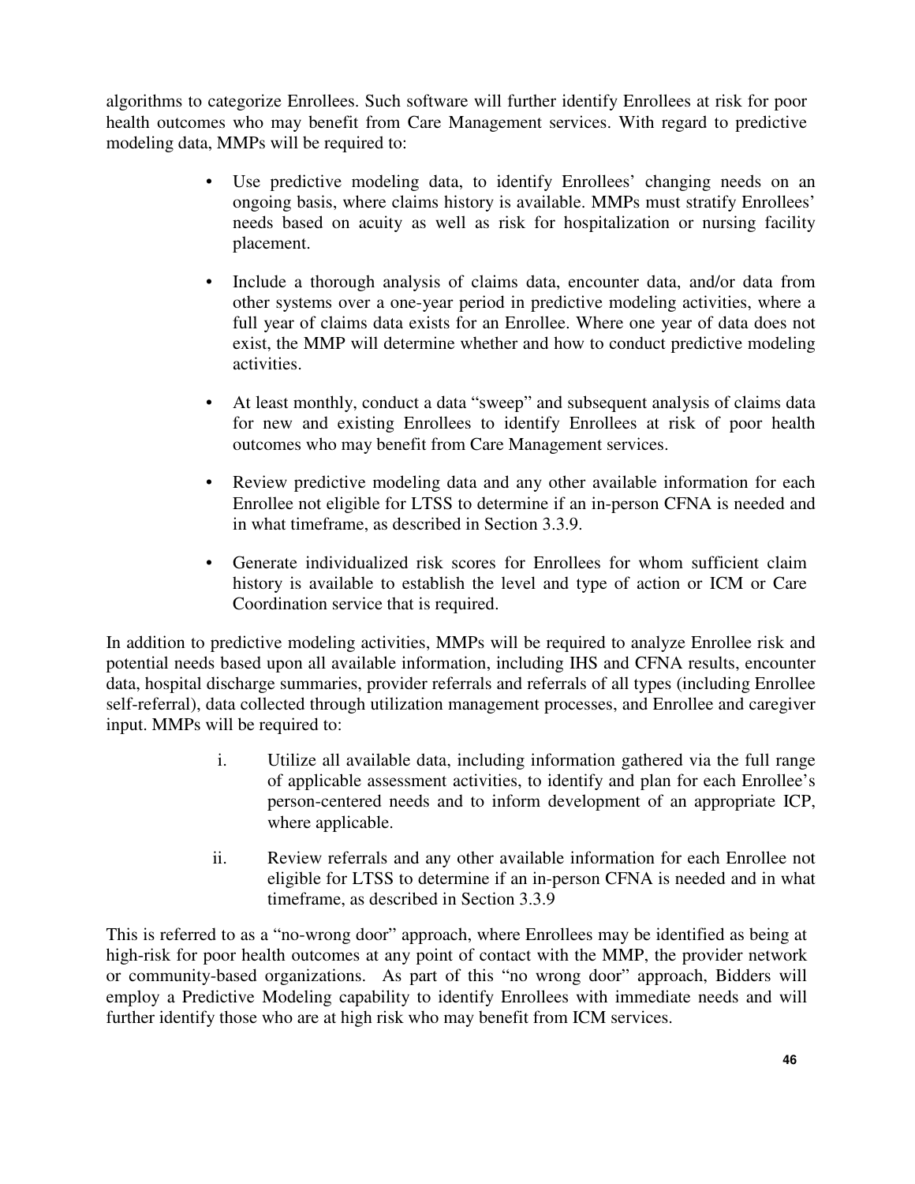algorithms to categorize Enrollees. Such software will further identify Enrollees at risk for poor health outcomes who may benefit from Care Management services. With regard to predictive modeling data, MMPs will be required to:

- Use predictive modeling data, to identify Enrollees' changing needs on an ongoing basis, where claims history is available. MMPs must stratify Enrollees' needs based on acuity as well as risk for hospitalization or nursing facility placement.
- Include a thorough analysis of claims data, encounter data, and/or data from other systems over a one-year period in predictive modeling activities, where a full year of claims data exists for an Enrollee. Where one year of data does not exist, the MMP will determine whether and how to conduct predictive modeling activities.
- At least monthly, conduct a data "sweep" and subsequent analysis of claims data for new and existing Enrollees to identify Enrollees at risk of poor health outcomes who may benefit from Care Management services.
- Review predictive modeling data and any other available information for each Enrollee not eligible for LTSS to determine if an in-person CFNA is needed and in what timeframe, as described in Section 3.3.9.
- Generate individualized risk scores for Enrollees for whom sufficient claim history is available to establish the level and type of action or ICM or Care Coordination service that is required.

In addition to predictive modeling activities, MMPs will be required to analyze Enrollee risk and potential needs based upon all available information, including IHS and CFNA results, encounter data, hospital discharge summaries, provider referrals and referrals of all types (including Enrollee self-referral), data collected through utilization management processes, and Enrollee and caregiver input. MMPs will be required to:

i. Utilize all available data, including information gathered via the full range of applicable assessment activities, to identify and plan for each Enrollee's person-centered needs and to inform development of an appropriate ICP, where applicable.

ii. Review referrals and any other available information for each Enrollee not eligible for LTSS to determine if an in-person CFNA is needed and in what timeframe, as described in Section 3.3.9

This is referred to as a "no-wrong door" approach, where Enrollees may be identified as being at high-risk for poor health outcomes at any point of contact with the MMP, the provider network or community-based organizations. As part of this "no wrong door" approach, Bidders will employ a Predictive Modeling capability to identify Enrollees with immediate needs and will further identify those who are at high risk who may benefit from ICM services.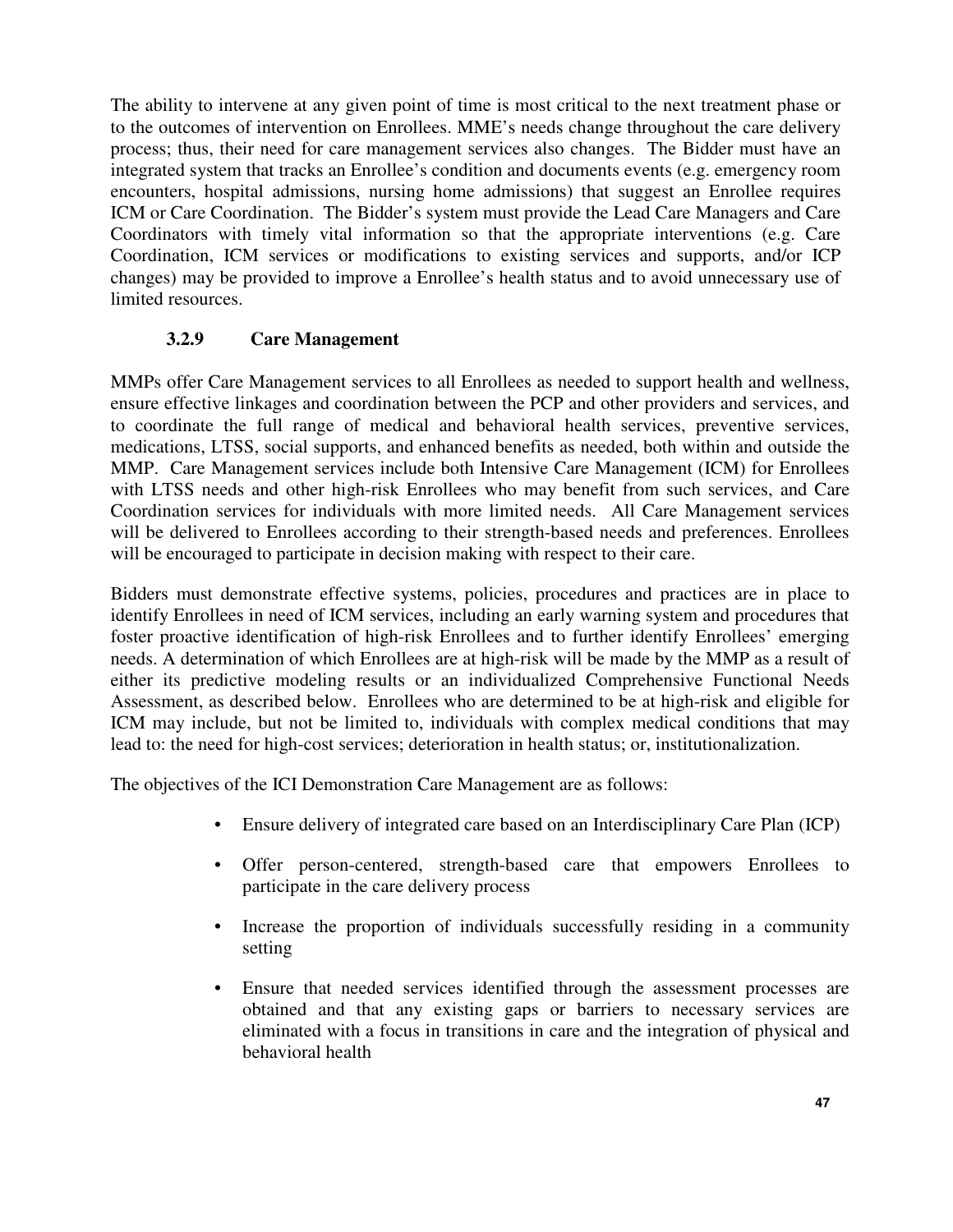The ability to intervene at any given point of time is most critical to the next treatment phase or to the outcomes of intervention on Enrollees. MME's needs change throughout the care delivery process; thus, their need for care management services also changes. The Bidder must have an integrated system that tracks an Enrollee's condition and documents events (e.g. emergency room encounters, hospital admissions, nursing home admissions) that suggest an Enrollee requires ICM or Care Coordination. The Bidder's system must provide the Lead Care Managers and Care Coordinators with timely vital information so that the appropriate interventions (e.g. Care Coordination, ICM services or modifications to existing services and supports, and/or ICP changes) may be provided to improve a Enrollee's health status and to avoid unnecessary use of limited resources.

### 3.2.9 Care Management

MMPs offer Care Management services to all Enrollees as needed to support health and wellness, ensure effective linkages and coordination between the PCP and other providers and services, and to coordinate the full range of medical and behavioral health services, preventive services, medications, LTSS, social supports, and enhanced benefits as needed, both within and outside the MMP. Care Management services include both Intensive Care Management (ICM) for Enrollees with LTSS needs and other high-risk Enrollees who may benefit from such services, and Care Coordination services for individuals with more limited needs. All Care Management services will be delivered to Enrollees according to their strength-based needs and preferences. Enrollees will be encouraged to participate in decision making with respect to their care.

Bidders must demonstrate effective systems, policies, procedures and practices are in place to identify Enrollees in need of ICM services, including an early warning system and procedures that foster proactive identification of high-risk Enrollees and to further identify Enrollees' emerging needs. A determination of which Enrollees are at high-risk will be made by the MMP as a result of either its predictive modeling results or an individualized Comprehensive Functional Needs Assessment, as described below. Enrollees who are determined to be at high-risk and eligible for ICM may include, but not be limited to, individuals with complex medical conditions that may lead to: the need for high-cost services; deterioration in health status; or, institutionalization.

The objectives of the ICI Demonstration Care Management are as follows:

- Ensure delivery of integrated care based on an Interdisciplinary Care Plan (ICP)
- Offer person-centered, strength-based care that empowers Enrollees to participate in the care delivery process
- Increase the proportion of individuals successfully residing in a community setting
- Ensure that needed services identified through the assessment processes are obtained and that any existing gaps or barriers to necessary services are eliminated with a focus in transitions in care and the integration of physical and behavioral health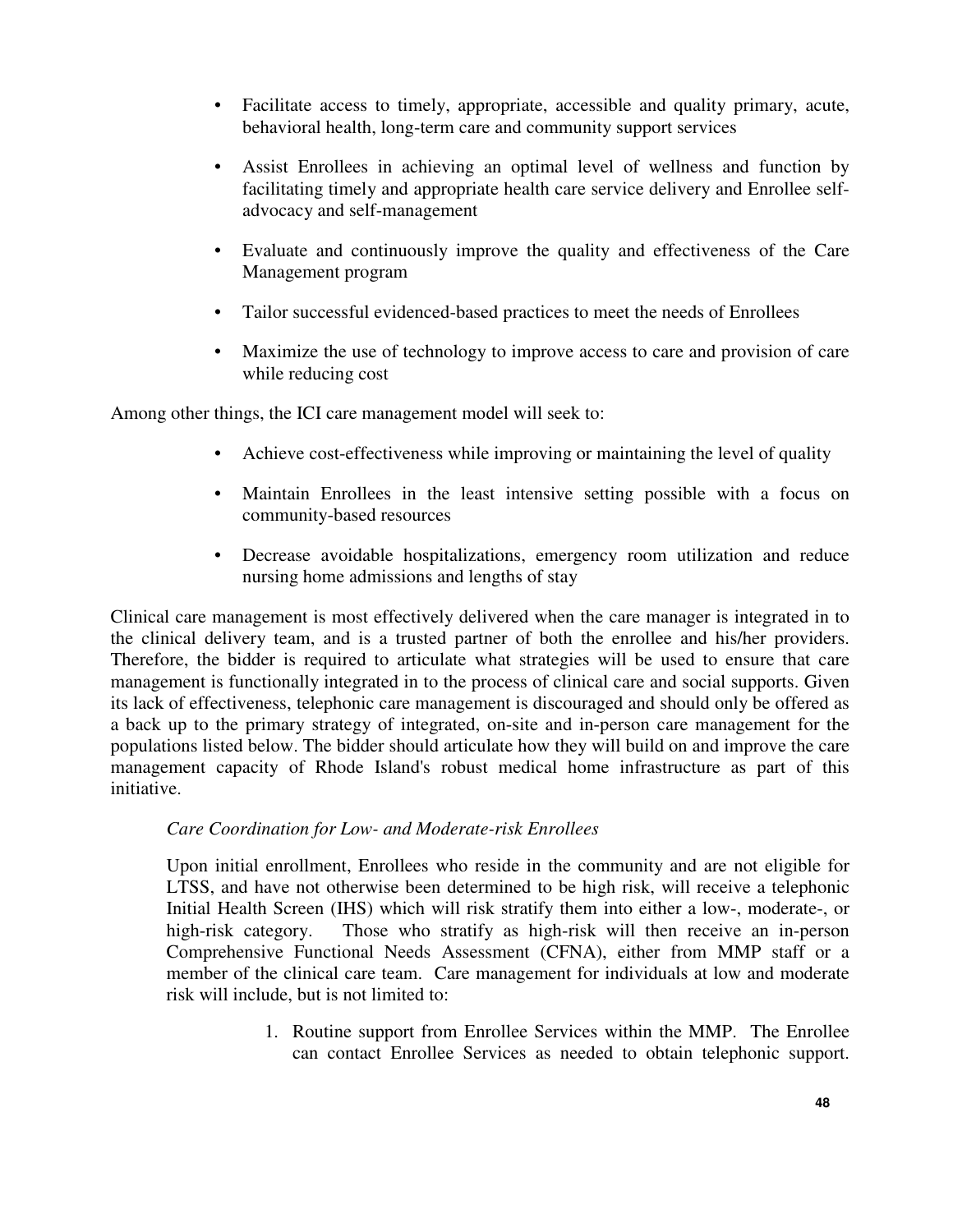- Facilitate access to timely, appropriate, accessible and quality primary, acute, behavioral health, long-term care and community support services
- Assist Enrollees in achieving an optimal level of wellness and function by facilitating timely and appropriate health care service delivery and Enrollee self-advocacy and self-management
- Evaluate and continuously improve the quality and effectiveness of the Care Management program
- Tailor successful evidenced-based practices to meet the needs of Enrollees
- Maximize the use of technology to improve access to care and provision of care while reducing cost

Among other things, the ICI care management model will seek to:

- Achieve cost-effectiveness while improving or maintaining the level of quality
- Maintain Enrollees in the least intensive setting possible with a focus on community-based resources
- Decrease avoidable hospitalizations, emergency room utilization and reduce nursing home admissions and lengths of stay

Clinical care management is most effectively delivered when the care manager is integrated in to the clinical delivery team, and is a trusted partner of both the enrollee and his/her providers. Therefore, the bidder is required to articulate what strategies will be used to ensure that care management is functionally integrated in to the process of clinical care and social supports. Given its lack of effectiveness, telephonic care management is discouraged and should only be offered as a back up to the primary strategy of integrated, on-site and in-person care management for the populations listed below. The bidder should articulate how they will build on and improve the care management capacity of Rhode Island's robust medical home infrastructure as part of this initiative.

*Care Coordination for Low- and Moderate-risk Enrollees*

Upon initial enrollment, Enrollees who reside in the community and are not eligible for LTSS, and have not otherwise been determined to be high risk, will receive a telephonic Initial Health Screen (IHS) which will risk stratify them into either a low-, moderate-, or high-risk category. Those who stratify as high-risk will then receive an in-person Comprehensive Functional Needs Assessment (CFNA), either from MMP staff or a member of the clinical care team. Care management for individuals at low and moderate risk will include, but is not limited to:

1. Routine support from Enrollee Services within the MMP. The Enrollee can contact Enrollee Services as needed to obtain telephonic support.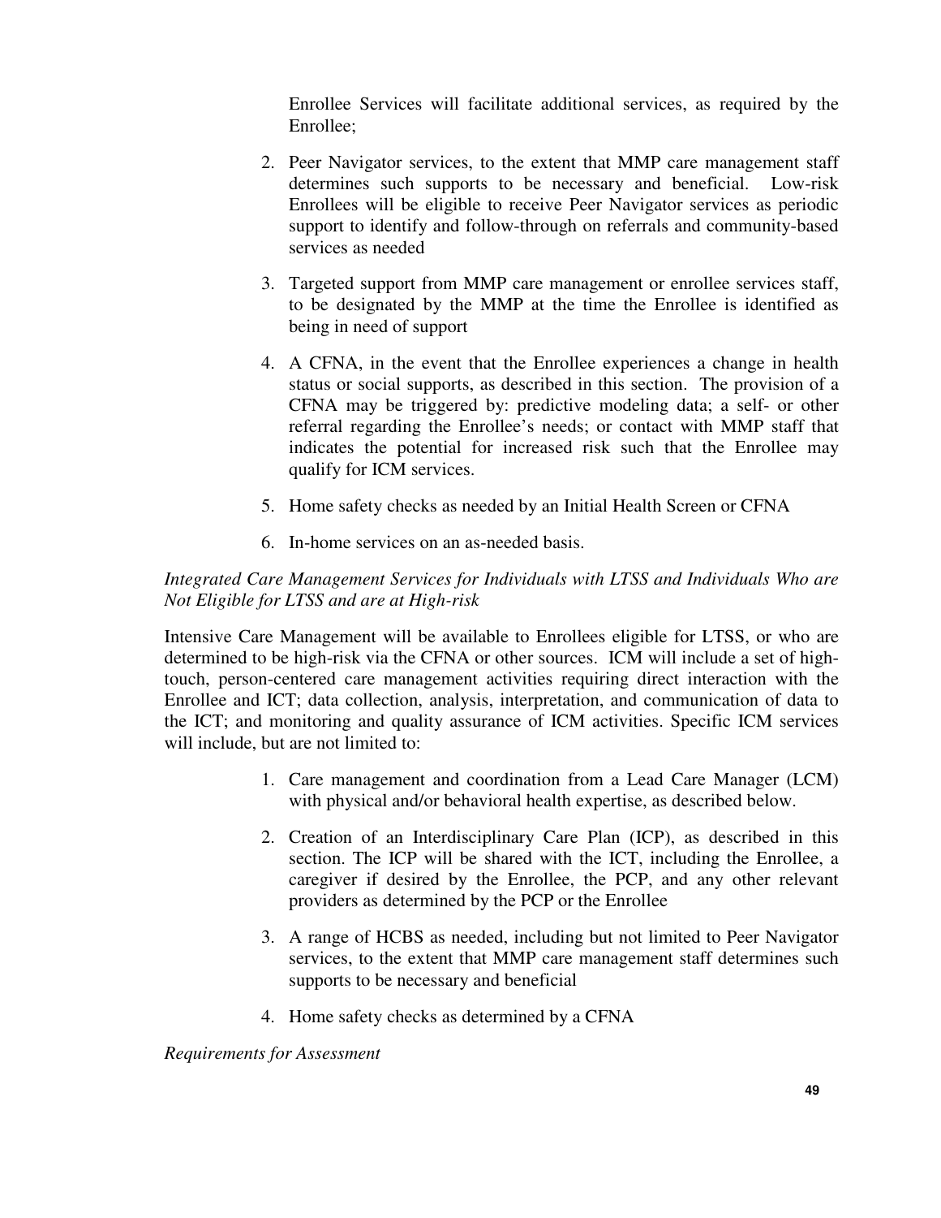Enrollee Services will facilitate additional services, as required by the Enrollee;

2. Peer Navigator services, to the extent that MMP care management staff determines such supports to be necessary and beneficial. Low-risk Enrollees will be eligible to receive Peer Navigator services as periodic support to identify and follow-through on referrals and community-based services as needed

3. Targeted support from MMP care management or enrollee services staff, to be designated by the MMP at the time the Enrollee is identified as being in need of support

4. A CFNA, in the event that the Enrollee experiences a change in health status or social supports, as described in this section. The provision of a CFNA may be triggered by: predictive modeling data; a self- or other referral regarding the Enrollee's needs; or contact with MMP staff that indicates the potential for increased risk such that the Enrollee may qualify for ICM services.

5. Home safety checks as needed by an Initial Health Screen or CFNA

6. In-home services on an as-needed basis.

*Integrated Care Management Services for Individuals with LTSS and Individuals Who are Not Eligible for LTSS and are at High-risk*

Intensive Care Management will be available to Enrollees eligible for LTSS, or who are determined to be high-risk via the CFNA or other sources. ICM will include a set of high-touch, person-centered care management activities requiring direct interaction with the Enrollee and ICT; data collection, analysis, interpretation, and communication of data to the ICT; and monitoring and quality assurance of ICM activities. Specific ICM services will include, but are not limited to:

1. Care management and coordination from a Lead Care Manager (LCM) with physical and/or behavioral health expertise, as described below.

2. Creation of an Interdisciplinary Care Plan (ICP), as described in this section. The ICP will be shared with the ICT, including the Enrollee, a caregiver if desired by the Enrollee, the PCP, and any other relevant providers as determined by the PCP or the Enrollee

3. A range of HCBS as needed, including but not limited to Peer Navigator services, to the extent that MMP care management staff determines such supports to be necessary and beneficial

4. Home safety checks as determined by a CFNA

*Requirements for Assessment*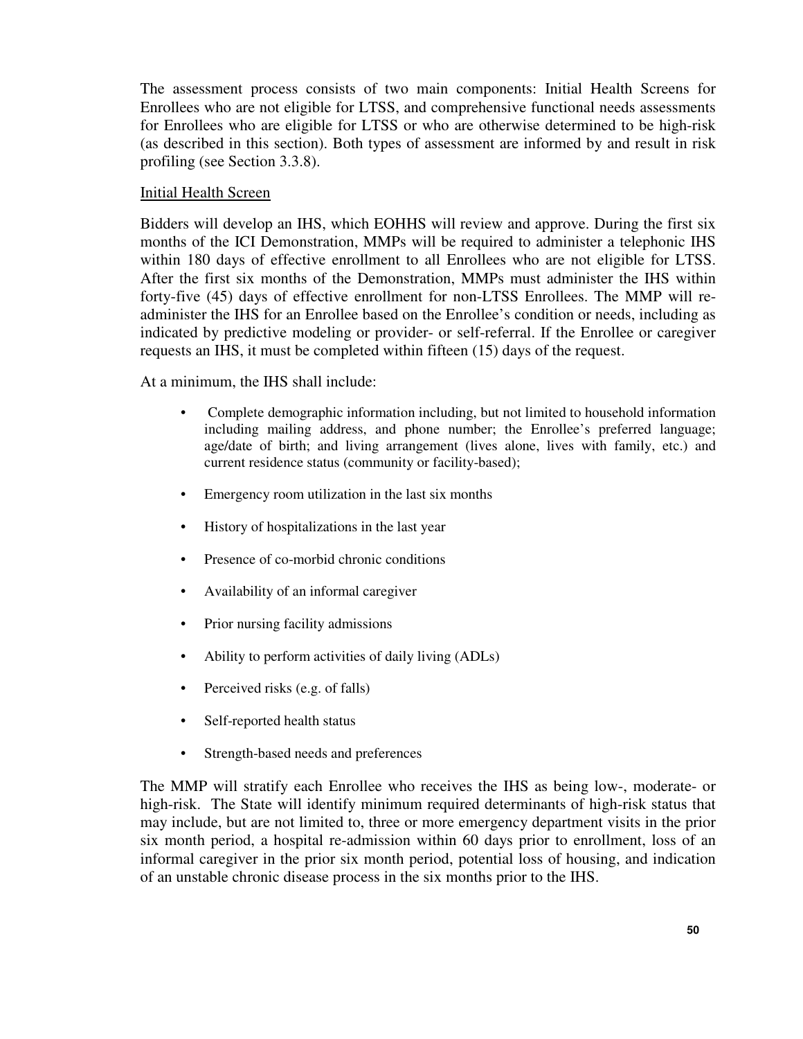The assessment process consists of two main components: Initial Health Screens for Enrollees who are not eligible for LTSS, and comprehensive functional needs assessments for Enrollees who are eligible for LTSS or who are otherwise determined to be high-risk (as described in this section). Both types of assessment are informed by and result in risk profiling (see Section 3.3.8).

<u>Initial Health Screen</u>

Bidders will develop an IHS, which EOHHS will review and approve. During the first six months of the ICI Demonstration, MMPs will be required to administer a telephonic IHS within 180 days of effective enrollment to all Enrollees who are not eligible for LTSS. After the first six months of the Demonstration, MMPs must administer the IHS within forty-five (45) days of effective enrollment for non-LTSS Enrollees. The MMP will re-administer the IHS for an Enrollee based on the Enrollee's condition or needs, including as indicated by predictive modeling or provider- or self-referral. If the Enrollee or caregiver requests an IHS, it must be completed within fifteen (15) days of the request.

At a minimum, the IHS shall include:

- Complete demographic information including, but not limited to household information including mailing address, and phone number; the Enrollee's preferred language; age/date of birth; and living arrangement (lives alone, lives with family, etc.) and current residence status (community or facility-based);
- Emergency room utilization in the last six months
- History of hospitalizations in the last year
- Presence of co-morbid chronic conditions
- Availability of an informal caregiver
- Prior nursing facility admissions
- Ability to perform activities of daily living (ADLs)
- Perceived risks (e.g. of falls)
- Self-reported health status
- Strength-based needs and preferences

The MMP will stratify each Enrollee who receives the IHS as being low-, moderate- or high-risk. The State will identify minimum required determinants of high-risk status that may include, but are not limited to, three or more emergency department visits in the prior six month period, a hospital re-admission within 60 days prior to enrollment, loss of an informal caregiver in the prior six month period, potential loss of housing, and indication of an unstable chronic disease process in the six months prior to the IHS.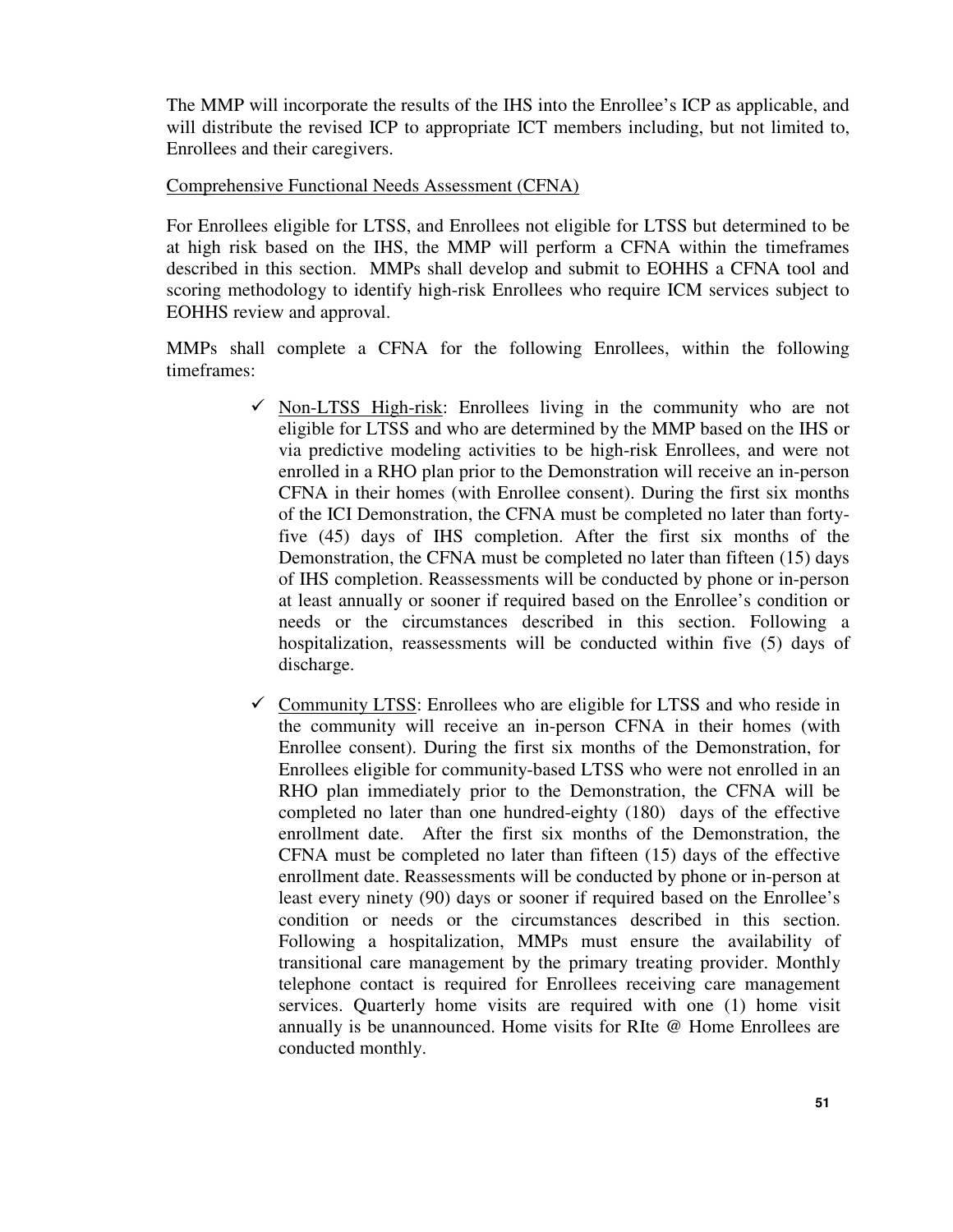The MMP will incorporate the results of the IHS into the Enrollee's ICP as applicable, and will distribute the revised ICP to appropriate ICT members including, but not limited to, Enrollees and their caregivers.

<u>Comprehensive Functional Needs Assessment (CFNA)</u>

For Enrollees eligible for LTSS, and Enrollees not eligible for LTSS but determined to be at high risk based on the IHS, the MMP will perform a CFNA within the timeframes described in this section. MMPs shall develop and submit to EOHHS a CFNA tool and scoring methodology to identify high-risk Enrollees who require ICM services subject to EOHHS review and approval.

MMPs shall complete a CFNA for the following Enrollees, within the following timeframes:

- ✓ <u>Non-LTSS High-risk</u>: Enrollees living in the community who are not eligible for LTSS and who are determined by the MMP based on the IHS or via predictive modeling activities to be high-risk Enrollees, and were not enrolled in a RHO plan prior to the Demonstration will receive an in-person CFNA in their homes (with Enrollee consent). During the first six months of the ICI Demonstration, the CFNA must be completed no later than forty-five (45) days of IHS completion. After the first six months of the Demonstration, the CFNA must be completed no later than fifteen (15) days of IHS completion. Reassessments will be conducted by phone or in-person at least annually or sooner if required based on the Enrollee's condition or needs or the circumstances described in this section. Following a hospitalization, reassessments will be conducted within five (5) days of discharge.

- ✓ <u>Community LTSS</u>: Enrollees who are eligible for LTSS and who reside in the community will receive an in-person CFNA in their homes (with Enrollee consent). During the first six months of the Demonstration, for Enrollees eligible for community-based LTSS who were not enrolled in an RHO plan immediately prior to the Demonstration, the CFNA will be completed no later than one hundred-eighty (180) days of the effective enrollment date. After the first six months of the Demonstration, the CFNA must be completed no later than fifteen (15) days of the effective enrollment date. Reassessments will be conducted by phone or in-person at least every ninety (90) days or sooner if required based on the Enrollee's condition or needs or the circumstances described in this section. Following a hospitalization, MMPs must ensure the availability of transitional care management by the primary treating provider. Monthly telephone contact is required for Enrollees receiving care management services. Quarterly home visits are required with one (1) home visit annually is be unannounced. Home visits for RIte @ Home Enrollees are conducted monthly.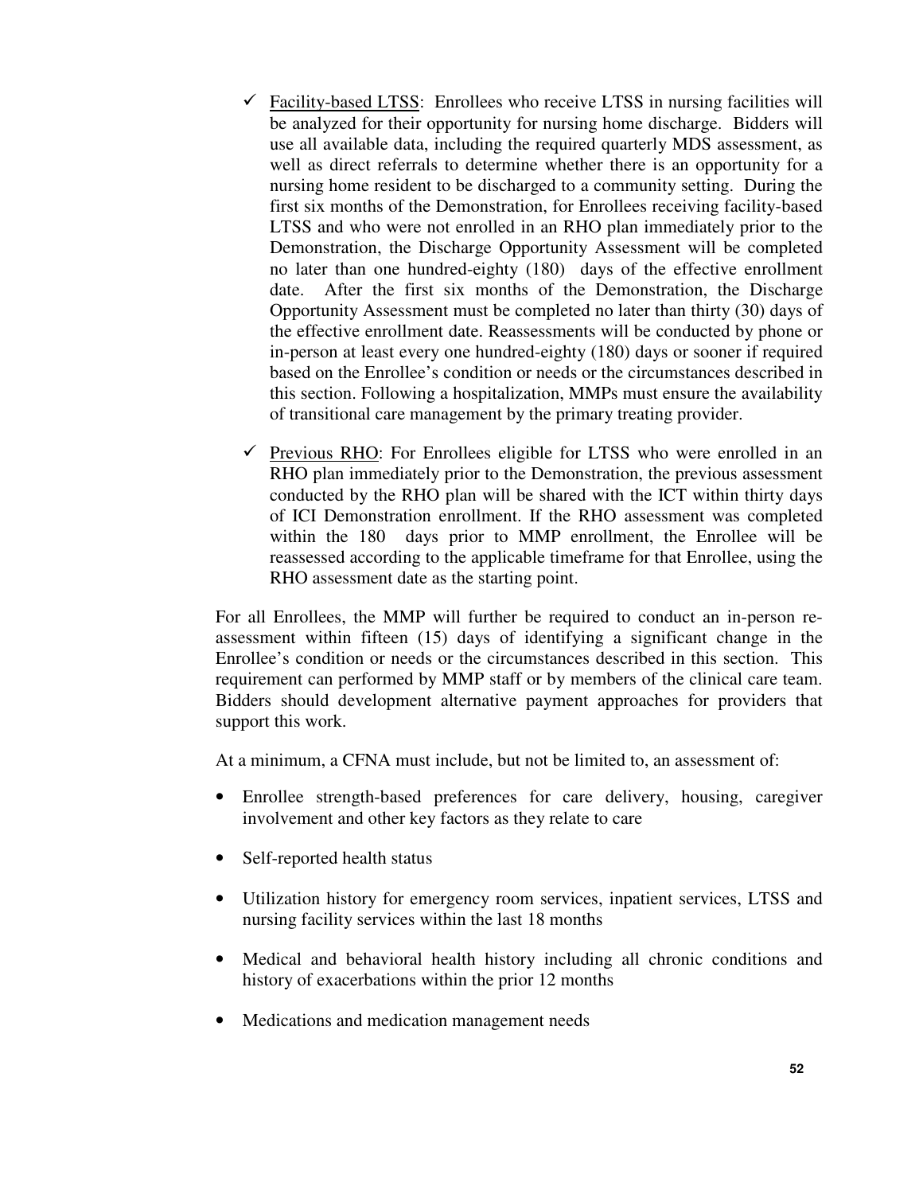- ✓ Facility-based LTSS: Enrollees who receive LTSS in nursing facilities will be analyzed for their opportunity for nursing home discharge. Bidders will use all available data, including the required quarterly MDS assessment, as well as direct referrals to determine whether there is an opportunity for a nursing home resident to be discharged to a community setting. During the first six months of the Demonstration, for Enrollees receiving facility-based LTSS and who were not enrolled in an RHO plan immediately prior to the Demonstration, the Discharge Opportunity Assessment will be completed no later than one hundred-eighty (180) days of the effective enrollment date. After the first six months of the Demonstration, the Discharge Opportunity Assessment must be completed no later than thirty (30) days of the effective enrollment date. Reassessments will be conducted by phone or in-person at least every one hundred-eighty (180) days or sooner if required based on the Enrollee's condition or needs or the circumstances described in this section. Following a hospitalization, MMPs must ensure the availability of transitional care management by the primary treating provider.

- ✓ Previous RHO: For Enrollees eligible for LTSS who were enrolled in an RHO plan immediately prior to the Demonstration, the previous assessment conducted by the RHO plan will be shared with the ICT within thirty days of ICI Demonstration enrollment. If the RHO assessment was completed within the 180 days prior to MMP enrollment, the Enrollee will be reassessed according to the applicable timeframe for that Enrollee, using the RHO assessment date as the starting point.

For all Enrollees, the MMP will further be required to conduct an in-person re-assessment within fifteen (15) days of identifying a significant change in the Enrollee's condition or needs or the circumstances described in this section. This requirement can performed by MMP staff or by members of the clinical care team. Bidders should development alternative payment approaches for providers that support this work.

At a minimum, a CFNA must include, but not be limited to, an assessment of:

- Enrollee strength-based preferences for care delivery, housing, caregiver involvement and other key factors as they relate to care
- Self-reported health status
- Utilization history for emergency room services, inpatient services, LTSS and nursing facility services within the last 18 months
- Medical and behavioral health history including all chronic conditions and history of exacerbations within the prior 12 months
- Medications and medication management needs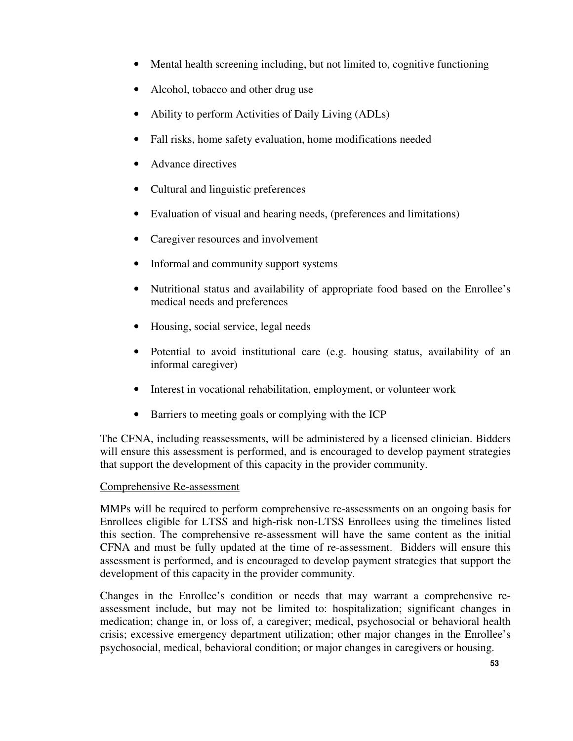- Mental health screening including, but not limited to, cognitive functioning
- Alcohol, tobacco and other drug use
- Ability to perform Activities of Daily Living (ADLs)
- Fall risks, home safety evaluation, home modifications needed
- Advance directives
- Cultural and linguistic preferences
- Evaluation of visual and hearing needs, (preferences and limitations)
- Caregiver resources and involvement
- Informal and community support systems
- Nutritional status and availability of appropriate food based on the Enrollee's medical needs and preferences
- Housing, social service, legal needs
- Potential to avoid institutional care (e.g. housing status, availability of an informal caregiver)
- Interest in vocational rehabilitation, employment, or volunteer work
- Barriers to meeting goals or complying with the ICP

The CFNA, including reassessments, will be administered by a licensed clinician. Bidders will ensure this assessment is performed, and is encouraged to develop payment strategies that support the development of this capacity in the provider community.

Comprehensive Re-assessment

MMPs will be required to perform comprehensive re-assessments on an ongoing basis for Enrollees eligible for LTSS and high-risk non-LTSS Enrollees using the timelines listed this section. The comprehensive re-assessment will have the same content as the initial CFNA and must be fully updated at the time of re-assessment. Bidders will ensure this assessment is performed, and is encouraged to develop payment strategies that support the development of this capacity in the provider community.

Changes in the Enrollee's condition or needs that may warrant a comprehensive re-assessment include, but may not be limited to: hospitalization; significant changes in medication; change in, or loss of, a caregiver; medical, psychosocial or behavioral health crisis; excessive emergency department utilization; other major changes in the Enrollee's psychosocial, medical, behavioral condition; or major changes in caregivers or housing.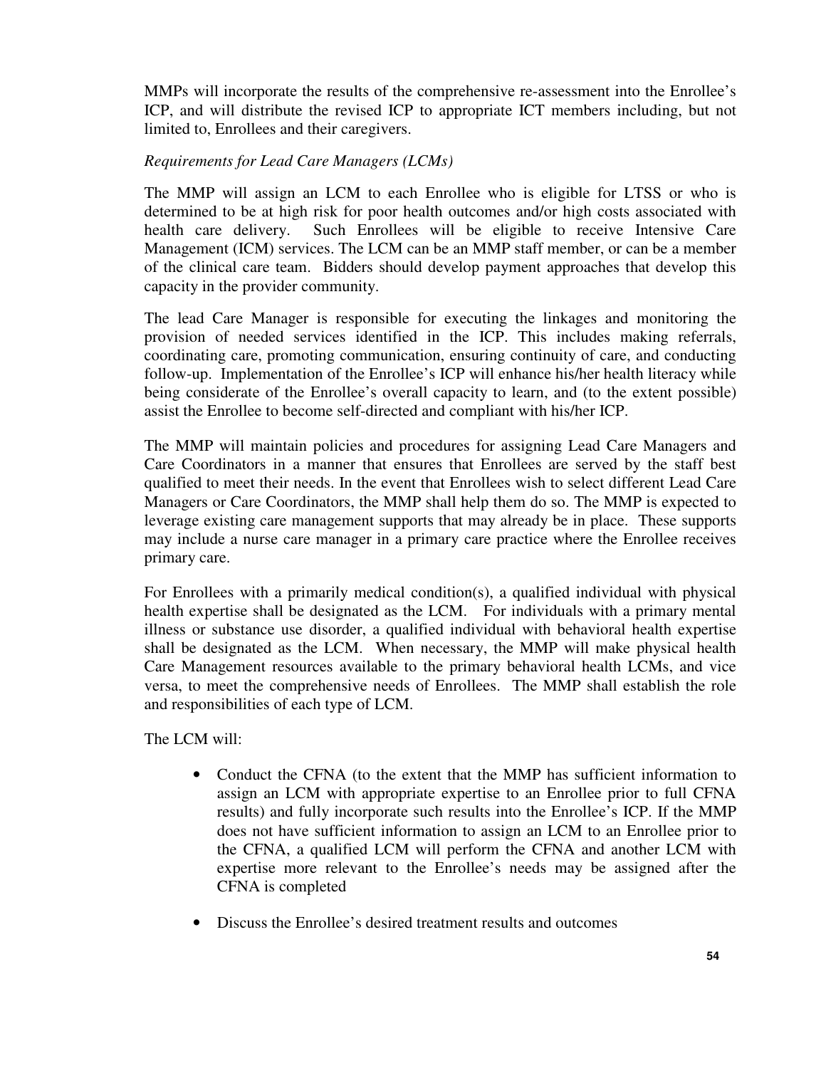MMPs will incorporate the results of the comprehensive re-assessment into the Enrollee's ICP, and will distribute the revised ICP to appropriate ICT members including, but not limited to, Enrollees and their caregivers.

*Requirements for Lead Care Managers (LCMs)*

The MMP will assign an LCM to each Enrollee who is eligible for LTSS or who is determined to be at high risk for poor health outcomes and/or high costs associated with health care delivery. Such Enrollees will be eligible to receive Intensive Care Management (ICM) services. The LCM can be an MMP staff member, or can be a member of the clinical care team. Bidders should develop payment approaches that develop this capacity in the provider community.

The lead Care Manager is responsible for executing the linkages and monitoring the provision of needed services identified in the ICP. This includes making referrals, coordinating care, promoting communication, ensuring continuity of care, and conducting follow-up. Implementation of the Enrollee's ICP will enhance his/her health literacy while being considerate of the Enrollee's overall capacity to learn, and (to the extent possible) assist the Enrollee to become self-directed and compliant with his/her ICP.

The MMP will maintain policies and procedures for assigning Lead Care Managers and Care Coordinators in a manner that ensures that Enrollees are served by the staff best qualified to meet their needs. In the event that Enrollees wish to select different Lead Care Managers or Care Coordinators, the MMP shall help them do so. The MMP is expected to leverage existing care management supports that may already be in place. These supports may include a nurse care manager in a primary care practice where the Enrollee receives primary care.

For Enrollees with a primarily medical condition(s), a qualified individual with physical health expertise shall be designated as the LCM. For individuals with a primary mental illness or substance use disorder, a qualified individual with behavioral health expertise shall be designated as the LCM. When necessary, the MMP will make physical health Care Management resources available to the primary behavioral health LCMs, and vice versa, to meet the comprehensive needs of Enrollees. The MMP shall establish the role and responsibilities of each type of LCM.

The LCM will:

- Conduct the CFNA (to the extent that the MMP has sufficient information to assign an LCM with appropriate expertise to an Enrollee prior to full CFNA results) and fully incorporate such results into the Enrollee's ICP. If the MMP does not have sufficient information to assign an LCM to an Enrollee prior to the CFNA, a qualified LCM will perform the CFNA and another LCM with expertise more relevant to the Enrollee's needs may be assigned after the CFNA is completed

- Discuss the Enrollee's desired treatment results and outcomes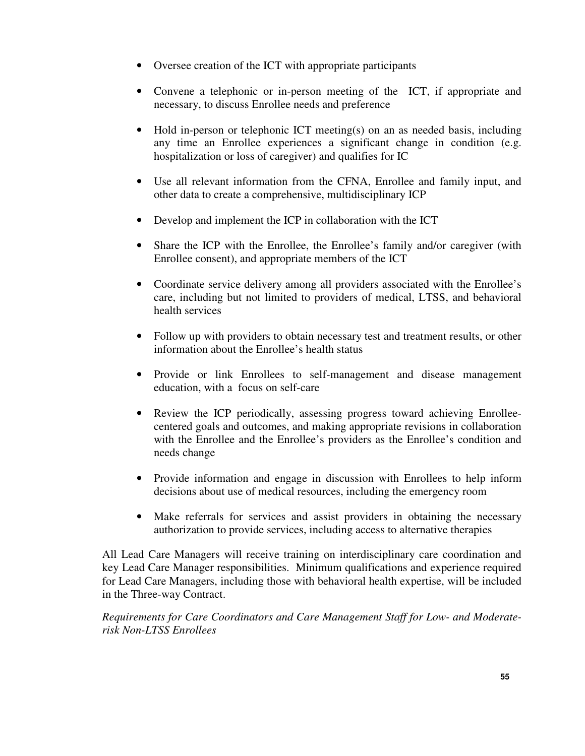- Oversee creation of the ICT with appropriate participants
- Convene a telephonic or in-person meeting of the ICT, if appropriate and necessary, to discuss Enrollee needs and preference
- Hold in-person or telephonic ICT meeting(s) on an as needed basis, including any time an Enrollee experiences a significant change in condition (e.g. hospitalization or loss of caregiver) and qualifies for IC
- Use all relevant information from the CFNA, Enrollee and family input, and other data to create a comprehensive, multidisciplinary ICP
- Develop and implement the ICP in collaboration with the ICT
- Share the ICP with the Enrollee, the Enrollee's family and/or caregiver (with Enrollee consent), and appropriate members of the ICT
- Coordinate service delivery among all providers associated with the Enrollee's care, including but not limited to providers of medical, LTSS, and behavioral health services
- Follow up with providers to obtain necessary test and treatment results, or other information about the Enrollee's health status
- Provide or link Enrollees to self-management and disease management education, with a focus on self-care
- Review the ICP periodically, assessing progress toward achieving Enrollee-centered goals and outcomes, and making appropriate revisions in collaboration with the Enrollee and the Enrollee's providers as the Enrollee's condition and needs change
- Provide information and engage in discussion with Enrollees to help inform decisions about use of medical resources, including the emergency room
- Make referrals for services and assist providers in obtaining the necessary authorization to provide services, including access to alternative therapies

All Lead Care Managers will receive training on interdisciplinary care coordination and key Lead Care Manager responsibilities. Minimum qualifications and experience required for Lead Care Managers, including those with behavioral health expertise, will be included in the Three-way Contract.

*Requirements for Care Coordinators and Care Management Staff for Low- and Moderate-risk Non-LTSS Enrollees*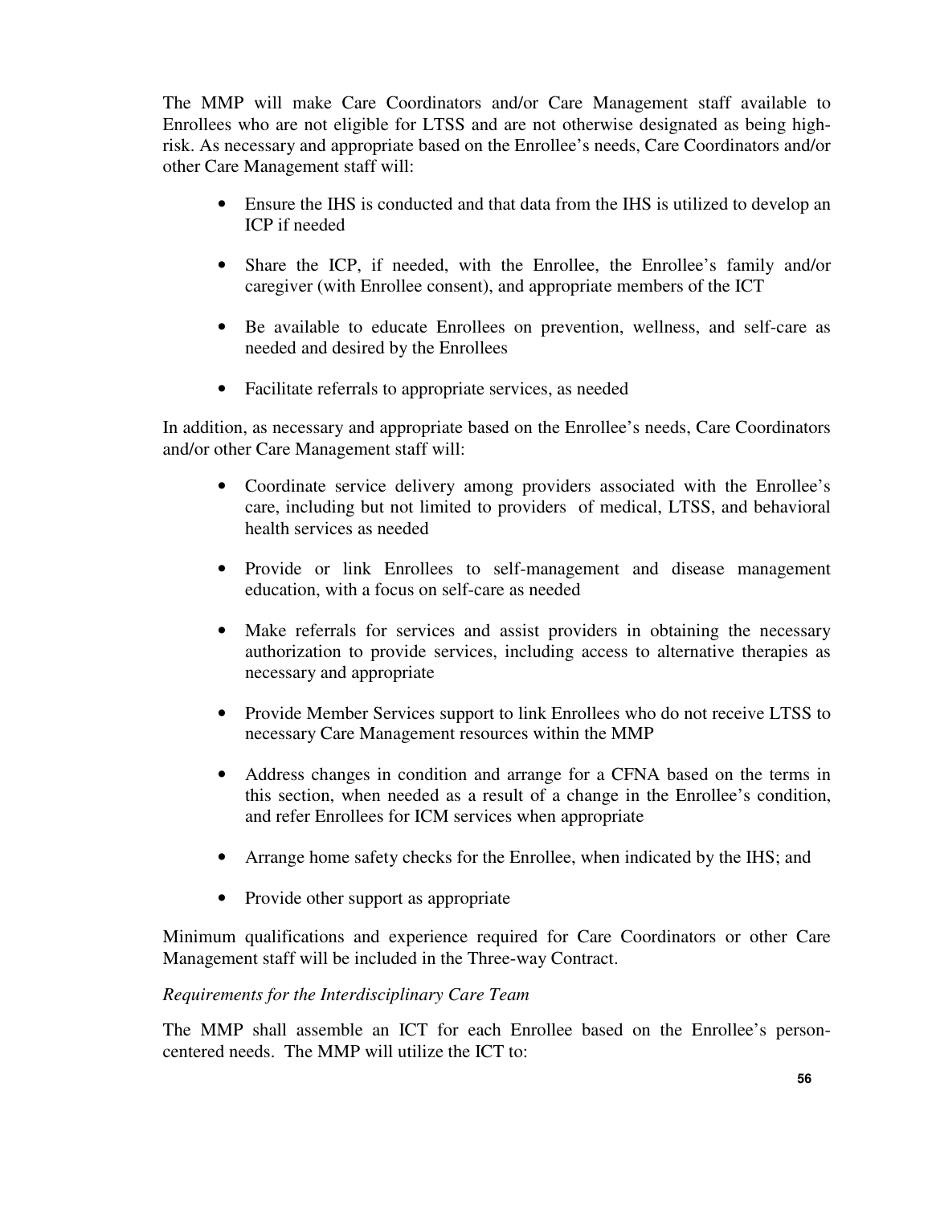The MMP will make Care Coordinators and/or Care Management staff available to Enrollees who are not eligible for LTSS and are not otherwise designated as being high-risk. As necessary and appropriate based on the Enrollee's needs, Care Coordinators and/or other Care Management staff will:

- Ensure the IHS is conducted and that data from the IHS is utilized to develop an ICP if needed
- Share the ICP, if needed, with the Enrollee, the Enrollee's family and/or caregiver (with Enrollee consent), and appropriate members of the ICT
- Be available to educate Enrollees on prevention, wellness, and self-care as needed and desired by the Enrollees
- Facilitate referrals to appropriate services, as needed

In addition, as necessary and appropriate based on the Enrollee's needs, Care Coordinators and/or other Care Management staff will:

- Coordinate service delivery among providers associated with the Enrollee's care, including but not limited to providers of medical, LTSS, and behavioral health services as needed
- Provide or link Enrollees to self-management and disease management education, with a focus on self-care as needed
- Make referrals for services and assist providers in obtaining the necessary authorization to provide services, including access to alternative therapies as necessary and appropriate
- Provide Member Services support to link Enrollees who do not receive LTSS to necessary Care Management resources within the MMP
- Address changes in condition and arrange for a CFNA based on the terms in this section, when needed as a result of a change in the Enrollee's condition, and refer Enrollees for ICM services when appropriate
- Arrange home safety checks for the Enrollee, when indicated by the IHS; and
- Provide other support as appropriate

Minimum qualifications and experience required for Care Coordinators or other Care Management staff will be included in the Three-way Contract.

*Requirements for the Interdisciplinary Care Team*

The MMP shall assemble an ICT for each Enrollee based on the Enrollee's person-centered needs. The MMP will utilize the ICT to: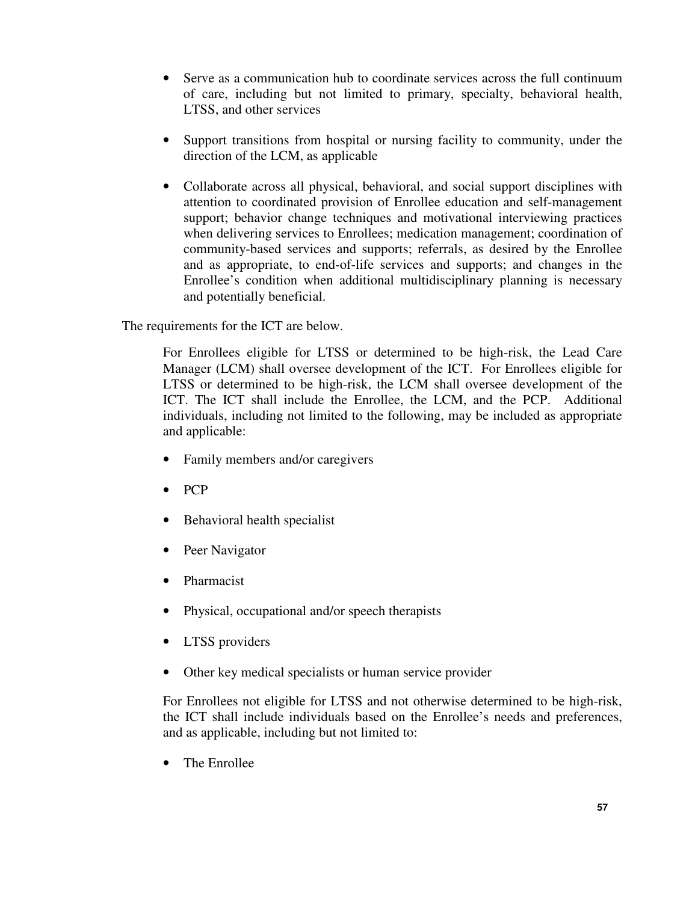- Serve as a communication hub to coordinate services across the full continuum of care, including but not limited to primary, specialty, behavioral health, LTSS, and other services

- Support transitions from hospital or nursing facility to community, under the direction of the LCM, as applicable

- Collaborate across all physical, behavioral, and social support disciplines with attention to coordinated provision of Enrollee education and self-management support; behavior change techniques and motivational interviewing practices when delivering services to Enrollees; medication management; coordination of community-based services and supports; referrals, as desired by the Enrollee and as appropriate, to end-of-life services and supports; and changes in the Enrollee's condition when additional multidisciplinary planning is necessary and potentially beneficial.

The requirements for the ICT are below.

For Enrollees eligible for LTSS or determined to be high-risk, the Lead Care Manager (LCM) shall oversee development of the ICT. For Enrollees eligible for LTSS or determined to be high-risk, the LCM shall oversee development of the ICT. The ICT shall include the Enrollee, the LCM, and the PCP. Additional individuals, including not limited to the following, may be included as appropriate and applicable:

- Family members and/or caregivers
- PCP
- Behavioral health specialist
- Peer Navigator
- Pharmacist
- Physical, occupational and/or speech therapists
- LTSS providers
- Other key medical specialists or human service provider

For Enrollees not eligible for LTSS and not otherwise determined to be high-risk, the ICT shall include individuals based on the Enrollee's needs and preferences, and as applicable, including but not limited to:

- The Enrollee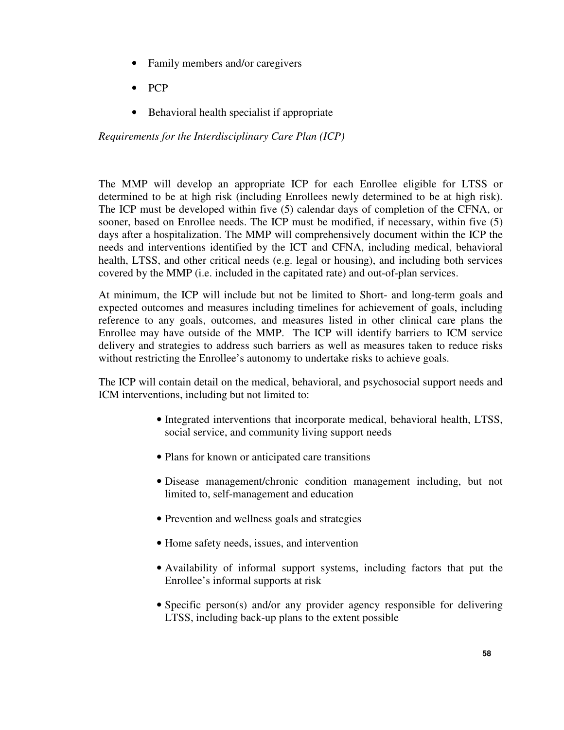- Family members and/or caregivers
- PCP
- Behavioral health specialist if appropriate

*Requirements for the Interdisciplinary Care Plan (ICP)*

The MMP will develop an appropriate ICP for each Enrollee eligible for LTSS or determined to be at high risk (including Enrollees newly determined to be at high risk). The ICP must be developed within five (5) calendar days of completion of the CFNA, or sooner, based on Enrollee needs. The ICP must be modified, if necessary, within five (5) days after a hospitalization. The MMP will comprehensively document within the ICP the needs and interventions identified by the ICT and CFNA, including medical, behavioral health, LTSS, and other critical needs (e.g. legal or housing), and including both services covered by the MMP (i.e. included in the capitated rate) and out-of-plan services.

At minimum, the ICP will include but not be limited to Short- and long-term goals and expected outcomes and measures including timelines for achievement of goals, including reference to any goals, outcomes, and measures listed in other clinical care plans the Enrollee may have outside of the MMP. The ICP will identify barriers to ICM service delivery and strategies to address such barriers as well as measures taken to reduce risks without restricting the Enrollee's autonomy to undertake risks to achieve goals.

The ICP will contain detail on the medical, behavioral, and psychosocial support needs and ICM interventions, including but not limited to:

- Integrated interventions that incorporate medical, behavioral health, LTSS, social service, and community living support needs
- Plans for known or anticipated care transitions
- Disease management/chronic condition management including, but not limited to, self-management and education
- Prevention and wellness goals and strategies
- Home safety needs, issues, and intervention
- Availability of informal support systems, including factors that put the Enrollee's informal supports at risk
- Specific person(s) and/or any provider agency responsible for delivering LTSS, including back-up plans to the extent possible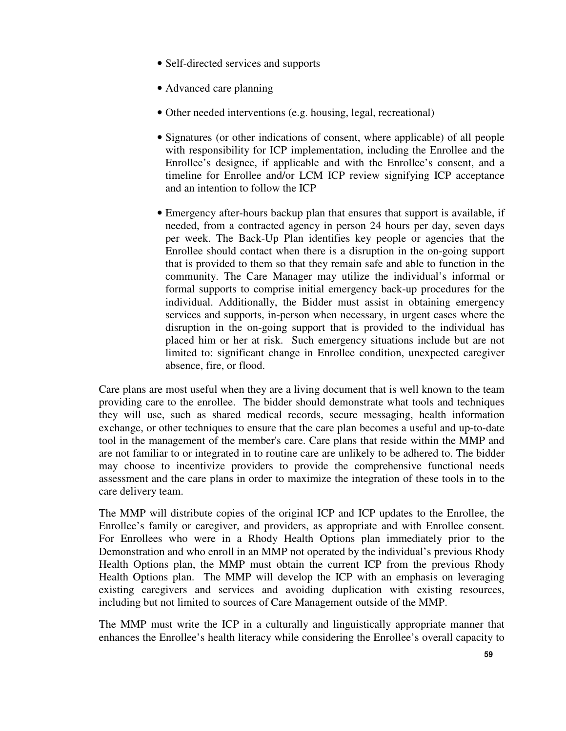- Self-directed services and supports
- Advanced care planning
- Other needed interventions (e.g. housing, legal, recreational)
- Signatures (or other indications of consent, where applicable) of all people with responsibility for ICP implementation, including the Enrollee and the Enrollee's designee, if applicable and with the Enrollee's consent, and a timeline for Enrollee and/or LCM ICP review signifying ICP acceptance and an intention to follow the ICP
- Emergency after-hours backup plan that ensures that support is available, if needed, from a contracted agency in person 24 hours per day, seven days per week. The Back-Up Plan identifies key people or agencies that the Enrollee should contact when there is a disruption in the on-going support that is provided to them so that they remain safe and able to function in the community. The Care Manager may utilize the individual's informal or formal supports to comprise initial emergency back-up procedures for the individual. Additionally, the Bidder must assist in obtaining emergency services and supports, in-person when necessary, in urgent cases where the disruption in the on-going support that is provided to the individual has placed him or her at risk. Such emergency situations include but are not limited to: significant change in Enrollee condition, unexpected caregiver absence, fire, or flood.

Care plans are most useful when they are a living document that is well known to the team providing care to the enrollee. The bidder should demonstrate what tools and techniques they will use, such as shared medical records, secure messaging, health information exchange, or other techniques to ensure that the care plan becomes a useful and up-to-date tool in the management of the member's care. Care plans that reside within the MMP and are not familiar to or integrated in to routine care are unlikely to be adhered to. The bidder may choose to incentivize providers to provide the comprehensive functional needs assessment and the care plans in order to maximize the integration of these tools in to the care delivery team.

The MMP will distribute copies of the original ICP and ICP updates to the Enrollee, the Enrollee's family or caregiver, and providers, as appropriate and with Enrollee consent. For Enrollees who were in a Rhody Health Options plan immediately prior to the Demonstration and who enroll in an MMP not operated by the individual's previous Rhody Health Options plan, the MMP must obtain the current ICP from the previous Rhody Health Options plan. The MMP will develop the ICP with an emphasis on leveraging existing caregivers and services and avoiding duplication with existing resources, including but not limited to sources of Care Management outside of the MMP.

The MMP must write the ICP in a culturally and linguistically appropriate manner that enhances the Enrollee's health literacy while considering the Enrollee's overall capacity to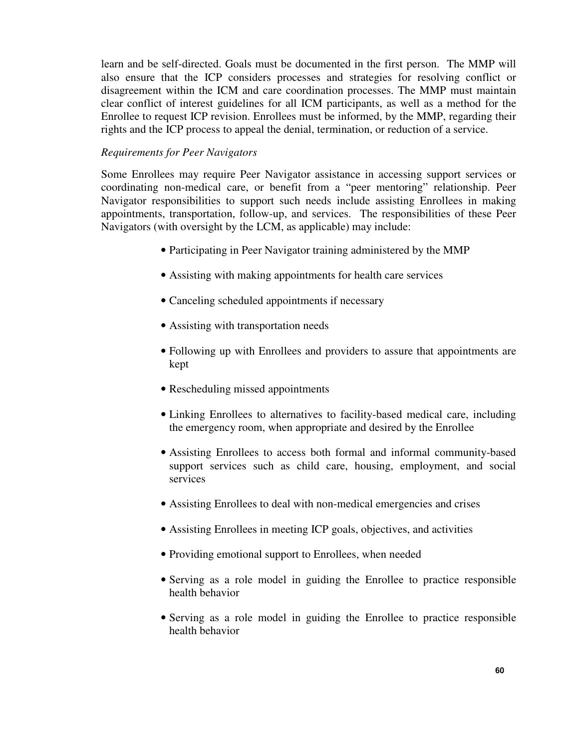learn and be self-directed. Goals must be documented in the first person. The MMP will also ensure that the ICP considers processes and strategies for resolving conflict or disagreement within the ICM and care coordination processes. The MMP must maintain clear conflict of interest guidelines for all ICM participants, as well as a method for the Enrollee to request ICP revision. Enrollees must be informed, by the MMP, regarding their rights and the ICP process to appeal the denial, termination, or reduction of a service.

*Requirements for Peer Navigators*

Some Enrollees may require Peer Navigator assistance in accessing support services or coordinating non-medical care, or benefit from a "peer mentoring" relationship. Peer Navigator responsibilities to support such needs include assisting Enrollees in making appointments, transportation, follow-up, and services. The responsibilities of these Peer Navigators (with oversight by the LCM, as applicable) may include:

- Participating in Peer Navigator training administered by the MMP
- Assisting with making appointments for health care services
- Canceling scheduled appointments if necessary
- Assisting with transportation needs
- Following up with Enrollees and providers to assure that appointments are kept
- Rescheduling missed appointments
- Linking Enrollees to alternatives to facility-based medical care, including the emergency room, when appropriate and desired by the Enrollee
- Assisting Enrollees to access both formal and informal community-based support services such as child care, housing, employment, and social services
- Assisting Enrollees to deal with non-medical emergencies and crises
- Assisting Enrollees in meeting ICP goals, objectives, and activities
- Providing emotional support to Enrollees, when needed
- Serving as a role model in guiding the Enrollee to practice responsible health behavior
- Serving as a role model in guiding the Enrollee to practice responsible health behavior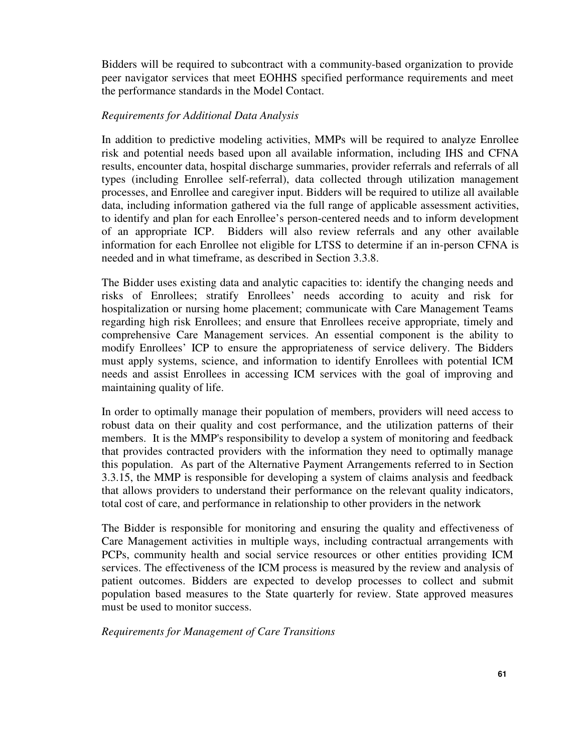Bidders will be required to subcontract with a community-based organization to provide peer navigator services that meet EOHHS specified performance requirements and meet the performance standards in the Model Contact.

*Requirements for Additional Data Analysis*

In addition to predictive modeling activities, MMPs will be required to analyze Enrollee risk and potential needs based upon all available information, including IHS and CFNA results, encounter data, hospital discharge summaries, provider referrals and referrals of all types (including Enrollee self-referral), data collected through utilization management processes, and Enrollee and caregiver input. Bidders will be required to utilize all available data, including information gathered via the full range of applicable assessment activities, to identify and plan for each Enrollee's person-centered needs and to inform development of an appropriate ICP. Bidders will also review referrals and any other available information for each Enrollee not eligible for LTSS to determine if an in-person CFNA is needed and in what timeframe, as described in Section 3.3.8.

The Bidder uses existing data and analytic capacities to: identify the changing needs and risks of Enrollees; stratify Enrollees' needs according to acuity and risk for hospitalization or nursing home placement; communicate with Care Management Teams regarding high risk Enrollees; and ensure that Enrollees receive appropriate, timely and comprehensive Care Management services. An essential component is the ability to modify Enrollees' ICP to ensure the appropriateness of service delivery. The Bidders must apply systems, science, and information to identify Enrollees with potential ICM needs and assist Enrollees in accessing ICM services with the goal of improving and maintaining quality of life.

In order to optimally manage their population of members, providers will need access to robust data on their quality and cost performance, and the utilization patterns of their members. It is the MMP's responsibility to develop a system of monitoring and feedback that provides contracted providers with the information they need to optimally manage this population. As part of the Alternative Payment Arrangements referred to in Section 3.3.15, the MMP is responsible for developing a system of claims analysis and feedback that allows providers to understand their performance on the relevant quality indicators, total cost of care, and performance in relationship to other providers in the network

The Bidder is responsible for monitoring and ensuring the quality and effectiveness of Care Management activities in multiple ways, including contractual arrangements with PCPs, community health and social service resources or other entities providing ICM services. The effectiveness of the ICM process is measured by the review and analysis of patient outcomes. Bidders are expected to develop processes to collect and submit population based measures to the State quarterly for review. State approved measures must be used to monitor success.

*Requirements for Management of Care Transitions*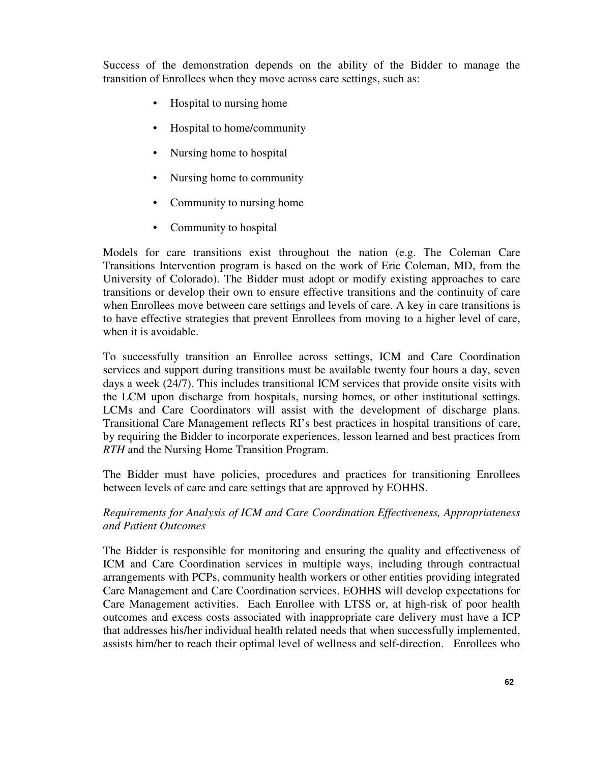Success of the demonstration depends on the ability of the Bidder to manage the transition of Enrollees when they move across care settings, such as:

- Hospital to nursing home
- Hospital to home/community
- Nursing home to hospital
- Nursing home to community
- Community to nursing home
- Community to hospital

Models for care transitions exist throughout the nation (e.g. The Coleman Care Transitions Intervention program is based on the work of Eric Coleman, MD, from the University of Colorado). The Bidder must adopt or modify existing approaches to care transitions or develop their own to ensure effective transitions and the continuity of care when Enrollees move between care settings and levels of care. A key in care transitions is to have effective strategies that prevent Enrollees from moving to a higher level of care, when it is avoidable.

To successfully transition an Enrollee across settings, ICM and Care Coordination services and support during transitions must be available twenty four hours a day, seven days a week (24/7). This includes transitional ICM services that provide onsite visits with the LCM upon discharge from hospitals, nursing homes, or other institutional settings. LCMs and Care Coordinators will assist with the development of discharge plans. Transitional Care Management reflects RI's best practices in hospital transitions of care, by requiring the Bidder to incorporate experiences, lesson learned and best practices from *RTH* and the Nursing Home Transition Program.

The Bidder must have policies, procedures and practices for transitioning Enrollees between levels of care and care settings that are approved by EOHHS.

*Requirements for Analysis of ICM and Care Coordination Effectiveness, Appropriateness and Patient Outcomes*

The Bidder is responsible for monitoring and ensuring the quality and effectiveness of ICM and Care Coordination services in multiple ways, including through contractual arrangements with PCPs, community health workers or other entities providing integrated Care Management and Care Coordination services. EOHHS will develop expectations for Care Management activities. Each Enrollee with LTSS or, at high-risk of poor health outcomes and excess costs associated with inappropriate care delivery must have a ICP that addresses his/her individual health related needs that when successfully implemented, assists him/her to reach their optimal level of wellness and self-direction. Enrollees who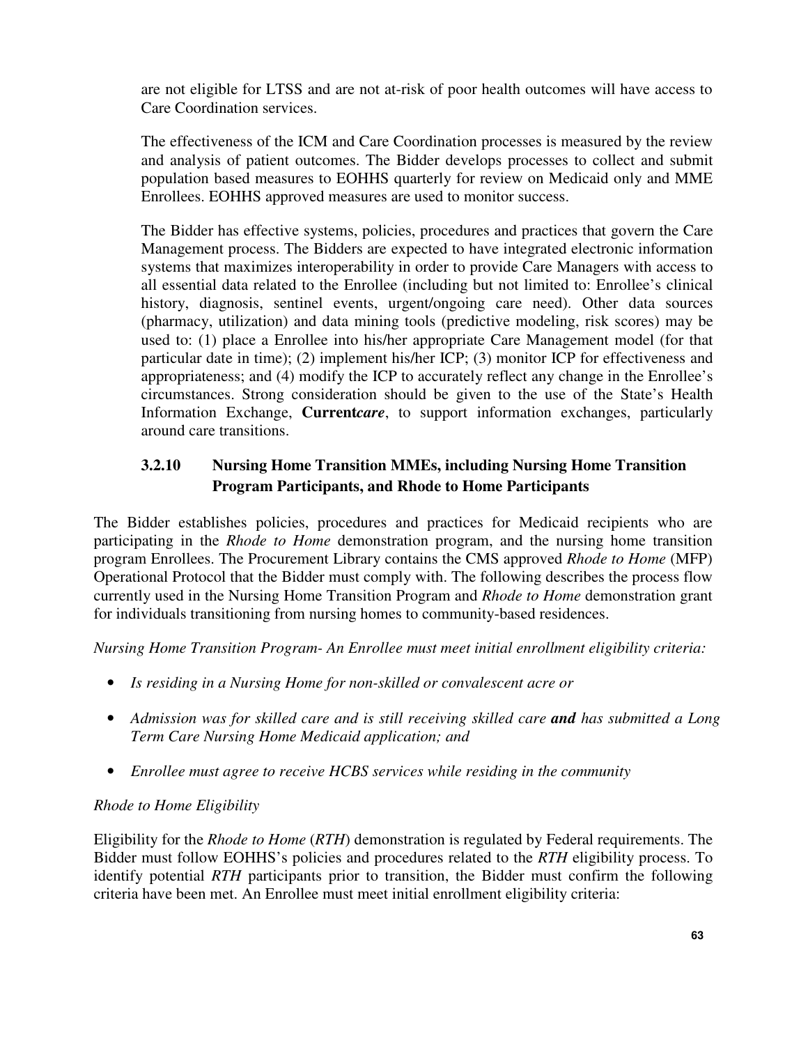are not eligible for LTSS and are not at-risk of poor health outcomes will have access to Care Coordination services.

The effectiveness of the ICM and Care Coordination processes is measured by the review and analysis of patient outcomes. The Bidder develops processes to collect and submit population based measures to EOHHS quarterly for review on Medicaid only and MME Enrollees. EOHHS approved measures are used to monitor success.

The Bidder has effective systems, policies, procedures and practices that govern the Care Management process. The Bidders are expected to have integrated electronic information systems that maximizes interoperability in order to provide Care Managers with access to all essential data related to the Enrollee (including but not limited to: Enrollee's clinical history, diagnosis, sentinel events, urgent/ongoing care need). Other data sources (pharmacy, utilization) and data mining tools (predictive modeling, risk scores) may be used to: (1) place a Enrollee into his/her appropriate Care Management model (for that particular date in time); (2) implement his/her ICP; (3) monitor ICP for effectiveness and appropriateness; and (4) modify the ICP to accurately reflect any change in the Enrollee's circumstances. Strong consideration should be given to the use of the State's Health Information Exchange, **Current*care***, to support information exchanges, particularly around care transitions.

### 3.2.10 Nursing Home Transition MMEs, including Nursing Home Transition Program Participants, and Rhode to Home Participants

The Bidder establishes policies, procedures and practices for Medicaid recipients who are participating in the *Rhode to Home* demonstration program, and the nursing home transition program Enrollees. The Procurement Library contains the CMS approved *Rhode to Home* (MFP) Operational Protocol that the Bidder must comply with. The following describes the process flow currently used in the Nursing Home Transition Program and *Rhode to Home* demonstration grant for individuals transitioning from nursing homes to community-based residences.

*Nursing Home Transition Program- An Enrollee must meet initial enrollment eligibility criteria:*

- *Is residing in a Nursing Home for non-skilled or convalescent acre or*
- *Admission was for skilled care and is still receiving skilled care **and** has submitted a Long Term Care Nursing Home Medicaid application; and*
- *Enrollee must agree to receive HCBS services while residing in the community*

*Rhode to Home Eligibility*

Eligibility for the *Rhode to Home* (*RTH*) demonstration is regulated by Federal requirements. The Bidder must follow EOHHS's policies and procedures related to the *RTH* eligibility process. To identify potential *RTH* participants prior to transition, the Bidder must confirm the following criteria have been met. An Enrollee must meet initial enrollment eligibility criteria: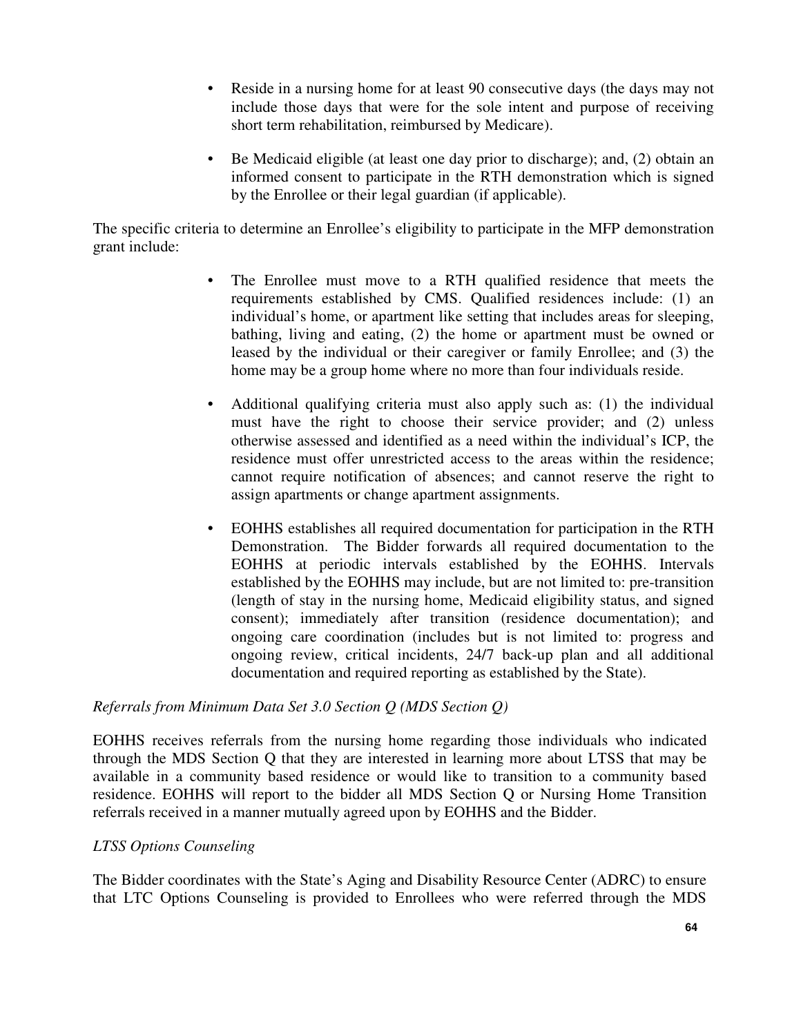- Reside in a nursing home for at least 90 consecutive days (the days may not include those days that were for the sole intent and purpose of receiving short term rehabilitation, reimbursed by Medicare).

- Be Medicaid eligible (at least one day prior to discharge); and, (2) obtain an informed consent to participate in the RTH demonstration which is signed by the Enrollee or their legal guardian (if applicable).

The specific criteria to determine an Enrollee's eligibility to participate in the MFP demonstration grant include:

- The Enrollee must move to a RTH qualified residence that meets the requirements established by CMS. Qualified residences include: (1) an individual's home, or apartment like setting that includes areas for sleeping, bathing, living and eating, (2) the home or apartment must be owned or leased by the individual or their caregiver or family Enrollee; and (3) the home may be a group home where no more than four individuals reside.

- Additional qualifying criteria must also apply such as: (1) the individual must have the right to choose their service provider; and (2) unless otherwise assessed and identified as a need within the individual's ICP, the residence must offer unrestricted access to the areas within the residence; cannot require notification of absences; and cannot reserve the right to assign apartments or change apartment assignments.

- EOHHS establishes all required documentation for participation in the RTH Demonstration. The Bidder forwards all required documentation to the EOHHS at periodic intervals established by the EOHHS. Intervals established by the EOHHS may include, but are not limited to: pre-transition (length of stay in the nursing home, Medicaid eligibility status, and signed consent); immediately after transition (residence documentation); and ongoing care coordination (includes but is not limited to: progress and ongoing review, critical incidents, 24/7 back-up plan and all additional documentation and required reporting as established by the State).

*Referrals from Minimum Data Set 3.0 Section Q (MDS Section Q)*

EOHHS receives referrals from the nursing home regarding those individuals who indicated through the MDS Section Q that they are interested in learning more about LTSS that may be available in a community based residence or would like to transition to a community based residence. EOHHS will report to the bidder all MDS Section Q or Nursing Home Transition referrals received in a manner mutually agreed upon by EOHHS and the Bidder.

*LTSS Options Counseling*

The Bidder coordinates with the State's Aging and Disability Resource Center (ADRC) to ensure that LTC Options Counseling is provided to Enrollees who were referred through the MDS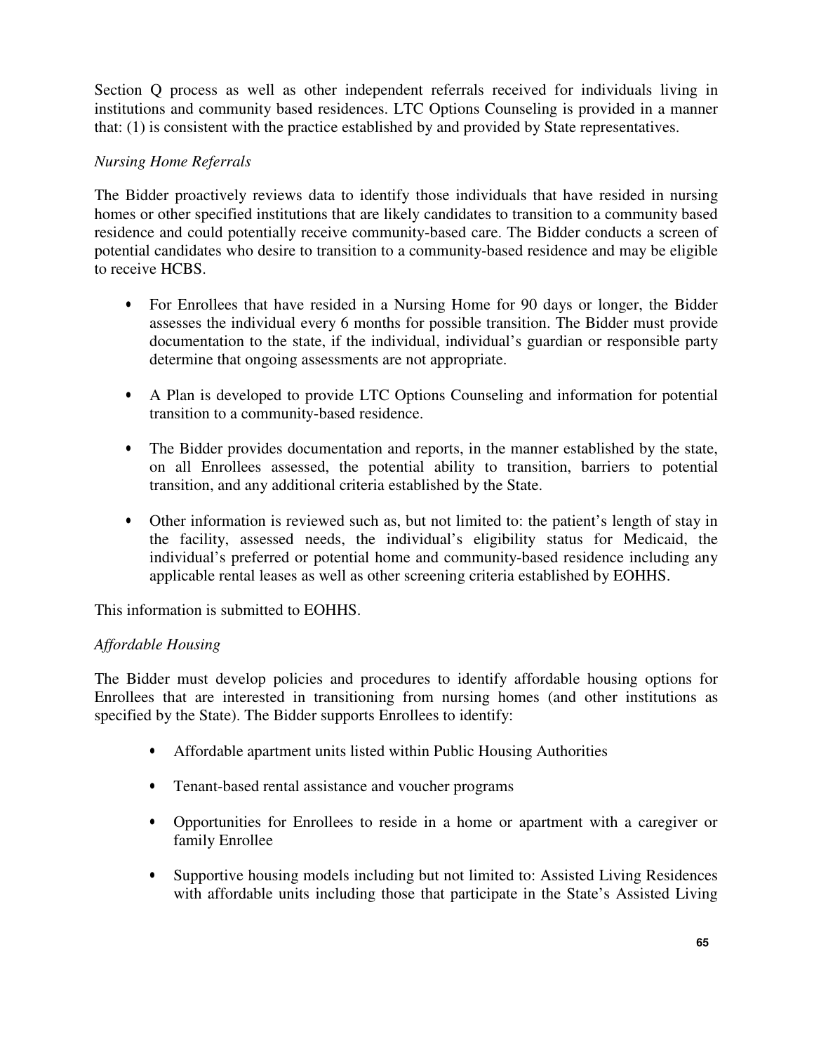Section Q process as well as other independent referrals received for individuals living in institutions and community based residences. LTC Options Counseling is provided in a manner that: (1) is consistent with the practice established by and provided by State representatives.

*Nursing Home Referrals*

The Bidder proactively reviews data to identify those individuals that have resided in nursing homes or other specified institutions that are likely candidates to transition to a community based residence and could potentially receive community-based care. The Bidder conducts a screen of potential candidates who desire to transition to a community-based residence and may be eligible to receive HCBS.

- For Enrollees that have resided in a Nursing Home for 90 days or longer, the Bidder assesses the individual every 6 months for possible transition. The Bidder must provide documentation to the state, if the individual, individual's guardian or responsible party determine that ongoing assessments are not appropriate.
- A Plan is developed to provide LTC Options Counseling and information for potential transition to a community-based residence.
- The Bidder provides documentation and reports, in the manner established by the state, on all Enrollees assessed, the potential ability to transition, barriers to potential transition, and any additional criteria established by the State.
- Other information is reviewed such as, but not limited to: the patient's length of stay in the facility, assessed needs, the individual's eligibility status for Medicaid, the individual's preferred or potential home and community-based residence including any applicable rental leases as well as other screening criteria established by EOHHS.

This information is submitted to EOHHS.

*Affordable Housing*

The Bidder must develop policies and procedures to identify affordable housing options for Enrollees that are interested in transitioning from nursing homes (and other institutions as specified by the State). The Bidder supports Enrollees to identify:

- Affordable apartment units listed within Public Housing Authorities
- Tenant-based rental assistance and voucher programs
- Opportunities for Enrollees to reside in a home or apartment with a caregiver or family Enrollee
- Supportive housing models including but not limited to: Assisted Living Residences with affordable units including those that participate in the State's Assisted Living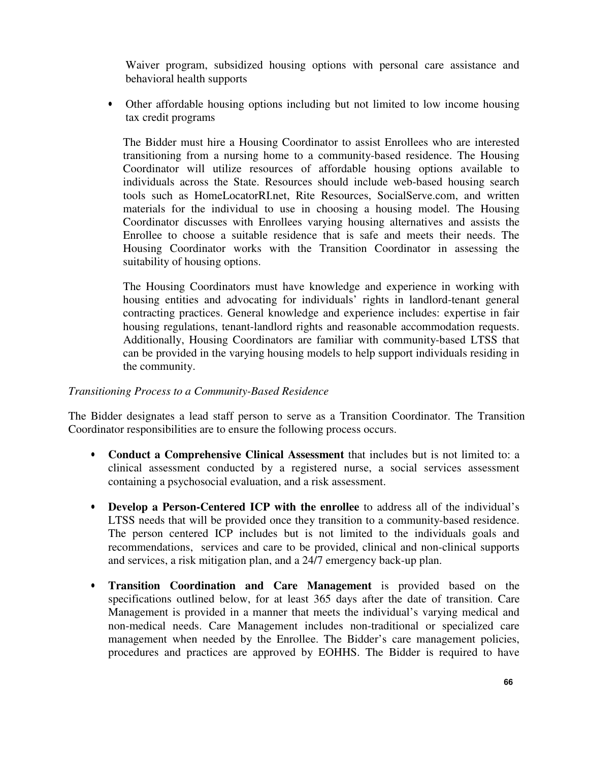Waiver program, subsidized housing options with personal care assistance and behavioral health supports

- Other affordable housing options including but not limited to low income housing tax credit programs

The Bidder must hire a Housing Coordinator to assist Enrollees who are interested transitioning from a nursing home to a community-based residence. The Housing Coordinator will utilize resources of affordable housing options available to individuals across the State. Resources should include web-based housing search tools such as HomeLocatorRI.net, Rite Resources, SocialServe.com, and written materials for the individual to use in choosing a housing model. The Housing Coordinator discusses with Enrollees varying housing alternatives and assists the Enrollee to choose a suitable residence that is safe and meets their needs. The Housing Coordinator works with the Transition Coordinator in assessing the suitability of housing options.

The Housing Coordinators must have knowledge and experience in working with housing entities and advocating for individuals' rights in landlord-tenant general contracting practices. General knowledge and experience includes: expertise in fair housing regulations, tenant-landlord rights and reasonable accommodation requests. Additionally, Housing Coordinators are familiar with community-based LTSS that can be provided in the varying housing models to help support individuals residing in the community.

*Transitioning Process to a Community-Based Residence*

The Bidder designates a lead staff person to serve as a Transition Coordinator. The Transition Coordinator responsibilities are to ensure the following process occurs.

- **Conduct a Comprehensive Clinical Assessment** that includes but is not limited to: a clinical assessment conducted by a registered nurse, a social services assessment containing a psychosocial evaluation, and a risk assessment.

- **Develop a Person-Centered ICP with the enrollee** to address all of the individual's LTSS needs that will be provided once they transition to a community-based residence. The person centered ICP includes but is not limited to the individuals goals and recommendations, services and care to be provided, clinical and non-clinical supports and services, a risk mitigation plan, and a 24/7 emergency back-up plan.

- **Transition Coordination and Care Management** is provided based on the specifications outlined below, for at least 365 days after the date of transition. Care Management is provided in a manner that meets the individual's varying medical and non-medical needs. Care Management includes non-traditional or specialized care management when needed by the Enrollee. The Bidder's care management policies, procedures and practices are approved by EOHHS. The Bidder is required to have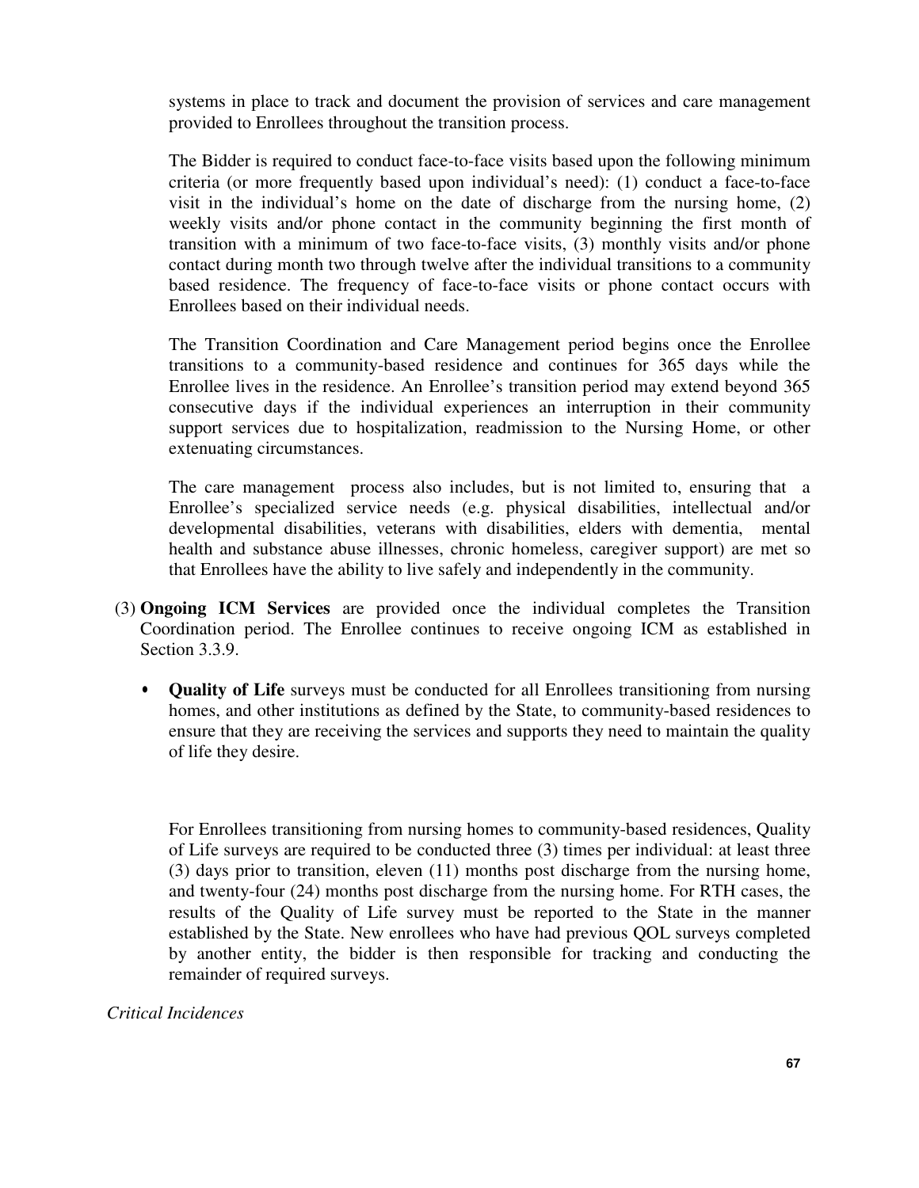systems in place to track and document the provision of services and care management provided to Enrollees throughout the transition process.

The Bidder is required to conduct face-to-face visits based upon the following minimum criteria (or more frequently based upon individual's need): (1) conduct a face-to-face visit in the individual's home on the date of discharge from the nursing home, (2) weekly visits and/or phone contact in the community beginning the first month of transition with a minimum of two face-to-face visits, (3) monthly visits and/or phone contact during month two through twelve after the individual transitions to a community based residence. The frequency of face-to-face visits or phone contact occurs with Enrollees based on their individual needs.

The Transition Coordination and Care Management period begins once the Enrollee transitions to a community-based residence and continues for 365 days while the Enrollee lives in the residence. An Enrollee's transition period may extend beyond 365 consecutive days if the individual experiences an interruption in their community support services due to hospitalization, readmission to the Nursing Home, or other extenuating circumstances.

The care management process also includes, but is not limited to, ensuring that a Enrollee's specialized service needs (e.g. physical disabilities, intellectual and/or developmental disabilities, veterans with disabilities, elders with dementia, mental health and substance abuse illnesses, chronic homeless, caregiver support) are met so that Enrollees have the ability to live safely and independently in the community.

(3) **Ongoing ICM Services** are provided once the individual completes the Transition Coordination period. The Enrollee continues to receive ongoing ICM as established in Section 3.3.9.

- **Quality of Life** surveys must be conducted for all Enrollees transitioning from nursing homes, and other institutions as defined by the State, to community-based residences to ensure that they are receiving the services and supports they need to maintain the quality of life they desire.

For Enrollees transitioning from nursing homes to community-based residences, Quality of Life surveys are required to be conducted three (3) times per individual: at least three (3) days prior to transition, eleven (11) months post discharge from the nursing home, and twenty-four (24) months post discharge from the nursing home. For RTH cases, the results of the Quality of Life survey must be reported to the State in the manner established by the State. New enrollees who have had previous QOL surveys completed by another entity, the bidder is then responsible for tracking and conducting the remainder of required surveys.

*Critical Incidences*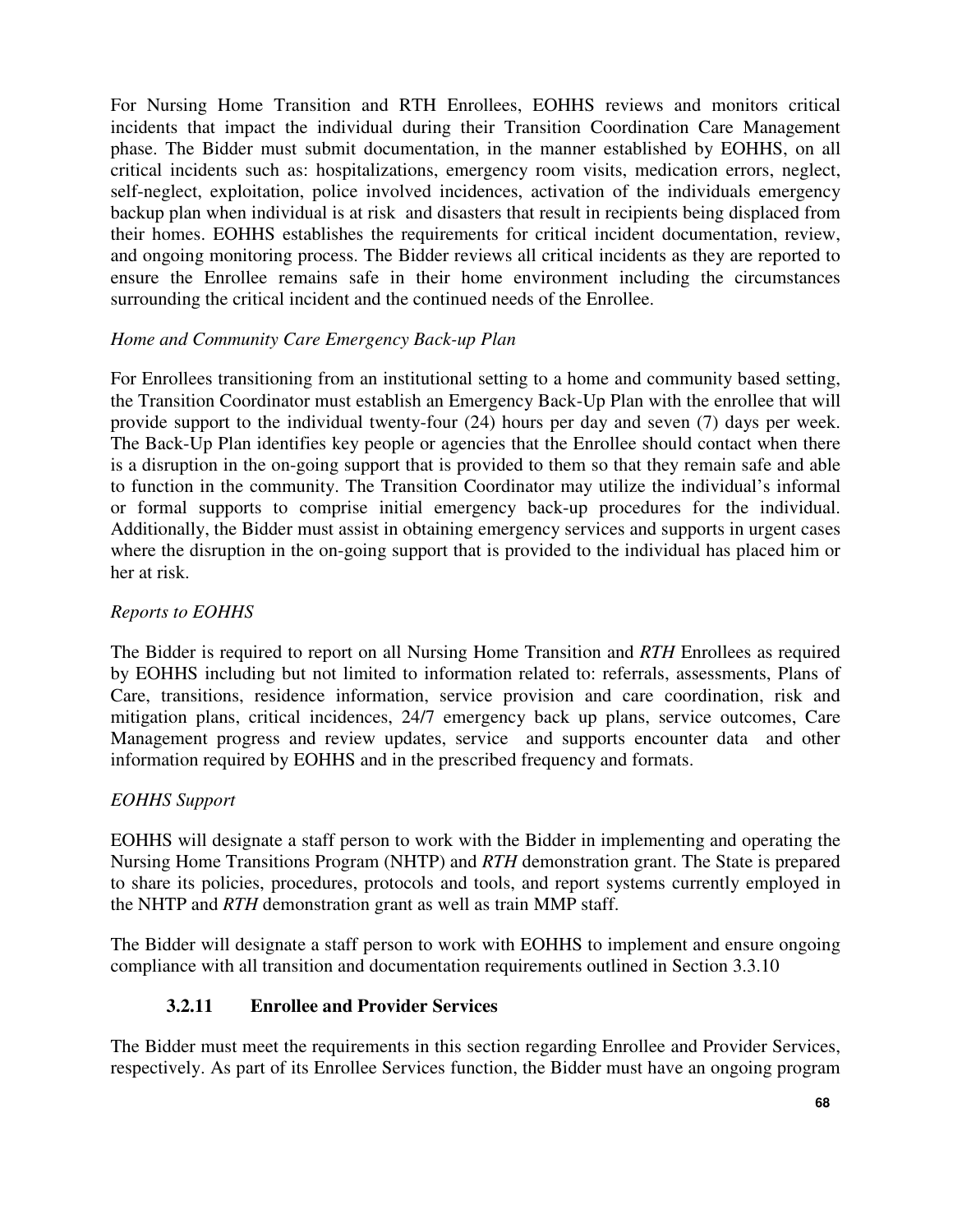For Nursing Home Transition and RTH Enrollees, EOHHS reviews and monitors critical incidents that impact the individual during their Transition Coordination Care Management phase. The Bidder must submit documentation, in the manner established by EOHHS, on all critical incidents such as: hospitalizations, emergency room visits, medication errors, neglect, self-neglect, exploitation, police involved incidences, activation of the individuals emergency backup plan when individual is at risk and disasters that result in recipients being displaced from their homes. EOHHS establishes the requirements for critical incident documentation, review, and ongoing monitoring process. The Bidder reviews all critical incidents as they are reported to ensure the Enrollee remains safe in their home environment including the circumstances surrounding the critical incident and the continued needs of the Enrollee.

*Home and Community Care Emergency Back-up Plan*

For Enrollees transitioning from an institutional setting to a home and community based setting, the Transition Coordinator must establish an Emergency Back-Up Plan with the enrollee that will provide support to the individual twenty-four (24) hours per day and seven (7) days per week. The Back-Up Plan identifies key people or agencies that the Enrollee should contact when there is a disruption in the on-going support that is provided to them so that they remain safe and able to function in the community. The Transition Coordinator may utilize the individual's informal or formal supports to comprise initial emergency back-up procedures for the individual. Additionally, the Bidder must assist in obtaining emergency services and supports in urgent cases where the disruption in the on-going support that is provided to the individual has placed him or her at risk.

*Reports to EOHHS*

The Bidder is required to report on all Nursing Home Transition and *RTH* Enrollees as required by EOHHS including but not limited to information related to: referrals, assessments, Plans of Care, transitions, residence information, service provision and care coordination, risk and mitigation plans, critical incidences, 24/7 emergency back up plans, service outcomes, Care Management progress and review updates, service and supports encounter data and other information required by EOHHS and in the prescribed frequency and formats.

*EOHHS Support*

EOHHS will designate a staff person to work with the Bidder in implementing and operating the Nursing Home Transitions Program (NHTP) and *RTH* demonstration grant. The State is prepared to share its policies, procedures, protocols and tools, and report systems currently employed in the NHTP and *RTH* demonstration grant as well as train MMP staff.

The Bidder will designate a staff person to work with EOHHS to implement and ensure ongoing compliance with all transition and documentation requirements outlined in Section 3.3.10

### 3.2.11 Enrollee and Provider Services

The Bidder must meet the requirements in this section regarding Enrollee and Provider Services, respectively. As part of its Enrollee Services function, the Bidder must have an ongoing program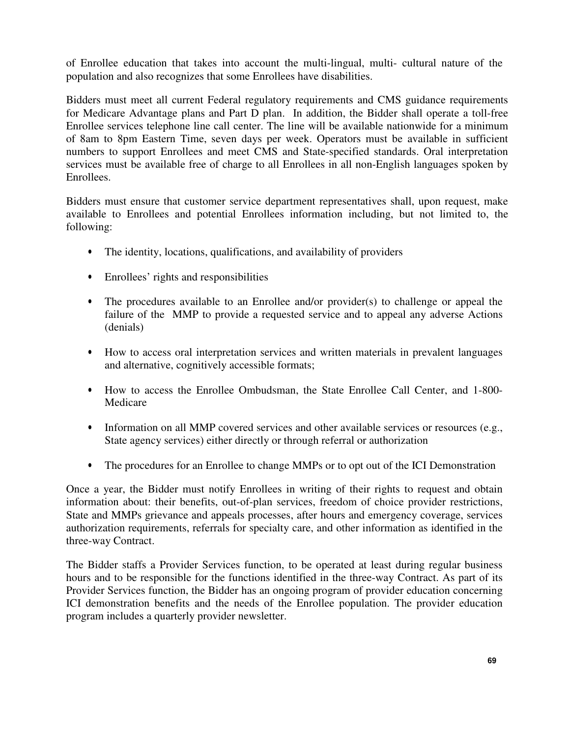of Enrollee education that takes into account the multi-lingual, multi- cultural nature of the population and also recognizes that some Enrollees have disabilities.

Bidders must meet all current Federal regulatory requirements and CMS guidance requirements for Medicare Advantage plans and Part D plan. In addition, the Bidder shall operate a toll-free Enrollee services telephone line call center. The line will be available nationwide for a minimum of 8am to 8pm Eastern Time, seven days per week. Operators must be available in sufficient numbers to support Enrollees and meet CMS and State-specified standards. Oral interpretation services must be available free of charge to all Enrollees in all non-English languages spoken by Enrollees.

Bidders must ensure that customer service department representatives shall, upon request, make available to Enrollees and potential Enrollees information including, but not limited to, the following:

- The identity, locations, qualifications, and availability of providers
- Enrollees' rights and responsibilities
- The procedures available to an Enrollee and/or provider(s) to challenge or appeal the failure of the MMP to provide a requested service and to appeal any adverse Actions (denials)
- How to access oral interpretation services and written materials in prevalent languages and alternative, cognitively accessible formats;
- How to access the Enrollee Ombudsman, the State Enrollee Call Center, and 1-800-Medicare
- Information on all MMP covered services and other available services or resources (e.g., State agency services) either directly or through referral or authorization
- The procedures for an Enrollee to change MMPs or to opt out of the ICI Demonstration

Once a year, the Bidder must notify Enrollees in writing of their rights to request and obtain information about: their benefits, out-of-plan services, freedom of choice provider restrictions, State and MMPs grievance and appeals processes, after hours and emergency coverage, services authorization requirements, referrals for specialty care, and other information as identified in the three-way Contract.

The Bidder staffs a Provider Services function, to be operated at least during regular business hours and to be responsible for the functions identified in the three-way Contract. As part of its Provider Services function, the Bidder has an ongoing program of provider education concerning ICI demonstration benefits and the needs of the Enrollee population. The provider education program includes a quarterly provider newsletter.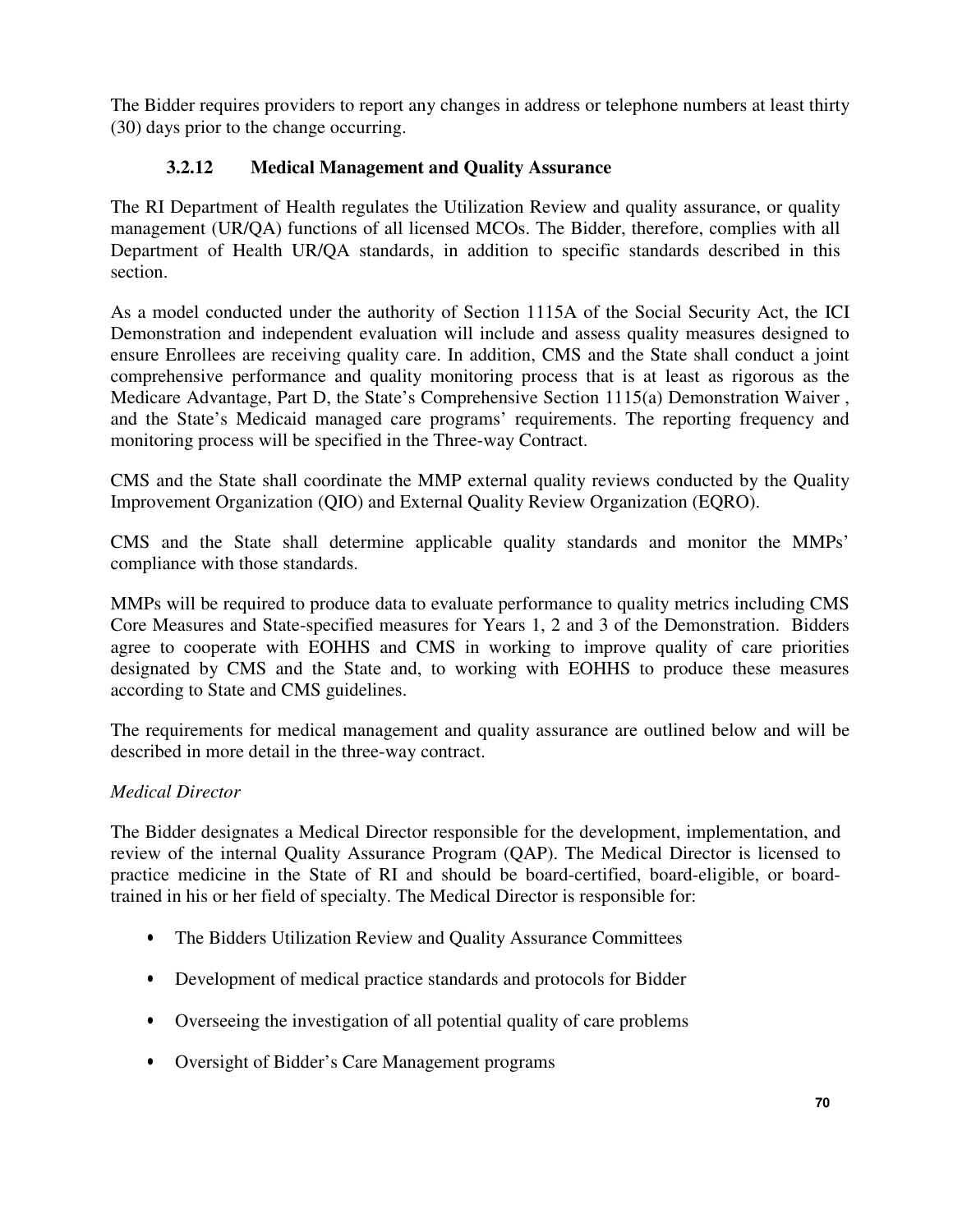The Bidder requires providers to report any changes in address or telephone numbers at least thirty (30) days prior to the change occurring.

### 3.2.12 Medical Management and Quality Assurance

The RI Department of Health regulates the Utilization Review and quality assurance, or quality management (UR/QA) functions of all licensed MCOs. The Bidder, therefore, complies with all Department of Health UR/QA standards, in addition to specific standards described in this section.

As a model conducted under the authority of Section 1115A of the Social Security Act, the ICI Demonstration and independent evaluation will include and assess quality measures designed to ensure Enrollees are receiving quality care. In addition, CMS and the State shall conduct a joint comprehensive performance and quality monitoring process that is at least as rigorous as the Medicare Advantage, Part D, the State's Comprehensive Section 1115(a) Demonstration Waiver , and the State's Medicaid managed care programs' requirements. The reporting frequency and monitoring process will be specified in the Three-way Contract.

CMS and the State shall coordinate the MMP external quality reviews conducted by the Quality Improvement Organization (QIO) and External Quality Review Organization (EQRO).

CMS and the State shall determine applicable quality standards and monitor the MMPs' compliance with those standards.

MMPs will be required to produce data to evaluate performance to quality metrics including CMS Core Measures and State-specified measures for Years 1, 2 and 3 of the Demonstration. Bidders agree to cooperate with EOHHS and CMS in working to improve quality of care priorities designated by CMS and the State and, to working with EOHHS to produce these measures according to State and CMS guidelines.

The requirements for medical management and quality assurance are outlined below and will be described in more detail in the three-way contract.

*Medical Director*

The Bidder designates a Medical Director responsible for the development, implementation, and review of the internal Quality Assurance Program (QAP). The Medical Director is licensed to practice medicine in the State of RI and should be board-certified, board-eligible, or board-trained in his or her field of specialty. The Medical Director is responsible for:

- The Bidders Utilization Review and Quality Assurance Committees
- Development of medical practice standards and protocols for Bidder
- Overseeing the investigation of all potential quality of care problems
- Oversight of Bidder's Care Management programs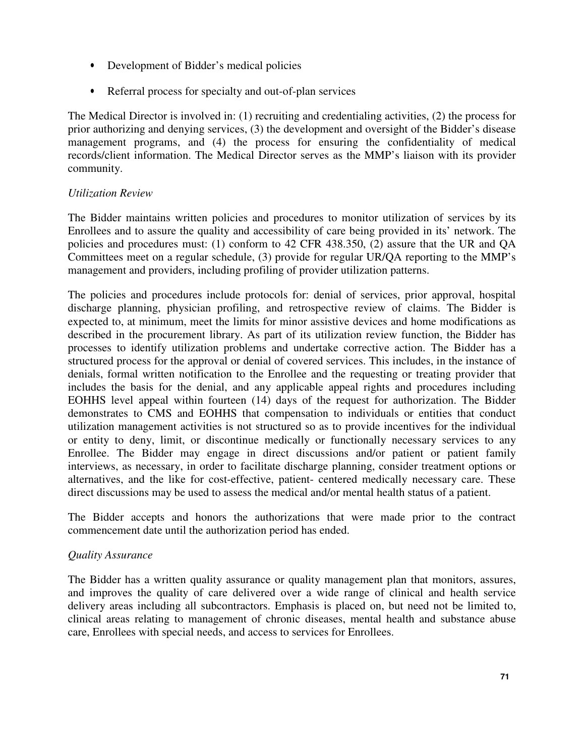- Development of Bidder's medical policies
- Referral process for specialty and out-of-plan services

The Medical Director is involved in: (1) recruiting and credentialing activities, (2) the process for prior authorizing and denying services, (3) the development and oversight of the Bidder's disease management programs, and (4) the process for ensuring the confidentiality of medical records/client information. The Medical Director serves as the MMP's liaison with its provider community.

*Utilization Review*

The Bidder maintains written policies and procedures to monitor utilization of services by its Enrollees and to assure the quality and accessibility of care being provided in its' network. The policies and procedures must: (1) conform to 42 CFR 438.350, (2) assure that the UR and QA Committees meet on a regular schedule, (3) provide for regular UR/QA reporting to the MMP's management and providers, including profiling of provider utilization patterns.

The policies and procedures include protocols for: denial of services, prior approval, hospital discharge planning, physician profiling, and retrospective review of claims. The Bidder is expected to, at minimum, meet the limits for minor assistive devices and home modifications as described in the procurement library. As part of its utilization review function, the Bidder has processes to identify utilization problems and undertake corrective action. The Bidder has a structured process for the approval or denial of covered services. This includes, in the instance of denials, formal written notification to the Enrollee and the requesting or treating provider that includes the basis for the denial, and any applicable appeal rights and procedures including EOHHS level appeal within fourteen (14) days of the request for authorization. The Bidder demonstrates to CMS and EOHHS that compensation to individuals or entities that conduct utilization management activities is not structured so as to provide incentives for the individual or entity to deny, limit, or discontinue medically or functionally necessary services to any Enrollee. The Bidder may engage in direct discussions and/or patient or patient family interviews, as necessary, in order to facilitate discharge planning, consider treatment options or alternatives, and the like for cost-effective, patient- centered medically necessary care. These direct discussions may be used to assess the medical and/or mental health status of a patient.

The Bidder accepts and honors the authorizations that were made prior to the contract commencement date until the authorization period has ended.

*Quality Assurance*

The Bidder has a written quality assurance or quality management plan that monitors, assures, and improves the quality of care delivered over a wide range of clinical and health service delivery areas including all subcontractors. Emphasis is placed on, but need not be limited to, clinical areas relating to management of chronic diseases, mental health and substance abuse care, Enrollees with special needs, and access to services for Enrollees.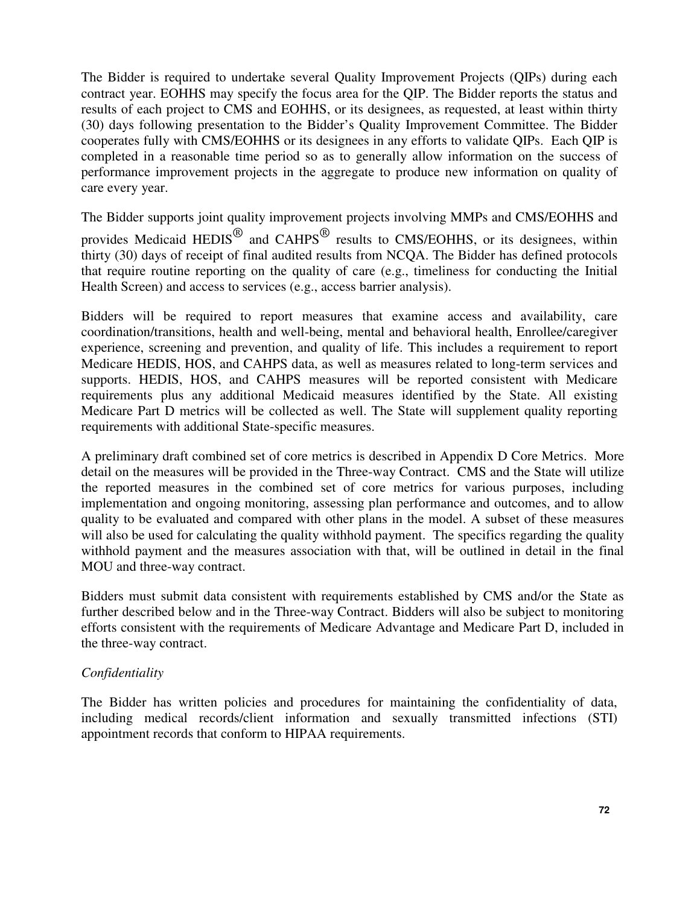The Bidder is required to undertake several Quality Improvement Projects (QIPs) during each contract year. EOHHS may specify the focus area for the QIP. The Bidder reports the status and results of each project to CMS and EOHHS, or its designees, as requested, at least within thirty (30) days following presentation to the Bidder's Quality Improvement Committee. The Bidder cooperates fully with CMS/EOHHS or its designees in any efforts to validate QIPs. Each QIP is completed in a reasonable time period so as to generally allow information on the success of performance improvement projects in the aggregate to produce new information on quality of care every year.

The Bidder supports joint quality improvement projects involving MMPs and CMS/EOHHS and provides Medicaid HEDIS® and CAHPS® results to CMS/EOHHS, or its designees, within thirty (30) days of receipt of final audited results from NCQA. The Bidder has defined protocols that require routine reporting on the quality of care (e.g., timeliness for conducting the Initial Health Screen) and access to services (e.g., access barrier analysis).

Bidders will be required to report measures that examine access and availability, care coordination/transitions, health and well-being, mental and behavioral health, Enrollee/caregiver experience, screening and prevention, and quality of life. This includes a requirement to report Medicare HEDIS, HOS, and CAHPS data, as well as measures related to long-term services and supports. HEDIS, HOS, and CAHPS measures will be reported consistent with Medicare requirements plus any additional Medicaid measures identified by the State. All existing Medicare Part D metrics will be collected as well. The State will supplement quality reporting requirements with additional State-specific measures.

A preliminary draft combined set of core metrics is described in Appendix D Core Metrics. More detail on the measures will be provided in the Three-way Contract. CMS and the State will utilize the reported measures in the combined set of core metrics for various purposes, including implementation and ongoing monitoring, assessing plan performance and outcomes, and to allow quality to be evaluated and compared with other plans in the model. A subset of these measures will also be used for calculating the quality withhold payment. The specifics regarding the quality withhold payment and the measures association with that, will be outlined in detail in the final MOU and three-way contract.

Bidders must submit data consistent with requirements established by CMS and/or the State as further described below and in the Three-way Contract. Bidders will also be subject to monitoring efforts consistent with the requirements of Medicare Advantage and Medicare Part D, included in the three-way contract.

*Confidentiality*

The Bidder has written policies and procedures for maintaining the confidentiality of data, including medical records/client information and sexually transmitted infections (STI) appointment records that conform to HIPAA requirements.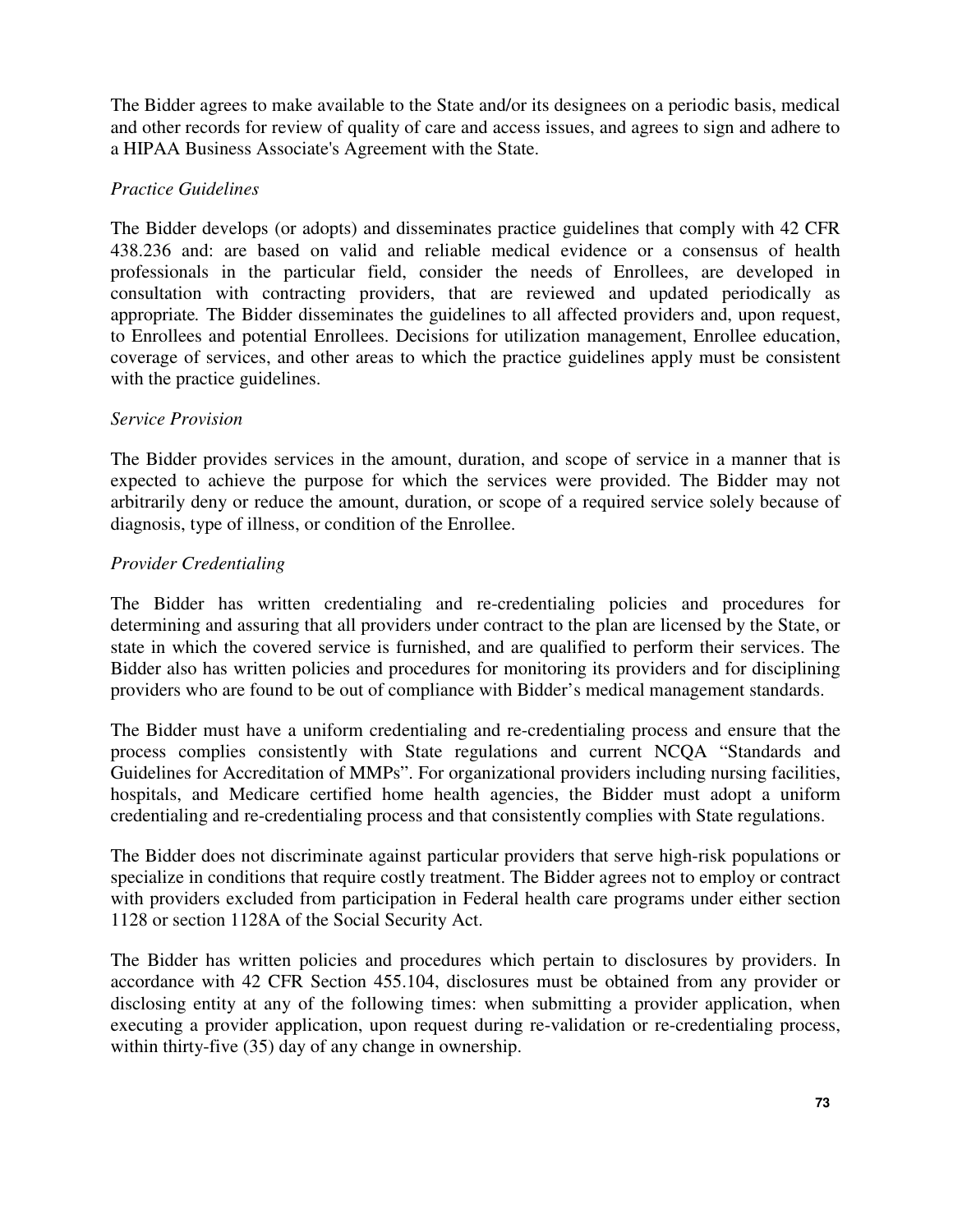The Bidder agrees to make available to the State and/or its designees on a periodic basis, medical and other records for review of quality of care and access issues, and agrees to sign and adhere to a HIPAA Business Associate's Agreement with the State.

*Practice Guidelines*

The Bidder develops (or adopts) and disseminates practice guidelines that comply with 42 CFR 438.236 and: are based on valid and reliable medical evidence or a consensus of health professionals in the particular field, consider the needs of Enrollees, are developed in consultation with contracting providers, that are reviewed and updated periodically as appropriate. The Bidder disseminates the guidelines to all affected providers and, upon request, to Enrollees and potential Enrollees. Decisions for utilization management, Enrollee education, coverage of services, and other areas to which the practice guidelines apply must be consistent with the practice guidelines.

*Service Provision*

The Bidder provides services in the amount, duration, and scope of service in a manner that is expected to achieve the purpose for which the services were provided. The Bidder may not arbitrarily deny or reduce the amount, duration, or scope of a required service solely because of diagnosis, type of illness, or condition of the Enrollee.

*Provider Credentialing*

The Bidder has written credentialing and re-credentialing policies and procedures for determining and assuring that all providers under contract to the plan are licensed by the State, or state in which the covered service is furnished, and are qualified to perform their services. The Bidder also has written policies and procedures for monitoring its providers and for disciplining providers who are found to be out of compliance with Bidder's medical management standards.

The Bidder must have a uniform credentialing and re-credentialing process and ensure that the process complies consistently with State regulations and current NCQA "Standards and Guidelines for Accreditation of MMPs". For organizational providers including nursing facilities, hospitals, and Medicare certified home health agencies, the Bidder must adopt a uniform credentialing and re-credentialing process and that consistently complies with State regulations.

The Bidder does not discriminate against particular providers that serve high-risk populations or specialize in conditions that require costly treatment. The Bidder agrees not to employ or contract with providers excluded from participation in Federal health care programs under either section 1128 or section 1128A of the Social Security Act.

The Bidder has written policies and procedures which pertain to disclosures by providers. In accordance with 42 CFR Section 455.104, disclosures must be obtained from any provider or disclosing entity at any of the following times: when submitting a provider application, when executing a provider application, upon request during re-validation or re-credentialing process, within thirty-five (35) day of any change in ownership.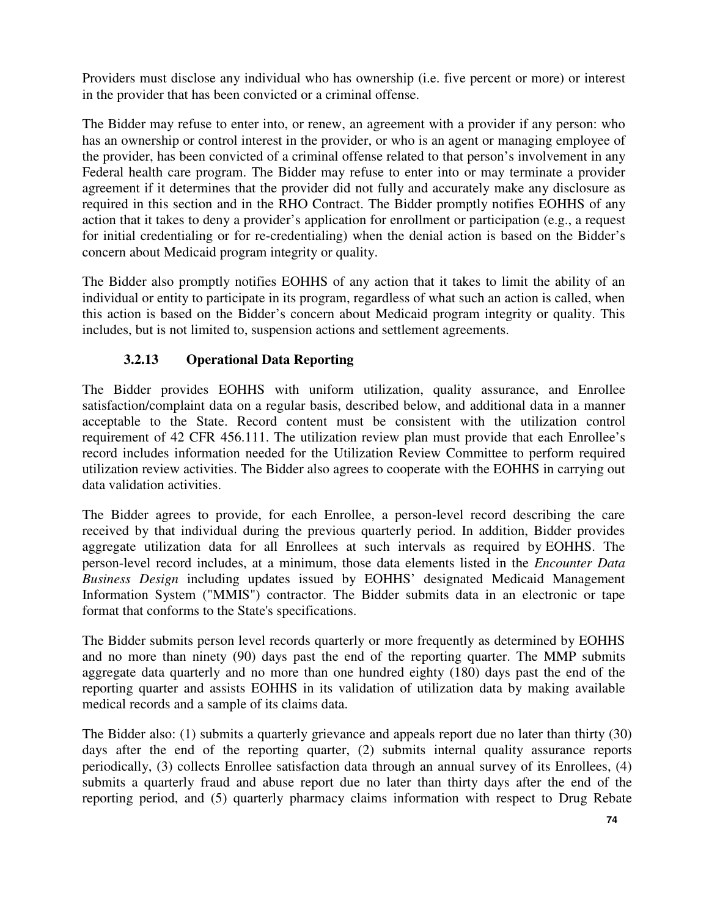Providers must disclose any individual who has ownership (i.e. five percent or more) or interest in the provider that has been convicted or a criminal offense.

The Bidder may refuse to enter into, or renew, an agreement with a provider if any person: who has an ownership or control interest in the provider, or who is an agent or managing employee of the provider, has been convicted of a criminal offense related to that person's involvement in any Federal health care program. The Bidder may refuse to enter into or may terminate a provider agreement if it determines that the provider did not fully and accurately make any disclosure as required in this section and in the RHO Contract. The Bidder promptly notifies EOHHS of any action that it takes to deny a provider's application for enrollment or participation (e.g., a request for initial credentialing or for re-credentialing) when the denial action is based on the Bidder's concern about Medicaid program integrity or quality.

The Bidder also promptly notifies EOHHS of any action that it takes to limit the ability of an individual or entity to participate in its program, regardless of what such an action is called, when this action is based on the Bidder's concern about Medicaid program integrity or quality. This includes, but is not limited to, suspension actions and settlement agreements.

### 3.2.13 Operational Data Reporting

The Bidder provides EOHHS with uniform utilization, quality assurance, and Enrollee satisfaction/complaint data on a regular basis, described below, and additional data in a manner acceptable to the State. Record content must be consistent with the utilization control requirement of 42 CFR 456.111. The utilization review plan must provide that each Enrollee's record includes information needed for the Utilization Review Committee to perform required utilization review activities. The Bidder also agrees to cooperate with the EOHHS in carrying out data validation activities.

The Bidder agrees to provide, for each Enrollee, a person-level record describing the care received by that individual during the previous quarterly period. In addition, Bidder provides aggregate utilization data for all Enrollees at such intervals as required by EOHHS. The person-level record includes, at a minimum, those data elements listed in the *Encounter Data Business Design* including updates issued by EOHHS' designated Medicaid Management Information System ("MMIS") contractor. The Bidder submits data in an electronic or tape format that conforms to the State's specifications.

The Bidder submits person level records quarterly or more frequently as determined by EOHHS and no more than ninety (90) days past the end of the reporting quarter. The MMP submits aggregate data quarterly and no more than one hundred eighty (180) days past the end of the reporting quarter and assists EOHHS in its validation of utilization data by making available medical records and a sample of its claims data.

The Bidder also: (1) submits a quarterly grievance and appeals report due no later than thirty (30) days after the end of the reporting quarter, (2) submits internal quality assurance reports periodically, (3) collects Enrollee satisfaction data through an annual survey of its Enrollees, (4) submits a quarterly fraud and abuse report due no later than thirty days after the end of the reporting period, and (5) quarterly pharmacy claims information with respect to Drug Rebate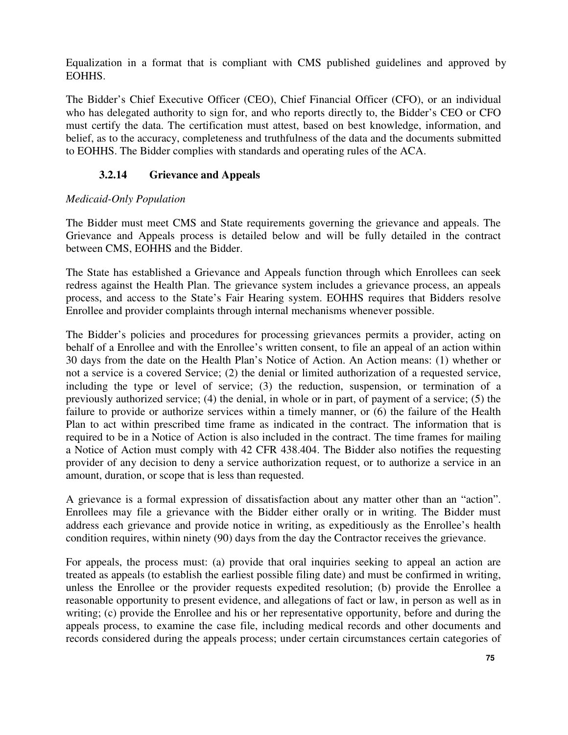Equalization in a format that is compliant with CMS published guidelines and approved by EOHHS.

The Bidder's Chief Executive Officer (CEO), Chief Financial Officer (CFO), or an individual who has delegated authority to sign for, and who reports directly to, the Bidder's CEO or CFO must certify the data. The certification must attest, based on best knowledge, information, and belief, as to the accuracy, completeness and truthfulness of the data and the documents submitted to EOHHS. The Bidder complies with standards and operating rules of the ACA.

### 3.2.14 Grievance and Appeals

*Medicaid-Only Population*

The Bidder must meet CMS and State requirements governing the grievance and appeals. The Grievance and Appeals process is detailed below and will be fully detailed in the contract between CMS, EOHHS and the Bidder.

The State has established a Grievance and Appeals function through which Enrollees can seek redress against the Health Plan. The grievance system includes a grievance process, an appeals process, and access to the State's Fair Hearing system. EOHHS requires that Bidders resolve Enrollee and provider complaints through internal mechanisms whenever possible.

The Bidder's policies and procedures for processing grievances permits a provider, acting on behalf of a Enrollee and with the Enrollee's written consent, to file an appeal of an action within 30 days from the date on the Health Plan's Notice of Action. An Action means: (1) whether or not a service is a covered Service; (2) the denial or limited authorization of a requested service, including the type or level of service; (3) the reduction, suspension, or termination of a previously authorized service; (4) the denial, in whole or in part, of payment of a service; (5) the failure to provide or authorize services within a timely manner, or (6) the failure of the Health Plan to act within prescribed time frame as indicated in the contract. The information that is required to be in a Notice of Action is also included in the contract. The time frames for mailing a Notice of Action must comply with 42 CFR 438.404. The Bidder also notifies the requesting provider of any decision to deny a service authorization request, or to authorize a service in an amount, duration, or scope that is less than requested.

A grievance is a formal expression of dissatisfaction about any matter other than an "action". Enrollees may file a grievance with the Bidder either orally or in writing. The Bidder must address each grievance and provide notice in writing, as expeditiously as the Enrollee's health condition requires, within ninety (90) days from the day the Contractor receives the grievance.

For appeals, the process must: (a) provide that oral inquiries seeking to appeal an action are treated as appeals (to establish the earliest possible filing date) and must be confirmed in writing, unless the Enrollee or the provider requests expedited resolution; (b) provide the Enrollee a reasonable opportunity to present evidence, and allegations of fact or law, in person as well as in writing; (c) provide the Enrollee and his or her representative opportunity, before and during the appeals process, to examine the case file, including medical records and other documents and records considered during the appeals process; under certain circumstances certain categories of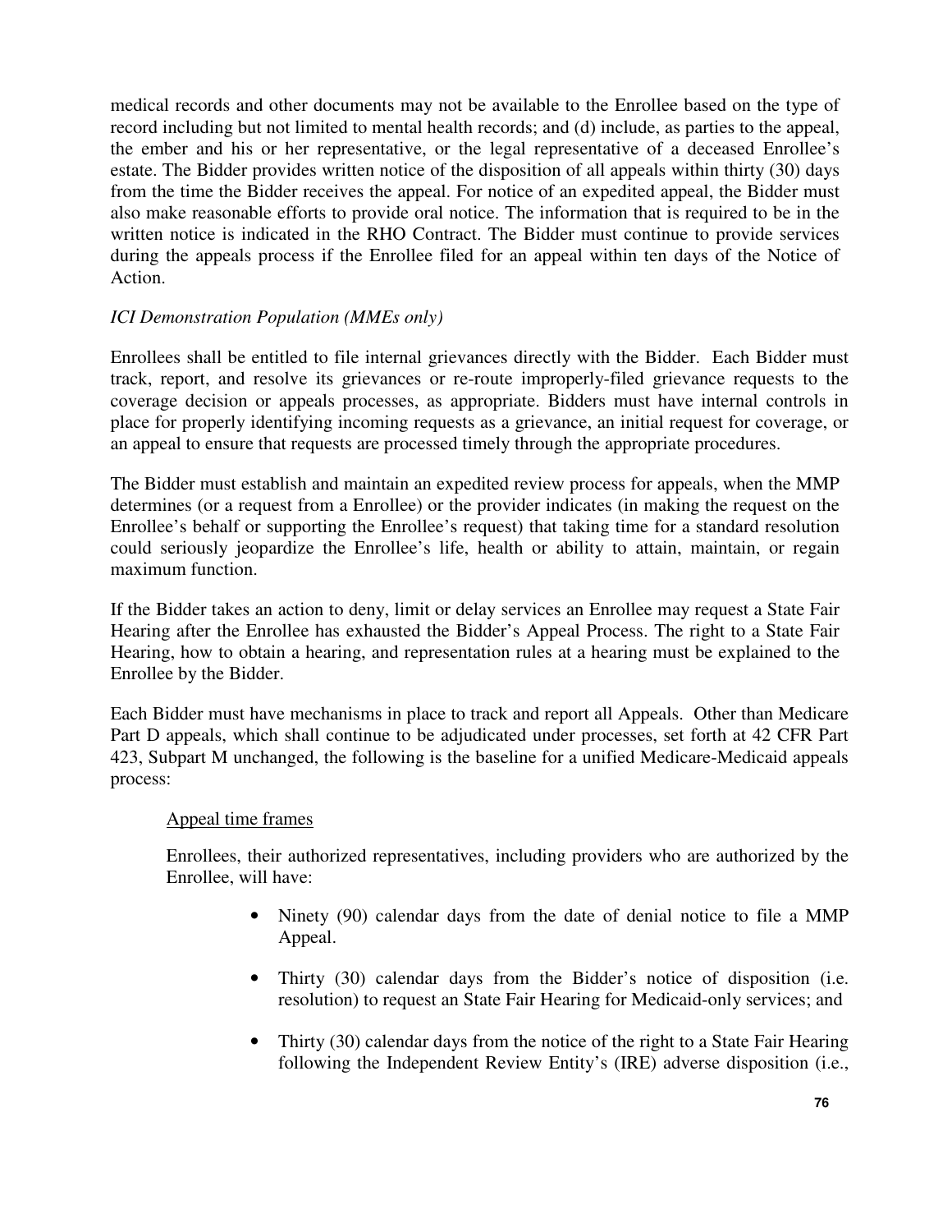medical records and other documents may not be available to the Enrollee based on the type of record including but not limited to mental health records; and (d) include, as parties to the appeal, the ember and his or her representative, or the legal representative of a deceased Enrollee's estate. The Bidder provides written notice of the disposition of all appeals within thirty (30) days from the time the Bidder receives the appeal. For notice of an expedited appeal, the Bidder must also make reasonable efforts to provide oral notice. The information that is required to be in the written notice is indicated in the RHO Contract. The Bidder must continue to provide services during the appeals process if the Enrollee filed for an appeal within ten days of the Notice of Action.

*ICI Demonstration Population (MMEs only)*

Enrollees shall be entitled to file internal grievances directly with the Bidder. Each Bidder must track, report, and resolve its grievances or re-route improperly-filed grievance requests to the coverage decision or appeals processes, as appropriate. Bidders must have internal controls in place for properly identifying incoming requests as a grievance, an initial request for coverage, or an appeal to ensure that requests are processed timely through the appropriate procedures.

The Bidder must establish and maintain an expedited review process for appeals, when the MMP determines (or a request from a Enrollee) or the provider indicates (in making the request on the Enrollee's behalf or supporting the Enrollee's request) that taking time for a standard resolution could seriously jeopardize the Enrollee's life, health or ability to attain, maintain, or regain maximum function.

If the Bidder takes an action to deny, limit or delay services an Enrollee may request a State Fair Hearing after the Enrollee has exhausted the Bidder's Appeal Process. The right to a State Fair Hearing, how to obtain a hearing, and representation rules at a hearing must be explained to the Enrollee by the Bidder.

Each Bidder must have mechanisms in place to track and report all Appeals. Other than Medicare Part D appeals, which shall continue to be adjudicated under processes, set forth at 42 CFR Part 423, Subpart M unchanged, the following is the baseline for a unified Medicare-Medicaid appeals process:

<u>Appeal time frames</u>

Enrollees, their authorized representatives, including providers who are authorized by the Enrollee, will have:

- Ninety (90) calendar days from the date of denial notice to file a MMP Appeal.
- Thirty (30) calendar days from the Bidder's notice of disposition (i.e. resolution) to request an State Fair Hearing for Medicaid-only services; and
- Thirty (30) calendar days from the notice of the right to a State Fair Hearing following the Independent Review Entity's (IRE) adverse disposition (i.e.,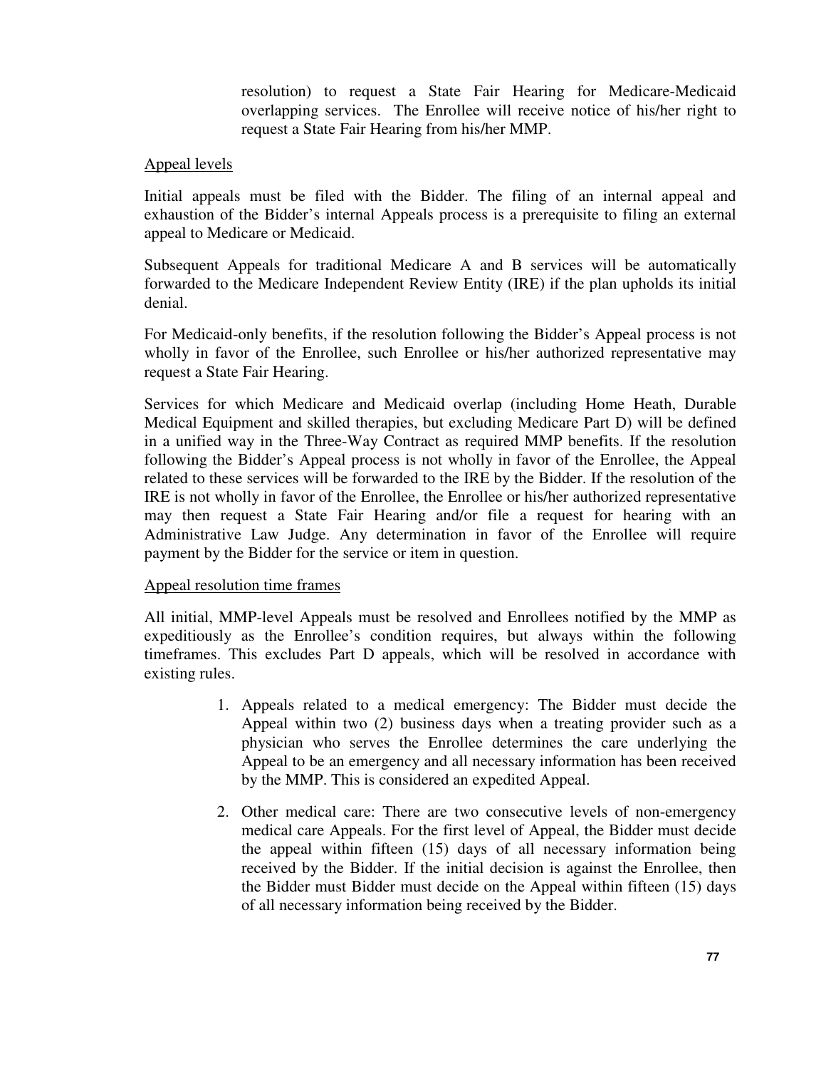resolution) to request a State Fair Hearing for Medicare-Medicaid overlapping services. The Enrollee will receive notice of his/her right to request a State Fair Hearing from his/her MMP.

Appeal levels

Initial appeals must be filed with the Bidder. The filing of an internal appeal and exhaustion of the Bidder's internal Appeals process is a prerequisite to filing an external appeal to Medicare or Medicaid.

Subsequent Appeals for traditional Medicare A and B services will be automatically forwarded to the Medicare Independent Review Entity (IRE) if the plan upholds its initial denial.

For Medicaid-only benefits, if the resolution following the Bidder's Appeal process is not wholly in favor of the Enrollee, such Enrollee or his/her authorized representative may request a State Fair Hearing.

Services for which Medicare and Medicaid overlap (including Home Heath, Durable Medical Equipment and skilled therapies, but excluding Medicare Part D) will be defined in a unified way in the Three-Way Contract as required MMP benefits. If the resolution following the Bidder's Appeal process is not wholly in favor of the Enrollee, the Appeal related to these services will be forwarded to the IRE by the Bidder. If the resolution of the IRE is not wholly in favor of the Enrollee, the Enrollee or his/her authorized representative may then request a State Fair Hearing and/or file a request for hearing with an Administrative Law Judge. Any determination in favor of the Enrollee will require payment by the Bidder for the service or item in question.

Appeal resolution time frames

All initial, MMP-level Appeals must be resolved and Enrollees notified by the MMP as expeditiously as the Enrollee's condition requires, but always within the following timeframes. This excludes Part D appeals, which will be resolved in accordance with existing rules.

1. Appeals related to a medical emergency: The Bidder must decide the Appeal within two (2) business days when a treating provider such as a physician who serves the Enrollee determines the care underlying the Appeal to be an emergency and all necessary information has been received by the MMP. This is considered an expedited Appeal.

2. Other medical care: There are two consecutive levels of non-emergency medical care Appeals. For the first level of Appeal, the Bidder must decide the appeal within fifteen (15) days of all necessary information being received by the Bidder. If the initial decision is against the Enrollee, then the Bidder must Bidder must decide on the Appeal within fifteen (15) days of all necessary information being received by the Bidder.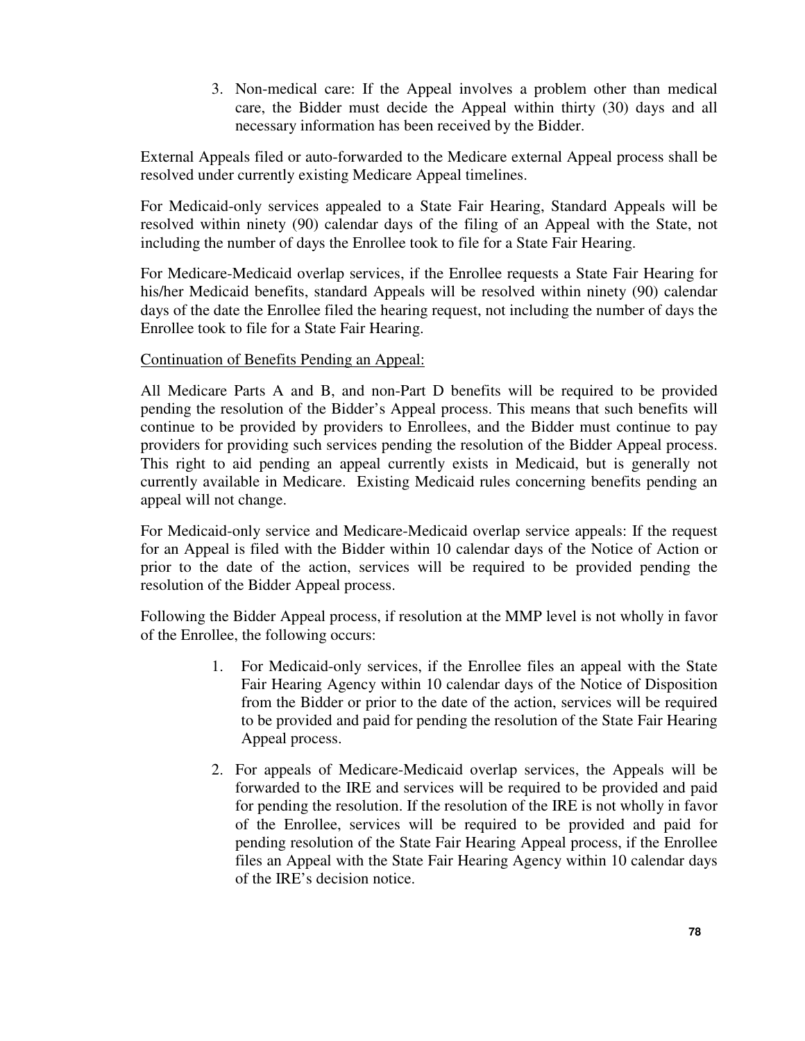3. Non-medical care: If the Appeal involves a problem other than medical care, the Bidder must decide the Appeal within thirty (30) days and all necessary information has been received by the Bidder.

External Appeals filed or auto-forwarded to the Medicare external Appeal process shall be resolved under currently existing Medicare Appeal timelines.

For Medicaid-only services appealed to a State Fair Hearing, Standard Appeals will be resolved within ninety (90) calendar days of the filing of an Appeal with the State, not including the number of days the Enrollee took to file for a State Fair Hearing.

For Medicare-Medicaid overlap services, if the Enrollee requests a State Fair Hearing for his/her Medicaid benefits, standard Appeals will be resolved within ninety (90) calendar days of the date the Enrollee filed the hearing request, not including the number of days the Enrollee took to file for a State Fair Hearing.

Continuation of Benefits Pending an Appeal:

All Medicare Parts A and B, and non-Part D benefits will be required to be provided pending the resolution of the Bidder's Appeal process. This means that such benefits will continue to be provided by providers to Enrollees, and the Bidder must continue to pay providers for providing such services pending the resolution of the Bidder Appeal process. This right to aid pending an appeal currently exists in Medicaid, but is generally not currently available in Medicare. Existing Medicaid rules concerning benefits pending an appeal will not change.

For Medicaid-only service and Medicare-Medicaid overlap service appeals: If the request for an Appeal is filed with the Bidder within 10 calendar days of the Notice of Action or prior to the date of the action, services will be required to be provided pending the resolution of the Bidder Appeal process.

Following the Bidder Appeal process, if resolution at the MMP level is not wholly in favor of the Enrollee, the following occurs:

1. For Medicaid-only services, if the Enrollee files an appeal with the State Fair Hearing Agency within 10 calendar days of the Notice of Disposition from the Bidder or prior to the date of the action, services will be required to be provided and paid for pending the resolution of the State Fair Hearing Appeal process.

2. For appeals of Medicare-Medicaid overlap services, the Appeals will be forwarded to the IRE and services will be required to be provided and paid for pending the resolution. If the resolution of the IRE is not wholly in favor of the Enrollee, services will be required to be provided and paid for pending resolution of the State Fair Hearing Appeal process, if the Enrollee files an Appeal with the State Fair Hearing Agency within 10 calendar days of the IRE's decision notice.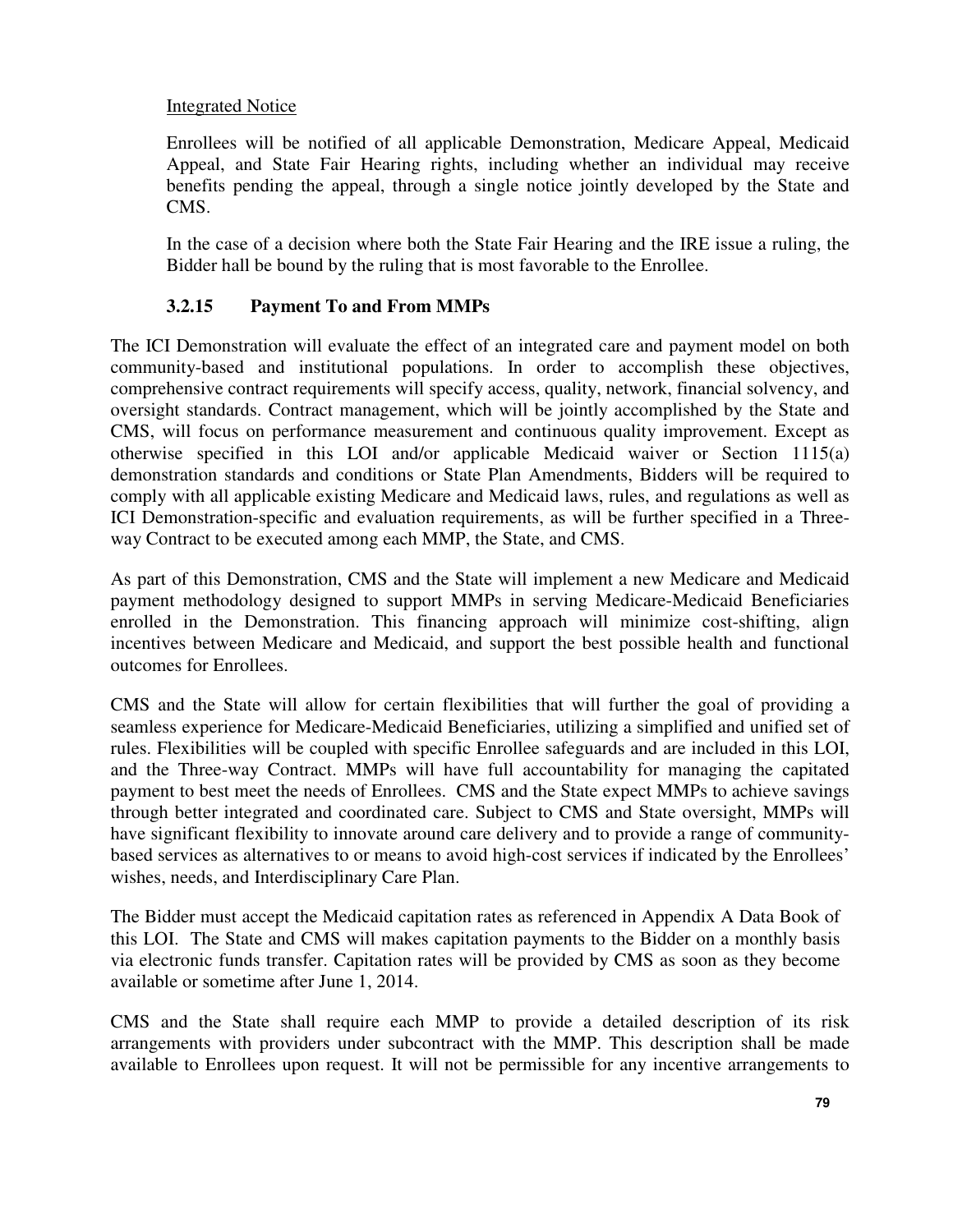Integrated Notice

Enrollees will be notified of all applicable Demonstration, Medicare Appeal, Medicaid Appeal, and State Fair Hearing rights, including whether an individual may receive benefits pending the appeal, through a single notice jointly developed by the State and CMS.

In the case of a decision where both the State Fair Hearing and the IRE issue a ruling, the Bidder hall be bound by the ruling that is most favorable to the Enrollee.

### 3.2.15 Payment To and From MMPs

The ICI Demonstration will evaluate the effect of an integrated care and payment model on both community-based and institutional populations. In order to accomplish these objectives, comprehensive contract requirements will specify access, quality, network, financial solvency, and oversight standards. Contract management, which will be jointly accomplished by the State and CMS, will focus on performance measurement and continuous quality improvement. Except as otherwise specified in this LOI and/or applicable Medicaid waiver or Section 1115(a) demonstration standards and conditions or State Plan Amendments, Bidders will be required to comply with all applicable existing Medicare and Medicaid laws, rules, and regulations as well as ICI Demonstration-specific and evaluation requirements, as will be further specified in a Three-way Contract to be executed among each MMP, the State, and CMS.

As part of this Demonstration, CMS and the State will implement a new Medicare and Medicaid payment methodology designed to support MMPs in serving Medicare-Medicaid Beneficiaries enrolled in the Demonstration. This financing approach will minimize cost-shifting, align incentives between Medicare and Medicaid, and support the best possible health and functional outcomes for Enrollees.

CMS and the State will allow for certain flexibilities that will further the goal of providing a seamless experience for Medicare-Medicaid Beneficiaries, utilizing a simplified and unified set of rules. Flexibilities will be coupled with specific Enrollee safeguards and are included in this LOI, and the Three-way Contract. MMPs will have full accountability for managing the capitated payment to best meet the needs of Enrollees. CMS and the State expect MMPs to achieve savings through better integrated and coordinated care. Subject to CMS and State oversight, MMPs will have significant flexibility to innovate around care delivery and to provide a range of community-based services as alternatives to or means to avoid high-cost services if indicated by the Enrollees' wishes, needs, and Interdisciplinary Care Plan.

The Bidder must accept the Medicaid capitation rates as referenced in Appendix A Data Book of this LOI. The State and CMS will makes capitation payments to the Bidder on a monthly basis via electronic funds transfer. Capitation rates will be provided by CMS as soon as they become available or sometime after June 1, 2014.

CMS and the State shall require each MMP to provide a detailed description of its risk arrangements with providers under subcontract with the MMP. This description shall be made available to Enrollees upon request. It will not be permissible for any incentive arrangements to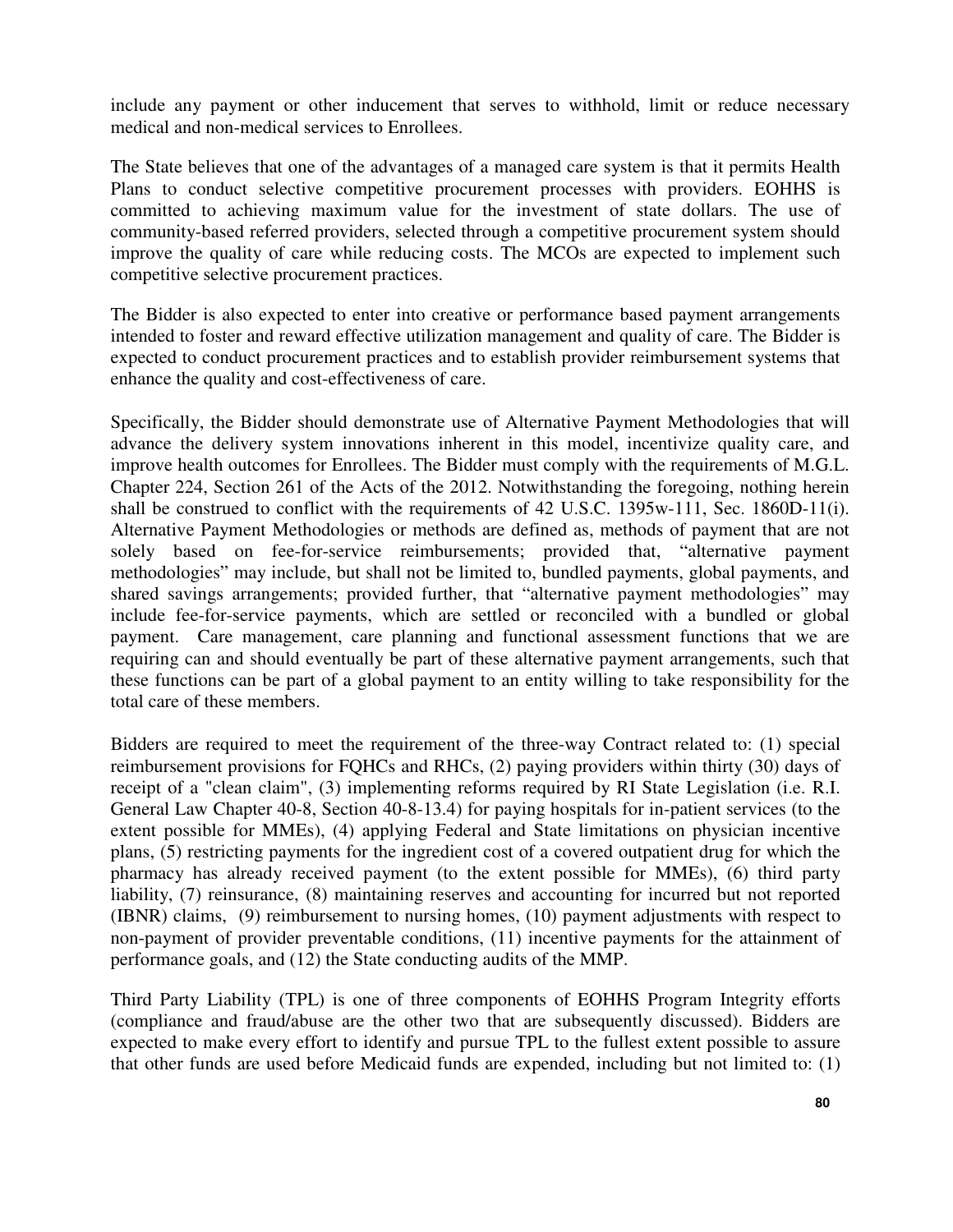include any payment or other inducement that serves to withhold, limit or reduce necessary medical and non-medical services to Enrollees.

The State believes that one of the advantages of a managed care system is that it permits Health Plans to conduct selective competitive procurement processes with providers. EOHHS is committed to achieving maximum value for the investment of state dollars. The use of community-based referred providers, selected through a competitive procurement system should improve the quality of care while reducing costs. The MCOs are expected to implement such competitive selective procurement practices.

The Bidder is also expected to enter into creative or performance based payment arrangements intended to foster and reward effective utilization management and quality of care. The Bidder is expected to conduct procurement practices and to establish provider reimbursement systems that enhance the quality and cost-effectiveness of care.

Specifically, the Bidder should demonstrate use of Alternative Payment Methodologies that will advance the delivery system innovations inherent in this model, incentivize quality care, and improve health outcomes for Enrollees. The Bidder must comply with the requirements of M.G.L. Chapter 224, Section 261 of the Acts of the 2012. Notwithstanding the foregoing, nothing herein shall be construed to conflict with the requirements of 42 U.S.C. 1395w-111, Sec. 1860D-11(i). Alternative Payment Methodologies or methods are defined as, methods of payment that are not solely based on fee-for-service reimbursements; provided that, "alternative payment methodologies" may include, but shall not be limited to, bundled payments, global payments, and shared savings arrangements; provided further, that "alternative payment methodologies" may include fee-for-service payments, which are settled or reconciled with a bundled or global payment. Care management, care planning and functional assessment functions that we are requiring can and should eventually be part of these alternative payment arrangements, such that these functions can be part of a global payment to an entity willing to take responsibility for the total care of these members.

Bidders are required to meet the requirement of the three-way Contract related to: (1) special reimbursement provisions for FQHCs and RHCs, (2) paying providers within thirty (30) days of receipt of a "clean claim", (3) implementing reforms required by RI State Legislation (i.e. R.I. General Law Chapter 40-8, Section 40-8-13.4) for paying hospitals for in-patient services (to the extent possible for MMEs), (4) applying Federal and State limitations on physician incentive plans, (5) restricting payments for the ingredient cost of a covered outpatient drug for which the pharmacy has already received payment (to the extent possible for MMEs), (6) third party liability, (7) reinsurance, (8) maintaining reserves and accounting for incurred but not reported (IBNR) claims, (9) reimbursement to nursing homes, (10) payment adjustments with respect to non-payment of provider preventable conditions, (11) incentive payments for the attainment of performance goals, and (12) the State conducting audits of the MMP.

Third Party Liability (TPL) is one of three components of EOHHS Program Integrity efforts (compliance and fraud/abuse are the other two that are subsequently discussed). Bidders are expected to make every effort to identify and pursue TPL to the fullest extent possible to assure that other funds are used before Medicaid funds are expended, including but not limited to: (1)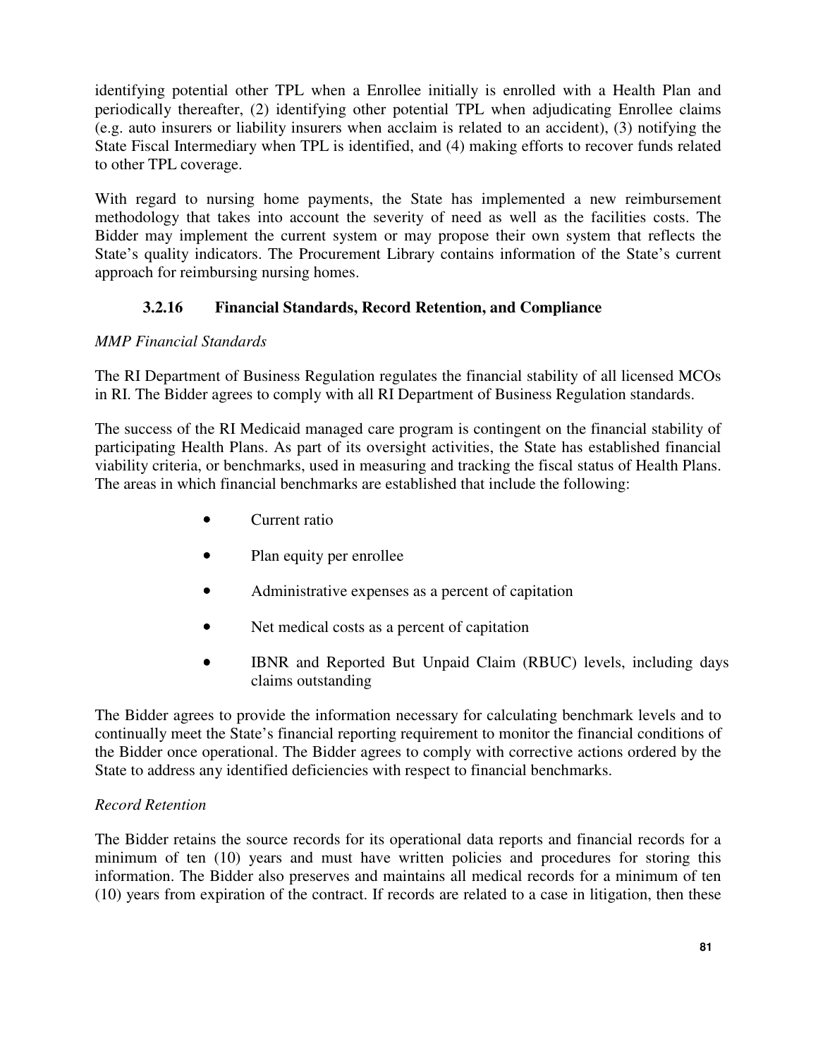identifying potential other TPL when a Enrollee initially is enrolled with a Health Plan and periodically thereafter, (2) identifying other potential TPL when adjudicating Enrollee claims (e.g. auto insurers or liability insurers when acclaim is related to an accident), (3) notifying the State Fiscal Intermediary when TPL is identified, and (4) making efforts to recover funds related to other TPL coverage.

With regard to nursing home payments, the State has implemented a new reimbursement methodology that takes into account the severity of need as well as the facilities costs. The Bidder may implement the current system or may propose their own system that reflects the State's quality indicators. The Procurement Library contains information of the State's current approach for reimbursing nursing homes.

### 3.2.16 Financial Standards, Record Retention, and Compliance

*MMP Financial Standards*

The RI Department of Business Regulation regulates the financial stability of all licensed MCOs in RI. The Bidder agrees to comply with all RI Department of Business Regulation standards.

The success of the RI Medicaid managed care program is contingent on the financial stability of participating Health Plans. As part of its oversight activities, the State has established financial viability criteria, or benchmarks, used in measuring and tracking the fiscal status of Health Plans. The areas in which financial benchmarks are established that include the following:

- Current ratio
- Plan equity per enrollee
- Administrative expenses as a percent of capitation
- Net medical costs as a percent of capitation
- IBNR and Reported But Unpaid Claim (RBUC) levels, including days claims outstanding

The Bidder agrees to provide the information necessary for calculating benchmark levels and to continually meet the State's financial reporting requirement to monitor the financial conditions of the Bidder once operational. The Bidder agrees to comply with corrective actions ordered by the State to address any identified deficiencies with respect to financial benchmarks.

*Record Retention*

The Bidder retains the source records for its operational data reports and financial records for a minimum of ten (10) years and must have written policies and procedures for storing this information. The Bidder also preserves and maintains all medical records for a minimum of ten (10) years from expiration of the contract. If records are related to a case in litigation, then these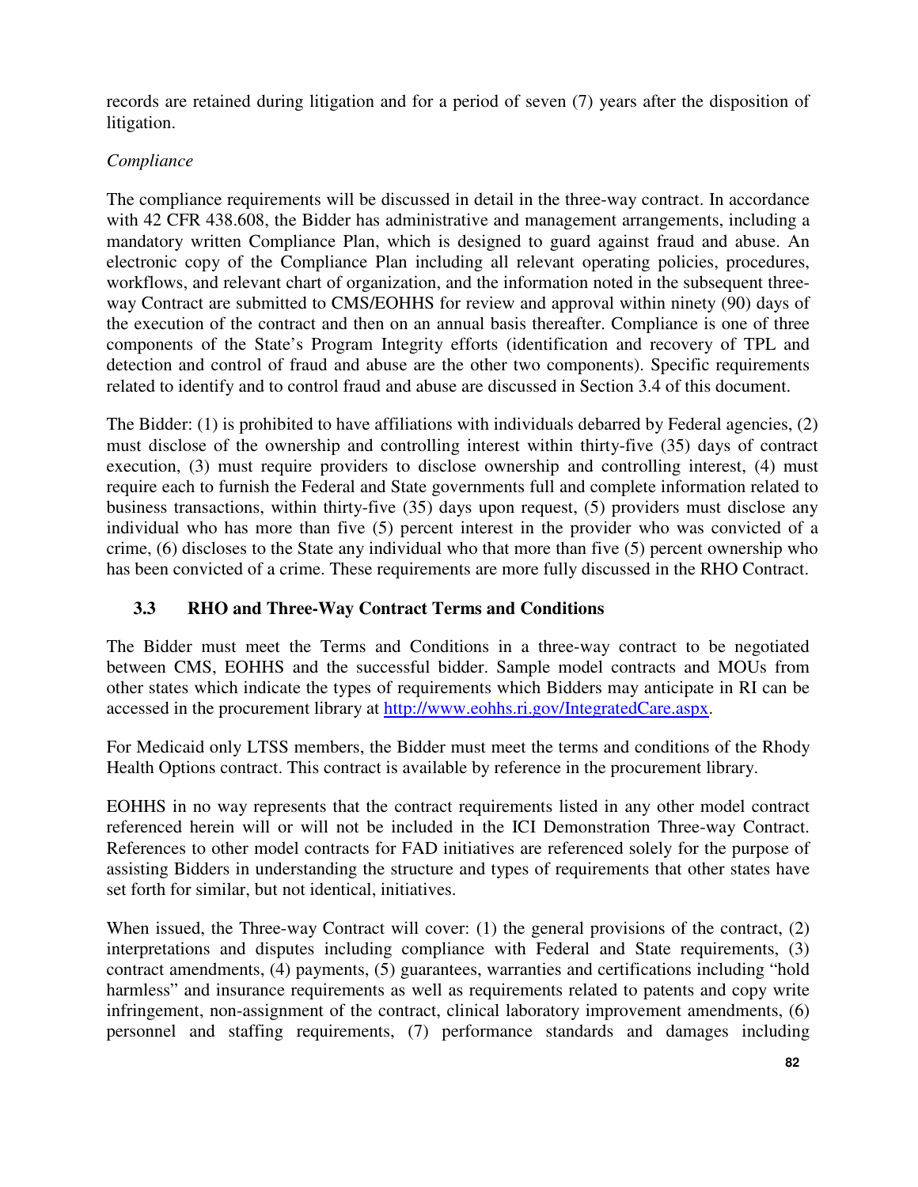records are retained during litigation and for a period of seven (7) years after the disposition of litigation.

*Compliance*

The compliance requirements will be discussed in detail in the three-way contract. In accordance with 42 CFR 438.608, the Bidder has administrative and management arrangements, including a mandatory written Compliance Plan, which is designed to guard against fraud and abuse. An electronic copy of the Compliance Plan including all relevant operating policies, procedures, workflows, and relevant chart of organization, and the information noted in the subsequent three-way Contract are submitted to CMS/EOHHS for review and approval within ninety (90) days of the execution of the contract and then on an annual basis thereafter. Compliance is one of three components of the State's Program Integrity efforts (identification and recovery of TPL and detection and control of fraud and abuse are the other two components). Specific requirements related to identify and to control fraud and abuse are discussed in Section 3.4 of this document.

The Bidder: (1) is prohibited to have affiliations with individuals debarred by Federal agencies, (2) must disclose of the ownership and controlling interest within thirty-five (35) days of contract execution, (3) must require providers to disclose ownership and controlling interest, (4) must require each to furnish the Federal and State governments full and complete information related to business transactions, within thirty-five (35) days upon request, (5) providers must disclose any individual who has more than five (5) percent interest in the provider who was convicted of a crime, (6) discloses to the State any individual who that more than five (5) percent ownership who has been convicted of a crime. These requirements are more fully discussed in the RHO Contract.

### 3.3 RHO and Three-Way Contract Terms and Conditions

The Bidder must meet the Terms and Conditions in a three-way contract to be negotiated between CMS, EOHHS and the successful bidder. Sample model contracts and MOUs from other states which indicate the types of requirements which Bidders may anticipate in RI can be accessed in the procurement library at [http://www.eohhs.ri.gov/IntegratedCare.aspx](http://www.eohhs.ri.gov/IntegratedCare.aspx).

For Medicaid only LTSS members, the Bidder must meet the terms and conditions of the Rhody Health Options contract. This contract is available by reference in the procurement library.

EOHHS in no way represents that the contract requirements listed in any other model contract referenced herein will or will not be included in the ICI Demonstration Three-way Contract. References to other model contracts for FAD initiatives are referenced solely for the purpose of assisting Bidders in understanding the structure and types of requirements that other states have set forth for similar, but not identical, initiatives.

When issued, the Three-way Contract will cover: (1) the general provisions of the contract, (2) interpretations and disputes including compliance with Federal and State requirements, (3) contract amendments, (4) payments, (5) guarantees, warranties and certifications including "hold harmless" and insurance requirements as well as requirements related to patents and copy write infringement, non-assignment of the contract, clinical laboratory improvement amendments, (6) personnel and staffing requirements, (7) performance standards and damages including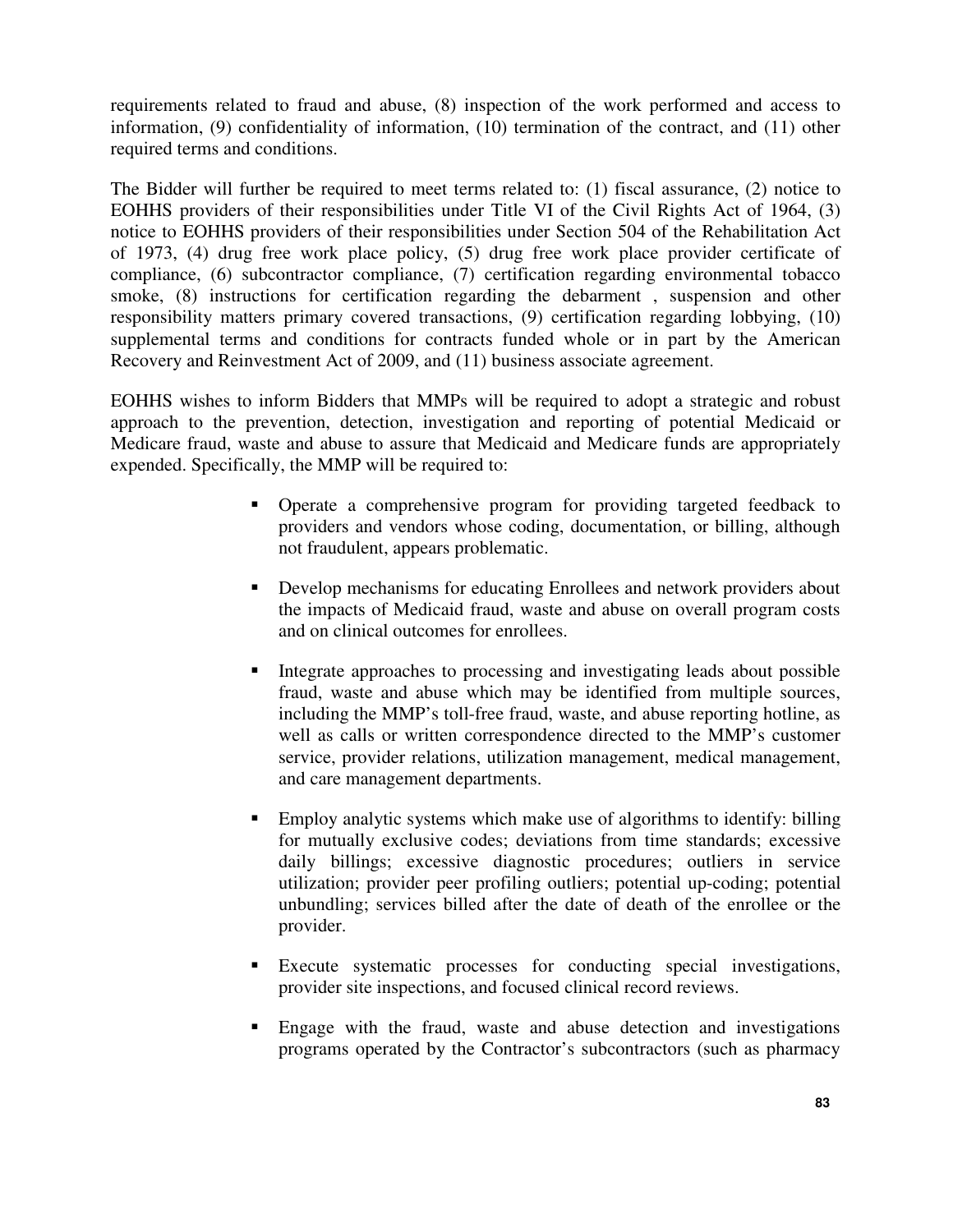requirements related to fraud and abuse, (8) inspection of the work performed and access to information, (9) confidentiality of information, (10) termination of the contract, and (11) other required terms and conditions.

The Bidder will further be required to meet terms related to: (1) fiscal assurance, (2) notice to EOHHS providers of their responsibilities under Title VI of the Civil Rights Act of 1964, (3) notice to EOHHS providers of their responsibilities under Section 504 of the Rehabilitation Act of 1973, (4) drug free work place policy, (5) drug free work place provider certificate of compliance, (6) subcontractor compliance, (7) certification regarding environmental tobacco smoke, (8) instructions for certification regarding the debarment , suspension and other responsibility matters primary covered transactions, (9) certification regarding lobbying, (10) supplemental terms and conditions for contracts funded whole or in part by the American Recovery and Reinvestment Act of 2009, and (11) business associate agreement.

EOHHS wishes to inform Bidders that MMPs will be required to adopt a strategic and robust approach to the prevention, detection, investigation and reporting of potential Medicaid or Medicare fraud, waste and abuse to assure that Medicaid and Medicare funds are appropriately expended. Specifically, the MMP will be required to:

- Operate a comprehensive program for providing targeted feedback to providers and vendors whose coding, documentation, or billing, although not fraudulent, appears problematic.
- Develop mechanisms for educating Enrollees and network providers about the impacts of Medicaid fraud, waste and abuse on overall program costs and on clinical outcomes for enrollees.
- Integrate approaches to processing and investigating leads about possible fraud, waste and abuse which may be identified from multiple sources, including the MMP's toll-free fraud, waste, and abuse reporting hotline, as well as calls or written correspondence directed to the MMP's customer service, provider relations, utilization management, medical management, and care management departments.
- Employ analytic systems which make use of algorithms to identify: billing for mutually exclusive codes; deviations from time standards; excessive daily billings; excessive diagnostic procedures; outliers in service utilization; provider peer profiling outliers; potential up-coding; potential unbundling; services billed after the date of death of the enrollee or the provider.
- Execute systematic processes for conducting special investigations, provider site inspections, and focused clinical record reviews.
- Engage with the fraud, waste and abuse detection and investigations programs operated by the Contractor's subcontractors (such as pharmacy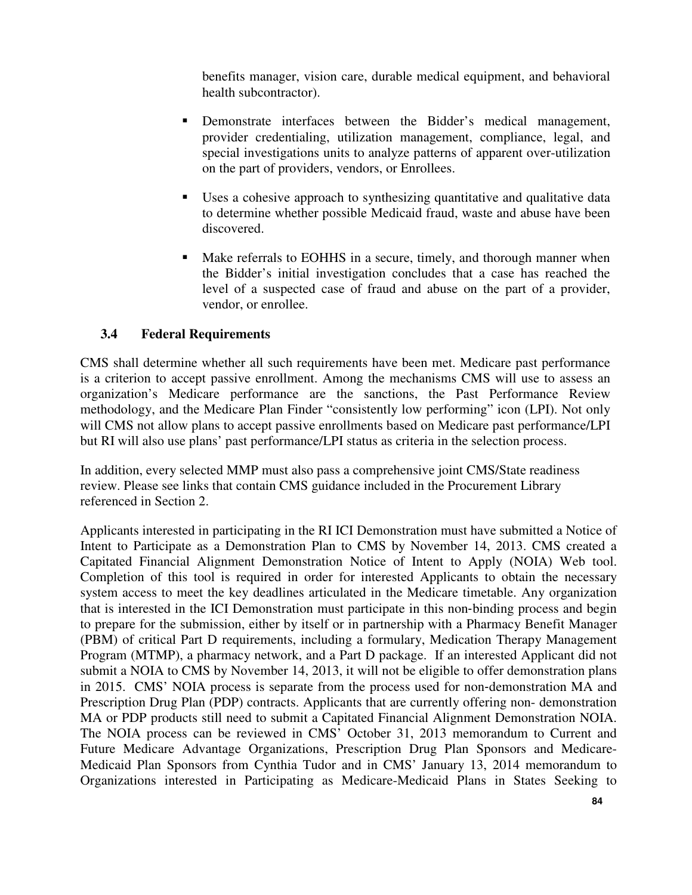benefits manager, vision care, durable medical equipment, and behavioral health subcontractor).

- Demonstrate interfaces between the Bidder's medical management, provider credentialing, utilization management, compliance, legal, and special investigations units to analyze patterns of apparent over-utilization on the part of providers, vendors, or Enrollees.
- Uses a cohesive approach to synthesizing quantitative and qualitative data to determine whether possible Medicaid fraud, waste and abuse have been discovered.
- Make referrals to EOHHS in a secure, timely, and thorough manner when the Bidder's initial investigation concludes that a case has reached the level of a suspected case of fraud and abuse on the part of a provider, vendor, or enrollee.

### 3.4 Federal Requirements

CMS shall determine whether all such requirements have been met. Medicare past performance is a criterion to accept passive enrollment. Among the mechanisms CMS will use to assess an organization's Medicare performance are the sanctions, the Past Performance Review methodology, and the Medicare Plan Finder "consistently low performing" icon (LPI). Not only will CMS not allow plans to accept passive enrollments based on Medicare past performance/LPI but RI will also use plans' past performance/LPI status as criteria in the selection process.

In addition, every selected MMP must also pass a comprehensive joint CMS/State readiness review. Please see links that contain CMS guidance included in the Procurement Library referenced in Section 2.

Applicants interested in participating in the RI ICI Demonstration must have submitted a Notice of Intent to Participate as a Demonstration Plan to CMS by November 14, 2013. CMS created a Capitated Financial Alignment Demonstration Notice of Intent to Apply (NOIA) Web tool. Completion of this tool is required in order for interested Applicants to obtain the necessary system access to meet the key deadlines articulated in the Medicare timetable. Any organization that is interested in the ICI Demonstration must participate in this non-binding process and begin to prepare for the submission, either by itself or in partnership with a Pharmacy Benefit Manager (PBM) of critical Part D requirements, including a formulary, Medication Therapy Management Program (MTMP), a pharmacy network, and a Part D package. If an interested Applicant did not submit a NOIA to CMS by November 14, 2013, it will not be eligible to offer demonstration plans in 2015. CMS' NOIA process is separate from the process used for non-demonstration MA and Prescription Drug Plan (PDP) contracts. Applicants that are currently offering non- demonstration MA or PDP products still need to submit a Capitated Financial Alignment Demonstration NOIA. The NOIA process can be reviewed in CMS' October 31, 2013 memorandum to Current and Future Medicare Advantage Organizations, Prescription Drug Plan Sponsors and Medicare-Medicaid Plan Sponsors from Cynthia Tudor and in CMS' January 13, 2014 memorandum to Organizations interested in Participating as Medicare-Medicaid Plans in States Seeking to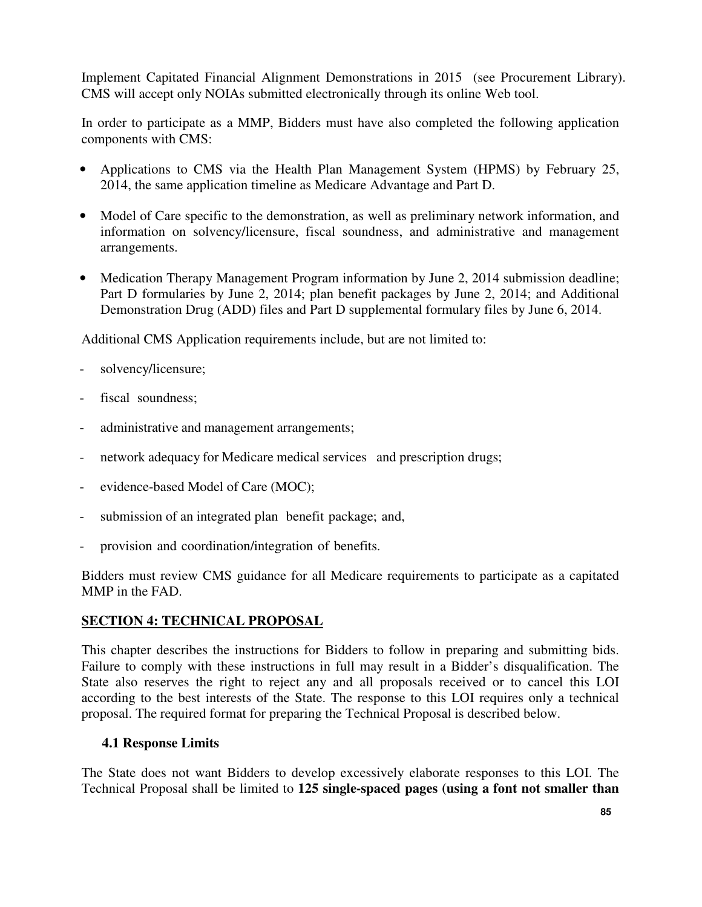Implement Capitated Financial Alignment Demonstrations in 2015 (see Procurement Library). CMS will accept only NOIAs submitted electronically through its online Web tool.

In order to participate as a MMP, Bidders must have also completed the following application components with CMS:

- Applications to CMS via the Health Plan Management System (HPMS) by February 25, 2014, the same application timeline as Medicare Advantage and Part D.
- Model of Care specific to the demonstration, as well as preliminary network information, and information on solvency/licensure, fiscal soundness, and administrative and management arrangements.
- Medication Therapy Management Program information by June 2, 2014 submission deadline; Part D formularies by June 2, 2014; plan benefit packages by June 2, 2014; and Additional Demonstration Drug (ADD) files and Part D supplemental formulary files by June 6, 2014.

Additional CMS Application requirements include, but are not limited to:

- solvency/licensure;
- fiscal soundness;
- administrative and management arrangements;
- network adequacy for Medicare medical services and prescription drugs;
- evidence-based Model of Care (MOC);
- submission of an integrated plan benefit package; and,
- provision and coordination/integration of benefits.

Bidders must review CMS guidance for all Medicare requirements to participate as a capitated MMP in the FAD.

## SECTION 4: TECHNICAL PROPOSAL

This chapter describes the instructions for Bidders to follow in preparing and submitting bids. Failure to comply with these instructions in full may result in a Bidder's disqualification. The State also reserves the right to reject any and all proposals received or to cancel this LOI according to the best interests of the State. The response to this LOI requires only a technical proposal. The required format for preparing the Technical Proposal is described below.

### 4.1 Response Limits

The State does not want Bidders to develop excessively elaborate responses to this LOI. The Technical Proposal shall be limited to **125 single-spaced pages (using a font not smaller than**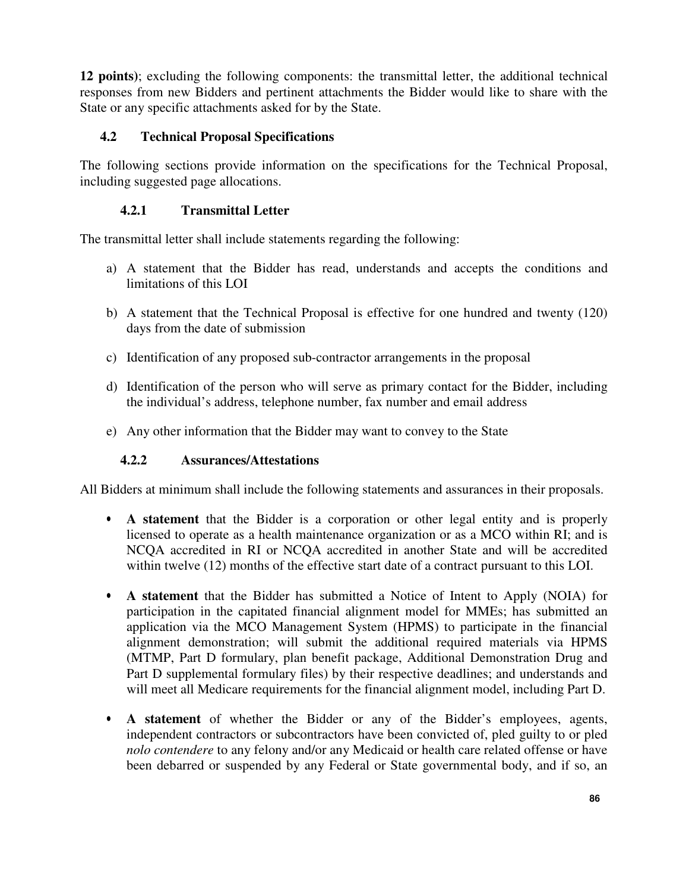**12 points)**; excluding the following components: the transmittal letter, the additional technical responses from new Bidders and pertinent attachments the Bidder would like to share with the State or any specific attachments asked for by the State.

## 4.2 Technical Proposal Specifications

The following sections provide information on the specifications for the Technical Proposal, including suggested page allocations.

### 4.2.1 Transmittal Letter

The transmittal letter shall include statements regarding the following:

a) A statement that the Bidder has read, understands and accepts the conditions and limitations of this LOI

b) A statement that the Technical Proposal is effective for one hundred and twenty (120) days from the date of submission

c) Identification of any proposed sub-contractor arrangements in the proposal

d) Identification of the person who will serve as primary contact for the Bidder, including the individual's address, telephone number, fax number and email address

e) Any other information that the Bidder may want to convey to the State

### 4.2.2 Assurances/Attestations

All Bidders at minimum shall include the following statements and assurances in their proposals.

- **A statement** that the Bidder is a corporation or other legal entity and is properly licensed to operate as a health maintenance organization or as a MCO within RI; and is NCQA accredited in RI or NCQA accredited in another State and will be accredited within twelve (12) months of the effective start date of a contract pursuant to this LOI.

- **A statement** that the Bidder has submitted a Notice of Intent to Apply (NOIA) for participation in the capitated financial alignment model for MMEs; has submitted an application via the MCO Management System (HPMS) to participate in the financial alignment demonstration; will submit the additional required materials via HPMS (MTMP, Part D formulary, plan benefit package, Additional Demonstration Drug and Part D supplemental formulary files) by their respective deadlines; and understands and will meet all Medicare requirements for the financial alignment model, including Part D.

- **A statement** of whether the Bidder or any of the Bidder's employees, agents, independent contractors or subcontractors have been convicted of, pled guilty to or pled *nolo contendere* to any felony and/or any Medicaid or health care related offense or have been debarred or suspended by any Federal or State governmental body, and if so, an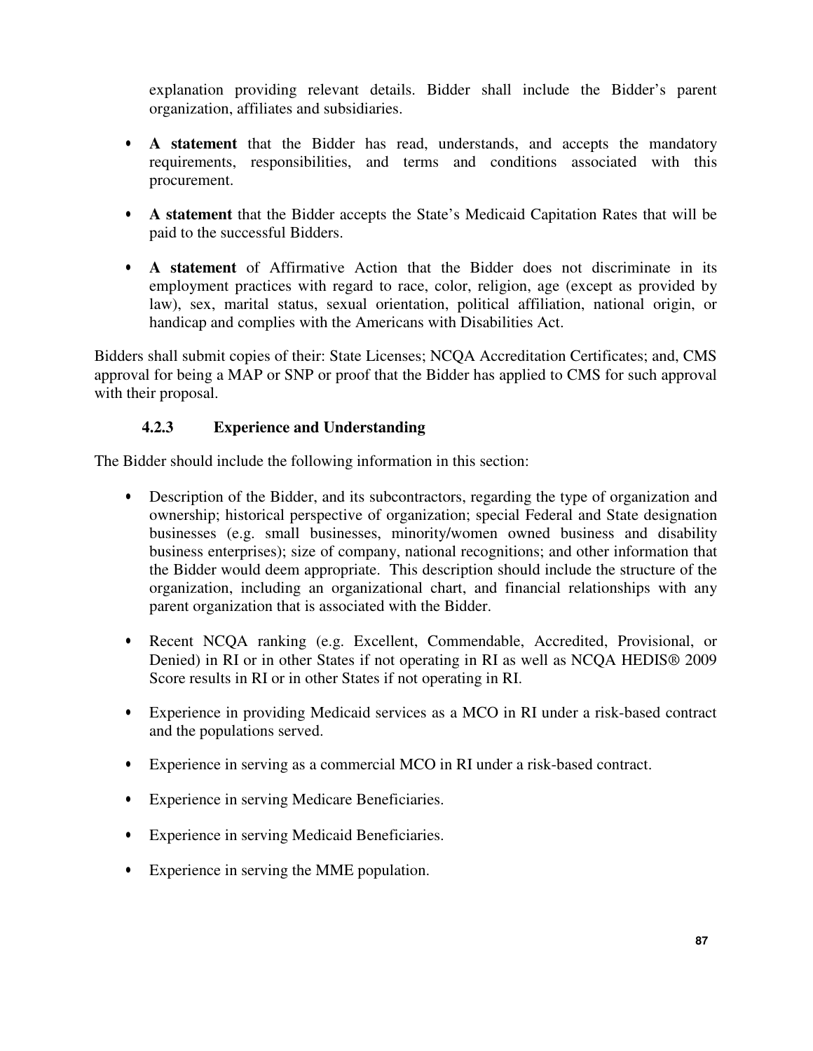explanation providing relevant details. Bidder shall include the Bidder's parent organization, affiliates and subsidiaries.

- **A statement** that the Bidder has read, understands, and accepts the mandatory requirements, responsibilities, and terms and conditions associated with this procurement.

- **A statement** that the Bidder accepts the State's Medicaid Capitation Rates that will be paid to the successful Bidders.

- **A statement** of Affirmative Action that the Bidder does not discriminate in its employment practices with regard to race, color, religion, age (except as provided by law), sex, marital status, sexual orientation, political affiliation, national origin, or handicap and complies with the Americans with Disabilities Act.

Bidders shall submit copies of their: State Licenses; NCQA Accreditation Certificates; and, CMS approval for being a MAP or SNP or proof that the Bidder has applied to CMS for such approval with their proposal.

### 4.2.3 Experience and Understanding

The Bidder should include the following information in this section:

- Description of the Bidder, and its subcontractors, regarding the type of organization and ownership; historical perspective of organization; special Federal and State designation businesses (e.g. small businesses, minority/women owned business and disability business enterprises); size of company, national recognitions; and other information that the Bidder would deem appropriate. This description should include the structure of the organization, including an organizational chart, and financial relationships with any parent organization that is associated with the Bidder.

- Recent NCQA ranking (e.g. Excellent, Commendable, Accredited, Provisional, or Denied) in RI or in other States if not operating in RI as well as NCQA HEDIS® 2009 Score results in RI or in other States if not operating in RI.

- Experience in providing Medicaid services as a MCO in RI under a risk-based contract and the populations served.

- Experience in serving as a commercial MCO in RI under a risk-based contract.

- Experience in serving Medicare Beneficiaries.

- Experience in serving Medicaid Beneficiaries.

- Experience in serving the MME population.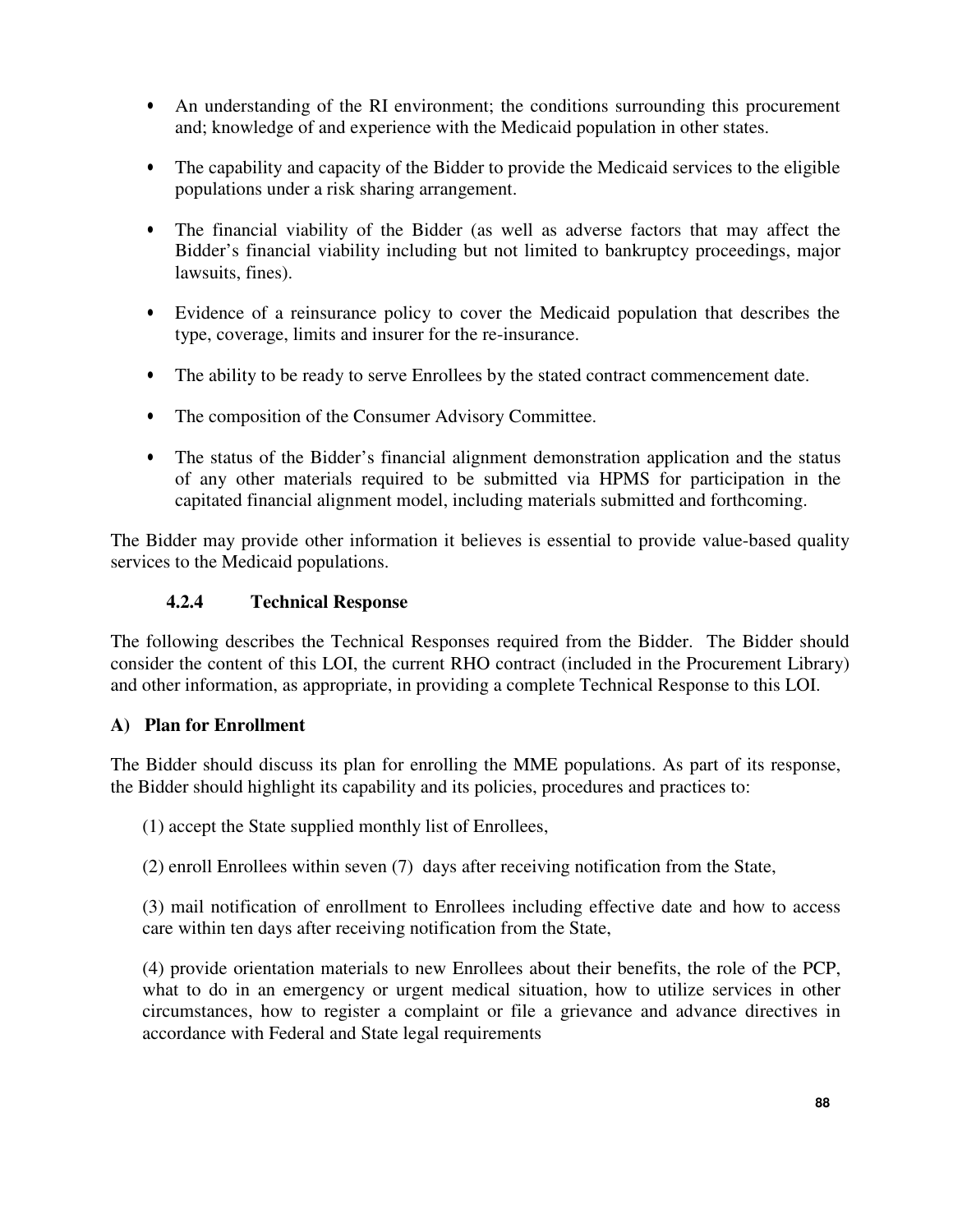- An understanding of the RI environment; the conditions surrounding this procurement and; knowledge of and experience with the Medicaid population in other states.
- The capability and capacity of the Bidder to provide the Medicaid services to the eligible populations under a risk sharing arrangement.
- The financial viability of the Bidder (as well as adverse factors that may affect the Bidder's financial viability including but not limited to bankruptcy proceedings, major lawsuits, fines).
- Evidence of a reinsurance policy to cover the Medicaid population that describes the type, coverage, limits and insurer for the re-insurance.
- The ability to be ready to serve Enrollees by the stated contract commencement date.
- The composition of the Consumer Advisory Committee.
- The status of the Bidder's financial alignment demonstration application and the status of any other materials required to be submitted via HPMS for participation in the capitated financial alignment model, including materials submitted and forthcoming.

The Bidder may provide other information it believes is essential to provide value-based quality services to the Medicaid populations.

### 4.2.4 Technical Response

The following describes the Technical Responses required from the Bidder. The Bidder should consider the content of this LOI, the current RHO contract (included in the Procurement Library) and other information, as appropriate, in providing a complete Technical Response to this LOI.

**A) Plan for Enrollment**

The Bidder should discuss its plan for enrolling the MME populations. As part of its response, the Bidder should highlight its capability and its policies, procedures and practices to:

(1) accept the State supplied monthly list of Enrollees,

(2) enroll Enrollees within seven (7) days after receiving notification from the State,

(3) mail notification of enrollment to Enrollees including effective date and how to access care within ten days after receiving notification from the State,

(4) provide orientation materials to new Enrollees about their benefits, the role of the PCP, what to do in an emergency or urgent medical situation, how to utilize services in other circumstances, how to register a complaint or file a grievance and advance directives in accordance with Federal and State legal requirements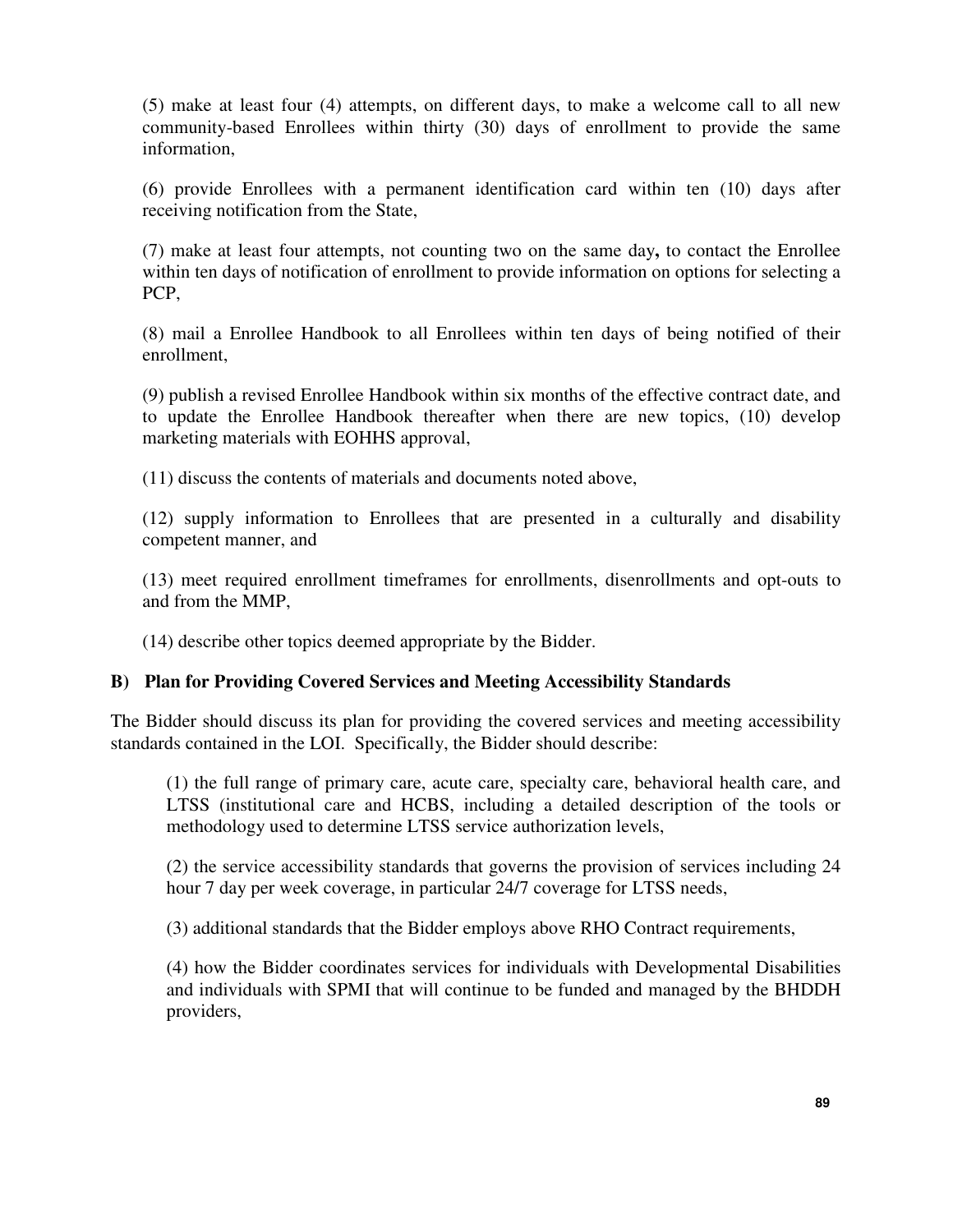(5) make at least four (4) attempts, on different days, to make a welcome call to all new community-based Enrollees within thirty (30) days of enrollment to provide the same information,

(6) provide Enrollees with a permanent identification card within ten (10) days after receiving notification from the State,

(7) make at least four attempts, not counting two on the same day**,** to contact the Enrollee within ten days of notification of enrollment to provide information on options for selecting a PCP,

(8) mail a Enrollee Handbook to all Enrollees within ten days of being notified of their enrollment,

(9) publish a revised Enrollee Handbook within six months of the effective contract date, and to update the Enrollee Handbook thereafter when there are new topics, (10) develop marketing materials with EOHHS approval,

(11) discuss the contents of materials and documents noted above,

(12) supply information to Enrollees that are presented in a culturally and disability competent manner, and

(13) meet required enrollment timeframes for enrollments, disenrollments and opt-outs to and from the MMP,

(14) describe other topics deemed appropriate by the Bidder.

**B) Plan for Providing Covered Services and Meeting Accessibility Standards**

The Bidder should discuss its plan for providing the covered services and meeting accessibility standards contained in the LOI. Specifically, the Bidder should describe:

(1) the full range of primary care, acute care, specialty care, behavioral health care, and LTSS (institutional care and HCBS, including a detailed description of the tools or methodology used to determine LTSS service authorization levels,

(2) the service accessibility standards that governs the provision of services including 24 hour 7 day per week coverage, in particular 24/7 coverage for LTSS needs,

(3) additional standards that the Bidder employs above RHO Contract requirements,

(4) how the Bidder coordinates services for individuals with Developmental Disabilities and individuals with SPMI that will continue to be funded and managed by the BHDDH providers,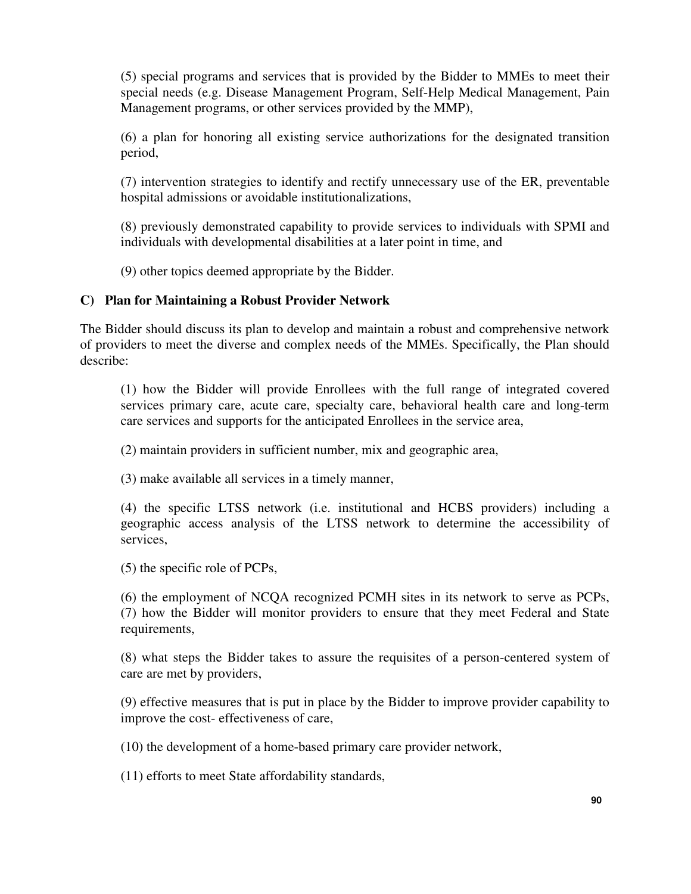(5) special programs and services that is provided by the Bidder to MMEs to meet their special needs (e.g. Disease Management Program, Self-Help Medical Management, Pain Management programs, or other services provided by the MMP),

(6) a plan for honoring all existing service authorizations for the designated transition period,

(7) intervention strategies to identify and rectify unnecessary use of the ER, preventable hospital admissions or avoidable institutionalizations,

(8) previously demonstrated capability to provide services to individuals with SPMI and individuals with developmental disabilities at a later point in time, and

(9) other topics deemed appropriate by the Bidder.

**C) Plan for Maintaining a Robust Provider Network**

The Bidder should discuss its plan to develop and maintain a robust and comprehensive network of providers to meet the diverse and complex needs of the MMEs. Specifically, the Plan should describe:

(1) how the Bidder will provide Enrollees with the full range of integrated covered services primary care, acute care, specialty care, behavioral health care and long-term care services and supports for the anticipated Enrollees in the service area,

(2) maintain providers in sufficient number, mix and geographic area,

(3) make available all services in a timely manner,

(4) the specific LTSS network (i.e. institutional and HCBS providers) including a geographic access analysis of the LTSS network to determine the accessibility of services,

(5) the specific role of PCPs,

(6) the employment of NCQA recognized PCMH sites in its network to serve as PCPs,
(7) how the Bidder will monitor providers to ensure that they meet Federal and State requirements,

(8) what steps the Bidder takes to assure the requisites of a person-centered system of care are met by providers,

(9) effective measures that is put in place by the Bidder to improve provider capability to improve the cost- effectiveness of care,

(10) the development of a home-based primary care provider network,

(11) efforts to meet State affordability standards,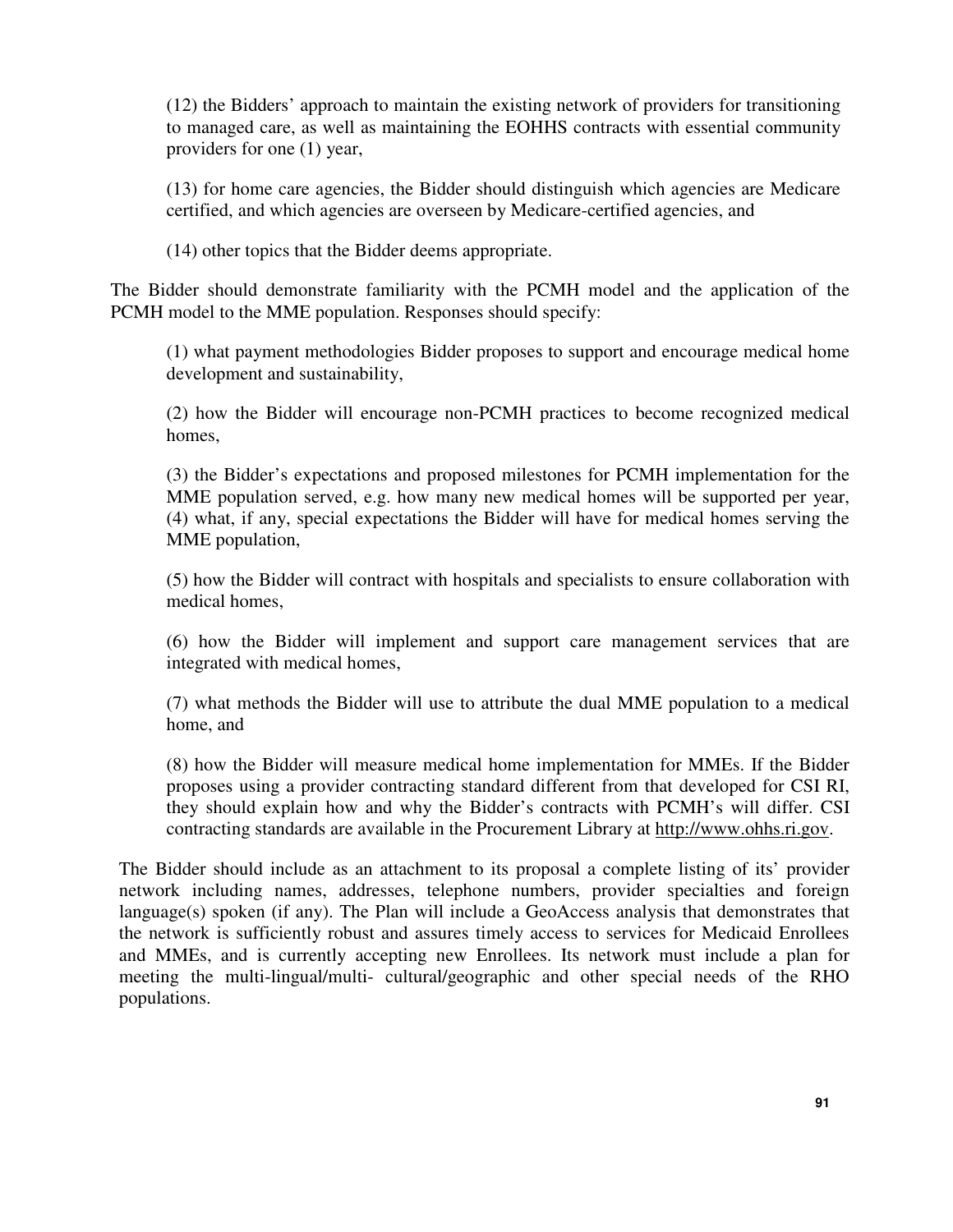(12) the Bidders' approach to maintain the existing network of providers for transitioning to managed care, as well as maintaining the EOHHS contracts with essential community providers for one (1) year,

(13) for home care agencies, the Bidder should distinguish which agencies are Medicare certified, and which agencies are overseen by Medicare-certified agencies, and

(14) other topics that the Bidder deems appropriate.

The Bidder should demonstrate familiarity with the PCMH model and the application of the PCMH model to the MME population. Responses should specify:

(1) what payment methodologies Bidder proposes to support and encourage medical home development and sustainability,

(2) how the Bidder will encourage non-PCMH practices to become recognized medical homes,

(3) the Bidder's expectations and proposed milestones for PCMH implementation for the MME population served, e.g. how many new medical homes will be supported per year,
(4) what, if any, special expectations the Bidder will have for medical homes serving the MME population,

(5) how the Bidder will contract with hospitals and specialists to ensure collaboration with medical homes,

(6) how the Bidder will implement and support care management services that are integrated with medical homes,

(7) what methods the Bidder will use to attribute the dual MME population to a medical home, and

(8) how the Bidder will measure medical home implementation for MMEs. If the Bidder proposes using a provider contracting standard different from that developed for CSI RI, they should explain how and why the Bidder's contracts with PCMH's will differ. CSI contracting standards are available in the Procurement Library at http://www.ohhs.ri.gov.

The Bidder should include as an attachment to its proposal a complete listing of its' provider network including names, addresses, telephone numbers, provider specialties and foreign language(s) spoken (if any). The Plan will include a GeoAccess analysis that demonstrates that the network is sufficiently robust and assures timely access to services for Medicaid Enrollees and MMEs, and is currently accepting new Enrollees. Its network must include a plan for meeting the multi-lingual/multi- cultural/geographic and other special needs of the RHO populations.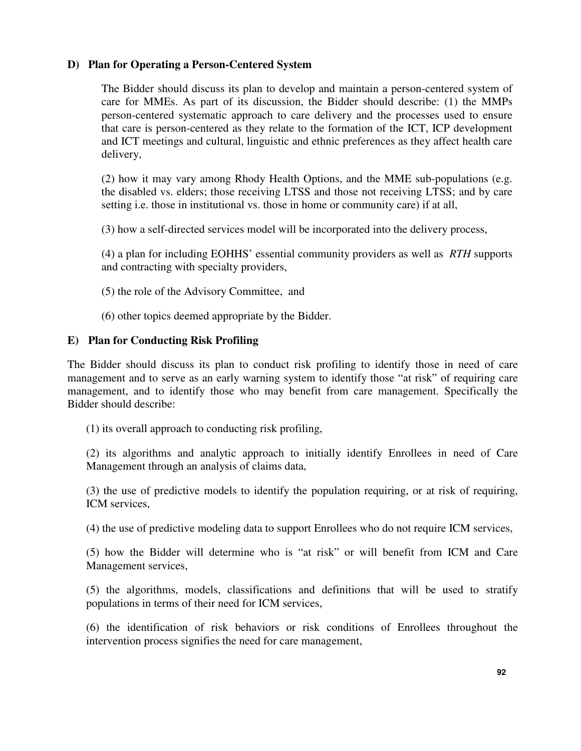**D) Plan for Operating a Person-Centered System**

The Bidder should discuss its plan to develop and maintain a person-centered system of care for MMEs. As part of its discussion, the Bidder should describe: (1) the MMPs person-centered systematic approach to care delivery and the processes used to ensure that care is person-centered as they relate to the formation of the ICT, ICP development and ICT meetings and cultural, linguistic and ethnic preferences as they affect health care delivery,

(2) how it may vary among Rhody Health Options, and the MME sub-populations (e.g. the disabled vs. elders; those receiving LTSS and those not receiving LTSS; and by care setting i.e. those in institutional vs. those in home or community care) if at all,

(3) how a self-directed services model will be incorporated into the delivery process,

(4) a plan for including EOHHS' essential community providers as well as *RTH* supports and contracting with specialty providers,

(5) the role of the Advisory Committee, and

(6) other topics deemed appropriate by the Bidder.

**E) Plan for Conducting Risk Profiling**

The Bidder should discuss its plan to conduct risk profiling to identify those in need of care management and to serve as an early warning system to identify those "at risk" of requiring care management, and to identify those who may benefit from care management. Specifically the Bidder should describe:

(1) its overall approach to conducting risk profiling,

(2) its algorithms and analytic approach to initially identify Enrollees in need of Care Management through an analysis of claims data,

(3) the use of predictive models to identify the population requiring, or at risk of requiring, ICM services,

(4) the use of predictive modeling data to support Enrollees who do not require ICM services,

(5) how the Bidder will determine who is "at risk" or will benefit from ICM and Care Management services,

(5) the algorithms, models, classifications and definitions that will be used to stratify populations in terms of their need for ICM services,

(6) the identification of risk behaviors or risk conditions of Enrollees throughout the intervention process signifies the need for care management,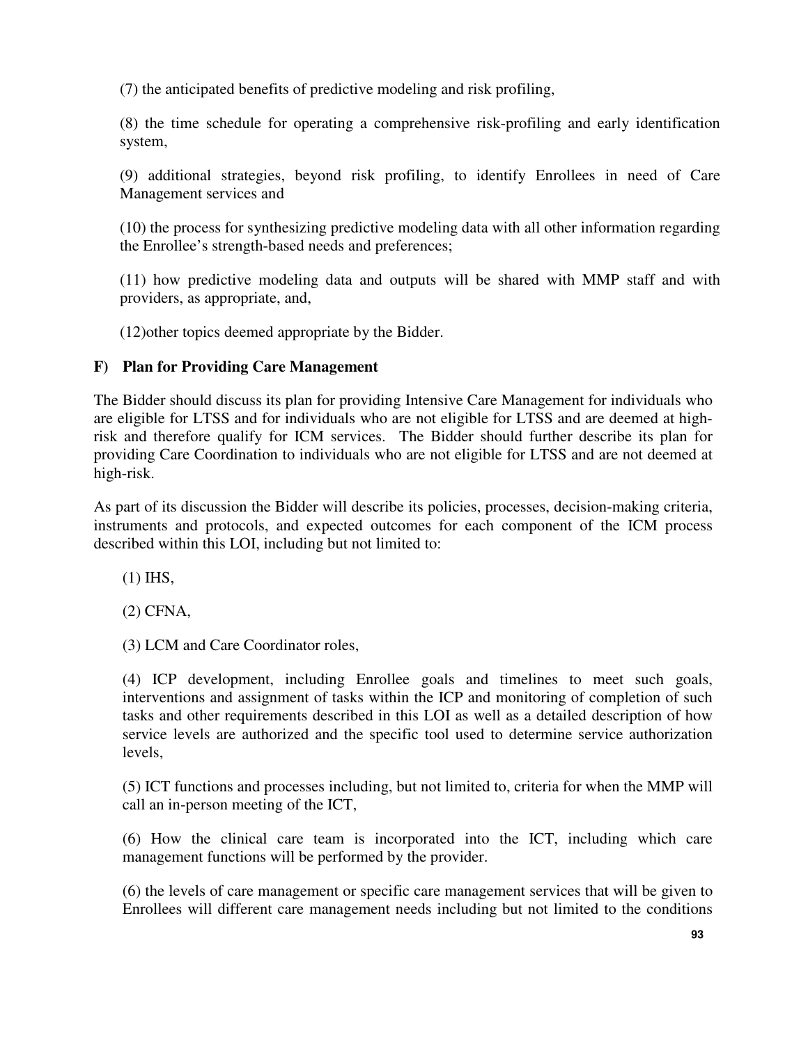(7) the anticipated benefits of predictive modeling and risk profiling,

(8) the time schedule for operating a comprehensive risk-profiling and early identification system,

(9) additional strategies, beyond risk profiling, to identify Enrollees in need of Care Management services and

(10) the process for synthesizing predictive modeling data with all other information regarding the Enrollee's strength-based needs and preferences;

(11) how predictive modeling data and outputs will be shared with MMP staff and with providers, as appropriate, and,

(12)other topics deemed appropriate by the Bidder.

**F) Plan for Providing Care Management**

The Bidder should discuss its plan for providing Intensive Care Management for individuals who are eligible for LTSS and for individuals who are not eligible for LTSS and are deemed at high-risk and therefore qualify for ICM services. The Bidder should further describe its plan for providing Care Coordination to individuals who are not eligible for LTSS and are not deemed at high-risk.

As part of its discussion the Bidder will describe its policies, processes, decision-making criteria, instruments and protocols, and expected outcomes for each component of the ICM process described within this LOI, including but not limited to:

(1) IHS,

(2) CFNA,

(3) LCM and Care Coordinator roles,

(4) ICP development, including Enrollee goals and timelines to meet such goals, interventions and assignment of tasks within the ICP and monitoring of completion of such tasks and other requirements described in this LOI as well as a detailed description of how service levels are authorized and the specific tool used to determine service authorization levels,

(5) ICT functions and processes including, but not limited to, criteria for when the MMP will call an in-person meeting of the ICT,

(6) How the clinical care team is incorporated into the ICT, including which care management functions will be performed by the provider.

(6) the levels of care management or specific care management services that will be given to Enrollees will different care management needs including but not limited to the conditions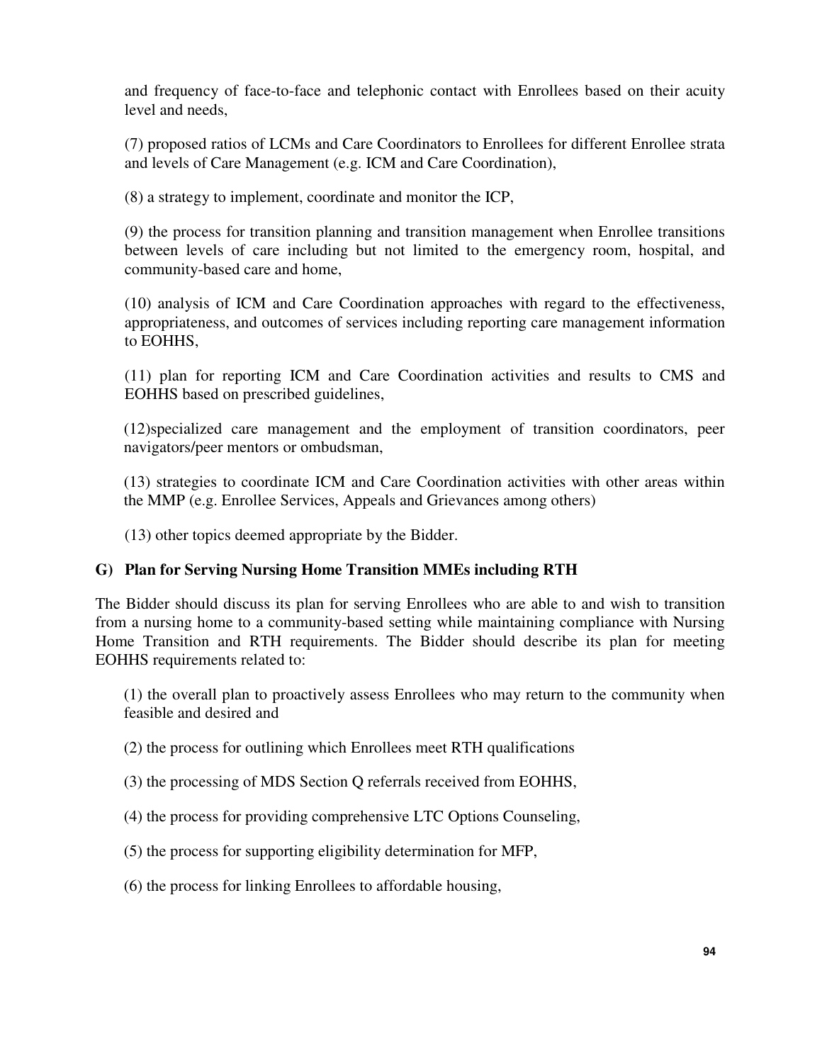and frequency of face-to-face and telephonic contact with Enrollees based on their acuity level and needs,

(7) proposed ratios of LCMs and Care Coordinators to Enrollees for different Enrollee strata and levels of Care Management (e.g. ICM and Care Coordination),

(8) a strategy to implement, coordinate and monitor the ICP,

(9) the process for transition planning and transition management when Enrollee transitions between levels of care including but not limited to the emergency room, hospital, and community-based care and home,

(10) analysis of ICM and Care Coordination approaches with regard to the effectiveness, appropriateness, and outcomes of services including reporting care management information to EOHHS,

(11) plan for reporting ICM and Care Coordination activities and results to CMS and EOHHS based on prescribed guidelines,

(12)specialized care management and the employment of transition coordinators, peer navigators/peer mentors or ombudsman,

(13) strategies to coordinate ICM and Care Coordination activities with other areas within the MMP (e.g. Enrollee Services, Appeals and Grievances among others)

(13) other topics deemed appropriate by the Bidder.

**G) Plan for Serving Nursing Home Transition MMEs including RTH**

The Bidder should discuss its plan for serving Enrollees who are able to and wish to transition from a nursing home to a community-based setting while maintaining compliance with Nursing Home Transition and RTH requirements. The Bidder should describe its plan for meeting EOHHS requirements related to:

(1) the overall plan to proactively assess Enrollees who may return to the community when feasible and desired and

(2) the process for outlining which Enrollees meet RTH qualifications

(3) the processing of MDS Section Q referrals received from EOHHS,

(4) the process for providing comprehensive LTC Options Counseling,

(5) the process for supporting eligibility determination for MFP,

(6) the process for linking Enrollees to affordable housing,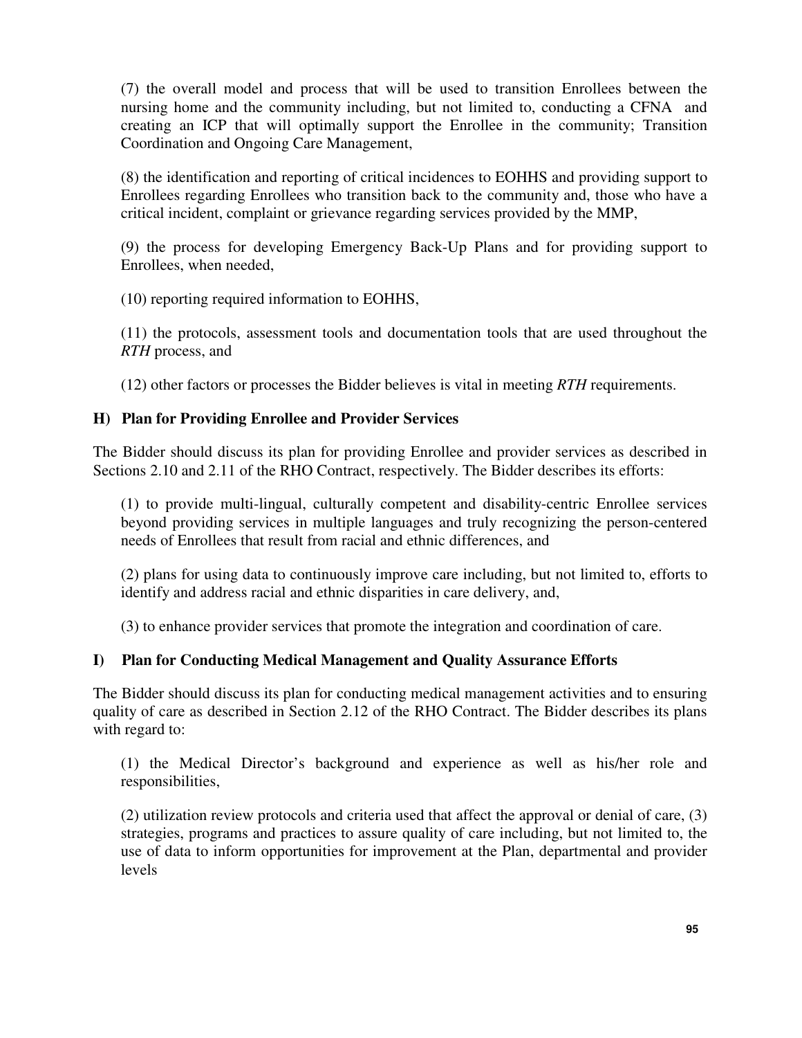(7) the overall model and process that will be used to transition Enrollees between the nursing home and the community including, but not limited to, conducting a CFNA and creating an ICP that will optimally support the Enrollee in the community; Transition Coordination and Ongoing Care Management,

(8) the identification and reporting of critical incidences to EOHHS and providing support to Enrollees regarding Enrollees who transition back to the community and, those who have a critical incident, complaint or grievance regarding services provided by the MMP,

(9) the process for developing Emergency Back-Up Plans and for providing support to Enrollees, when needed,

(10) reporting required information to EOHHS,

(11) the protocols, assessment tools and documentation tools that are used throughout the *RTH* process, and

(12) other factors or processes the Bidder believes is vital in meeting *RTH* requirements.

### H) Plan for Providing Enrollee and Provider Services

The Bidder should discuss its plan for providing Enrollee and provider services as described in Sections 2.10 and 2.11 of the RHO Contract, respectively. The Bidder describes its efforts:

(1) to provide multi-lingual, culturally competent and disability-centric Enrollee services beyond providing services in multiple languages and truly recognizing the person-centered needs of Enrollees that result from racial and ethnic differences, and

(2) plans for using data to continuously improve care including, but not limited to, efforts to identify and address racial and ethnic disparities in care delivery, and,

(3) to enhance provider services that promote the integration and coordination of care.

### I) Plan for Conducting Medical Management and Quality Assurance Efforts

The Bidder should discuss its plan for conducting medical management activities and to ensuring quality of care as described in Section 2.12 of the RHO Contract. The Bidder describes its plans with regard to:

(1) the Medical Director's background and experience as well as his/her role and responsibilities,

(2) utilization review protocols and criteria used that affect the approval or denial of care, (3) strategies, programs and practices to assure quality of care including, but not limited to, the use of data to inform opportunities for improvement at the Plan, departmental and provider levels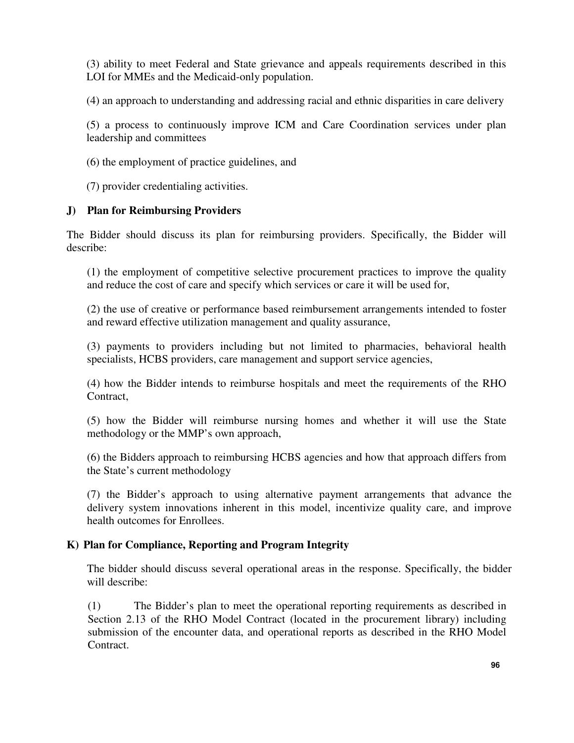(3) ability to meet Federal and State grievance and appeals requirements described in this LOI for MMEs and the Medicaid-only population.

(4) an approach to understanding and addressing racial and ethnic disparities in care delivery

(5) a process to continuously improve ICM and Care Coordination services under plan leadership and committees

(6) the employment of practice guidelines, and

(7) provider credentialing activities.

### J) Plan for Reimbursing Providers

The Bidder should discuss its plan for reimbursing providers. Specifically, the Bidder will describe:

(1) the employment of competitive selective procurement practices to improve the quality and reduce the cost of care and specify which services or care it will be used for,

(2) the use of creative or performance based reimbursement arrangements intended to foster and reward effective utilization management and quality assurance,

(3) payments to providers including but not limited to pharmacies, behavioral health specialists, HCBS providers, care management and support service agencies,

(4) how the Bidder intends to reimburse hospitals and meet the requirements of the RHO Contract,

(5) how the Bidder will reimburse nursing homes and whether it will use the State methodology or the MMP's own approach,

(6) the Bidders approach to reimbursing HCBS agencies and how that approach differs from the State's current methodology

(7) the Bidder's approach to using alternative payment arrangements that advance the delivery system innovations inherent in this model, incentivize quality care, and improve health outcomes for Enrollees.

### K) Plan for Compliance, Reporting and Program Integrity

The bidder should discuss several operational areas in the response. Specifically, the bidder will describe:

(1) The Bidder's plan to meet the operational reporting requirements as described in Section 2.13 of the RHO Model Contract (located in the procurement library) including submission of the encounter data, and operational reports as described in the RHO Model Contract.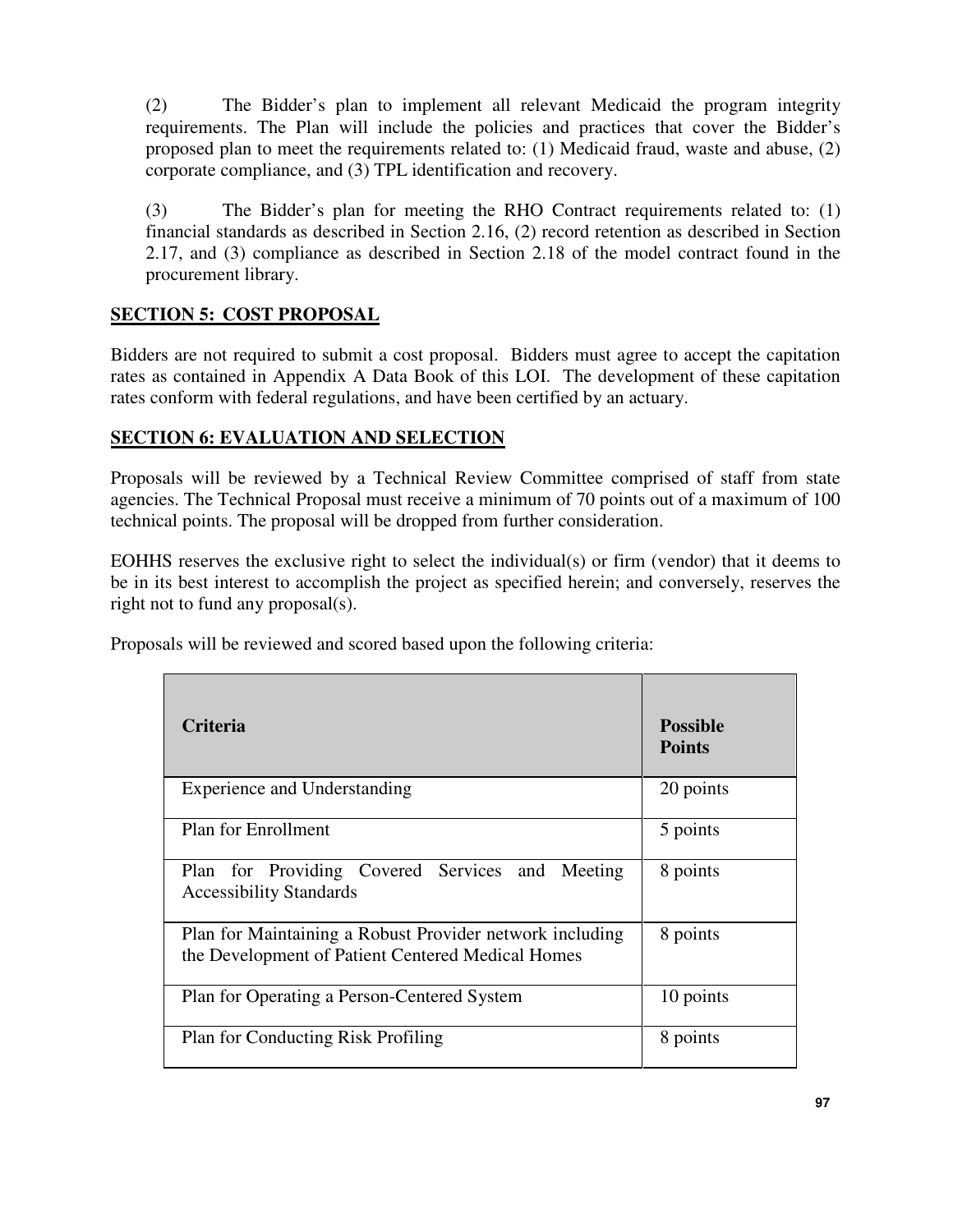(2) The Bidder's plan to implement all relevant Medicaid the program integrity requirements. The Plan will include the policies and practices that cover the Bidder's proposed plan to meet the requirements related to: (1) Medicaid fraud, waste and abuse, (2) corporate compliance, and (3) TPL identification and recovery.

(3) The Bidder's plan for meeting the RHO Contract requirements related to: (1) financial standards as described in Section 2.16, (2) record retention as described in Section 2.17, and (3) compliance as described in Section 2.18 of the model contract found in the procurement library.

## SECTION 5: COST PROPOSAL

Bidders are not required to submit a cost proposal. Bidders must agree to accept the capitation rates as contained in Appendix A Data Book of this LOI. The development of these capitation rates conform with federal regulations, and have been certified by an actuary.

## SECTION 6: EVALUATION AND SELECTION

Proposals will be reviewed by a Technical Review Committee comprised of staff from state agencies. The Technical Proposal must receive a minimum of 70 points out of a maximum of 100 technical points. The proposal will be dropped from further consideration.

EOHHS reserves the exclusive right to select the individual(s) or firm (vendor) that it deems to be in its best interest to accomplish the project as specified herein; and conversely, reserves the right not to fund any proposal(s).

Proposals will be reviewed and scored based upon the following criteria:

| Criteria | Possible Points |
|---|---|
| Experience and Understanding | 20 points |
| Plan for Enrollment | 5 points |
| Plan for Providing Covered Services and Meeting Accessibility Standards | 8 points |
| Plan for Maintaining a Robust Provider network including the Development of Patient Centered Medical Homes | 8 points |
| Plan for Operating a Person-Centered System | 10 points |
| Plan for Conducting Risk Profiling | 8 points |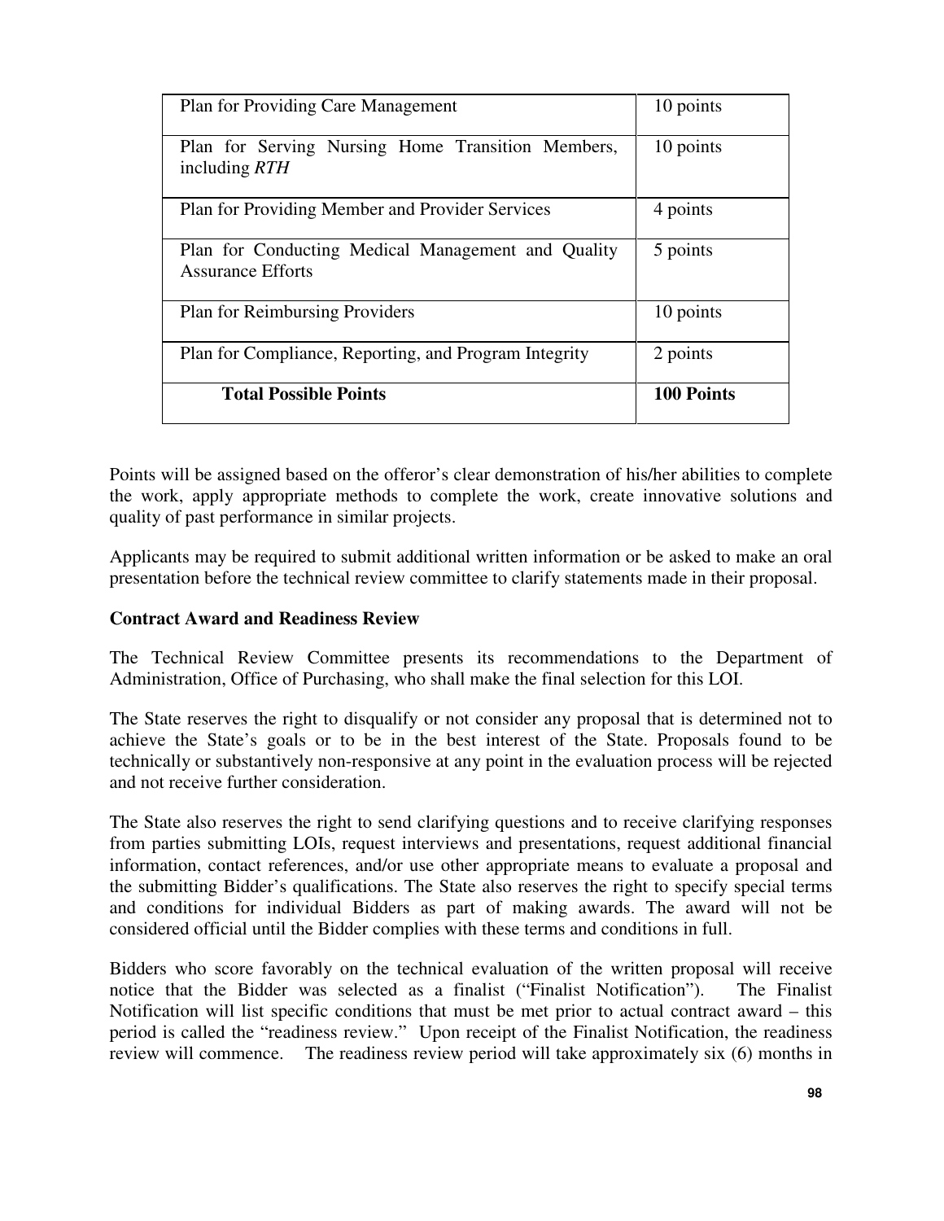| | |
|---|---|
| Plan for Providing Care Management | 10 points |
| Plan for Serving Nursing Home Transition Members, including *RTH* | 10 points |
| Plan for Providing Member and Provider Services | 4 points |
| Plan for Conducting Medical Management and Quality Assurance Efforts | 5 points |
| Plan for Reimbursing Providers | 10 points |
| Plan for Compliance, Reporting, and Program Integrity | 2 points |
| **Total Possible Points** | **100 Points** |

Points will be assigned based on the offeror's clear demonstration of his/her abilities to complete the work, apply appropriate methods to complete the work, create innovative solutions and quality of past performance in similar projects.

Applicants may be required to submit additional written information or be asked to make an oral presentation before the technical review committee to clarify statements made in their proposal.

**Contract Award and Readiness Review**

The Technical Review Committee presents its recommendations to the Department of Administration, Office of Purchasing, who shall make the final selection for this LOI.

The State reserves the right to disqualify or not consider any proposal that is determined not to achieve the State's goals or to be in the best interest of the State. Proposals found to be technically or substantively non-responsive at any point in the evaluation process will be rejected and not receive further consideration.

The State also reserves the right to send clarifying questions and to receive clarifying responses from parties submitting LOIs, request interviews and presentations, request additional financial information, contact references, and/or use other appropriate means to evaluate a proposal and the submitting Bidder's qualifications. The State also reserves the right to specify special terms and conditions for individual Bidders as part of making awards. The award will not be considered official until the Bidder complies with these terms and conditions in full.

Bidders who score favorably on the technical evaluation of the written proposal will receive notice that the Bidder was selected as a finalist ("Finalist Notification"). The Finalist Notification will list specific conditions that must be met prior to actual contract award – this period is called the "readiness review." Upon receipt of the Finalist Notification, the readiness review will commence. The readiness review period will take approximately six (6) months in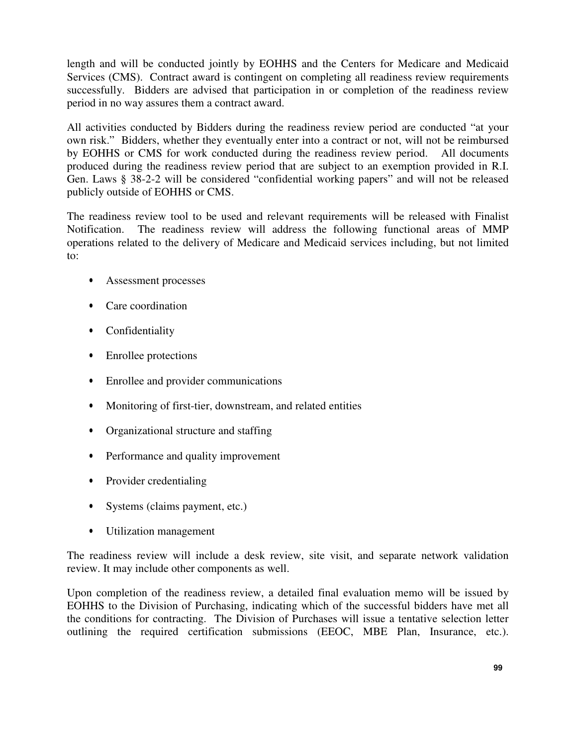length and will be conducted jointly by EOHHS and the Centers for Medicare and Medicaid Services (CMS). Contract award is contingent on completing all readiness review requirements successfully. Bidders are advised that participation in or completion of the readiness review period in no way assures them a contract award.

All activities conducted by Bidders during the readiness review period are conducted "at your own risk." Bidders, whether they eventually enter into a contract or not, will not be reimbursed by EOHHS or CMS for work conducted during the readiness review period. All documents produced during the readiness review period that are subject to an exemption provided in R.I. Gen. Laws § 38-2-2 will be considered "confidential working papers" and will not be released publicly outside of EOHHS or CMS.

The readiness review tool to be used and relevant requirements will be released with Finalist Notification. The readiness review will address the following functional areas of MMP operations related to the delivery of Medicare and Medicaid services including, but not limited to:

- Assessment processes
- Care coordination
- Confidentiality
- Enrollee protections
- Enrollee and provider communications
- Monitoring of first-tier, downstream, and related entities
- Organizational structure and staffing
- Performance and quality improvement
- Provider credentialing
- Systems (claims payment, etc.)
- Utilization management

The readiness review will include a desk review, site visit, and separate network validation review. It may include other components as well.

Upon completion of the readiness review, a detailed final evaluation memo will be issued by EOHHS to the Division of Purchasing, indicating which of the successful bidders have met all the conditions for contracting. The Division of Purchases will issue a tentative selection letter outlining the required certification submissions (EEOC, MBE Plan, Insurance, etc.).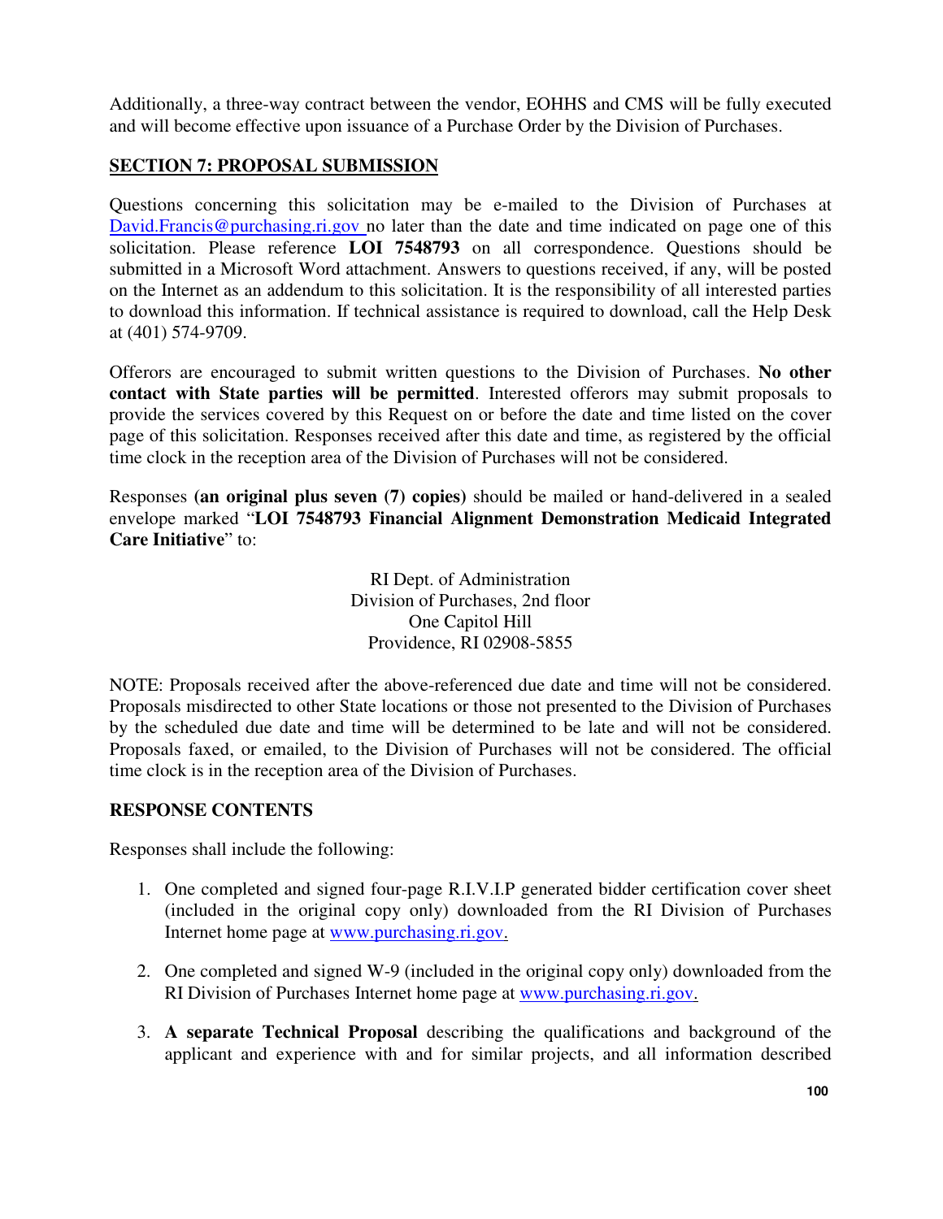Additionally, a three-way contract between the vendor, EOHHS and CMS will be fully executed and will become effective upon issuance of a Purchase Order by the Division of Purchases.

## SECTION 7: PROPOSAL SUBMISSION

Questions concerning this solicitation may be e-mailed to the Division of Purchases at David.Francis@purchasing.ri.gov no later than the date and time indicated on page one of this solicitation. Please reference **LOI 7548793** on all correspondence. Questions should be submitted in a Microsoft Word attachment. Answers to questions received, if any, will be posted on the Internet as an addendum to this solicitation. It is the responsibility of all interested parties to download this information. If technical assistance is required to download, call the Help Desk at (401) 574-9709.

Offerors are encouraged to submit written questions to the Division of Purchases. **No other contact with State parties will be permitted**. Interested offerors may submit proposals to provide the services covered by this Request on or before the date and time listed on the cover page of this solicitation. Responses received after this date and time, as registered by the official time clock in the reception area of the Division of Purchases will not be considered.

Responses **(an original plus seven (7) copies)** should be mailed or hand-delivered in a sealed envelope marked "**LOI 7548793 Financial Alignment Demonstration Medicaid Integrated Care Initiative**" to:

RI Dept. of Administration
Division of Purchases, 2nd floor
One Capitol Hill
Providence, RI 02908-5855

NOTE: Proposals received after the above-referenced due date and time will not be considered. Proposals misdirected to other State locations or those not presented to the Division of Purchases by the scheduled due date and time will be determined to be late and will not be considered. Proposals faxed, or emailed, to the Division of Purchases will not be considered. The official time clock is in the reception area of the Division of Purchases.

### RESPONSE CONTENTS

Responses shall include the following:

1. One completed and signed four-page R.I.V.I.P generated bidder certification cover sheet (included in the original copy only) downloaded from the RI Division of Purchases Internet home page at www.purchasing.ri.gov.

2. One completed and signed W-9 (included in the original copy only) downloaded from the RI Division of Purchases Internet home page at www.purchasing.ri.gov.

3. **A separate Technical Proposal** describing the qualifications and background of the applicant and experience with and for similar projects, and all information described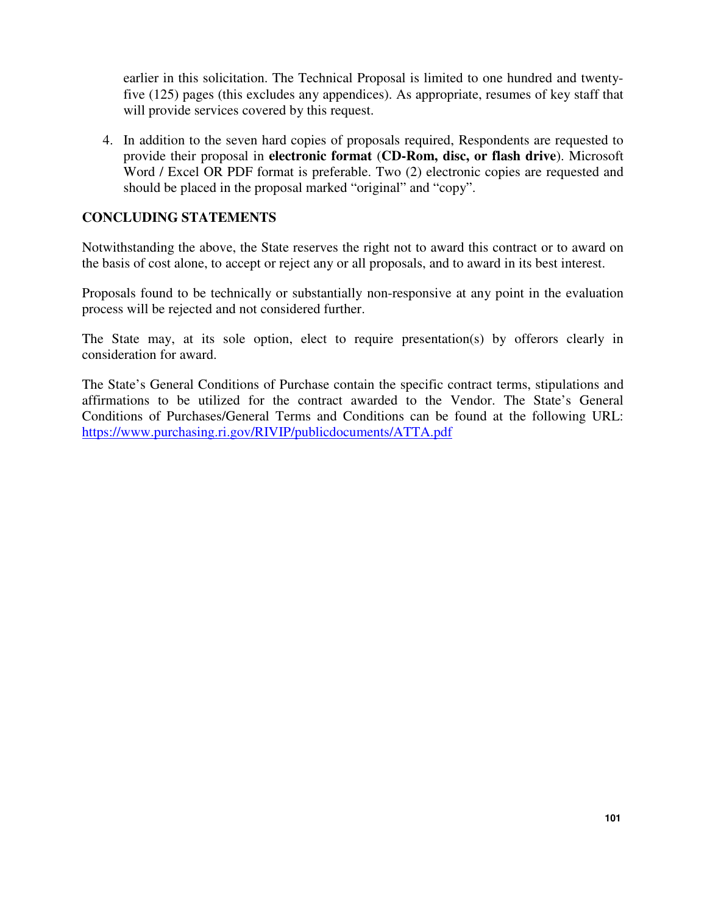earlier in this solicitation. The Technical Proposal is limited to one hundred and twenty-five (125) pages (this excludes any appendices). As appropriate, resumes of key staff that will provide services covered by this request.

4. In addition to the seven hard copies of proposals required, Respondents are requested to provide their proposal in **electronic format** (**CD-Rom, disc, or flash drive**). Microsoft Word / Excel OR PDF format is preferable. Two (2) electronic copies are requested and should be placed in the proposal marked "original" and "copy".

**CONCLUDING STATEMENTS**

Notwithstanding the above, the State reserves the right not to award this contract or to award on the basis of cost alone, to accept or reject any or all proposals, and to award in its best interest.

Proposals found to be technically or substantially non-responsive at any point in the evaluation process will be rejected and not considered further.

The State may, at its sole option, elect to require presentation(s) by offerors clearly in consideration for award.

The State's General Conditions of Purchase contain the specific contract terms, stipulations and affirmations to be utilized for the contract awarded to the Vendor. The State's General Conditions of Purchases/General Terms and Conditions can be found at the following URL: https://www.purchasing.ri.gov/RIVIP/publicdocuments/ATTA.pdf